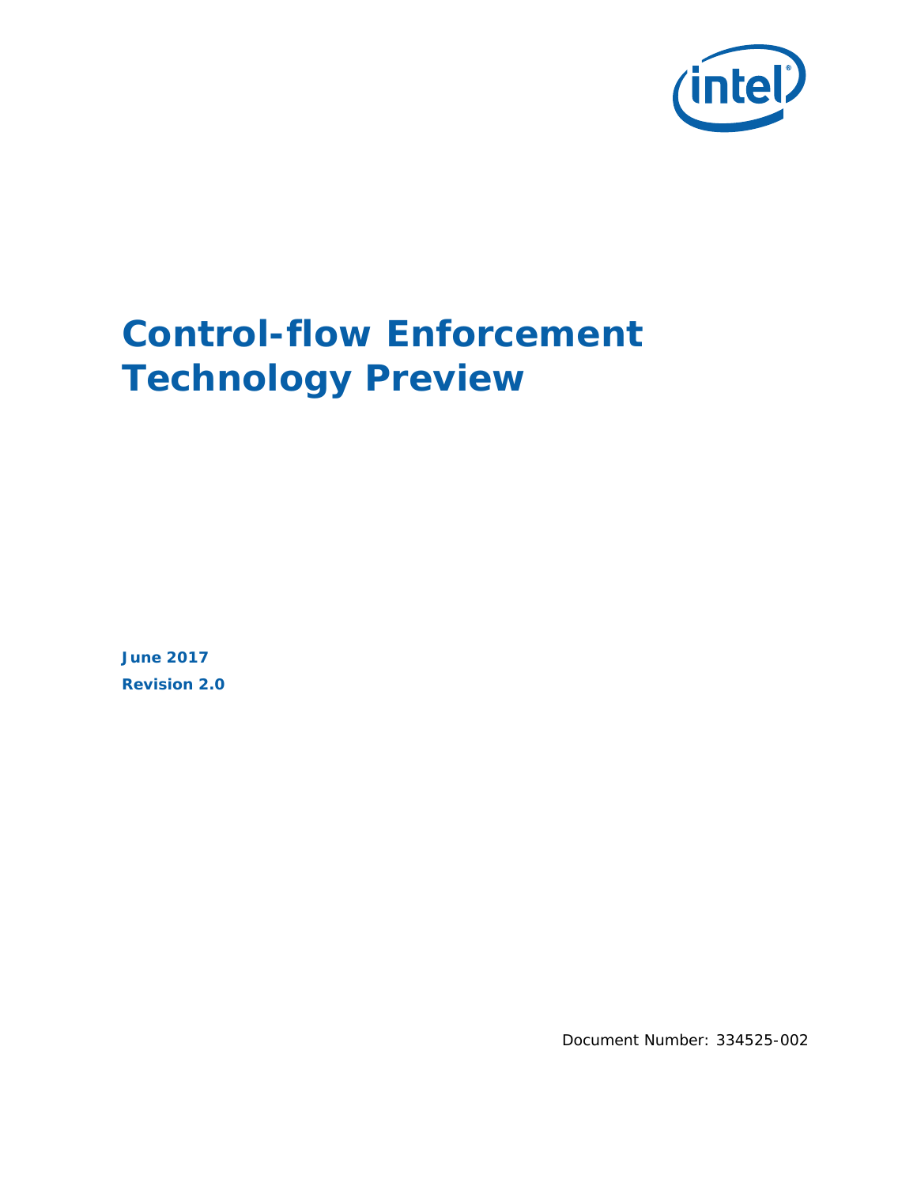# Control-flow Enforcement Technology Preview

**June 2017**

**Revision 2.0**

Document Number: 334525-002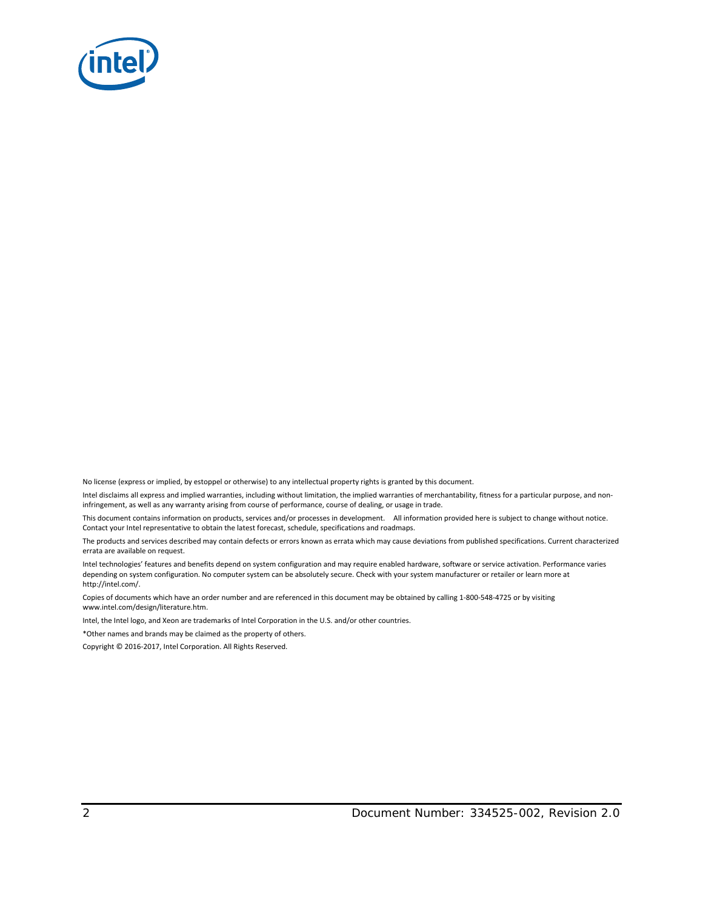No license (express or implied, by estoppel or otherwise) to any intellectual property rights is granted by this document.

Intel disclaims all express and implied warranties, including without limitation, the implied warranties of merchantability, fitness for a particular purpose, and non-infringement, as well as any warranty arising from course of performance, course of dealing, or usage in trade.

This document contains information on products, services and/or processes in development. All information provided here is subject to change without notice. Contact your Intel representative to obtain the latest forecast, schedule, specifications and roadmaps.

The products and services described may contain defects or errors known as errata which may cause deviations from published specifications. Current characterized errata are available on request.

Intel technologies' features and benefits depend on system configuration and may require enabled hardware, software or service activation. Performance varies depending on system configuration. No computer system can be absolutely secure. Check with your system manufacturer or retailer or learn more at http://intel.com/.

Copies of documents which have an order number and are referenced in this document may be obtained by calling 1-800-548-4725 or by visiting www.intel.com/design/literature.htm.

Intel, the Intel logo, and Xeon are trademarks of Intel Corporation in the U.S. and/or other countries.

*Other names and brands may be claimed as the property of others.

Copyright © 2016-2017, Intel Corporation. All Rights Reserved.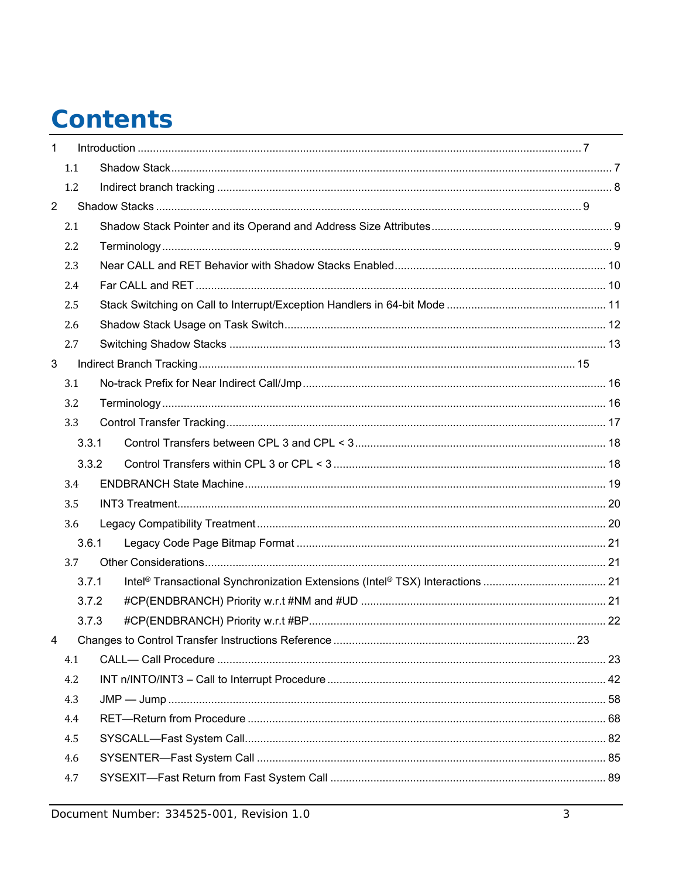# Contents

- 1 Introduction ........ 7
  - 1.1 Shadow Stack ........ 7
  - 1.2 Indirect branch tracking ........ 8
- 2 Shadow Stacks ........ 9
  - 2.1 Shadow Stack Pointer and its Operand and Address Size Attributes ........ 9
  - 2.2 Terminology ........ 9
  - 2.3 Near CALL and RET Behavior with Shadow Stacks Enabled ........ 10
  - 2.4 Far CALL and RET ........ 10
  - 2.5 Stack Switching on Call to Interrupt/Exception Handlers in 64-bit Mode ........ 11
  - 2.6 Shadow Stack Usage on Task Switch ........ 12
  - 2.7 Switching Shadow Stacks ........ 13
- 3 Indirect Branch Tracking ........ 15
  - 3.1 No-track Prefix for Near Indirect Call/Jmp ........ 16
  - 3.2 Terminology ........ 16
  - 3.3 Control Transfer Tracking ........ 17
    - 3.3.1 Control Transfers between CPL 3 and CPL < 3 ........ 18
    - 3.3.2 Control Transfers within CPL 3 or CPL < 3 ........ 18
  - 3.4 ENDBRANCH State Machine ........ 19
  - 3.5 INT3 Treatment ........ 20
  - 3.6 Legacy Compatibility Treatment ........ 20
    - 3.6.1 Legacy Code Page Bitmap Format ........ 21
  - 3.7 Other Considerations ........ 21
    - 3.7.1 Intel® Transactional Synchronization Extensions (Intel® TSX) Interactions ........ 21
    - 3.7.2 #CP(ENDBRANCH) Priority w.r.t #NM and #UD ........ 21
    - 3.7.3 #CP(ENDBRANCH) Priority w.r.t #BP ........ 22
- 4 Changes to Control Transfer Instructions Reference ........ 23
  - 4.1 CALL— Call Procedure ........ 23
  - 4.2 INT n/INTO/INT3 – Call to Interrupt Procedure ........ 42
  - 4.3 JMP — Jump ........ 58
  - 4.4 RET—Return from Procedure ........ 68
  - 4.5 SYSCALL—Fast System Call ........ 82
  - 4.6 SYSENTER—Fast System Call ........ 85
  - 4.7 SYSEXIT—Fast Return from Fast System Call ........ 89

Document Number: 334525-001, Revision 1.0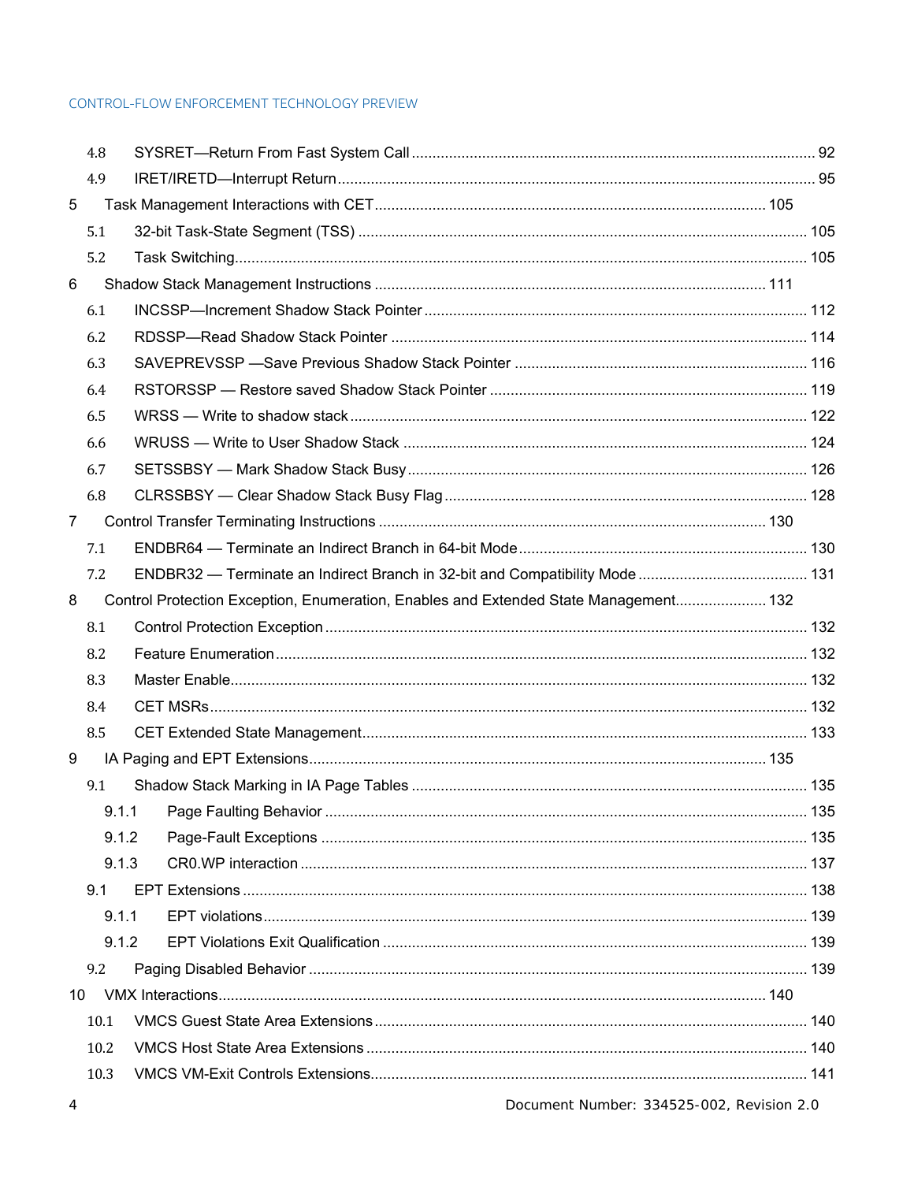4.8 SYSRET—Return From Fast System Call ........................................................................................ 92
4.9 IRET/IRETD—Interrupt Return ........................................................................................................ 95
5 Task Management Interactions with CET ............................................................................................ 105
5.1 32-bit Task-State Segment (TSS) ..................................................................................................... 105
5.2 Task Switching ..................................................................................................................................... 105
6 Shadow Stack Management Instructions ............................................................................................ 111
6.1 INCSSP—Increment Shadow Stack Pointer .................................................................................... 112
6.2 RDSSP—Read Shadow Stack Pointer ............................................................................................... 114
6.3 SAVEPREVSSP —Save Previous Shadow Stack Pointer ............................................................... 116
6.4 RSTORSSP — Restore saved Shadow Stack Pointer ..................................................................... 119
6.5 WRSS — Write to shadow stack ........................................................................................................ 122
6.6 WRUSS — Write to User Shadow Stack ........................................................................................... 124
6.7 SETSSBSY — Mark Shadow Stack Busy .......................................................................................... 126
6.8 CLRSSBSY — Clear Shadow Stack Busy Flag .................................................................................. 128
7 Control Transfer Terminating Instructions ........................................................................................... 130
7.1 ENDBR64 — Terminate an Indirect Branch in 64-bit Mode ............................................................ 130
7.2 ENDBR32 — Terminate an Indirect Branch in 32-bit and Compatibility Mode ............................ 131
8 Control Protection Exception, Enumeration, Enables and Extended State Management ...................... 132
8.1 Control Protection Exception ............................................................................................................. 132
8.2 Feature Enumeration .......................................................................................................................... 132
8.3 Master Enable ....................................................................................................................................... 132
8.4 CET MSRs ............................................................................................................................................. 132
8.5 CET Extended State Management .................................................................................................... 133
9 IA Paging and EPT Extensions ............................................................................................................. 135
9.1 Shadow Stack Marking in IA Page Tables ....................................................................................... 135
9.1.1 Page Faulting Behavior ............................................................................................................. 135
9.1.2 Page-Fault Exceptions .............................................................................................................. 135
9.1.3 CR0.WP interaction .................................................................................................................. 137
9.1 EPT Extensions ..................................................................................................................................... 138
9.1.1 EPT violations ............................................................................................................................. 139
9.1.2 EPT Violations Exit Qualification ............................................................................................. 139
9.2 Paging Disabled Behavior ................................................................................................................... 139
10 VMX Interactions .................................................................................................................................. 140
10.1 VMCS Guest State Area Extensions ................................................................................................. 140
10.2 VMCS Host State Area Extensions ................................................................................................... 140
10.3 VMCS VM-Exit Controls Extensions .................................................................................................. 141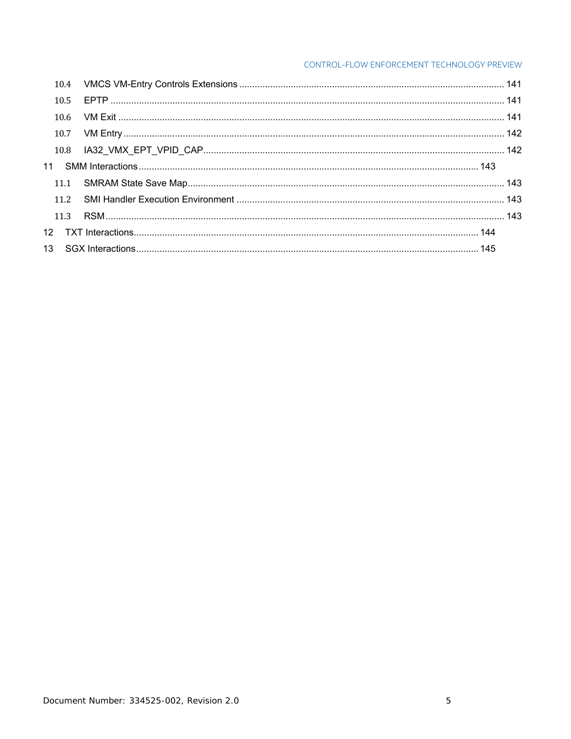10.4 VMCS VM-Entry Controls Extensions ..................... 141
10.5 EPTP ..................... 141
10.6 VM Exit ..................... 141
10.7 VM Entry ..................... 142
10.8 IA32_VMX_EPT_VPID_CAP ..................... 142

11 SMM Interactions ..................... 143

11.1 SMRAM State Save Map ..................... 143
11.2 SMI Handler Execution Environment ..................... 143
11.3 RSM ..................... 143

12 TXT Interactions ..................... 144

13 SGX Interactions ..................... 145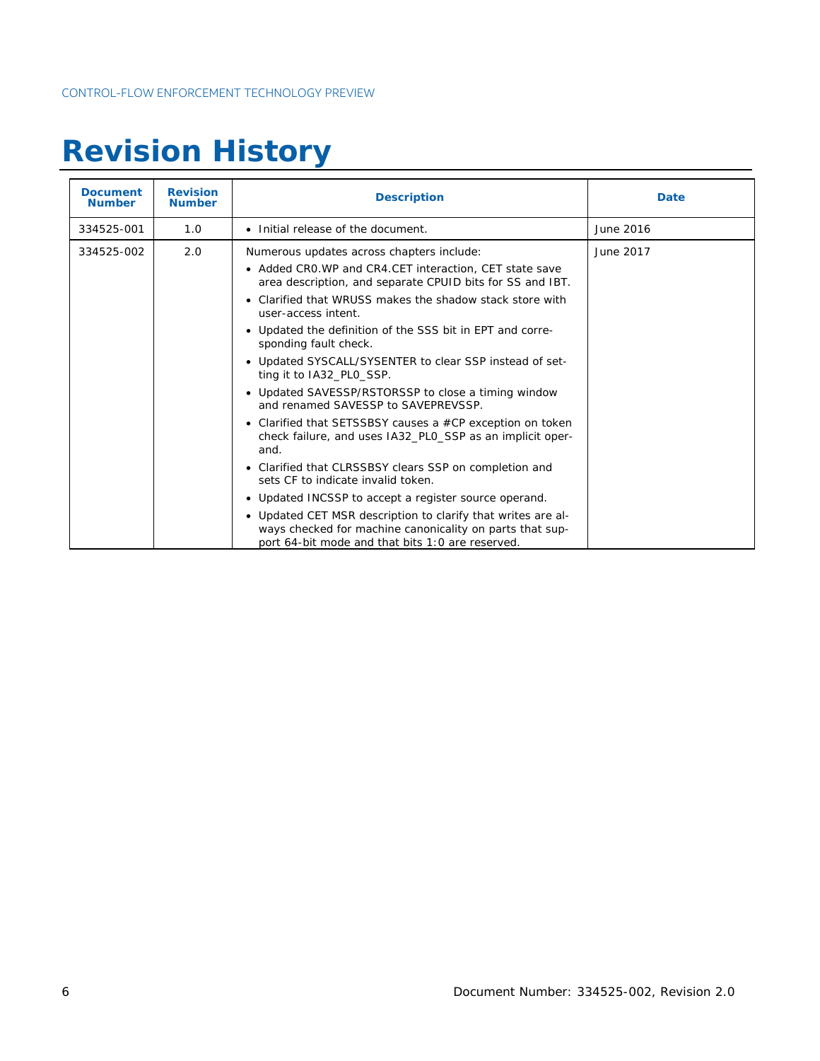# Revision History

| Document Number | Revision Number | Description | Date |
|---|---|---|---|
| 334525-001 | 1.0 | • Initial release of the document. | June 2016 |
| 334525-002 | 2.0 | Numerous updates across chapters include:<br>• Added CR0.WP and CR4.CET interaction, CET state save area description, and separate CPUID bits for SS and IBT.<br>• Clarified that WRUSS makes the shadow stack store with user-access intent.<br>• Updated the definition of the SSS bit in EPT and corresponding fault check.<br>• Updated SYSCALL/SYSENTER to clear SSP instead of setting it to IA32_PL0_SSP.<br>• Updated SAVESSP/RSTORSSP to close a timing window and renamed SAVESSP to SAVEPREVSSP.<br>• Clarified that SETSSBSY causes a #CP exception on token check failure, and uses IA32_PL0_SSP as an implicit operand.<br>• Clarified that CLRSSBSY clears SSP on completion and sets CF to indicate invalid token.<br>• Updated INCSSP to accept a register source operand.<br>• Updated CET MSR description to clarify that writes are always checked for machine canonicality on parts that support 64-bit mode and that bits 1:0 are reserved. | June 2017 |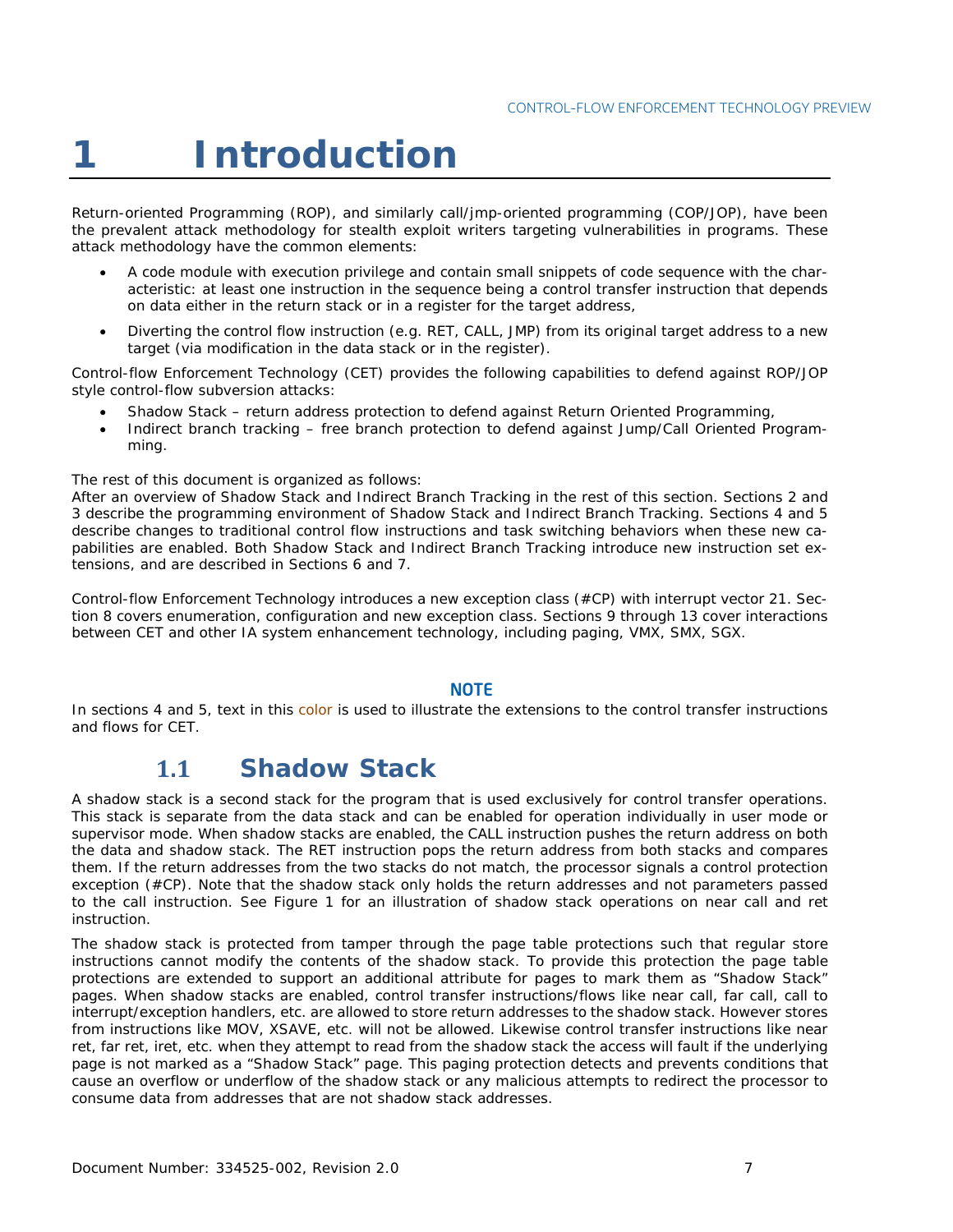# 1 Introduction

Return-oriented Programming (ROP), and similarly call/jmp-oriented programming (COP/JOP), have been the prevalent attack methodology for stealth exploit writers targeting vulnerabilities in programs. These attack methodology have the common elements:

- A code module with execution privilege and contain small snippets of code sequence with the characteristic: at least one instruction in the sequence being a control transfer instruction that depends on data either in the return stack or in a register for the target address,
- Diverting the control flow instruction (e.g. RET, CALL, JMP) from its original target address to a new target (via modification in the data stack or in the register).

Control-flow Enforcement Technology (CET) provides the following capabilities to defend against ROP/JOP style control-flow subversion attacks:

- Shadow Stack – return address protection to defend against Return Oriented Programming,
- Indirect branch tracking – free branch protection to defend against Jump/Call Oriented Programming.

The rest of this document is organized as follows:
After an overview of Shadow Stack and Indirect Branch Tracking in the rest of this section. Sections 2 and 3 describe the programming environment of Shadow Stack and Indirect Branch Tracking. Sections 4 and 5 describe changes to traditional control flow instructions and task switching behaviors when these new capabilities are enabled. Both Shadow Stack and Indirect Branch Tracking introduce new instruction set extensions, and are described in Sections 6 and 7.

Control-flow Enforcement Technology introduces a new exception class (#CP) with interrupt vector 21. Section 8 covers enumeration, configuration and new exception class. Sections 9 through 13 cover interactions between CET and other IA system enhancement technology, including paging, VMX, SMX, SGX.

**NOTE**

In sections 4 and 5, text in this color is used to illustrate the extensions to the control transfer instructions and flows for CET.

## 1.1 Shadow Stack

A shadow stack is a second stack for the program that is used exclusively for control transfer operations. This stack is separate from the data stack and can be enabled for operation individually in user mode or supervisor mode. When shadow stacks are enabled, the CALL instruction pushes the return address on both the data and shadow stack. The RET instruction pops the return address from both stacks and compares them. If the return addresses from the two stacks do not match, the processor signals a control protection exception (#CP). Note that the shadow stack only holds the return addresses and not parameters passed to the call instruction. See Figure 1 for an illustration of shadow stack operations on near call and ret instruction.

The shadow stack is protected from tamper through the page table protections such that regular store instructions cannot modify the contents of the shadow stack. To provide this protection the page table protections are extended to support an additional attribute for pages to mark them as "Shadow Stack" pages. When shadow stacks are enabled, control transfer instructions/flows like near call, far call, call to interrupt/exception handlers, etc. are allowed to store return addresses to the shadow stack. However stores from instructions like MOV, XSAVE, etc. will not be allowed. Likewise control transfer instructions like near ret, far ret, iret, etc. when they attempt to read from the shadow stack the access will fault if the underlying page is not marked as a "Shadow Stack" page. This paging protection detects and prevents conditions that cause an overflow or underflow of the shadow stack or any malicious attempts to redirect the processor to consume data from addresses that are not shadow stack addresses.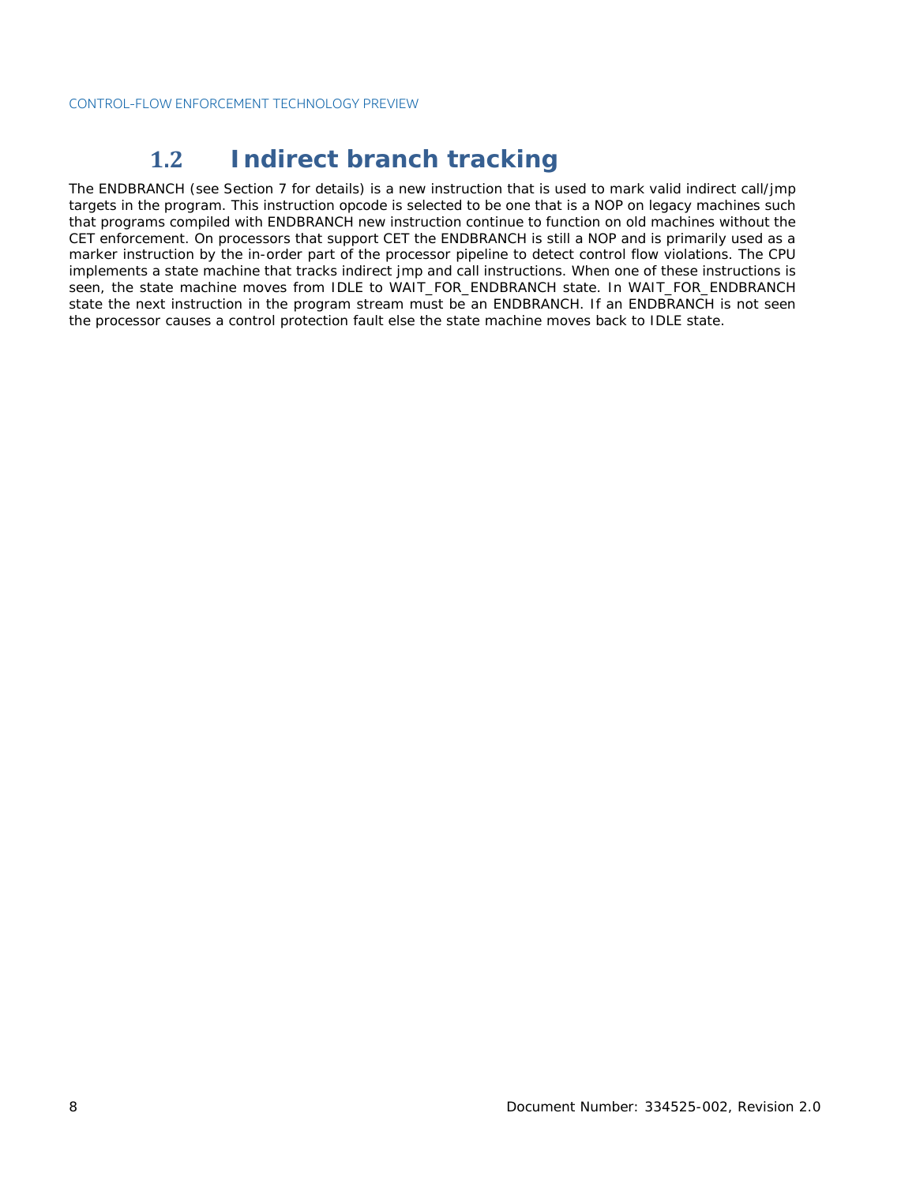## 1.2 Indirect branch tracking

The ENDBRANCH (see Section 7 for details) is a new instruction that is used to mark valid indirect call/jmp targets in the program. This instruction opcode is selected to be one that is a NOP on legacy machines such that programs compiled with ENDBRANCH new instruction continue to function on old machines without the CET enforcement. On processors that support CET the ENDBRANCH is still a NOP and is primarily used as a marker instruction by the in-order part of the processor pipeline to detect control flow violations. The CPU implements a state machine that tracks indirect jmp and call instructions. When one of these instructions is seen, the state machine moves from IDLE to WAIT_FOR_ENDBRANCH state. In WAIT_FOR_ENDBRANCH state the next instruction in the program stream must be an ENDBRANCH. If an ENDBRANCH is not seen the processor causes a control protection fault else the state machine moves back to IDLE state.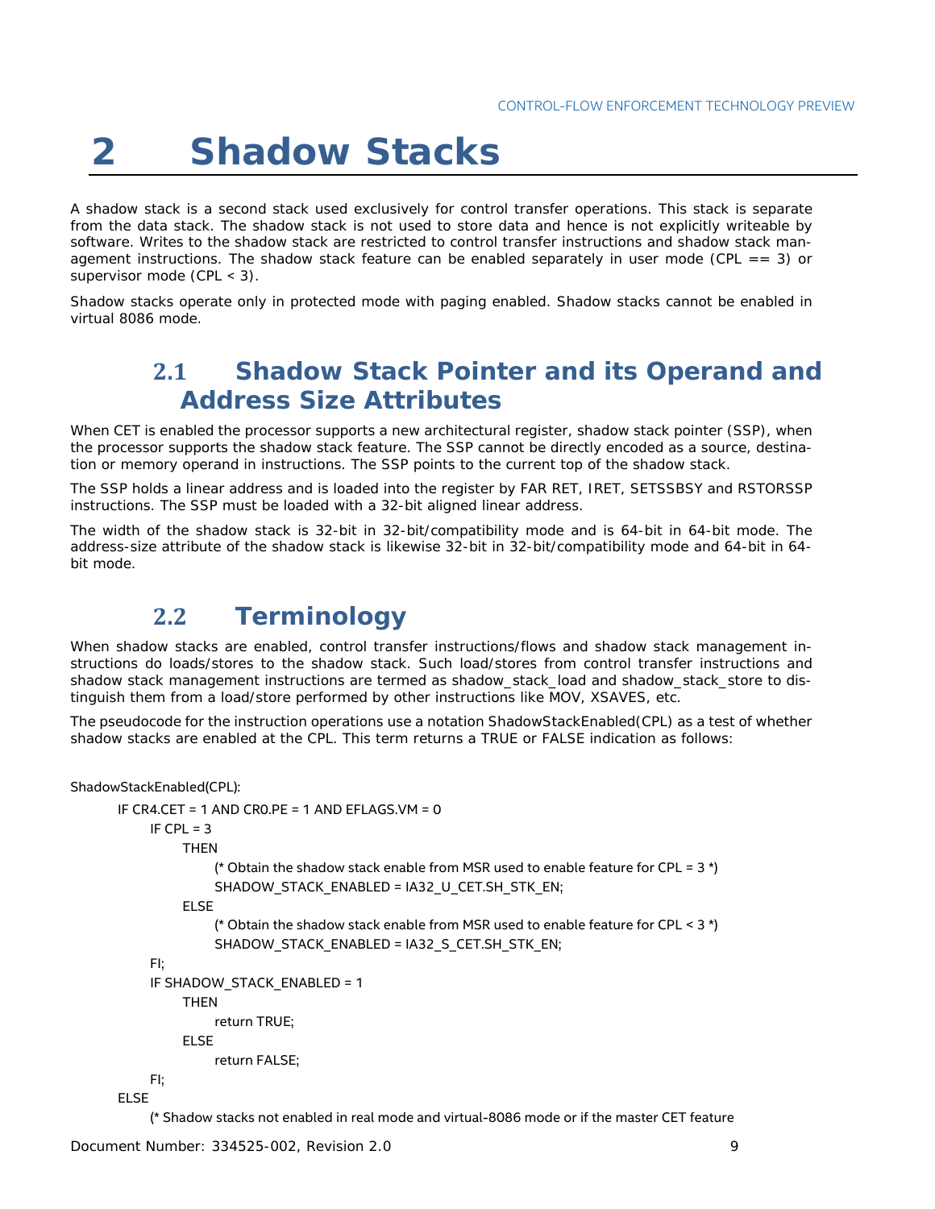# 2 Shadow Stacks

A shadow stack is a second stack used exclusively for control transfer operations. This stack is separate from the data stack. The shadow stack is not used to store data and hence is not explicitly writeable by software. Writes to the shadow stack are restricted to control transfer instructions and shadow stack management instructions. The shadow stack feature can be enabled separately in user mode (CPL == 3) or supervisor mode (CPL < 3).

Shadow stacks operate only in protected mode with paging enabled. Shadow stacks cannot be enabled in virtual 8086 mode.

## 2.1 Shadow Stack Pointer and its Operand and Address Size Attributes

When CET is enabled the processor supports a new architectural register, shadow stack pointer (SSP), when the processor supports the shadow stack feature. The SSP cannot be directly encoded as a source, destination or memory operand in instructions. The SSP points to the current top of the shadow stack.

The SSP holds a linear address and is loaded into the register by FAR RET, IRET, SETSSBSY and RSTORSSP instructions. The SSP must be loaded with a 32-bit aligned linear address.

The width of the shadow stack is 32-bit in 32-bit/compatibility mode and is 64-bit in 64-bit mode. The address-size attribute of the shadow stack is likewise 32-bit in 32-bit/compatibility mode and 64-bit in 64-bit mode.

## 2.2 Terminology

When shadow stacks are enabled, control transfer instructions/flows and shadow stack management instructions do loads/stores to the shadow stack. Such load/stores from control transfer instructions and shadow stack management instructions are termed as shadow_stack_load and shadow_stack_store to distinguish them from a load/store performed by other instructions like MOV, XSAVES, etc.

The pseudocode for the instruction operations use a notation ShadowStackEnabled(CPL) as a test of whether shadow stacks are enabled at the CPL. This term returns a TRUE or FALSE indication as follows:

```
ShadowStackEnabled(CPL):
    IF CR4.CET = 1 AND CR0.PE = 1 AND EFLAGS.VM = 0
        IF CPL = 3
            THEN
                (* Obtain the shadow stack enable from MSR used to enable feature for CPL = 3 *)
                SHADOW_STACK_ENABLED = IA32_U_CET.SH_STK_EN;
            ELSE
                (* Obtain the shadow stack enable from MSR used to enable feature for CPL < 3 *)
                SHADOW_STACK_ENABLED = IA32_S_CET.SH_STK_EN;
        FI;
        IF SHADOW_STACK_ENABLED = 1
            THEN
                return TRUE;
            ELSE
                return FALSE;
        FI;
    ELSE
        (* Shadow stacks not enabled in real mode and virtual-8086 mode or if the master CET feature
```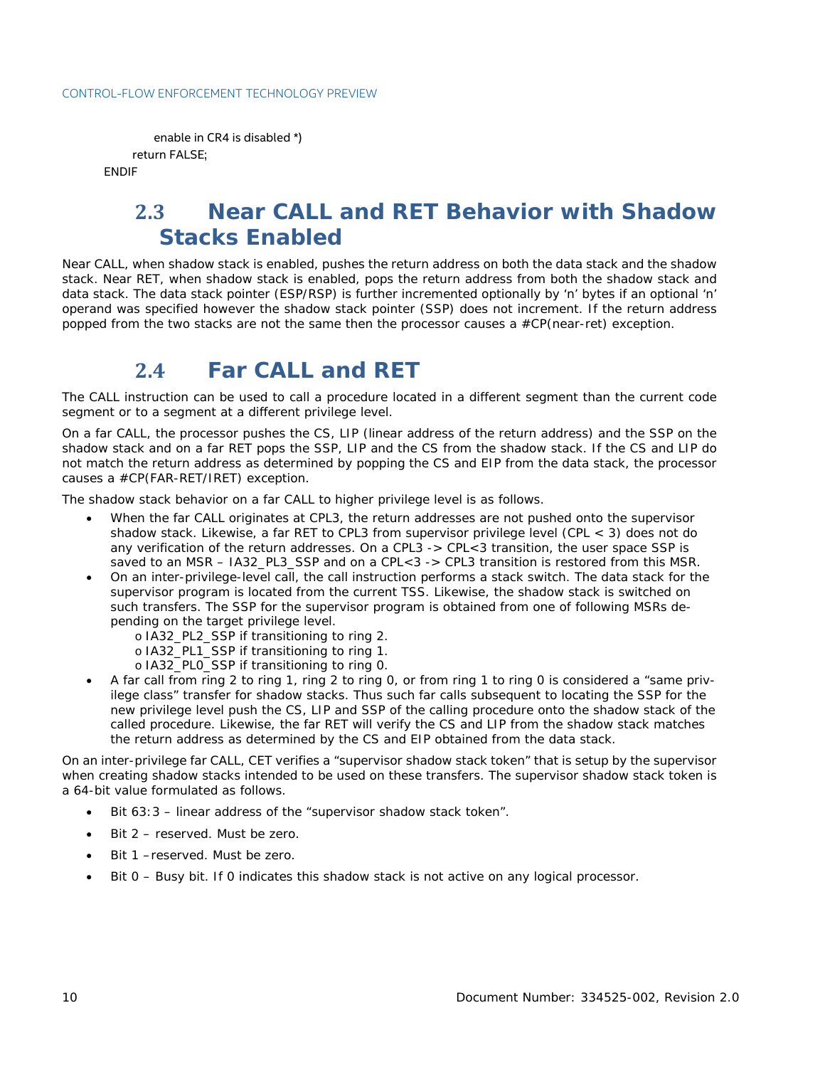```
            enable in CR4 is disabled *)
        return FALSE;
    ENDIF
```

## 2.3 Near CALL and RET Behavior with Shadow Stacks Enabled

Near CALL, when shadow stack is enabled, pushes the return address on both the data stack and the shadow stack. Near RET, when shadow stack is enabled, pops the return address from both the shadow stack and data stack. The data stack pointer (ESP/RSP) is further incremented optionally by 'n' bytes if an optional 'n' operand was specified however the shadow stack pointer (SSP) does not increment. If the return address popped from the two stacks are not the same then the processor causes a #CP(near-ret) exception.

## 2.4 Far CALL and RET

The CALL instruction can be used to call a procedure located in a different segment than the current code segment or to a segment at a different privilege level.

On a far CALL, the processor pushes the CS, LIP (linear address of the return address) and the SSP on the shadow stack and on a far RET pops the SSP, LIP and the CS from the shadow stack. If the CS and LIP do not match the return address as determined by popping the CS and EIP from the data stack, the processor causes a #CP(FAR-RET/IRET) exception.

The shadow stack behavior on a far CALL to higher privilege level is as follows.

- When the far CALL originates at CPL3, the return addresses are not pushed onto the supervisor shadow stack. Likewise, a far RET to CPL3 from supervisor privilege level (CPL < 3) does not do any verification of the return addresses. On a CPL3 -> CPL<3 transition, the user space SSP is saved to an MSR – IA32_PL3_SSP and on a CPL<3 -> CPL3 transition is restored from this MSR.
- On an inter-privilege-level call, the call instruction performs a stack switch. The data stack for the supervisor program is located from the current TSS. Likewise, the shadow stack is switched on such transfers. The SSP for the supervisor program is obtained from one of following MSRs depending on the target privilege level.
    - IA32_PL2_SSP if transitioning to ring 2.
    - IA32_PL1_SSP if transitioning to ring 1.
    - IA32_PL0_SSP if transitioning to ring 0.
- A far call from ring 2 to ring 1, ring 2 to ring 0, or from ring 1 to ring 0 is considered a "same privilege class" transfer for shadow stacks. Thus such far calls subsequent to locating the SSP for the new privilege level push the CS, LIP and SSP of the calling procedure onto the shadow stack of the called procedure. Likewise, the far RET will verify the CS and LIP from the shadow stack matches the return address as determined by the CS and EIP obtained from the data stack.

On an inter-privilege far CALL, CET verifies a "supervisor shadow stack token" that is setup by the supervisor when creating shadow stacks intended to be used on these transfers. The supervisor shadow stack token is a 64-bit value formulated as follows.

- Bit 63:3 – linear address of the "supervisor shadow stack token".
- Bit 2 – reserved. Must be zero.
- Bit 1 –reserved. Must be zero.
- Bit 0 – Busy bit. If 0 indicates this shadow stack is not active on any logical processor.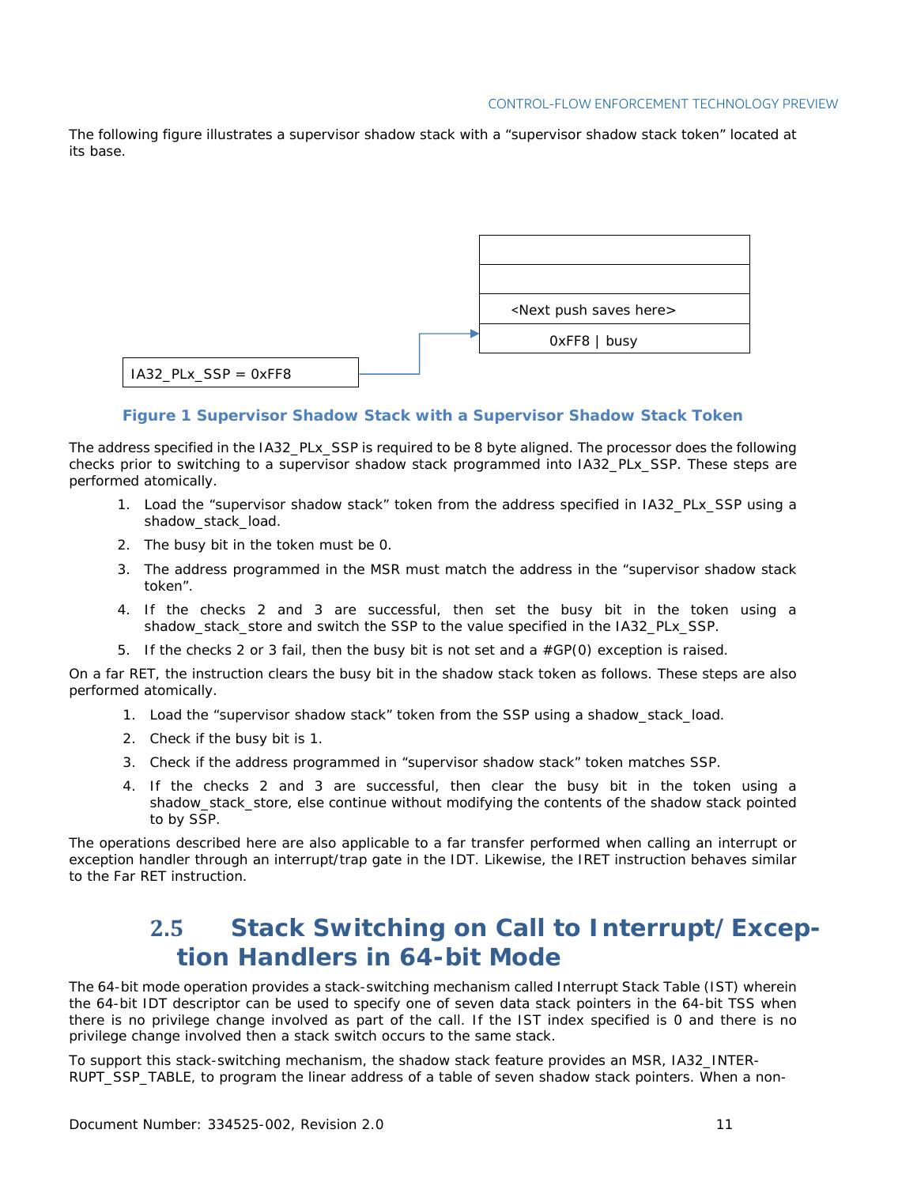The following figure illustrates a supervisor shadow stack with a “supervisor shadow stack token” located at its base.

**Figure 1 Supervisor Shadow Stack with a Supervisor Shadow Stack Token**

The address specified in the IA32_PLx_SSP is required to be 8 byte aligned. The processor does the following checks prior to switching to a supervisor shadow stack programmed into IA32_PLx_SSP. These steps are performed atomically.

1. Load the “supervisor shadow stack” token from the address specified in IA32_PLx_SSP using a shadow_stack_load.
2. The busy bit in the token must be 0.
3. The address programmed in the MSR must match the address in the “supervisor shadow stack token”.
4. If the checks 2 and 3 are successful, then set the busy bit in the token using a shadow_stack_store and switch the SSP to the value specified in the IA32_PLx_SSP.
5. If the checks 2 or 3 fail, then the busy bit is not set and a #GP(0) exception is raised.

On a far RET, the instruction clears the busy bit in the shadow stack token as follows. These steps are also performed atomically.

1. Load the “supervisor shadow stack” token from the SSP using a shadow_stack_load.
2. Check if the busy bit is 1.
3. Check if the address programmed in “supervisor shadow stack” token matches SSP.
4. If the checks 2 and 3 are successful, then clear the busy bit in the token using a shadow_stack_store, else continue without modifying the contents of the shadow stack pointed to by SSP.

The operations described here are also applicable to a far transfer performed when calling an interrupt or exception handler through an interrupt/trap gate in the IDT. Likewise, the IRET instruction behaves similar to the Far RET instruction.

## 2.5 Stack Switching on Call to Interrupt/Exception Handlers in 64-bit Mode

The 64-bit mode operation provides a stack-switching mechanism called Interrupt Stack Table (IST) wherein the 64-bit IDT descriptor can be used to specify one of seven data stack pointers in the 64-bit TSS when there is no privilege change involved as part of the call. If the IST index specified is 0 and there is no privilege change involved then a stack switch occurs to the same stack.

To support this stack-switching mechanism, the shadow stack feature provides an MSR, IA32_INTERRUPT_SSP_TABLE, to program the linear address of a table of seven shadow stack pointers. When a non-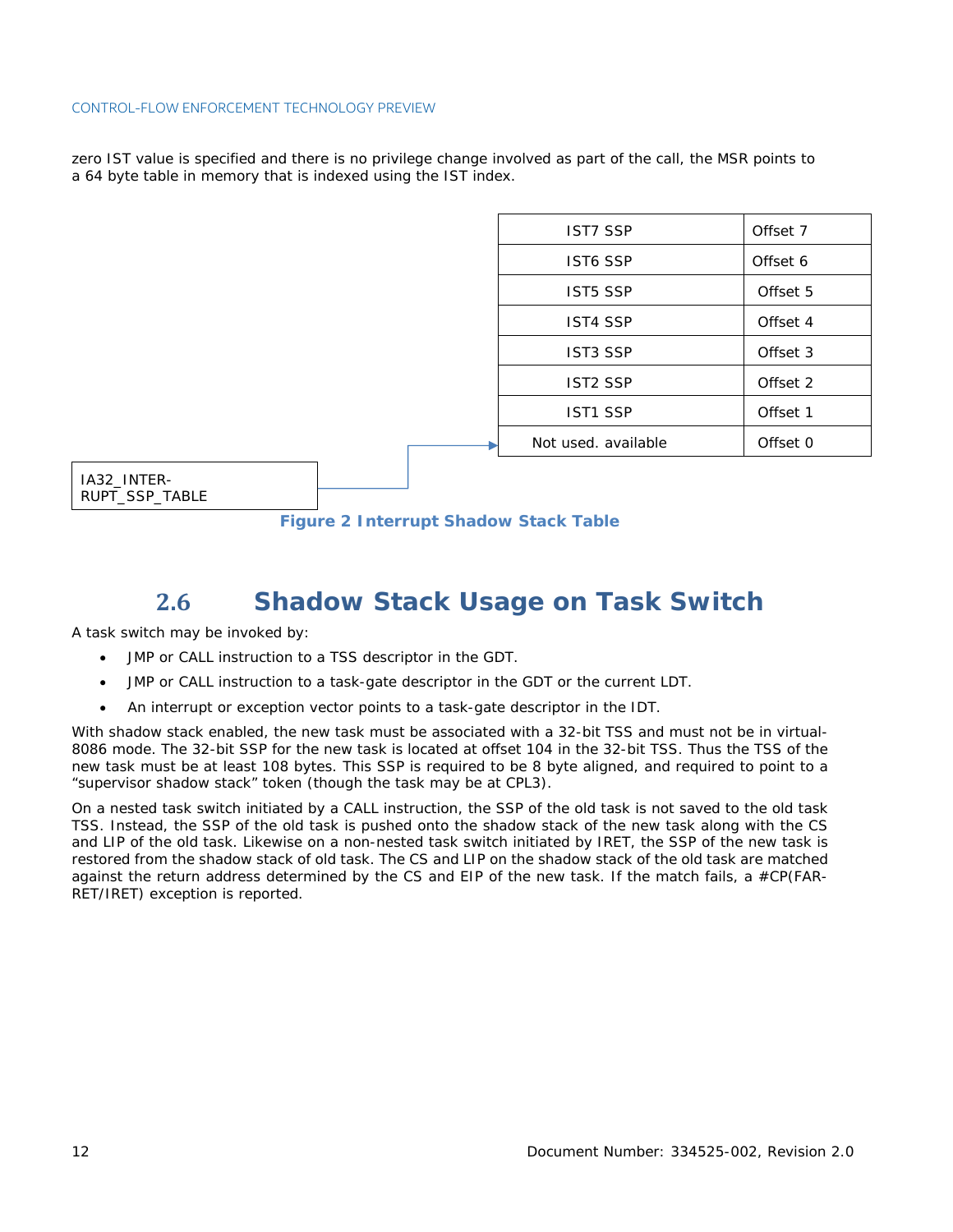zero IST value is specified and there is no privilege change involved as part of the call, the MSR points to a 64 byte table in memory that is indexed using the IST index.

| IST7 SSP | Offset 7 |
|---|---|
| IST6 SSP | Offset 6 |
| IST5 SSP | Offset 5 |
| IST4 SSP | Offset 4 |
| IST3 SSP | Offset 3 |
| IST2 SSP | Offset 2 |
| IST1 SSP | Offset 1 |
| Not used. available | Offset 0 |

IA32_INTERRUPT_SSP_TABLE

**Figure 2 Interrupt Shadow Stack Table**

## 2.6 Shadow Stack Usage on Task Switch

A task switch may be invoked by:

- JMP or CALL instruction to a TSS descriptor in the GDT.
- JMP or CALL instruction to a task-gate descriptor in the GDT or the current LDT.
- An interrupt or exception vector points to a task-gate descriptor in the IDT.

With shadow stack enabled, the new task must be associated with a 32-bit TSS and must not be in virtual-8086 mode. The 32-bit SSP for the new task is located at offset 104 in the 32-bit TSS. Thus the TSS of the new task must be at least 108 bytes. This SSP is required to be 8 byte aligned, and required to point to a "supervisor shadow stack" token (though the task may be at CPL3).

On a nested task switch initiated by a CALL instruction, the SSP of the old task is not saved to the old task TSS. Instead, the SSP of the old task is pushed onto the shadow stack of the new task along with the CS and LIP of the old task. Likewise on a non-nested task switch initiated by IRET, the SSP of the new task is restored from the shadow stack of old task. The CS and LIP on the shadow stack of the old task are matched against the return address determined by the CS and EIP of the new task. If the match fails, a #CP(FAR-RET/IRET) exception is reported.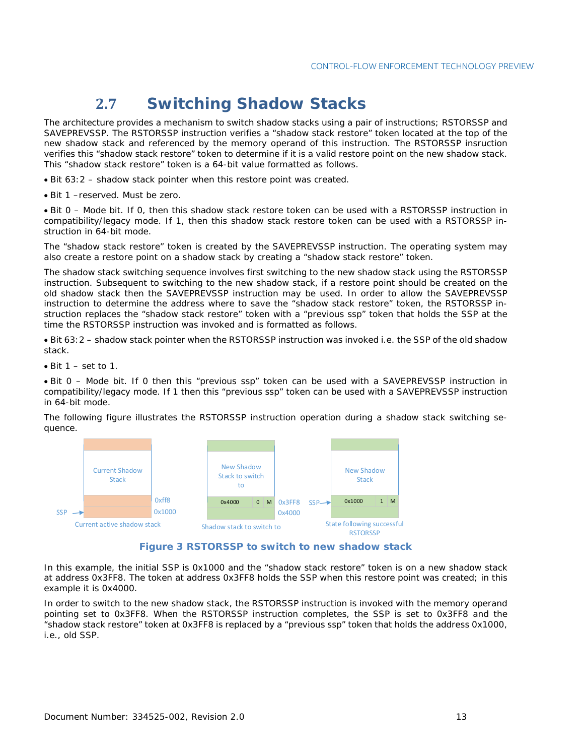## 2.7 Switching Shadow Stacks

The architecture provides a mechanism to switch shadow stacks using a pair of instructions; RSTORSSP and SAVEPREVSSP. The RSTORSSP instruction verifies a "shadow stack restore" token located at the top of the new shadow stack and referenced by the memory operand of this instruction. The RSTORSSP insruction verifies this "shadow stack restore" token to determine if it is a valid restore point on the new shadow stack. This "shadow stack restore" token is a 64-bit value formatted as follows.

- Bit 63:2 – shadow stack pointer when this restore point was created.
- Bit 1 –reserved. Must be zero.
- Bit 0 – Mode bit. If 0, then this shadow stack restore token can be used with a RSTORSSP instruction in compatibility/legacy mode. If 1, then this shadow stack restore token can be used with a RSTORSSP instruction in 64-bit mode.

The "shadow stack restore" token is created by the SAVEPREVSSP instruction. The operating system may also create a restore point on a shadow stack by creating a "shadow stack restore" token.

The shadow stack switching sequence involves first switching to the new shadow stack using the RSTORSSP instruction. Subsequent to switching to the new shadow stack, if a restore point should be created on the old shadow stack then the SAVEPREVSSP instruction may be used. In order to allow the SAVEPREVSSP instruction to determine the address where to save the "shadow stack restore" token, the RSTORSSP instruction replaces the "shadow stack restore" token with a "previous ssp" token that holds the SSP at the time the RSTORSSP instruction was invoked and is formatted as follows.

- Bit 63:2 – shadow stack pointer when the RSTORSSP instruction was invoked i.e. the SSP of the old shadow stack.
- Bit 1 – set to 1.
- Bit 0 – Mode bit. If 0 then this "previous ssp" token can be used with a SAVEPREVSSP instruction in compatibility/legacy mode. If 1 then this "previous ssp" token can be used with a SAVEPREVSSP instruction in 64-bit mode.

The following figure illustrates the RSTORSSP instruction operation during a shadow stack switching sequence.

Current Shadow Stack | 0xff8 | SSP → 0x1000 | Current active shadow stack

New Shadow Stack to switch to | 0x4000 | 0 | M | 0x3FF8 | 0x4000 | Shadow stack to switch to

New Shadow Stack | SSP → 0x1000 | 1 | M | State following successful RSTORSSP

**Figure 3 RSTORSSP to switch to new shadow stack**

In this example, the initial SSP is 0x1000 and the "shadow stack restore" token is on a new shadow stack at address 0x3FF8. The token at address 0x3FF8 holds the SSP when this restore point was created; in this example it is 0x4000.

In order to switch to the new shadow stack, the RSTORSSP instruction is invoked with the memory operand pointing set to 0x3FF8. When the RSTORSSP instruction completes, the SSP is set to 0x3FF8 and the "shadow stack restore" token at 0x3FF8 is replaced by a "previous ssp" token that holds the address 0x1000, i.e., old SSP.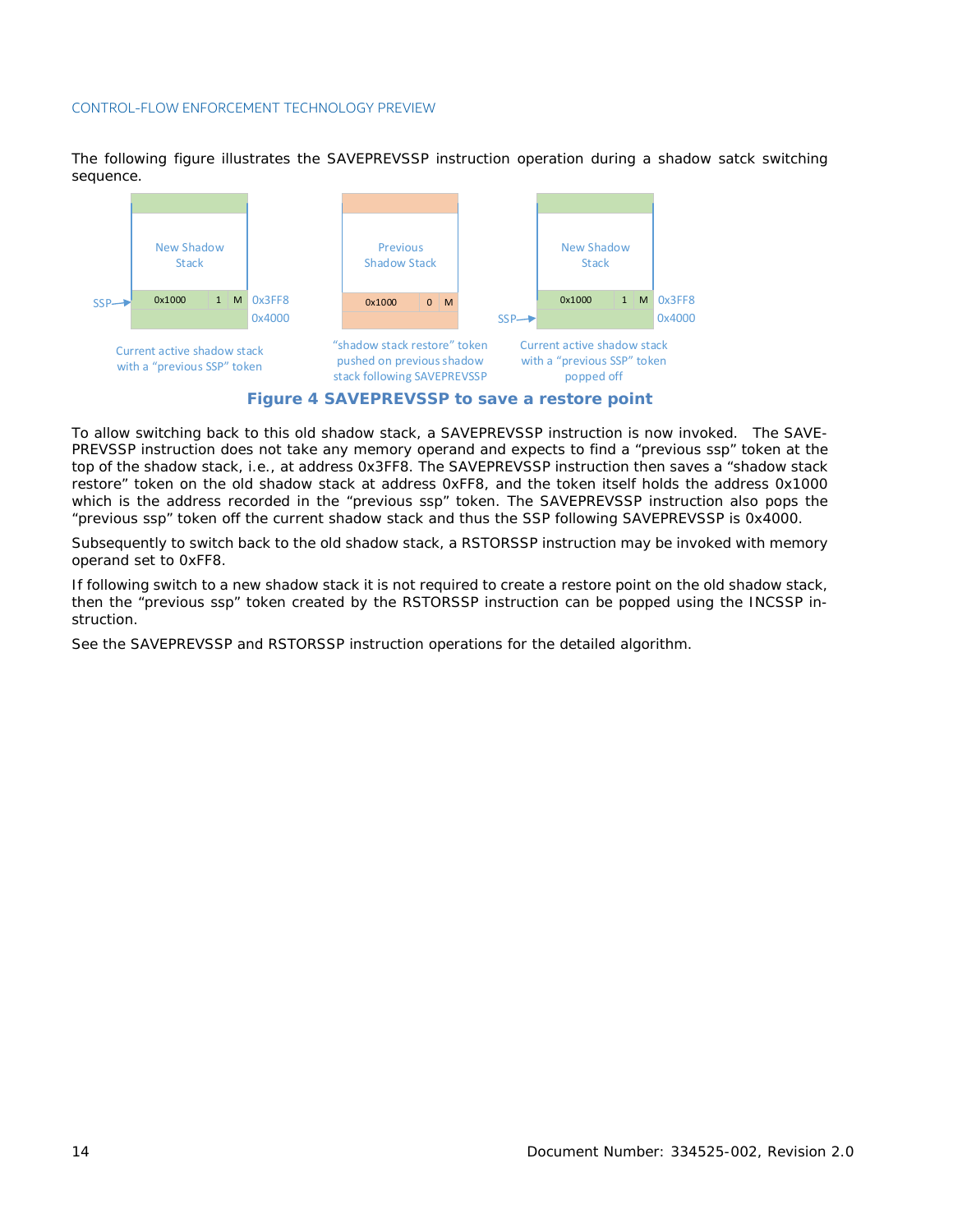The following figure illustrates the SAVEPREVSSP instruction operation during a shadow satck switching sequence.

New Shadow Stack

SSP → 0x1000 | 1 | M — 0x3FF8

0x4000

Current active shadow stack with a “previous SSP” token

Previous Shadow Stack

0x1000 | 0 | M

“shadow stack restore” token pushed on previous shadow stack following SAVEPREVSSP

New Shadow Stack

0x1000 | 1 | M — 0x3FF8

SSP → 0x4000

Current active shadow stack with a “previous SSP” token popped off

**Figure 4 SAVEPREVSSP to save a restore point**

To allow switching back to this old shadow stack, a SAVEPREVSSP instruction is now invoked. The SAVE-PREVSSP instruction does not take any memory operand and expects to find a “previous ssp” token at the top of the shadow stack, i.e., at address 0x3FF8. The SAVEPREVSSP instruction then saves a “shadow stack restore” token on the old shadow stack at address 0xFF8, and the token itself holds the address 0x1000 which is the address recorded in the “previous ssp” token. The SAVEPREVSSP instruction also pops the “previous ssp” token off the current shadow stack and thus the SSP following SAVEPREVSSP is 0x4000.

Subsequently to switch back to the old shadow stack, a RSTORSSP instruction may be invoked with memory operand set to 0xFF8.

If following switch to a new shadow stack it is not required to create a restore point on the old shadow stack, then the “previous ssp” token created by the RSTORSSP instruction can be popped using the INCSSP instruction.

See the SAVEPREVSSP and RSTORSSP instruction operations for the detailed algorithm.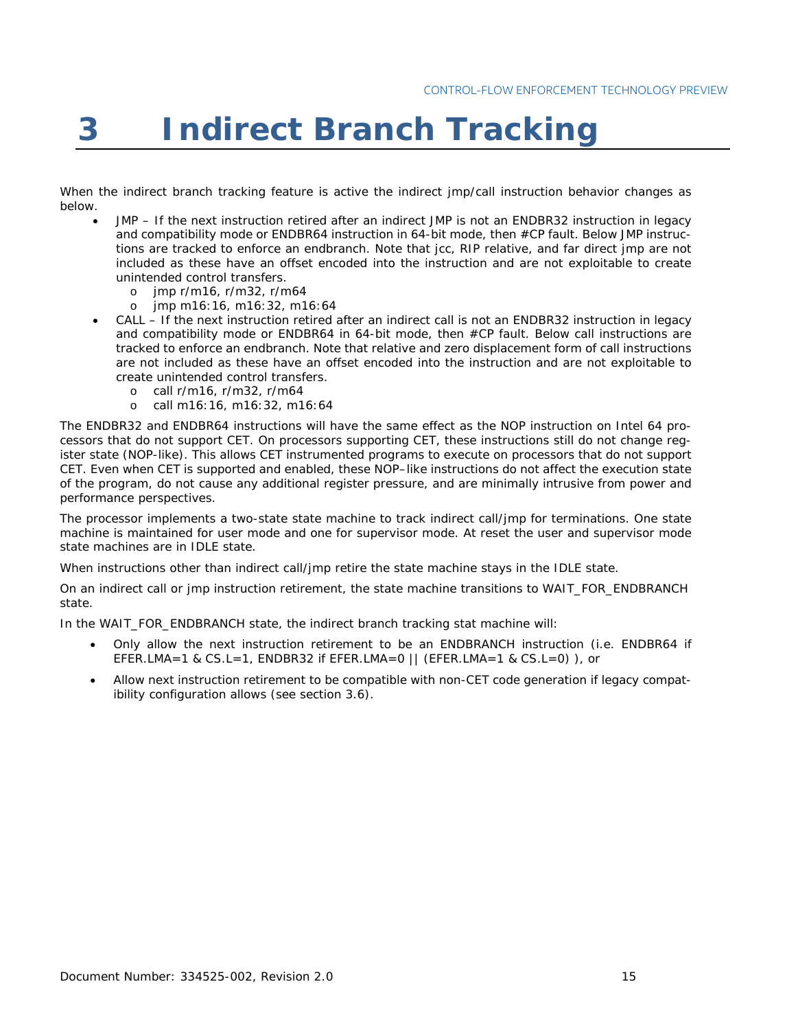# 3 Indirect Branch Tracking

When the indirect branch tracking feature is active the indirect jmp/call instruction behavior changes as below.

- JMP – If the next instruction retired after an indirect JMP is not an ENDBR32 instruction in legacy and compatibility mode or ENDBR64 instruction in 64-bit mode, then #CP fault. Below JMP instructions are tracked to enforce an endbranch. Note that jcc, RIP relative, and far direct jmp are not included as these have an offset encoded into the instruction and are not exploitable to create unintended control transfers.
  - jmp r/m16, r/m32, r/m64
  - jmp m16:16, m16:32, m16:64
- CALL – If the next instruction retired after an indirect call is not an ENDBR32 instruction in legacy and compatibility mode or ENDBR64 in 64-bit mode, then #CP fault. Below call instructions are tracked to enforce an endbranch. Note that relative and zero displacement form of call instructions are not included as these have an offset encoded into the instruction and are not exploitable to create unintended control transfers.
  - call r/m16, r/m32, r/m64
  - call m16:16, m16:32, m16:64

The ENDBR32 and ENDBR64 instructions will have the same effect as the NOP instruction on Intel 64 processors that do not support CET. On processors supporting CET, these instructions still do not change register state (NOP-like). This allows CET instrumented programs to execute on processors that do not support CET. Even when CET is supported and enabled, these NOP–like instructions do not affect the execution state of the program, do not cause any additional register pressure, and are minimally intrusive from power and performance perspectives.

The processor implements a two-state state machine to track indirect call/jmp for terminations. One state machine is maintained for user mode and one for supervisor mode. At reset the user and supervisor mode state machines are in IDLE state.

When instructions other than indirect call/jmp retire the state machine stays in the IDLE state.

On an indirect call or jmp instruction retirement, the state machine transitions to WAIT_FOR_ENDBRANCH state.

In the WAIT_FOR_ENDBRANCH state, the indirect branch tracking stat machine will:

- Only allow the next instruction retirement to be an ENDBRANCH instruction (i.e. ENDBR64 if EFER.LMA=1 & CS.L=1, ENDBR32 if EFER.LMA=0 || (EFER.LMA=1 & CS.L=0) ), or
- Allow next instruction retirement to be compatible with non-CET code generation if legacy compatibility configuration allows (see section 3.6).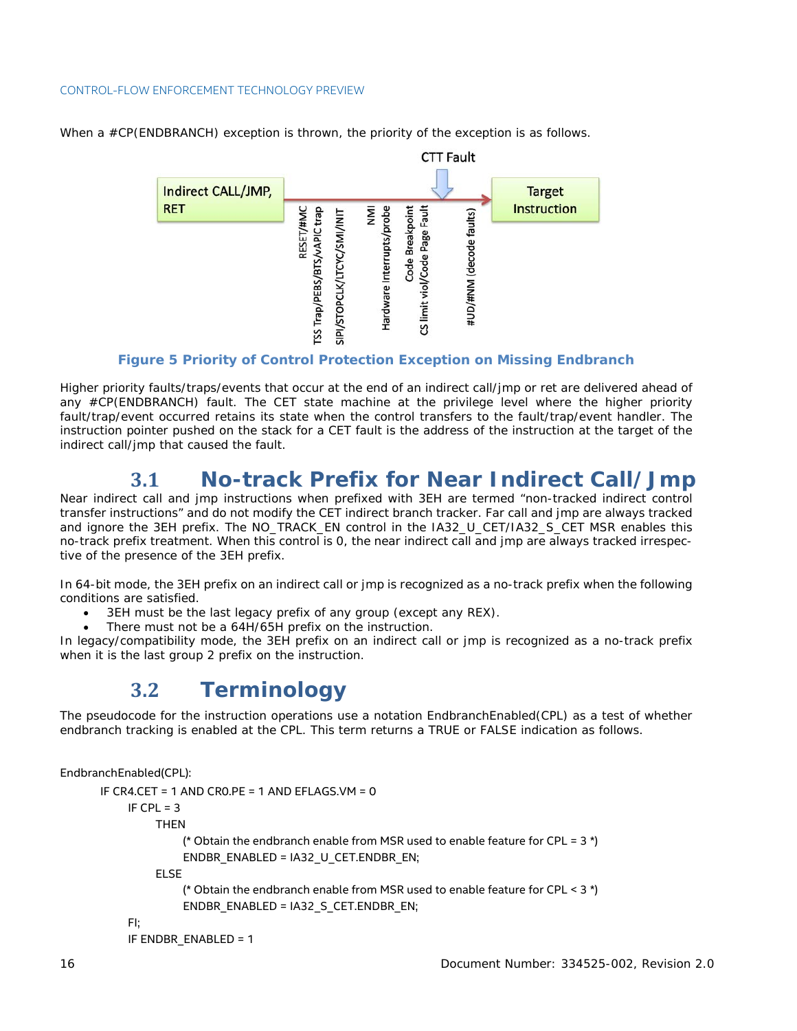When a #CP(ENDBRANCH) exception is thrown, the priority of the exception is as follows.

**Figure 5 Priority of Control Protection Exception on Missing Endbranch**

Higher priority faults/traps/events that occur at the end of an indirect call/jmp or ret are delivered ahead of any #CP(ENDBRANCH) fault. The CET state machine at the privilege level where the higher priority fault/trap/event occurred retains its state when the control transfers to the fault/trap/event handler. The instruction pointer pushed on the stack for a CET fault is the address of the instruction at the target of the indirect call/jmp that caused the fault.

## 3.1 No-track Prefix for Near Indirect Call/Jmp

Near indirect call and jmp instructions when prefixed with 3EH are termed "non-tracked indirect control transfer instructions" and do not modify the CET indirect branch tracker. Far call and jmp are always tracked and ignore the 3EH prefix. The NO_TRACK_EN control in the IA32_U_CET/IA32_S_CET MSR enables this no-track prefix treatment. When this control is 0, the near indirect call and jmp are always tracked irrespective of the presence of the 3EH prefix.

In 64-bit mode, the 3EH prefix on an indirect call or jmp is recognized as a no-track prefix when the following conditions are satisfied.

- 3EH must be the last legacy prefix of any group (except any REX).
- There must not be a 64H/65H prefix on the instruction.

In legacy/compatibility mode, the 3EH prefix on an indirect call or jmp is recognized as a no-track prefix when it is the last group 2 prefix on the instruction.

## 3.2 Terminology

The pseudocode for the instruction operations use a notation EndbranchEnabled(CPL) as a test of whether endbranch tracking is enabled at the CPL. This term returns a TRUE or FALSE indication as follows.

```
EndbranchEnabled(CPL):
    IF CR4.CET = 1 AND CR0.PE = 1 AND EFLAGS.VM = 0
        IF CPL = 3
            THEN
                (* Obtain the endbranch enable from MSR used to enable feature for CPL = 3 *)
                ENDBR_ENABLED = IA32_U_CET.ENDBR_EN;
            ELSE
                (* Obtain the endbranch enable from MSR used to enable feature for CPL < 3 *)
                ENDBR_ENABLED = IA32_S_CET.ENDBR_EN;
        FI;
        IF ENDBR_ENABLED = 1
```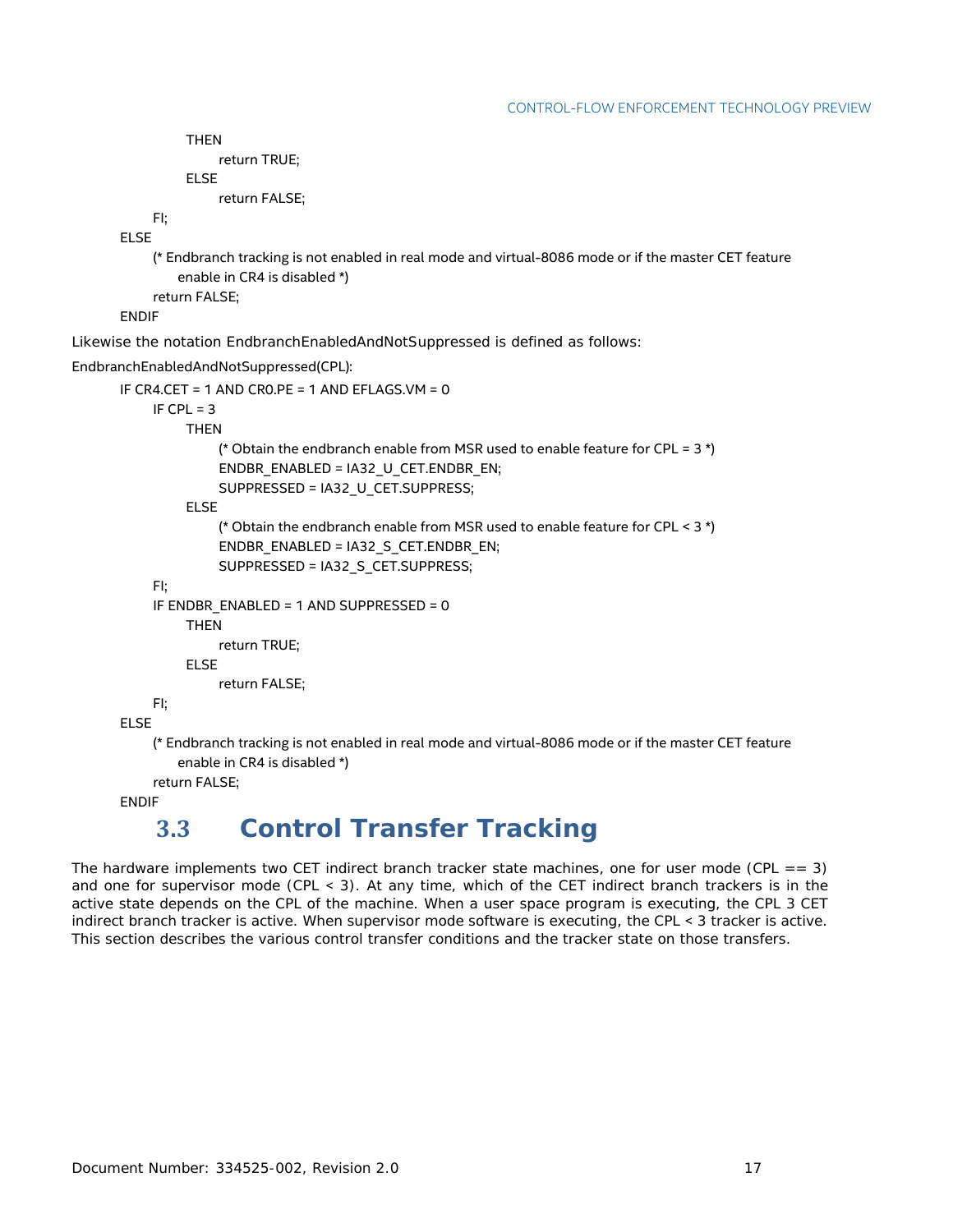```
            THEN
                  return TRUE;
            ELSE
                  return FALSE;
      FI;
ELSE
      (* Endbranch tracking is not enabled in real mode and virtual-8086 mode or if the master CET feature
         enable in CR4 is disabled *)
      return FALSE;
ENDIF
```

Likewise the notation EndbranchEnabledAndNotSuppressed is defined as follows:

EndbranchEnabledAndNotSuppressed(CPL):

```
IF CR4.CET = 1 AND CR0.PE = 1 AND EFLAGS.VM = 0
      IF CPL = 3
            THEN
                  (* Obtain the endbranch enable from MSR used to enable feature for CPL = 3 *)
                  ENDBR_ENABLED = IA32_U_CET.ENDBR_EN;
                  SUPPRESSED = IA32_U_CET.SUPPRESS;
            ELSE
                  (* Obtain the endbranch enable from MSR used to enable feature for CPL < 3 *)
                  ENDBR_ENABLED = IA32_S_CET.ENDBR_EN;
                  SUPPRESSED = IA32_S_CET.SUPPRESS;
      FI;
      IF ENDBR_ENABLED = 1 AND SUPPRESSED = 0
            THEN
                  return TRUE;
            ELSE
                  return FALSE;
      FI;
ELSE
      (* Endbranch tracking is not enabled in real mode and virtual-8086 mode or if the master CET feature
         enable in CR4 is disabled *)
      return FALSE;
ENDIF
```

## 3.3 Control Transfer Tracking

The hardware implements two CET indirect branch tracker state machines, one for user mode (CPL == 3) and one for supervisor mode (CPL < 3). At any time, which of the CET indirect branch trackers is in the active state depends on the CPL of the machine. When a user space program is executing, the CPL 3 CET indirect branch tracker is active. When supervisor mode software is executing, the CPL < 3 tracker is active. This section describes the various control transfer conditions and the tracker state on those transfers.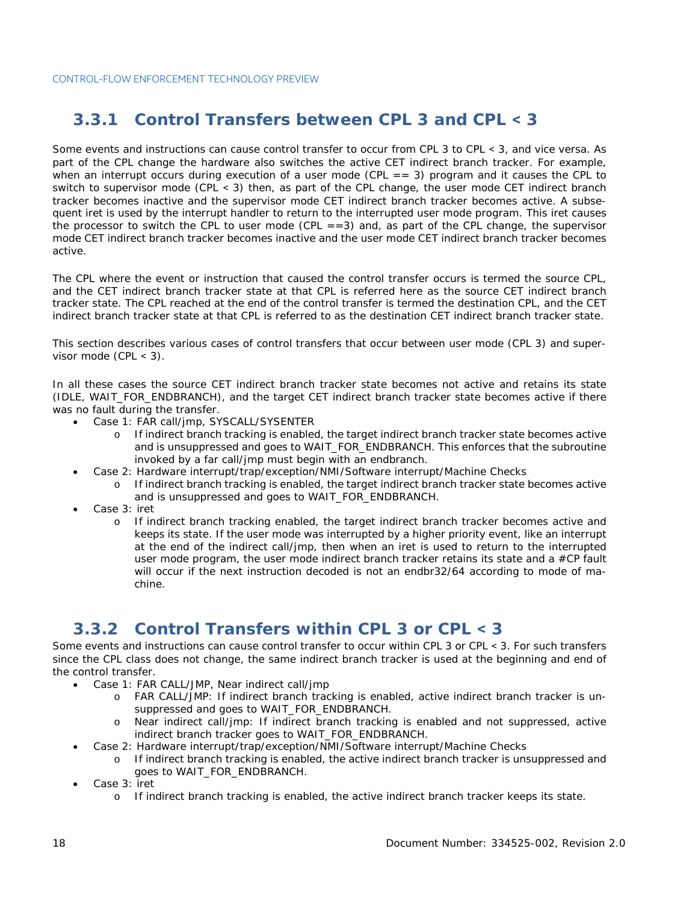### 3.3.1 Control Transfers between CPL 3 and CPL < 3

Some events and instructions can cause control transfer to occur from CPL 3 to CPL < 3, and vice versa. As part of the CPL change the hardware also switches the active CET indirect branch tracker. For example, when an interrupt occurs during execution of a user mode (CPL == 3) program and it causes the CPL to switch to supervisor mode (CPL < 3) then, as part of the CPL change, the user mode CET indirect branch tracker becomes inactive and the supervisor mode CET indirect branch tracker becomes active. A subsequent iret is used by the interrupt handler to return to the interrupted user mode program. This iret causes the processor to switch the CPL to user mode (CPL ==3) and, as part of the CPL change, the supervisor mode CET indirect branch tracker becomes inactive and the user mode CET indirect branch tracker becomes active.

The CPL where the event or instruction that caused the control transfer occurs is termed the source CPL, and the CET indirect branch tracker state at that CPL is referred here as the source CET indirect branch tracker state. The CPL reached at the end of the control transfer is termed the destination CPL, and the CET indirect branch tracker state at that CPL is referred to as the destination CET indirect branch tracker state.

This section describes various cases of control transfers that occur between user mode (CPL 3) and supervisor mode (CPL < 3).

In all these cases the source CET indirect branch tracker state becomes not active and retains its state (IDLE, WAIT_FOR_ENDBRANCH), and the target CET indirect branch tracker state becomes active if there was no fault during the transfer.

- Case 1: FAR call/jmp, SYSCALL/SYSENTER
  - If indirect branch tracking is enabled, the target indirect branch tracker state becomes active and is unsuppressed and goes to WAIT_FOR_ENDBRANCH. This enforces that the subroutine invoked by a far call/jmp must begin with an endbranch.
- Case 2: Hardware interrupt/trap/exception/NMI/Software interrupt/Machine Checks
  - If indirect branch tracking is enabled, the target indirect branch tracker state becomes active and is unsuppressed and goes to WAIT_FOR_ENDBRANCH.
- Case 3: iret
  - If indirect branch tracking enabled, the target indirect branch tracker becomes active and keeps its state. If the user mode was interrupted by a higher priority event, like an interrupt at the end of the indirect call/jmp, then when an iret is used to return to the interrupted user mode program, the user mode indirect branch tracker retains its state and a #CP fault will occur if the next instruction decoded is not an endbr32/64 according to mode of machine.

### 3.3.2 Control Transfers within CPL 3 or CPL < 3

Some events and instructions can cause control transfer to occur within CPL 3 or CPL < 3. For such transfers since the CPL class does not change, the same indirect branch tracker is used at the beginning and end of the control transfer.

- Case 1: FAR CALL/JMP, Near indirect call/jmp
  - FAR CALL/JMP: If indirect branch tracking is enabled, active indirect branch tracker is unsuppressed and goes to WAIT_FOR_ENDBRANCH.
  - Near indirect call/jmp: If indirect branch tracking is enabled and not suppressed, active indirect branch tracker goes to WAIT_FOR_ENDBRANCH.
- Case 2: Hardware interrupt/trap/exception/NMI/Software interrupt/Machine Checks
  - If indirect branch tracking is enabled, the active indirect branch tracker is unsuppressed and goes to WAIT_FOR_ENDBRANCH.
- Case 3: iret
  - If indirect branch tracking is enabled, the active indirect branch tracker keeps its state.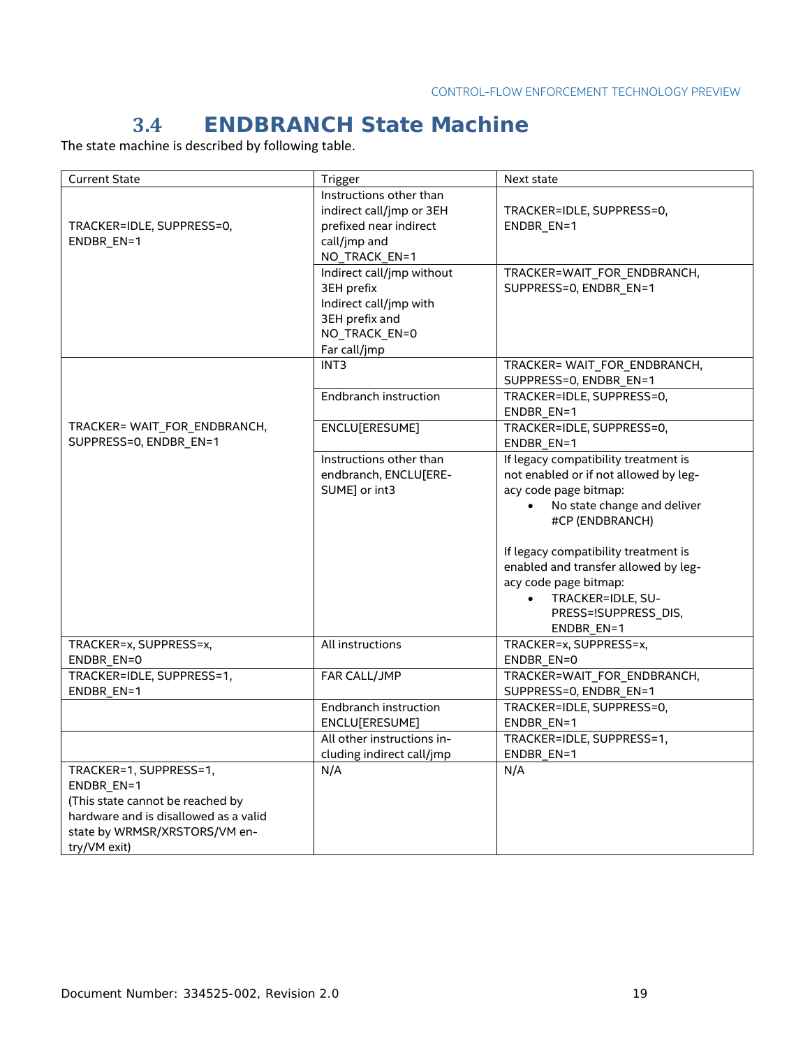## 3.4 ENDBRANCH State Machine

The state machine is described by following table.

| Current State | Trigger | Next state |
|---|---|---|
| TRACKER=IDLE, SUPPRESS=0, ENDBR_EN=1 | Instructions other than indirect call/jmp or 3EH prefixed near indirect call/jmp and NO_TRACK_EN=1 | TRACKER=IDLE, SUPPRESS=0, ENDBR_EN=1 |
| | Indirect call/jmp without 3EH prefix<br>Indirect call/jmp with 3EH prefix and NO_TRACK_EN=0<br>Far call/jmp | TRACKER=WAIT_FOR_ENDBRANCH, SUPPRESS=0, ENDBR_EN=1 |
| TRACKER= WAIT_FOR_ENDBRANCH, SUPPRESS=0, ENDBR_EN=1 | INT3 | TRACKER= WAIT_FOR_ENDBRANCH, SUPPRESS=0, ENDBR_EN=1 |
| | Endbranch instruction | TRACKER=IDLE, SUPPRESS=0, ENDBR_EN=1 |
| | ENCLU[ERESUME] | TRACKER=IDLE, SUPPRESS=0, ENDBR_EN=1 |
| | Instructions other than endbranch, ENCLU[ERESUME] or int3 | If legacy compatibility treatment is not enabled or if not allowed by legacy code page bitmap:<br>• No state change and deliver #CP (ENDBRANCH)<br><br>If legacy compatibility treatment is enabled and transfer allowed by legacy code page bitmap:<br>• TRACKER=IDLE, SUPPRESS=!SUPPRESS_DIS, ENDBR_EN=1 |
| TRACKER=x, SUPPRESS=x, ENDBR_EN=0 | All instructions | TRACKER=x, SUPPRESS=x, ENDBR_EN=0 |
| TRACKER=IDLE, SUPPRESS=1, ENDBR_EN=1 | FAR CALL/JMP | TRACKER=WAIT_FOR_ENDBRANCH, SUPPRESS=0, ENDBR_EN=1 |
| | Endbranch instruction<br>ENCLU[ERESUME] | TRACKER=IDLE, SUPPRESS=0, ENDBR_EN=1 |
| | All other instructions including indirect call/jmp | TRACKER=IDLE, SUPPRESS=1, ENDBR_EN=1 |
| TRACKER=1, SUPPRESS=1, ENDBR_EN=1<br>(This state cannot be reached by hardware and is disallowed as a valid state by WRMSR/XRSTORS/VM entry/VM exit) | N/A | N/A |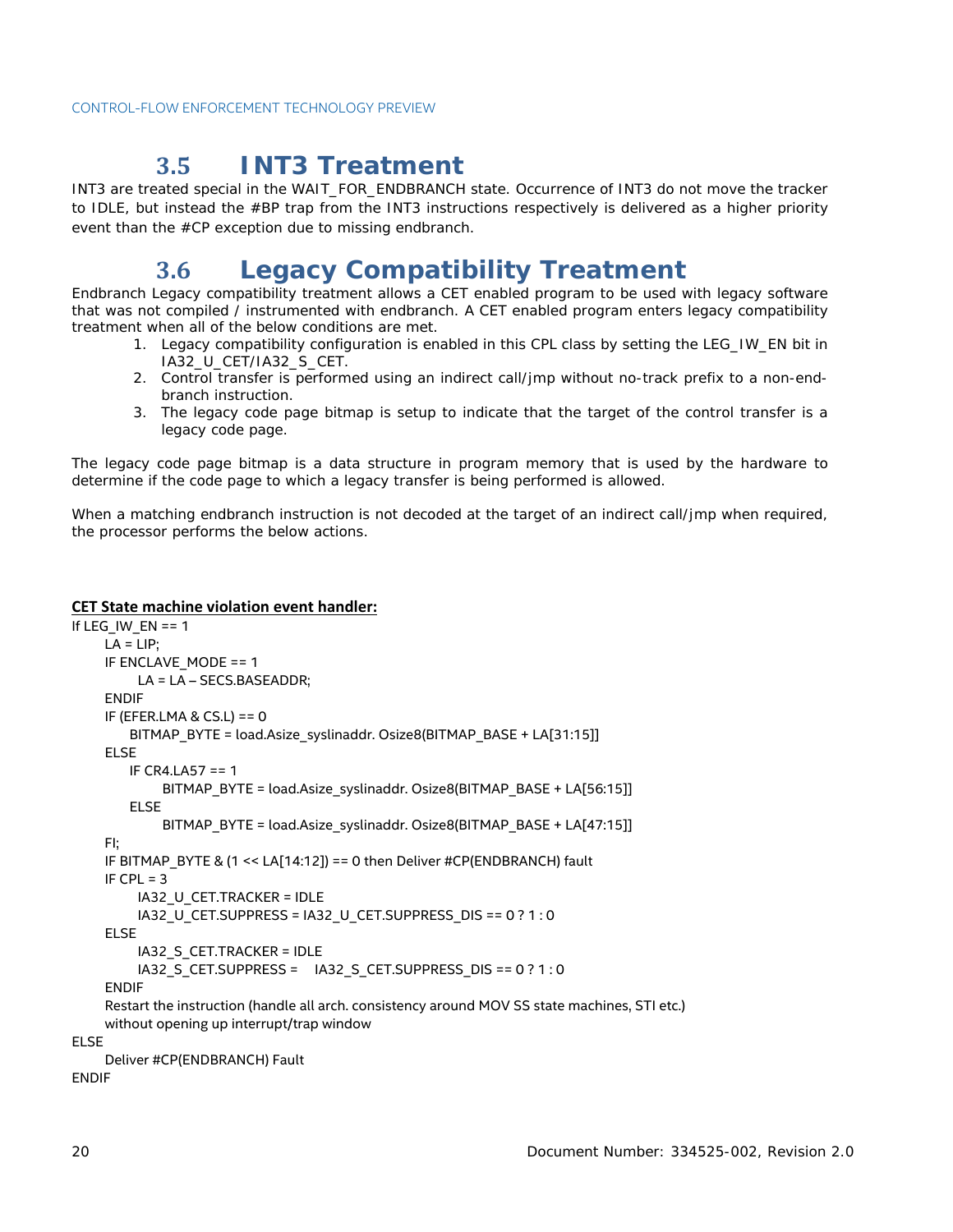## 3.5 INT3 Treatment

INT3 are treated special in the WAIT_FOR_ENDBRANCH state. Occurrence of INT3 do not move the tracker to IDLE, but instead the #BP trap from the INT3 instructions respectively is delivered as a higher priority event than the #CP exception due to missing endbranch.

## 3.6 Legacy Compatibility Treatment

Endbranch Legacy compatibility treatment allows a CET enabled program to be used with legacy software that was not compiled / instrumented with endbranch. A CET enabled program enters legacy compatibility treatment when all of the below conditions are met.

1. Legacy compatibility configuration is enabled in this CPL class by setting the LEG_IW_EN bit in IA32_U_CET/IA32_S_CET.
2. Control transfer is performed using an indirect call/jmp without no-track prefix to a non-end-branch instruction.
3. The legacy code page bitmap is setup to indicate that the target of the control transfer is a legacy code page.

The legacy code page bitmap is a data structure in program memory that is used by the hardware to determine if the code page to which a legacy transfer is being performed is allowed.

When a matching endbranch instruction is not decoded at the target of an indirect call/jmp when required, the processor performs the below actions.

**CET State machine violation event handler:**

```
If LEG_IW_EN == 1
    LA = LIP;
    IF ENCLAVE_MODE == 1
        LA = LA – SECS.BASEADDR;
    ENDIF
    IF (EFER.LMA & CS.L) == 0
        BITMAP_BYTE = load.Asize_syslinaddr. Osize8(BITMAP_BASE + LA[31:15]]
    ELSE
        IF CR4.LA57 == 1
            BITMAP_BYTE = load.Asize_syslinaddr. Osize8(BITMAP_BASE + LA[56:15]]
        ELSE
            BITMAP_BYTE = load.Asize_syslinaddr. Osize8(BITMAP_BASE + LA[47:15]]
    FI;
    IF BITMAP_BYTE & (1 << LA[14:12]) == 0 then Deliver #CP(ENDBRANCH) fault
    IF CPL = 3
        IA32_U_CET.TRACKER = IDLE
        IA32_U_CET.SUPPRESS = IA32_U_CET.SUPPRESS_DIS == 0 ? 1 : 0
    ELSE
        IA32_S_CET.TRACKER = IDLE
        IA32_S_CET.SUPPRESS =   IA32_S_CET.SUPPRESS_DIS == 0 ? 1 : 0
    ENDIF
    Restart the instruction (handle all arch. consistency around MOV SS state machines, STI etc.)
    without opening up interrupt/trap window
ELSE
    Deliver #CP(ENDBRANCH) Fault
ENDIF
```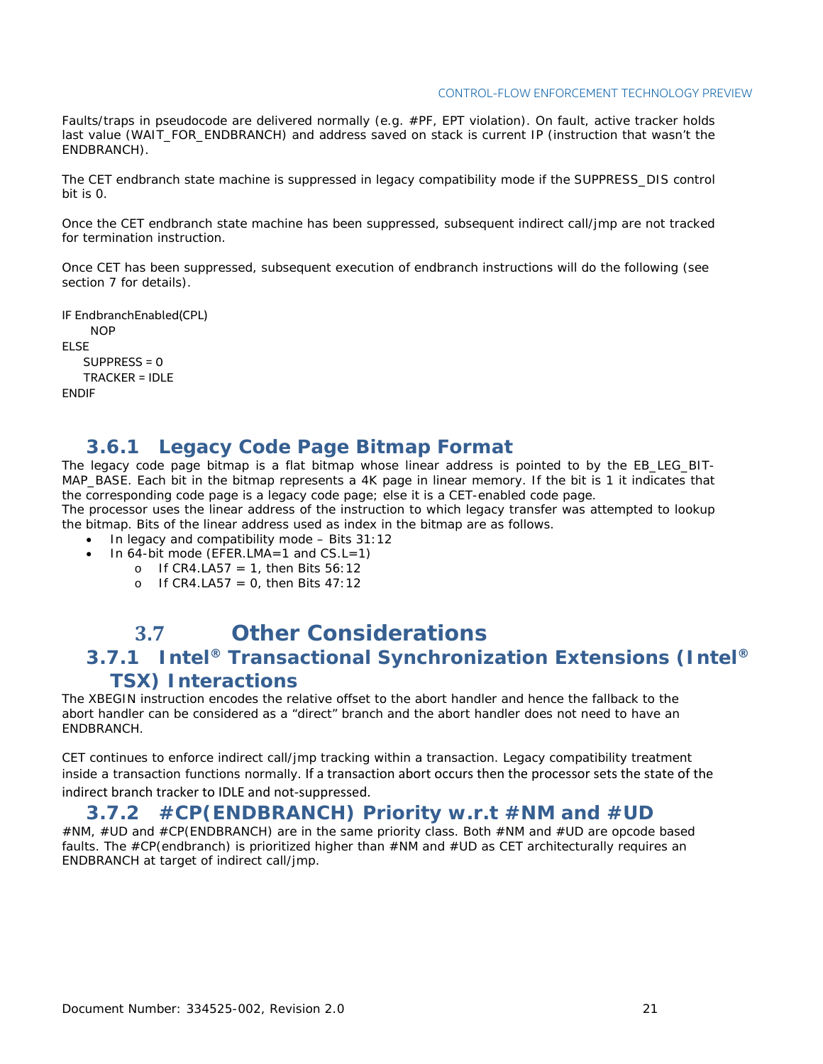Faults/traps in pseudocode are delivered normally (e.g. #PF, EPT violation). On fault, active tracker holds last value (WAIT_FOR_ENDBRANCH) and address saved on stack is current IP (instruction that wasn't the ENDBRANCH).

The CET endbranch state machine is suppressed in legacy compatibility mode if the SUPPRESS_DIS control bit is 0.

Once the CET endbranch state machine has been suppressed, subsequent indirect call/jmp are not tracked for termination instruction.

Once CET has been suppressed, subsequent execution of endbranch instructions will do the following (see section 7 for details).

```
IF EndbranchEnabled(CPL)
      NOP
ELSE
    SUPPRESS = 0
    TRACKER = IDLE
ENDIF
```

### 3.6.1 Legacy Code Page Bitmap Format

The legacy code page bitmap is a flat bitmap whose linear address is pointed to by the EB_LEG_BIT-MAP_BASE. Each bit in the bitmap represents a 4K page in linear memory. If the bit is 1 it indicates that the corresponding code page is a legacy code page; else it is a CET-enabled code page.
The processor uses the linear address of the instruction to which legacy transfer was attempted to lookup the bitmap. Bits of the linear address used as index in the bitmap are as follows.

- In legacy and compatibility mode – Bits 31:12
- In 64-bit mode (EFER.LMA=1 and CS.L=1)
  - If CR4.LA57 = 1, then Bits 56:12
  - If CR4.LA57 = 0, then Bits 47:12

## 3.7 Other Considerations

### 3.7.1 Intel® Transactional Synchronization Extensions (Intel® TSX) Interactions

The XBEGIN instruction encodes the relative offset to the abort handler and hence the fallback to the abort handler can be considered as a "direct" branch and the abort handler does not need to have an ENDBRANCH.

CET continues to enforce indirect call/jmp tracking within a transaction. Legacy compatibility treatment inside a transaction functions normally. If a transaction abort occurs then the processor sets the state of the indirect branch tracker to IDLE and not-suppressed.

### 3.7.2 #CP(ENDBRANCH) Priority w.r.t #NM and #UD

#NM, #UD and #CP(ENDBRANCH) are in the same priority class. Both #NM and #UD are opcode based faults. The #CP(endbranch) is prioritized higher than #NM and #UD as CET architecturally requires an ENDBRANCH at target of indirect call/jmp.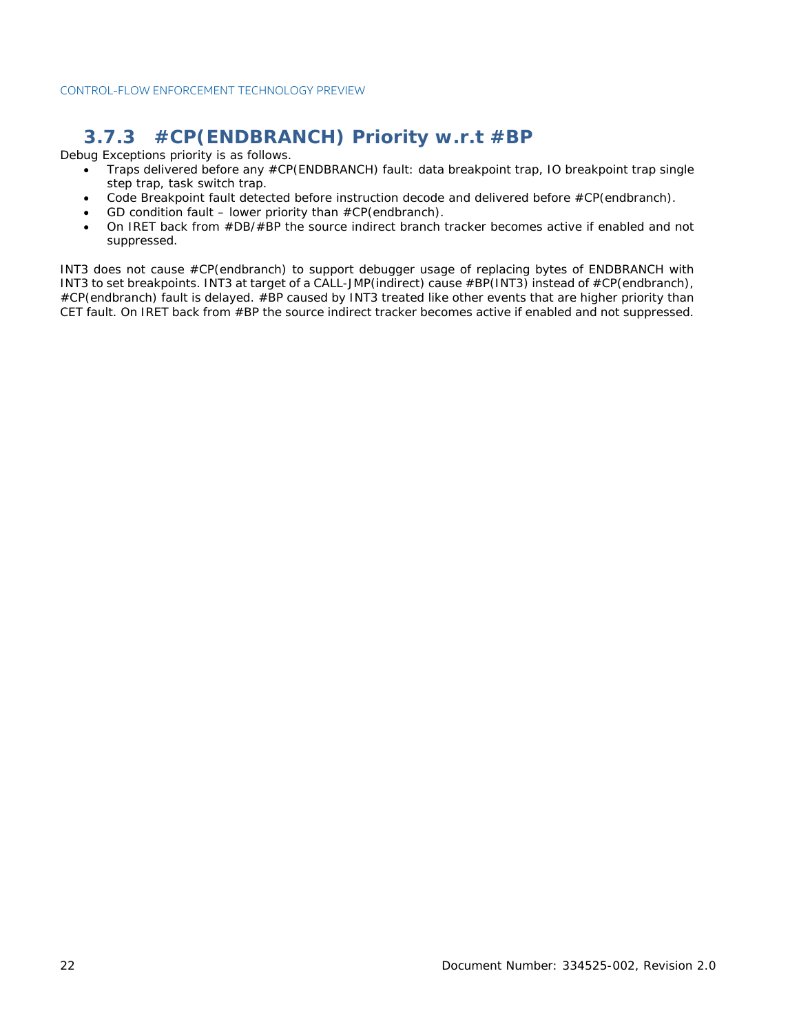### 3.7.3 #CP(ENDBRANCH) Priority w.r.t #BP

Debug Exceptions priority is as follows.

- Traps delivered before any #CP(ENDBRANCH) fault: data breakpoint trap, IO breakpoint trap single step trap, task switch trap.
- Code Breakpoint fault detected before instruction decode and delivered before #CP(endbranch).
- GD condition fault – lower priority than #CP(endbranch).
- On IRET back from #DB/#BP the source indirect branch tracker becomes active if enabled and not suppressed.

INT3 does not cause #CP(endbranch) to support debugger usage of replacing bytes of ENDBRANCH with INT3 to set breakpoints. INT3 at target of a CALL-JMP(indirect) cause #BP(INT3) instead of #CP(endbranch), #CP(endbranch) fault is delayed. #BP caused by INT3 treated like other events that are higher priority than CET fault. On IRET back from #BP the source indirect tracker becomes active if enabled and not suppressed.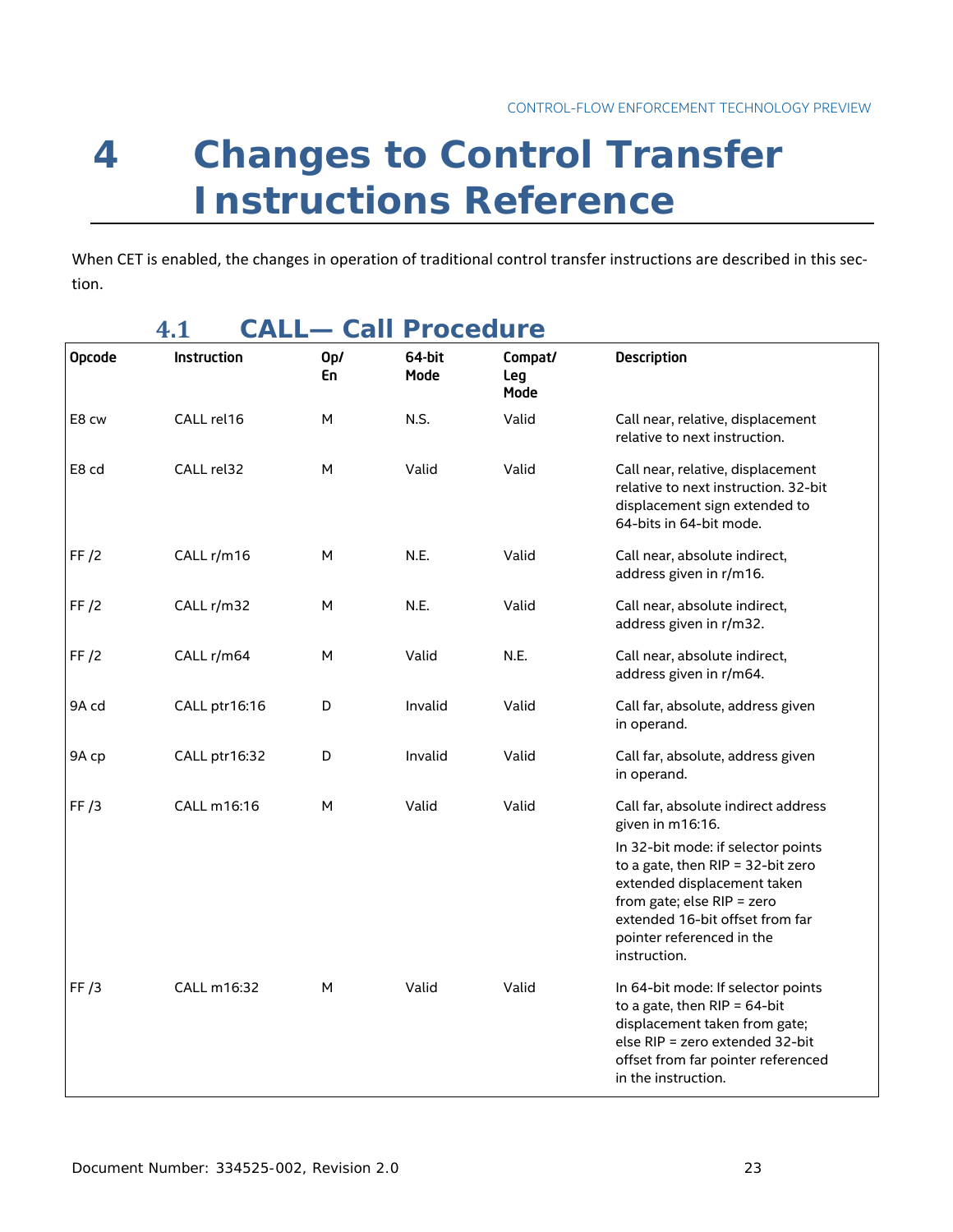# 4 Changes to Control Transfer Instructions Reference

When CET is enabled, the changes in operation of traditional control transfer instructions are described in this section.

## 4.1 CALL— Call Procedure

| Opcode | Instruction | Op/ En | 64-bit Mode | Compat/ Leg Mode | Description |
|---|---|---|---|---|---|
| E8 cw | CALL rel16 | M | N.S. | Valid | Call near, relative, displacement relative to next instruction. |
| E8 cd | CALL rel32 | M | Valid | Valid | Call near, relative, displacement relative to next instruction. 32-bit displacement sign extended to 64-bits in 64-bit mode. |
| FF /2 | CALL r/m16 | M | N.E. | Valid | Call near, absolute indirect, address given in r/m16. |
| FF /2 | CALL r/m32 | M | N.E. | Valid | Call near, absolute indirect, address given in r/m32. |
| FF /2 | CALL r/m64 | M | Valid | N.E. | Call near, absolute indirect, address given in r/m64. |
| 9A cd | CALL ptr16:16 | D | Invalid | Valid | Call far, absolute, address given in operand. |
| 9A cp | CALL ptr16:32 | D | Invalid | Valid | Call far, absolute, address given in operand. |
| FF /3 | CALL m16:16 | M | Valid | Valid | Call far, absolute indirect address given in m16:16. In 32-bit mode: if selector points to a gate, then RIP = 32-bit zero extended displacement taken from gate; else RIP = zero extended 16-bit offset from far pointer referenced in the instruction. |
| FF /3 | CALL m16:32 | M | Valid | Valid | In 64-bit mode: If selector points to a gate, then RIP = 64-bit displacement taken from gate; else RIP = zero extended 32-bit offset from far pointer referenced in the instruction. |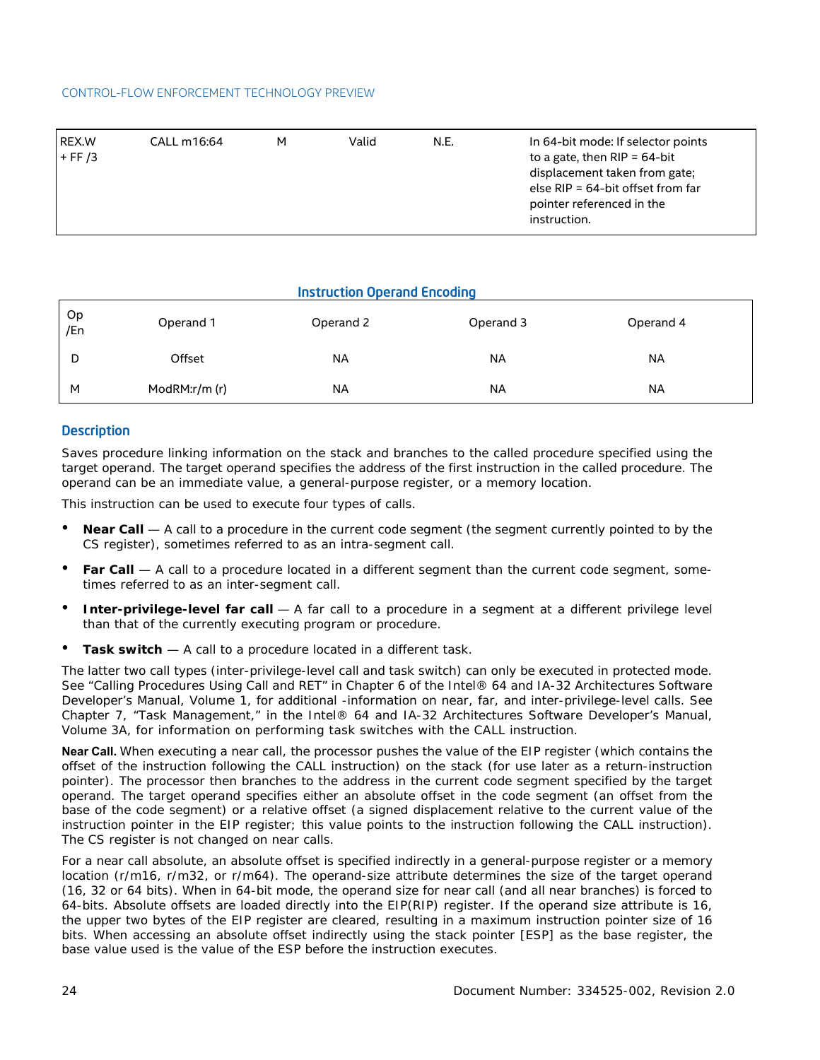| | | | | | |
|---|---|---|---|---|---|
| REX.W + FF /3 | CALL m16:64 | M | Valid | N.E. | In 64-bit mode: If selector points to a gate, then RIP = 64-bit displacement taken from gate; else RIP = 64-bit offset from far pointer referenced in the instruction. |

### Instruction Operand Encoding

| Op /En | Operand 1 | Operand 2 | Operand 3 | Operand 4 |
|---|---|---|---|---|
| D | Offset | NA | NA | NA |
| M | ModRM:r/m (r) | NA | NA | NA |

### Description

Saves procedure linking information on the stack and branches to the called procedure specified using the target operand. The target operand specifies the address of the first instruction in the called procedure. The operand can be an immediate value, a general-purpose register, or a memory location.

This instruction can be used to execute four types of calls.

- **Near Call** — A call to a procedure in the current code segment (the segment currently pointed to by the CS register), sometimes referred to as an intra-segment call.
- **Far Call** — A call to a procedure located in a different segment than the current code segment, sometimes referred to as an inter-segment call.
- **Inter-privilege-level far call** — A far call to a procedure in a segment at a different privilege level than that of the currently executing program or procedure.
- **Task switch** — A call to a procedure located in a different task.

The latter two call types (inter-privilege-level call and task switch) can only be executed in protected mode. See “Calling Procedures Using Call and RET” in Chapter 6 of the Intel® 64 and IA-32 Architectures Software Developer’s Manual, Volume 1, for additional -information on near, far, and inter-privilege-level calls. See Chapter 7, “Task Management,” in the Intel® 64 and IA-32 Architectures Software Developer’s Manual, Volume 3A, for information on performing task switches with the CALL instruction.

**Near Call.** When executing a near call, the processor pushes the value of the EIP register (which contains the offset of the instruction following the CALL instruction) on the stack (for use later as a return-instruction pointer). The processor then branches to the address in the current code segment specified by the target operand. The target operand specifies either an absolute offset in the code segment (an offset from the base of the code segment) or a relative offset (a signed displacement relative to the current value of the instruction pointer in the EIP register; this value points to the instruction following the CALL instruction). The CS register is not changed on near calls.

For a near call absolute, an absolute offset is specified indirectly in a general-purpose register or a memory location (r/m16, r/m32, or r/m64). The operand-size attribute determines the size of the target operand (16, 32 or 64 bits). When in 64-bit mode, the operand size for near call (and all near branches) is forced to 64-bits. Absolute offsets are loaded directly into the EIP(RIP) register. If the operand size attribute is 16, the upper two bytes of the EIP register are cleared, resulting in a maximum instruction pointer size of 16 bits. When accessing an absolute offset indirectly using the stack pointer [ESP] as the base register, the base value used is the value of the ESP before the instruction executes.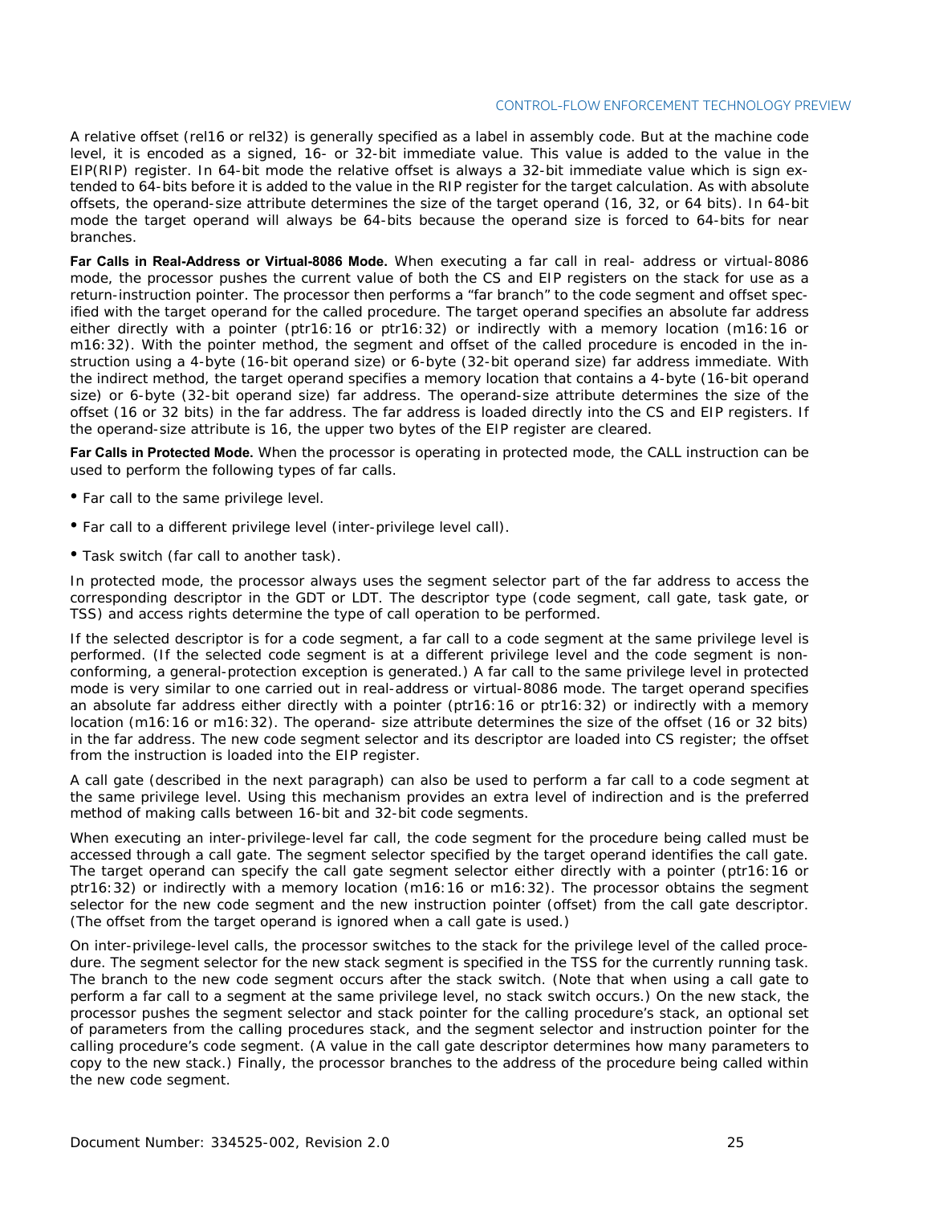A relative offset (rel16 or rel32) is generally specified as a label in assembly code. But at the machine code level, it is encoded as a signed, 16- or 32-bit immediate value. This value is added to the value in the EIP(RIP) register. In 64-bit mode the relative offset is always a 32-bit immediate value which is sign extended to 64-bits before it is added to the value in the RIP register for the target calculation. As with absolute offsets, the operand-size attribute determines the size of the target operand (16, 32, or 64 bits). In 64-bit mode the target operand will always be 64-bits because the operand size is forced to 64-bits for near branches.

**Far Calls in Real-Address or Virtual-8086 Mode.** When executing a far call in real- address or virtual-8086 mode, the processor pushes the current value of both the CS and EIP registers on the stack for use as a return-instruction pointer. The processor then performs a “far branch” to the code segment and offset specified with the target operand for the called procedure. The target operand specifies an absolute far address either directly with a pointer (ptr16:16 or ptr16:32) or indirectly with a memory location (m16:16 or m16:32). With the pointer method, the segment and offset of the called procedure is encoded in the instruction using a 4-byte (16-bit operand size) or 6-byte (32-bit operand size) far address immediate. With the indirect method, the target operand specifies a memory location that contains a 4-byte (16-bit operand size) or 6-byte (32-bit operand size) far address. The operand-size attribute determines the size of the offset (16 or 32 bits) in the far address. The far address is loaded directly into the CS and EIP registers. If the operand-size attribute is 16, the upper two bytes of the EIP register are cleared.

**Far Calls in Protected Mode.** When the processor is operating in protected mode, the CALL instruction can be used to perform the following types of far calls.

- Far call to the same privilege level.
- Far call to a different privilege level (inter-privilege level call).
- Task switch (far call to another task).

In protected mode, the processor always uses the segment selector part of the far address to access the corresponding descriptor in the GDT or LDT. The descriptor type (code segment, call gate, task gate, or TSS) and access rights determine the type of call operation to be performed.

If the selected descriptor is for a code segment, a far call to a code segment at the same privilege level is performed. (If the selected code segment is at a different privilege level and the code segment is nonconforming, a general-protection exception is generated.) A far call to the same privilege level in protected mode is very similar to one carried out in real-address or virtual-8086 mode. The target operand specifies an absolute far address either directly with a pointer (ptr16:16 or ptr16:32) or indirectly with a memory location (m16:16 or m16:32). The operand- size attribute determines the size of the offset (16 or 32 bits) in the far address. The new code segment selector and its descriptor are loaded into CS register; the offset from the instruction is loaded into the EIP register.

A call gate (described in the next paragraph) can also be used to perform a far call to a code segment at the same privilege level. Using this mechanism provides an extra level of indirection and is the preferred method of making calls between 16-bit and 32-bit code segments.

When executing an inter-privilege-level far call, the code segment for the procedure being called must be accessed through a call gate. The segment selector specified by the target operand identifies the call gate. The target operand can specify the call gate segment selector either directly with a pointer (ptr16:16 or ptr16:32) or indirectly with a memory location (m16:16 or m16:32). The processor obtains the segment selector for the new code segment and the new instruction pointer (offset) from the call gate descriptor. (The offset from the target operand is ignored when a call gate is used.)

On inter-privilege-level calls, the processor switches to the stack for the privilege level of the called procedure. The segment selector for the new stack segment is specified in the TSS for the currently running task. The branch to the new code segment occurs after the stack switch. (Note that when using a call gate to perform a far call to a segment at the same privilege level, no stack switch occurs.) On the new stack, the processor pushes the segment selector and stack pointer for the calling procedure’s stack, an optional set of parameters from the calling procedures stack, and the segment selector and instruction pointer for the calling procedure’s code segment. (A value in the call gate descriptor determines how many parameters to copy to the new stack.) Finally, the processor branches to the address of the procedure being called within the new code segment.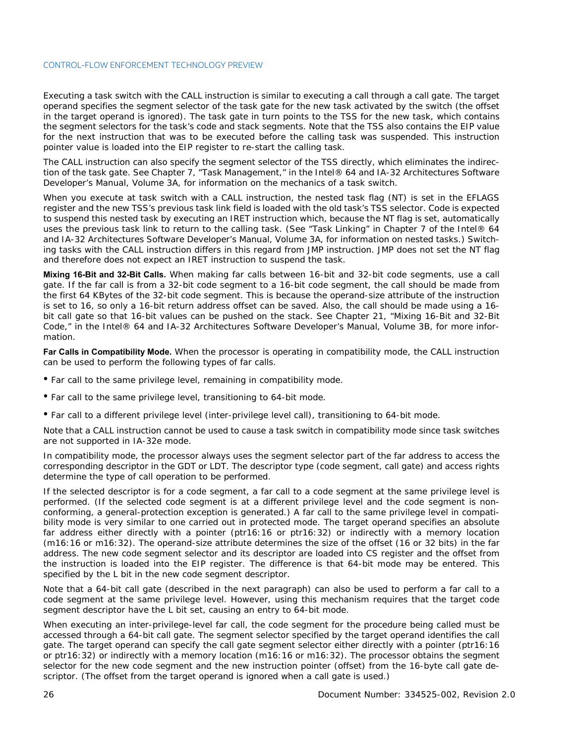Executing a task switch with the CALL instruction is similar to executing a call through a call gate. The target operand specifies the segment selector of the task gate for the new task activated by the switch (the offset in the target operand is ignored). The task gate in turn points to the TSS for the new task, which contains the segment selectors for the task's code and stack segments. Note that the TSS also contains the EIP value for the next instruction that was to be executed before the calling task was suspended. This instruction pointer value is loaded into the EIP register to re-start the calling task.

The CALL instruction can also specify the segment selector of the TSS directly, which eliminates the indirection of the task gate. See Chapter 7, "Task Management," in the Intel® 64 and IA-32 Architectures Software Developer's Manual, Volume 3A, for information on the mechanics of a task switch.

When you execute at task switch with a CALL instruction, the nested task flag (NT) is set in the EFLAGS register and the new TSS's previous task link field is loaded with the old task's TSS selector. Code is expected to suspend this nested task by executing an IRET instruction which, because the NT flag is set, automatically uses the previous task link to return to the calling task. (See "Task Linking" in Chapter 7 of the Intel® 64 and IA-32 Architectures Software Developer's Manual, Volume 3A, for information on nested tasks.) Switching tasks with the CALL instruction differs in this regard from JMP instruction. JMP does not set the NT flag and therefore does not expect an IRET instruction to suspend the task.

**Mixing 16-Bit and 32-Bit Calls.** When making far calls between 16-bit and 32-bit code segments, use a call gate. If the far call is from a 32-bit code segment to a 16-bit code segment, the call should be made from the first 64 KBytes of the 32-bit code segment. This is because the operand-size attribute of the instruction is set to 16, so only a 16-bit return address offset can be saved. Also, the call should be made using a 16-bit call gate so that 16-bit values can be pushed on the stack. See Chapter 21, "Mixing 16-Bit and 32-Bit Code," in the Intel® 64 and IA-32 Architectures Software Developer's Manual, Volume 3B, for more information.

**Far Calls in Compatibility Mode.** When the processor is operating in compatibility mode, the CALL instruction can be used to perform the following types of far calls.

- Far call to the same privilege level, remaining in compatibility mode.
- Far call to the same privilege level, transitioning to 64-bit mode.
- Far call to a different privilege level (inter-privilege level call), transitioning to 64-bit mode.

Note that a CALL instruction cannot be used to cause a task switch in compatibility mode since task switches are not supported in IA-32e mode.

In compatibility mode, the processor always uses the segment selector part of the far address to access the corresponding descriptor in the GDT or LDT. The descriptor type (code segment, call gate) and access rights determine the type of call operation to be performed.

If the selected descriptor is for a code segment, a far call to a code segment at the same privilege level is performed. (If the selected code segment is at a different privilege level and the code segment is non-conforming, a general-protection exception is generated.) A far call to the same privilege level in compatibility mode is very similar to one carried out in protected mode. The target operand specifies an absolute far address either directly with a pointer (ptr16:16 or ptr16:32) or indirectly with a memory location (m16:16 or m16:32). The operand-size attribute determines the size of the offset (16 or 32 bits) in the far address. The new code segment selector and its descriptor are loaded into CS register and the offset from the instruction is loaded into the EIP register. The difference is that 64-bit mode may be entered. This specified by the L bit in the new code segment descriptor.

Note that a 64-bit call gate (described in the next paragraph) can also be used to perform a far call to a code segment at the same privilege level. However, using this mechanism requires that the target code segment descriptor have the L bit set, causing an entry to 64-bit mode.

When executing an inter-privilege-level far call, the code segment for the procedure being called must be accessed through a 64-bit call gate. The segment selector specified by the target operand identifies the call gate. The target operand can specify the call gate segment selector either directly with a pointer (ptr16:16 or ptr16:32) or indirectly with a memory location (m16:16 or m16:32). The processor obtains the segment selector for the new code segment and the new instruction pointer (offset) from the 16-byte call gate descriptor. (The offset from the target operand is ignored when a call gate is used.)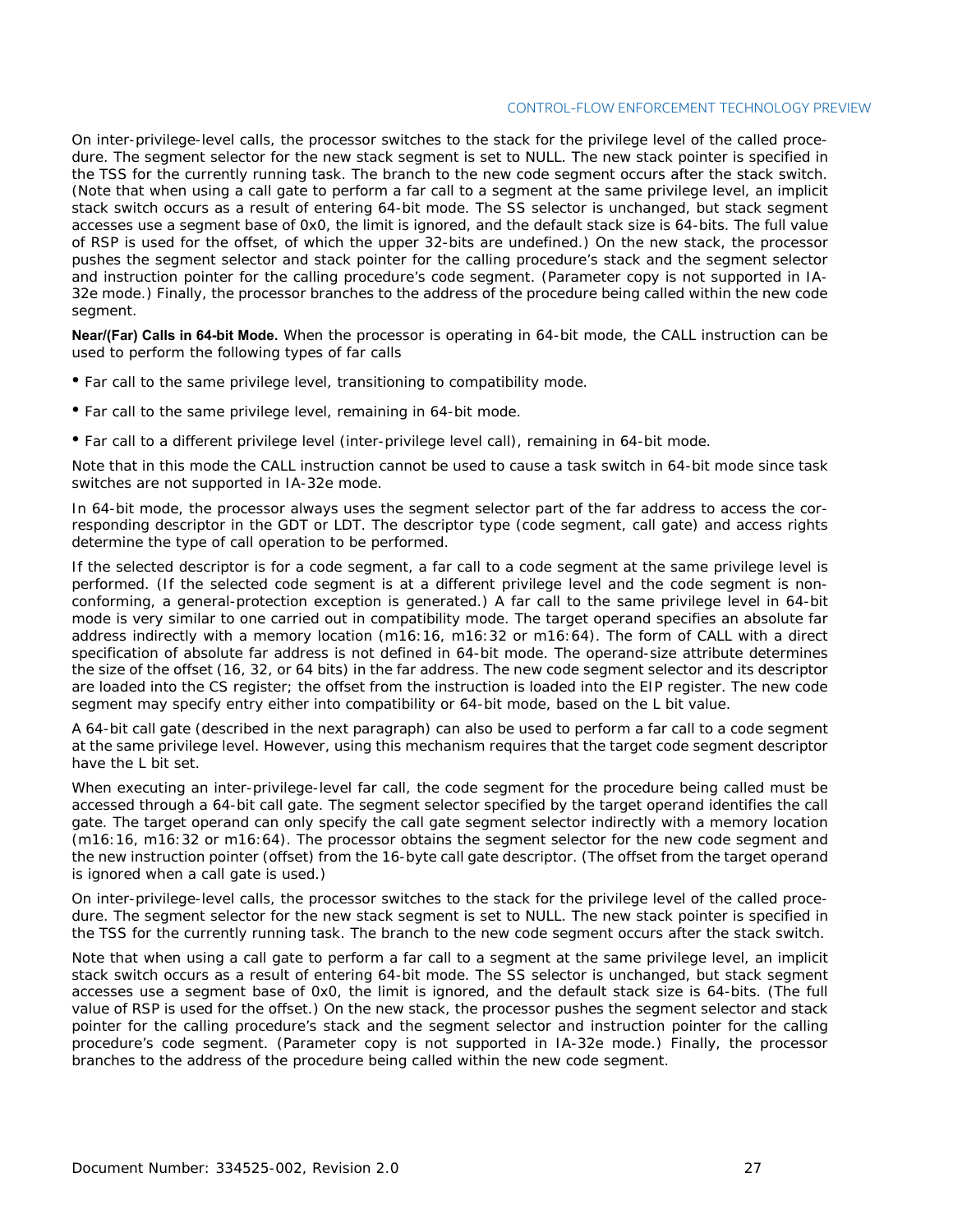On inter-privilege-level calls, the processor switches to the stack for the privilege level of the called procedure. The segment selector for the new stack segment is set to NULL. The new stack pointer is specified in the TSS for the currently running task. The branch to the new code segment occurs after the stack switch. (Note that when using a call gate to perform a far call to a segment at the same privilege level, an implicit stack switch occurs as a result of entering 64-bit mode. The SS selector is unchanged, but stack segment accesses use a segment base of 0x0, the limit is ignored, and the default stack size is 64-bits. The full value of RSP is used for the offset, of which the upper 32-bits are undefined.) On the new stack, the processor pushes the segment selector and stack pointer for the calling procedure's stack and the segment selector and instruction pointer for the calling procedure's code segment. (Parameter copy is not supported in IA-32e mode.) Finally, the processor branches to the address of the procedure being called within the new code segment.

**Near/(Far) Calls in 64-bit Mode.** When the processor is operating in 64-bit mode, the CALL instruction can be used to perform the following types of far calls

- Far call to the same privilege level, transitioning to compatibility mode.
- Far call to the same privilege level, remaining in 64-bit mode.
- Far call to a different privilege level (inter-privilege level call), remaining in 64-bit mode.

Note that in this mode the CALL instruction cannot be used to cause a task switch in 64-bit mode since task switches are not supported in IA-32e mode.

In 64-bit mode, the processor always uses the segment selector part of the far address to access the corresponding descriptor in the GDT or LDT. The descriptor type (code segment, call gate) and access rights determine the type of call operation to be performed.

If the selected descriptor is for a code segment, a far call to a code segment at the same privilege level is performed. (If the selected code segment is at a different privilege level and the code segment is non-conforming, a general-protection exception is generated.) A far call to the same privilege level in 64-bit mode is very similar to one carried out in compatibility mode. The target operand specifies an absolute far address indirectly with a memory location (m16:16, m16:32 or m16:64). The form of CALL with a direct specification of absolute far address is not defined in 64-bit mode. The operand-size attribute determines the size of the offset (16, 32, or 64 bits) in the far address. The new code segment selector and its descriptor are loaded into the CS register; the offset from the instruction is loaded into the EIP register. The new code segment may specify entry either into compatibility or 64-bit mode, based on the L bit value.

A 64-bit call gate (described in the next paragraph) can also be used to perform a far call to a code segment at the same privilege level. However, using this mechanism requires that the target code segment descriptor have the L bit set.

When executing an inter-privilege-level far call, the code segment for the procedure being called must be accessed through a 64-bit call gate. The segment selector specified by the target operand identifies the call gate. The target operand can only specify the call gate segment selector indirectly with a memory location (m16:16, m16:32 or m16:64). The processor obtains the segment selector for the new code segment and the new instruction pointer (offset) from the 16-byte call gate descriptor. (The offset from the target operand is ignored when a call gate is used.)

On inter-privilege-level calls, the processor switches to the stack for the privilege level of the called procedure. The segment selector for the new stack segment is set to NULL. The new stack pointer is specified in the TSS for the currently running task. The branch to the new code segment occurs after the stack switch.

Note that when using a call gate to perform a far call to a segment at the same privilege level, an implicit stack switch occurs as a result of entering 64-bit mode. The SS selector is unchanged, but stack segment accesses use a segment base of 0x0, the limit is ignored, and the default stack size is 64-bits. (The full value of RSP is used for the offset.) On the new stack, the processor pushes the segment selector and stack pointer for the calling procedure's stack and the segment selector and instruction pointer for the calling procedure's code segment. (Parameter copy is not supported in IA-32e mode.) Finally, the processor branches to the address of the procedure being called within the new code segment.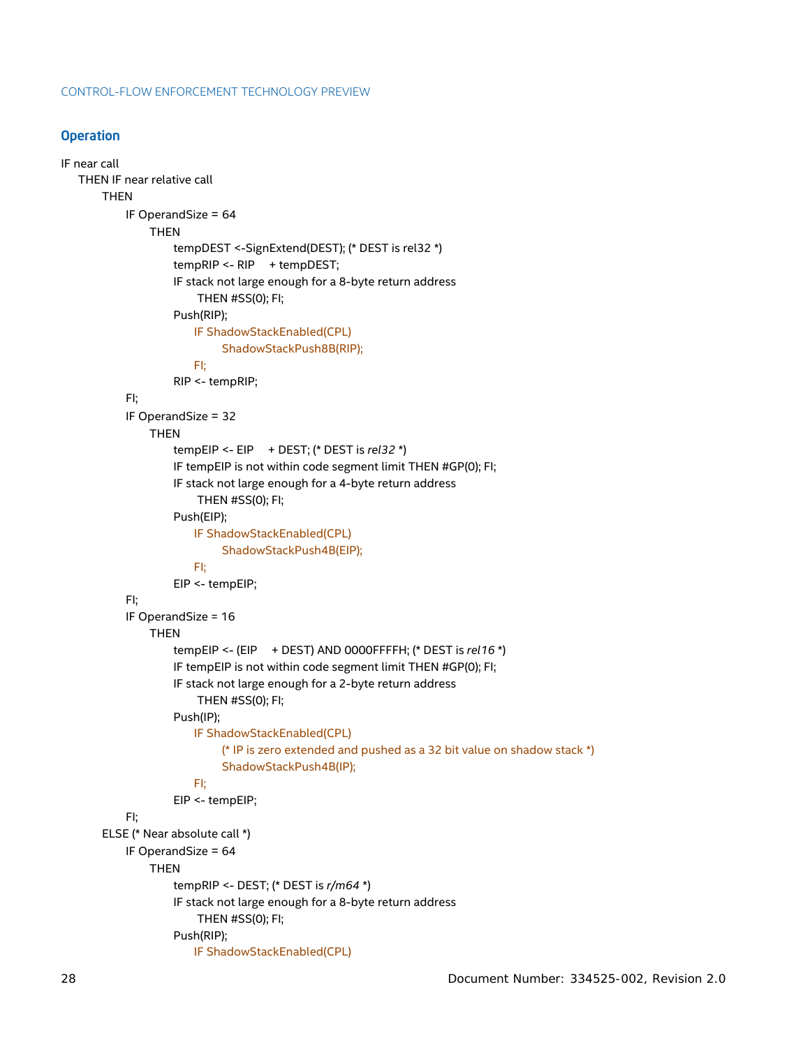## Operation

```
IF near call
    THEN IF near relative call
        THEN
            IF OperandSize = 64
                THEN
                    tempDEST <-SignExtend(DEST); (* DEST is rel32 *)
                    tempRIP <- RIP    + tempDEST;
                    IF stack not large enough for a 8-byte return address
                        THEN #SS(0); FI;
                    Push(RIP);
                        IF ShadowStackEnabled(CPL)
                            ShadowStackPush8B(RIP);
                        FI;
                    RIP <- tempRIP;
            FI;
            IF OperandSize = 32
                THEN
                    tempEIP <- EIP    + DEST; (* DEST is rel32 *)
                    IF tempEIP is not within code segment limit THEN #GP(0); FI;
                    IF stack not large enough for a 4-byte return address
                        THEN #SS(0); FI;
                    Push(EIP);
                        IF ShadowStackEnabled(CPL)
                            ShadowStackPush4B(EIP);
                        FI;
                    EIP <- tempEIP;
            FI;
            IF OperandSize = 16
                THEN
                    tempEIP <- (EIP    + DEST) AND 0000FFFFH; (* DEST is rel16 *)
                    IF tempEIP is not within code segment limit THEN #GP(0); FI;
                    IF stack not large enough for a 2-byte return address
                        THEN #SS(0); FI;
                    Push(IP);
                        IF ShadowStackEnabled(CPL)
                            (* IP is zero extended and pushed as a 32 bit value on shadow stack *)
                            ShadowStackPush4B(IP);
                        FI;
                    EIP <- tempEIP;
            FI;
        ELSE (* Near absolute call *)
            IF OperandSize = 64
                THEN
                    tempRIP <- DEST; (* DEST is r/m64 *)
                    IF stack not large enough for a 8-byte return address
                        THEN #SS(0); FI;
                    Push(RIP);
                        IF ShadowStackEnabled(CPL)
```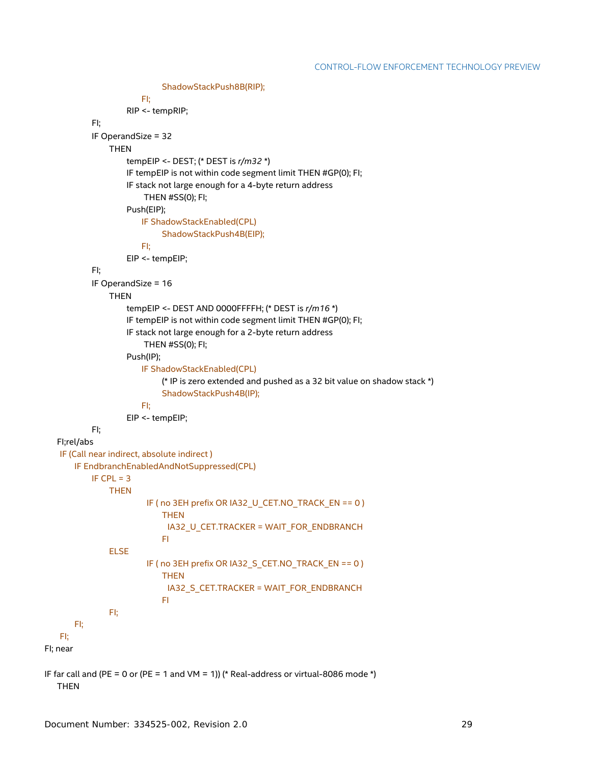```
                        ShadowStackPush8B(RIP);
                    FI;
                RIP <- tempRIP;
        FI;
        IF OperandSize = 32
            THEN
                tempEIP <- DEST; (* DEST is r/m32 *)
                IF tempEIP is not within code segment limit THEN #GP(0); FI;
                IF stack not large enough for a 4-byte return address
                    THEN #SS(0); FI;
                Push(EIP);
                    IF ShadowStackEnabled(CPL)
                        ShadowStackPush4B(EIP);
                    FI;
                EIP <- tempEIP;
        FI;
        IF OperandSize = 16
            THEN
                tempEIP <- DEST AND 0000FFFFH; (* DEST is r/m16 *)
                IF tempEIP is not within code segment limit THEN #GP(0); FI;
                IF stack not large enough for a 2-byte return address
                    THEN #SS(0); FI;
                Push(IP);
                    IF ShadowStackEnabled(CPL)
                        (* IP is zero extended and pushed as a 32 bit value on shadow stack *)
                        ShadowStackPush4B(IP);
                    FI;
                EIP <- tempEIP;
        FI;
    FI;rel/abs
    IF (Call near indirect, absolute indirect )
        IF EndbranchEnabledAndNotSuppressed(CPL)
            IF CPL = 3
                THEN
                    IF ( no 3EH prefix OR IA32_U_CET.NO_TRACK_EN == 0 )
                        THEN
                          IA32_U_CET.TRACKER = WAIT_FOR_ENDBRANCH
                        FI
                ELSE
                    IF ( no 3EH prefix OR IA32_S_CET.NO_TRACK_EN == 0 )
                        THEN
                          IA32_S_CET.TRACKER = WAIT_FOR_ENDBRANCH
                        FI
                FI;
        FI;
    FI;
FI; near

IF far call and (PE = 0 or (PE = 1 and VM = 1)) (* Real-address or virtual-8086 mode *)
    THEN
```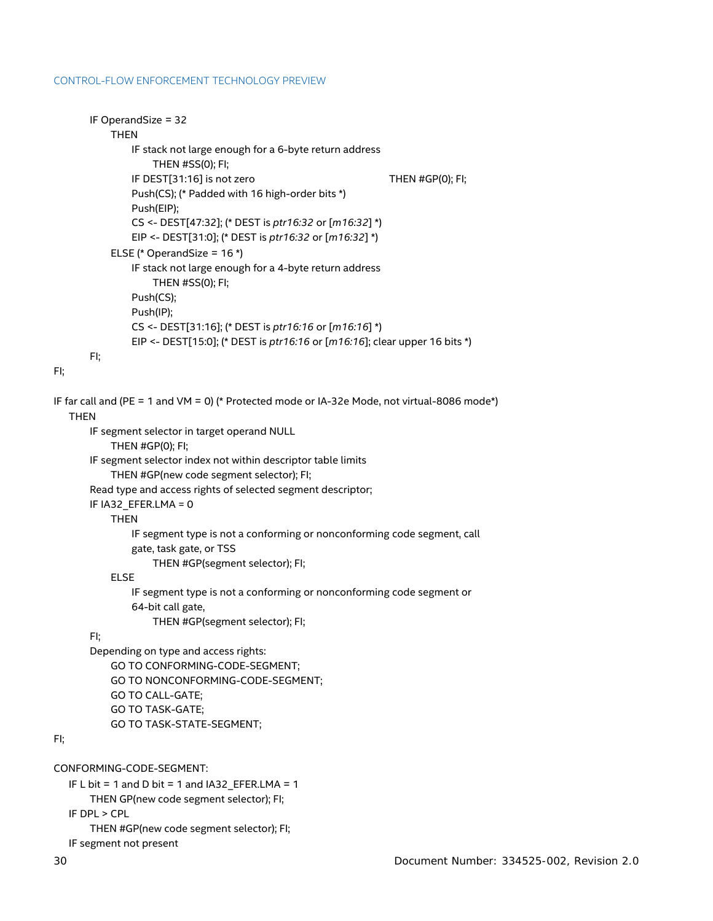```
        IF OperandSize = 32
            THEN
                IF stack not large enough for a 6-byte return address
                    THEN #SS(0); FI;
                IF DEST[31:16] is not zero                          THEN #GP(0); FI;
                Push(CS); (* Padded with 16 high-order bits *)
                Push(EIP);
                CS <- DEST[47:32]; (* DEST is ptr16:32 or [m16:32] *)
                EIP <- DEST[31:0]; (* DEST is ptr16:32 or [m16:32] *)
            ELSE (* OperandSize = 16 *)
                IF stack not large enough for a 4-byte return address
                    THEN #SS(0); FI;
                Push(CS);
                Push(IP);
                CS <- DEST[31:16]; (* DEST is ptr16:16 or [m16:16] *)
                EIP <- DEST[15:0]; (* DEST is ptr16:16 or [m16:16]; clear upper 16 bits *)
        FI;
FI;

IF far call and (PE = 1 and VM = 0) (* Protected mode or IA-32e Mode, not virtual-8086 mode*)
    THEN
        IF segment selector in target operand NULL
            THEN #GP(0); FI;
        IF segment selector index not within descriptor table limits
            THEN #GP(new code segment selector); FI;
        Read type and access rights of selected segment descriptor;
        IF IA32_EFER.LMA = 0
            THEN
                IF segment type is not a conforming or nonconforming code segment, call
                gate, task gate, or TSS
                    THEN #GP(segment selector); FI;
            ELSE
                IF segment type is not a conforming or nonconforming code segment or
                64-bit call gate,
                    THEN #GP(segment selector); FI;
        FI;
        Depending on type and access rights:
            GO TO CONFORMING-CODE-SEGMENT;
            GO TO NONCONFORMING-CODE-SEGMENT;
            GO TO CALL-GATE;
            GO TO TASK-GATE;
            GO TO TASK-STATE-SEGMENT;
FI;

CONFORMING-CODE-SEGMENT:
    IF L bit = 1 and D bit = 1 and IA32_EFER.LMA = 1
        THEN GP(new code segment selector); FI;
    IF DPL > CPL
        THEN #GP(new code segment selector); FI;
    IF segment not present
```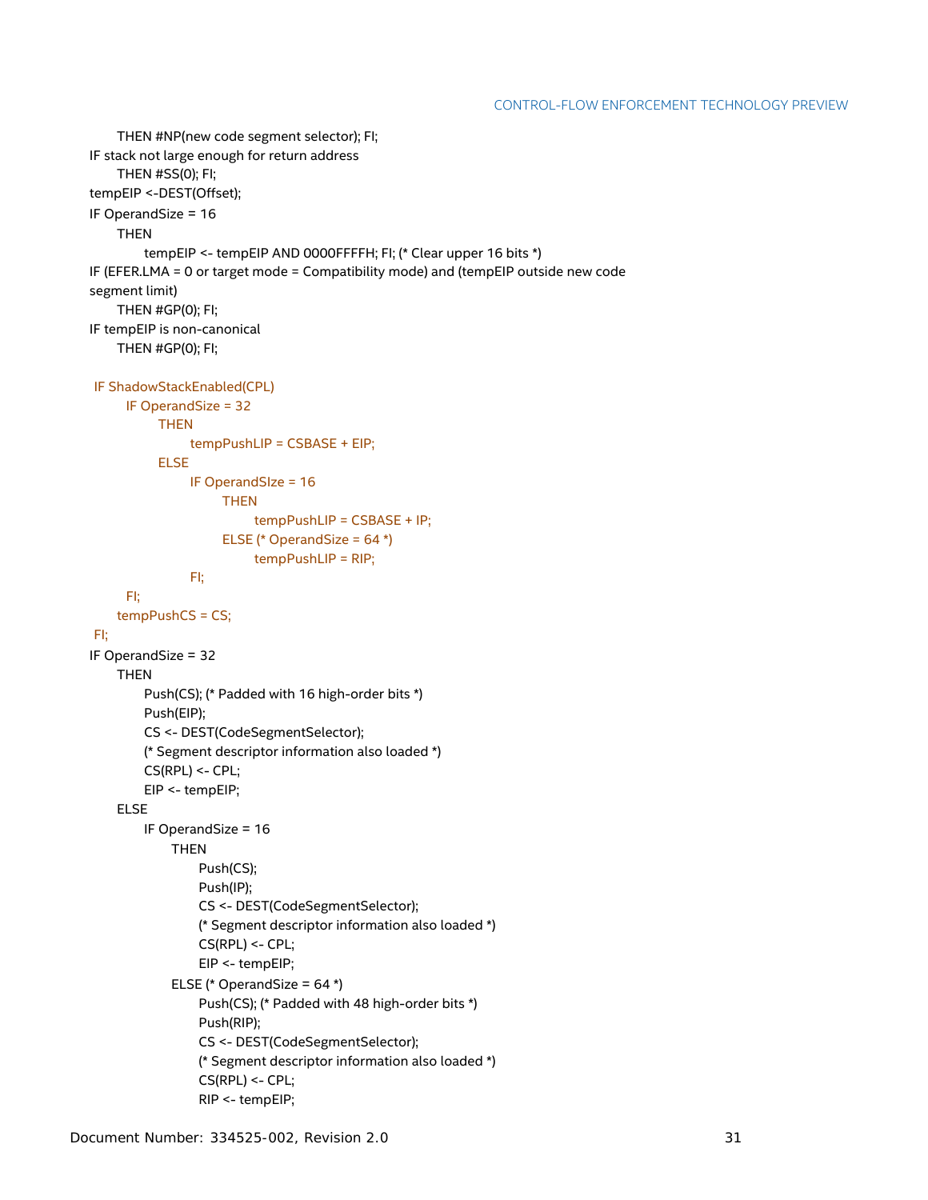```
        THEN #NP(new code segment selector); FI;
IF stack not large enough for return address
        THEN #SS(0); FI;
tempEIP <-DEST(Offset);
IF OperandSize = 16
        THEN
            tempEIP <- tempEIP AND 0000FFFFH; FI; (* Clear upper 16 bits *)
IF (EFER.LMA = 0 or target mode = Compatibility mode) and (tempEIP outside new code
segment limit)
        THEN #GP(0); FI;
IF tempEIP is non-canonical
        THEN #GP(0); FI;

 IF ShadowStackEnabled(CPL)
        IF OperandSize = 32
            THEN
                tempPushLIP = CSBASE + EIP;
            ELSE
                IF OperandSIze = 16
                    THEN
                        tempPushLIP = CSBASE + IP;
                    ELSE (* OperandSize = 64 *)
                        tempPushLIP = RIP;
                FI;
        FI;
        tempPushCS = CS;
 FI;
IF OperandSize = 32
        THEN
            Push(CS); (* Padded with 16 high-order bits *)
            Push(EIP);
            CS <- DEST(CodeSegmentSelector);
            (* Segment descriptor information also loaded *)
            CS(RPL) <- CPL;
            EIP <- tempEIP;
        ELSE
            IF OperandSize = 16
                THEN
                    Push(CS);
                    Push(IP);
                    CS <- DEST(CodeSegmentSelector);
                    (* Segment descriptor information also loaded *)
                    CS(RPL) <- CPL;
                    EIP <- tempEIP;
                ELSE (* OperandSize = 64 *)
                    Push(CS); (* Padded with 48 high-order bits *)
                    Push(RIP);
                    CS <- DEST(CodeSegmentSelector);
                    (* Segment descriptor information also loaded *)
                    CS(RPL) <- CPL;
                    RIP <- tempEIP;
```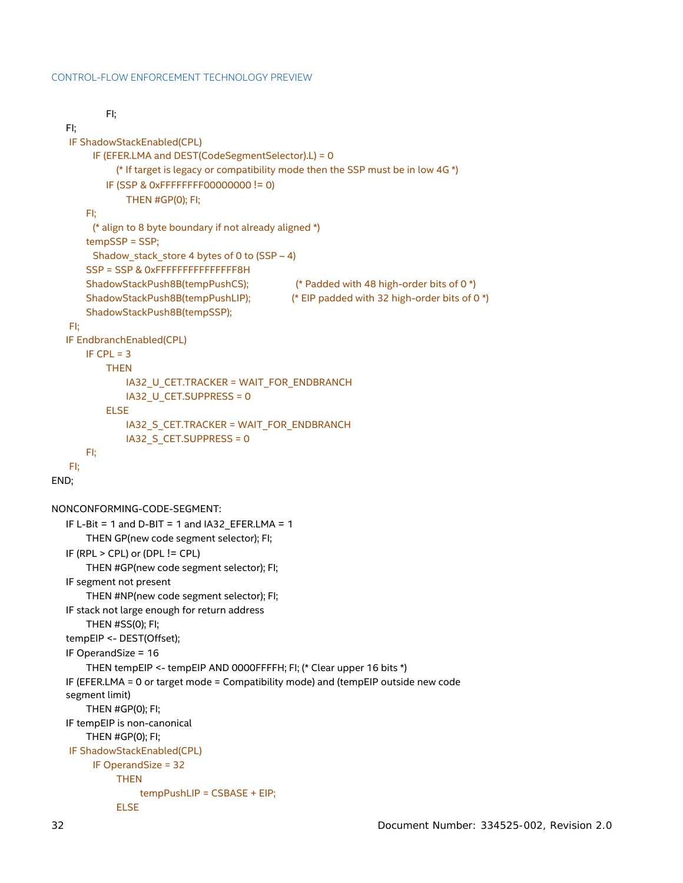```
            FI;
    FI;
    IF ShadowStackEnabled(CPL)
        IF (EFER.LMA and DEST(CodeSegmentSelector).L) = 0
            (* If target is legacy or compatibility mode then the SSP must be in low 4G *)
            IF (SSP & 0xFFFFFFFF00000000 != 0)
                THEN #GP(0); FI;
        FI;
        (* align to 8 byte boundary if not already aligned *)
        tempSSP = SSP;
        Shadow_stack_store 4 bytes of 0 to (SSP – 4)
        SSP = SSP & 0xFFFFFFFFFFFFFFF8H
        ShadowStackPush8B(tempPushCS);          (* Padded with 48 high-order bits of 0 *)
        ShadowStackPush8B(tempPushLIP);         (* EIP padded with 32 high-order bits of 0 *)
        ShadowStackPush8B(tempSSP);
    FI;
    IF EndbranchEnabled(CPL)
        IF CPL = 3
            THEN
                IA32_U_CET.TRACKER = WAIT_FOR_ENDBRANCH
                IA32_U_CET.SUPPRESS = 0
            ELSE
                IA32_S_CET.TRACKER = WAIT_FOR_ENDBRANCH
                IA32_S_CET.SUPPRESS = 0
        FI;
    FI;
END;

NONCONFORMING-CODE-SEGMENT:
    IF L-Bit = 1 and D-BIT = 1 and IA32_EFER.LMA = 1
        THEN GP(new code segment selector); FI;
    IF (RPL > CPL) or (DPL != CPL)
        THEN #GP(new code segment selector); FI;
    IF segment not present
        THEN #NP(new code segment selector); FI;
    IF stack not large enough for return address
        THEN #SS(0); FI;
    tempEIP <- DEST(Offset);
    IF OperandSize = 16
        THEN tempEIP <- tempEIP AND 0000FFFFH; FI; (* Clear upper 16 bits *)
    IF (EFER.LMA = 0 or target mode = Compatibility mode) and (tempEIP outside new code
    segment limit)
        THEN #GP(0); FI;
    IF tempEIP is non-canonical
        THEN #GP(0); FI;
    IF ShadowStackEnabled(CPL)
        IF OperandSize = 32
            THEN
                tempPushLIP = CSBASE + EIP;
            ELSE
```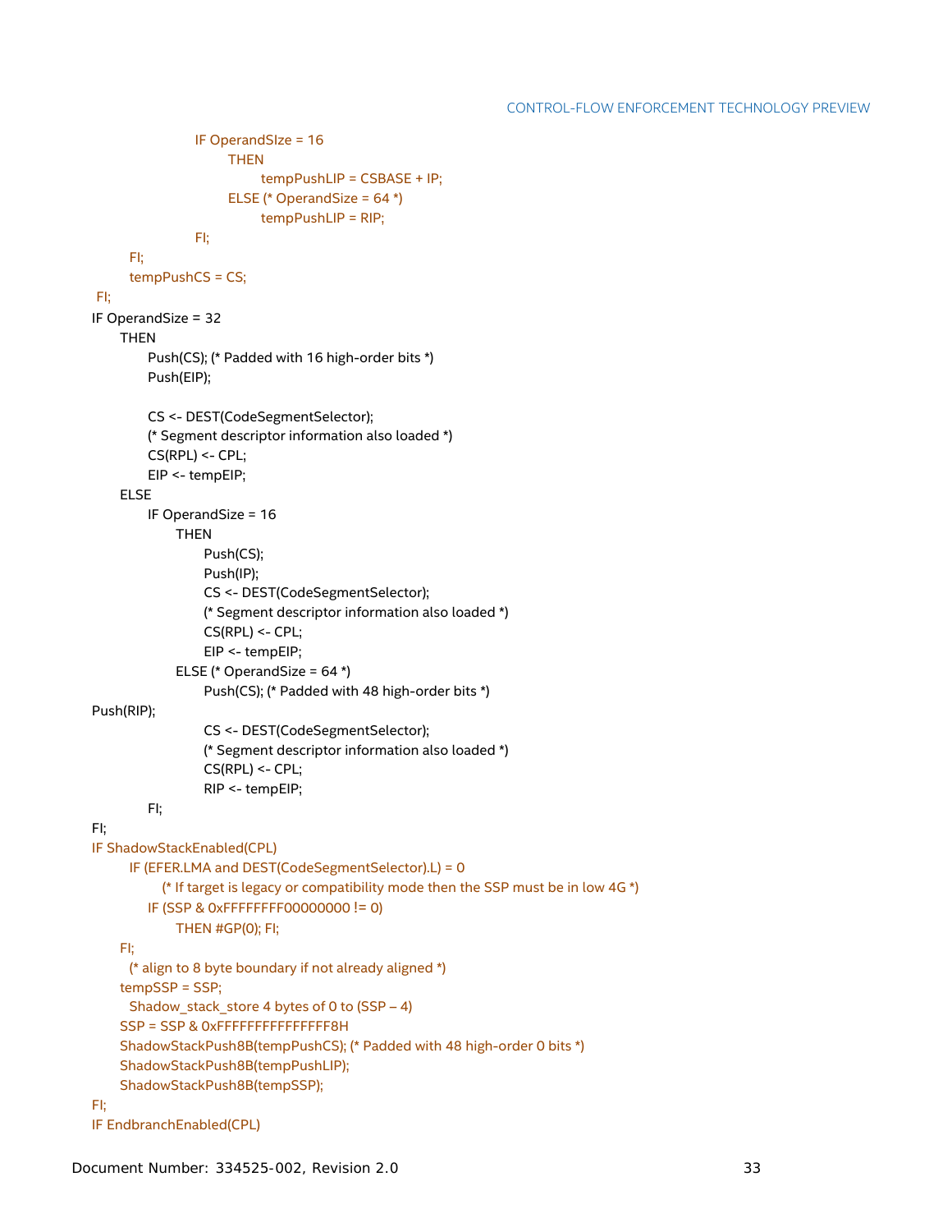```
                    IF OperandSIze = 16
                        THEN
                            tempPushLIP = CSBASE + IP;
                        ELSE (* OperandSize = 64 *)
                            tempPushLIP = RIP;
                    FI;
        FI;
        tempPushCS = CS;
    FI;
IF OperandSize = 32
    THEN
        Push(CS); (* Padded with 16 high-order bits *)
        Push(EIP);

        CS <- DEST(CodeSegmentSelector);
        (* Segment descriptor information also loaded *)
        CS(RPL) <- CPL;
        EIP <- tempEIP;
    ELSE
        IF OperandSize = 16
            THEN
                Push(CS);
                Push(IP);
                CS <- DEST(CodeSegmentSelector);
                (* Segment descriptor information also loaded *)
                CS(RPL) <- CPL;
                EIP <- tempEIP;
            ELSE (* OperandSize = 64 *)
                Push(CS); (* Padded with 48 high-order bits *)
Push(RIP);
                CS <- DEST(CodeSegmentSelector);
                (* Segment descriptor information also loaded *)
                CS(RPL) <- CPL;
                RIP <- tempEIP;
        FI;
FI;
IF ShadowStackEnabled(CPL)
        IF (EFER.LMA and DEST(CodeSegmentSelector).L) = 0
            (* If target is legacy or compatibility mode then the SSP must be in low 4G *)
            IF (SSP & 0xFFFFFFFF00000000 != 0)
                THEN #GP(0); FI;
    FI;
        (* align to 8 byte boundary if not already aligned *)
    tempSSP = SSP;
        Shadow_stack_store 4 bytes of 0 to (SSP – 4)
    SSP = SSP & 0xFFFFFFFFFFFFFFF8H
    ShadowStackPush8B(tempPushCS); (* Padded with 48 high-order 0 bits *)
    ShadowStackPush8B(tempPushLIP);
    ShadowStackPush8B(tempSSP);
FI;
IF EndbranchEnabled(CPL)
```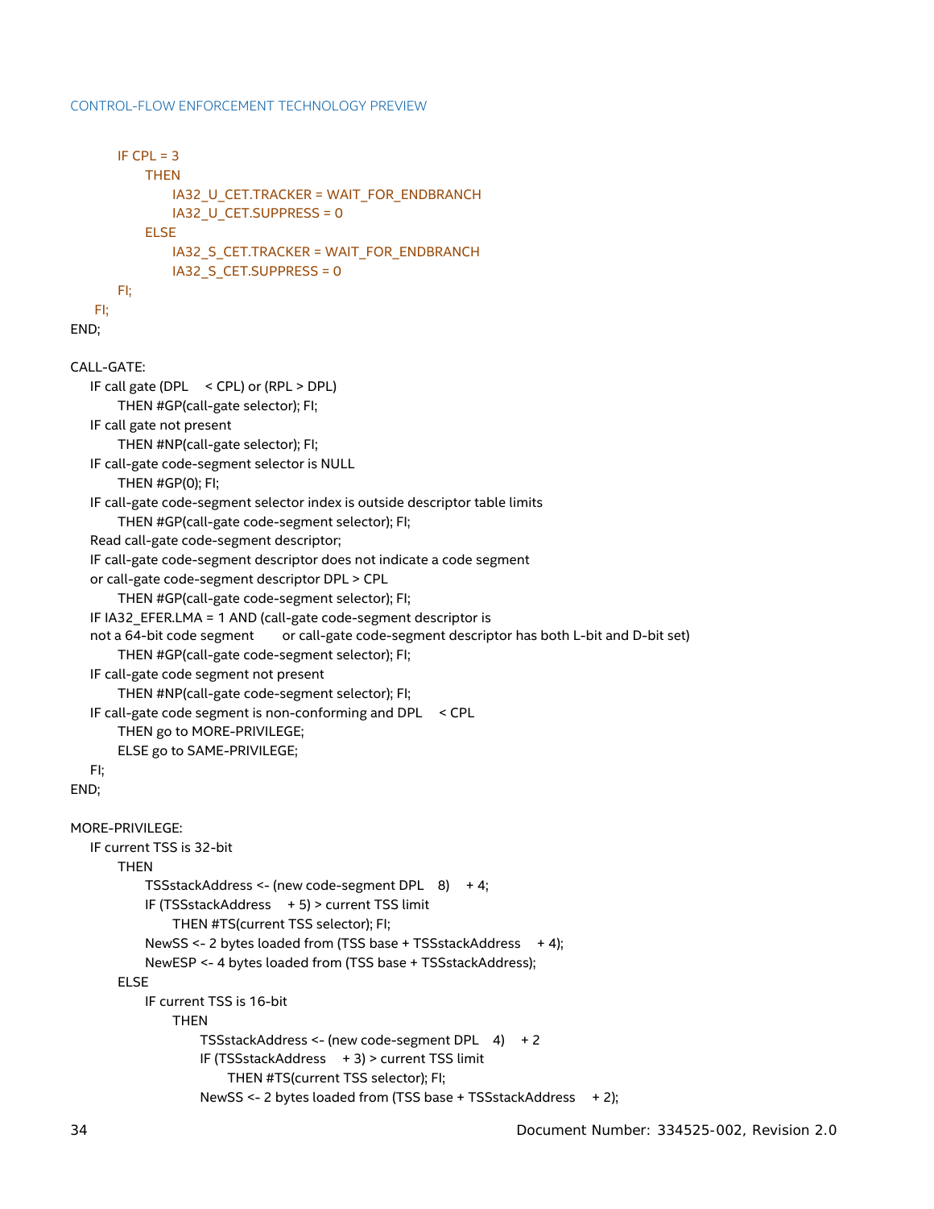```
        IF CPL = 3
            THEN
                IA32_U_CET.TRACKER = WAIT_FOR_ENDBRANCH
                IA32_U_CET.SUPPRESS = 0
            ELSE
                IA32_S_CET.TRACKER = WAIT_FOR_ENDBRANCH
                IA32_S_CET.SUPPRESS = 0
        FI;
    FI;
END;

CALL-GATE:
    IF call gate (DPL < CPL) or (RPL > DPL)
        THEN #GP(call-gate selector); FI;
    IF call gate not present
        THEN #NP(call-gate selector); FI;
    IF call-gate code-segment selector is NULL
        THEN #GP(0); FI;
    IF call-gate code-segment selector index is outside descriptor table limits
        THEN #GP(call-gate code-segment selector); FI;
    Read call-gate code-segment descriptor;
    IF call-gate code-segment descriptor does not indicate a code segment
    or call-gate code-segment descriptor DPL > CPL
        THEN #GP(call-gate code-segment selector); FI;
    IF IA32_EFER.LMA = 1 AND (call-gate code-segment descriptor is
    not a 64-bit code segment    or call-gate code-segment descriptor has both L-bit and D-bit set)
        THEN #GP(call-gate code-segment selector); FI;
    IF call-gate code segment not present
        THEN #NP(call-gate code-segment selector); FI;
    IF call-gate code segment is non-conforming and DPL < CPL
        THEN go to MORE-PRIVILEGE;
        ELSE go to SAME-PRIVILEGE;
    FI;
END;

MORE-PRIVILEGE:
    IF current TSS is 32-bit
        THEN
            TSSstackAddress <- (new code-segment DPL   8)   + 4;
            IF (TSSstackAddress   + 5) > current TSS limit
                THEN #TS(current TSS selector); FI;
            NewSS <- 2 bytes loaded from (TSS base + TSSstackAddress   + 4);
            NewESP <- 4 bytes loaded from (TSS base + TSSstackAddress);
        ELSE
            IF current TSS is 16-bit
                THEN
                    TSSstackAddress <- (new code-segment DPL   4)   + 2
                    IF (TSSstackAddress   + 3) > current TSS limit
                        THEN #TS(current TSS selector); FI;
                    NewSS <- 2 bytes loaded from (TSS base + TSSstackAddress   + 2);
```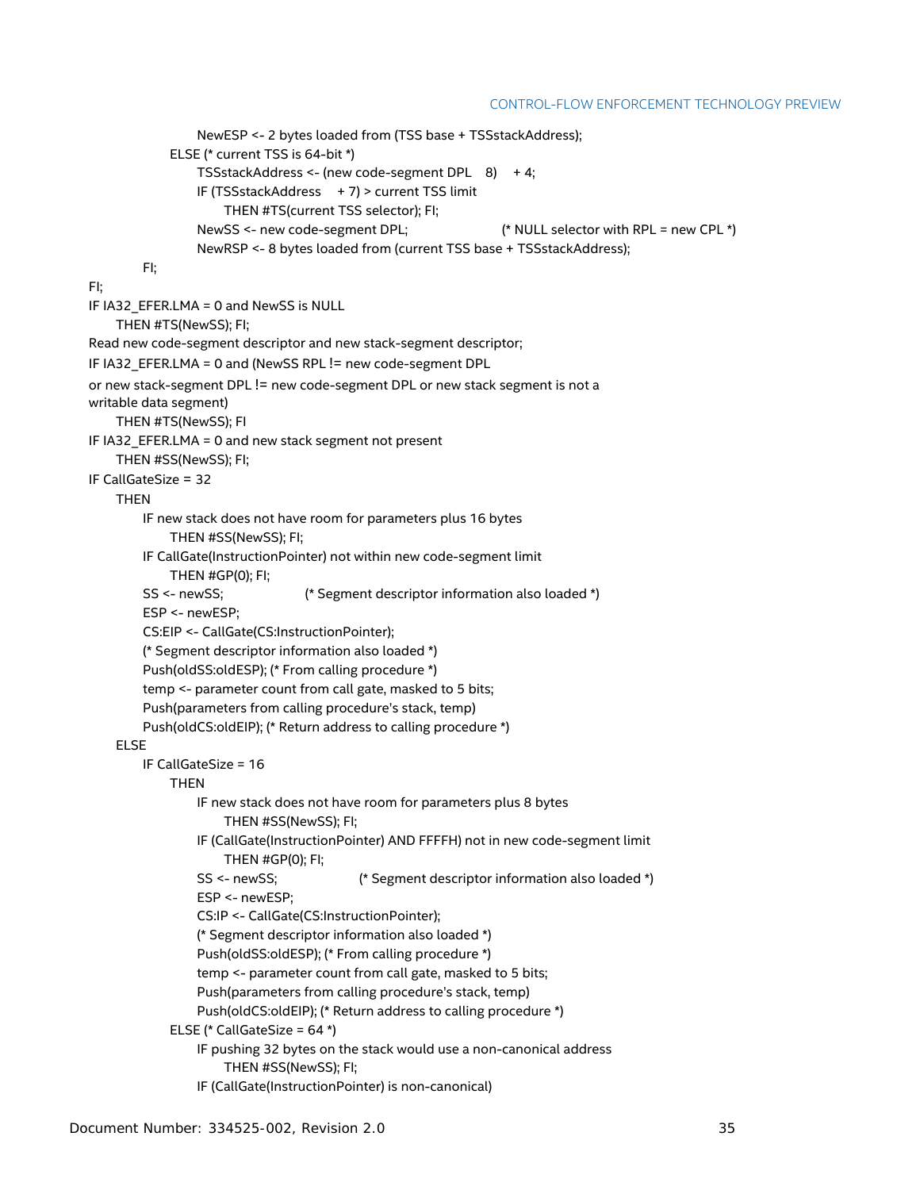```
                NewESP <- 2 bytes loaded from (TSS base + TSSstackAddress);
            ELSE (* current TSS is 64-bit *)
                TSSstackAddress <- (new code-segment DPL   8)   + 4;
                IF (TSSstackAddress    + 7) > current TSS limit
                    THEN #TS(current TSS selector); FI;
                NewSS <- new code-segment DPL;                  (* NULL selector with RPL = new CPL *)
                NewRSP <- 8 bytes loaded from (current TSS base + TSSstackAddress);
        FI;
FI;
IF IA32_EFER.LMA = 0 and NewSS is NULL
    THEN #TS(NewSS); FI;
Read new code-segment descriptor and new stack-segment descriptor;
IF IA32_EFER.LMA = 0 and (NewSS RPL != new code-segment DPL
or new stack-segment DPL != new code-segment DPL or new stack segment is not a
writable data segment)
    THEN #TS(NewSS); FI
IF IA32_EFER.LMA = 0 and new stack segment not present
    THEN #SS(NewSS); FI;
IF CallGateSize = 32
    THEN
        IF new stack does not have room for parameters plus 16 bytes
            THEN #SS(NewSS); FI;
        IF CallGate(InstructionPointer) not within new code-segment limit
            THEN #GP(0); FI;
        SS <- newSS;                (* Segment descriptor information also loaded *)
        ESP <- newESP;
        CS:EIP <- CallGate(CS:InstructionPointer);
        (* Segment descriptor information also loaded *)
        Push(oldSS:oldESP); (* From calling procedure *)
        temp <- parameter count from call gate, masked to 5 bits;
        Push(parameters from calling procedure's stack, temp)
        Push(oldCS:oldEIP); (* Return address to calling procedure *)
    ELSE
        IF CallGateSize = 16
            THEN
                IF new stack does not have room for parameters plus 8 bytes
                    THEN #SS(NewSS); FI;
                IF (CallGate(InstructionPointer) AND FFFFH) not in new code-segment limit
                    THEN #GP(0); FI;
                SS <- newSS;                (* Segment descriptor information also loaded *)
                ESP <- newESP;
                CS:IP <- CallGate(CS:InstructionPointer);
                (* Segment descriptor information also loaded *)
                Push(oldSS:oldESP); (* From calling procedure *)
                temp <- parameter count from call gate, masked to 5 bits;
                Push(parameters from calling procedure's stack, temp)
                Push(oldCS:oldEIP); (* Return address to calling procedure *)
            ELSE (* CallGateSize = 64 *)
                IF pushing 32 bytes on the stack would use a non-canonical address
                    THEN #SS(NewSS); FI;
                IF (CallGate(InstructionPointer) is non-canonical)
```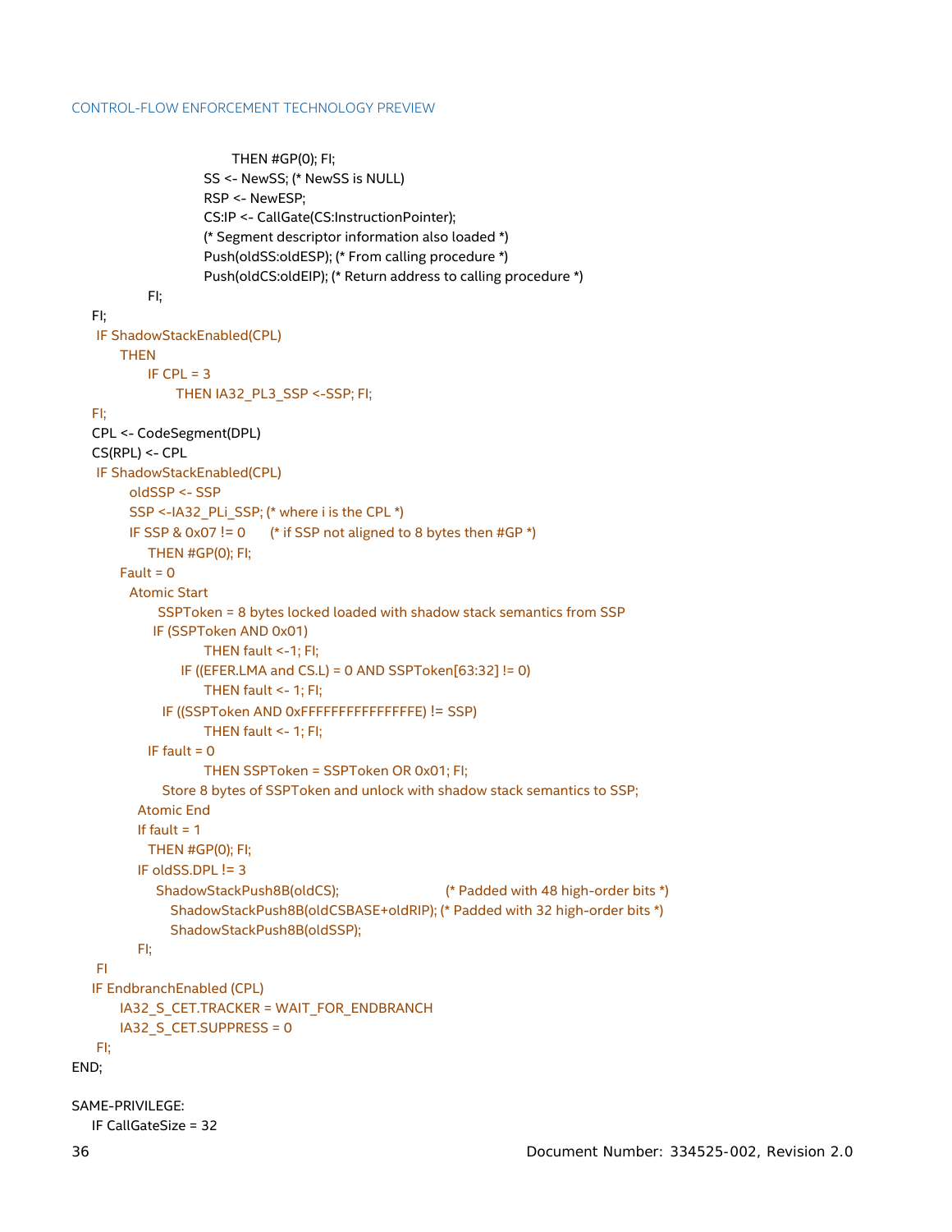```
                        THEN #GP(0); FI;
                    SS <- NewSS; (* NewSS is NULL)
                    RSP <- NewESP;
                    CS:IP <- CallGate(CS:InstructionPointer);
                    (* Segment descriptor information also loaded *)
                    Push(oldSS:oldESP); (* From calling procedure *)
                    Push(oldCS:oldEIP); (* Return address to calling procedure *)
            FI;
    FI;
    IF ShadowStackEnabled(CPL)
        THEN
            IF CPL = 3
                THEN IA32_PL3_SSP <-SSP; FI;
    FI;
    CPL <- CodeSegment(DPL)
    CS(RPL) <- CPL
    IF ShadowStackEnabled(CPL)
        oldSSP <- SSP
        SSP <-IA32_PLi_SSP; (* where i is the CPL *)
        IF SSP & 0x07 != 0      (* if SSP not aligned to 8 bytes then #GP *)
            THEN #GP(0); FI;
        Fault = 0
        Atomic Start
            SSPToken = 8 bytes locked loaded with shadow stack semantics from SSP
            IF (SSPToken AND 0x01)
                    THEN fault <-1; FI;
                IF ((EFER.LMA and CS.L) = 0 AND SSPToken[63:32] != 0)
                    THEN fault <- 1; FI;
              IF ((SSPToken AND 0xFFFFFFFFFFFFFFFE) != SSP)
                    THEN fault <- 1; FI;
            IF fault = 0
                    THEN SSPToken = SSPToken OR 0x01; FI;
              Store 8 bytes of SSPToken and unlock with shadow stack semantics to SSP;
          Atomic End
          If fault = 1
            THEN #GP(0); FI;
          IF oldSS.DPL != 3
              ShadowStackPush8B(oldCS);                 (* Padded with 48 high-order bits *)
                ShadowStackPush8B(oldCSBASE+oldRIP); (* Padded with 32 high-order bits *)
                ShadowStackPush8B(oldSSP);
          FI;
    FI
    IF EndbranchEnabled (CPL)
        IA32_S_CET.TRACKER = WAIT_FOR_ENDBRANCH
        IA32_S_CET.SUPPRESS = 0
    FI;
END;

SAME-PRIVILEGE:
    IF CallGateSize = 32
```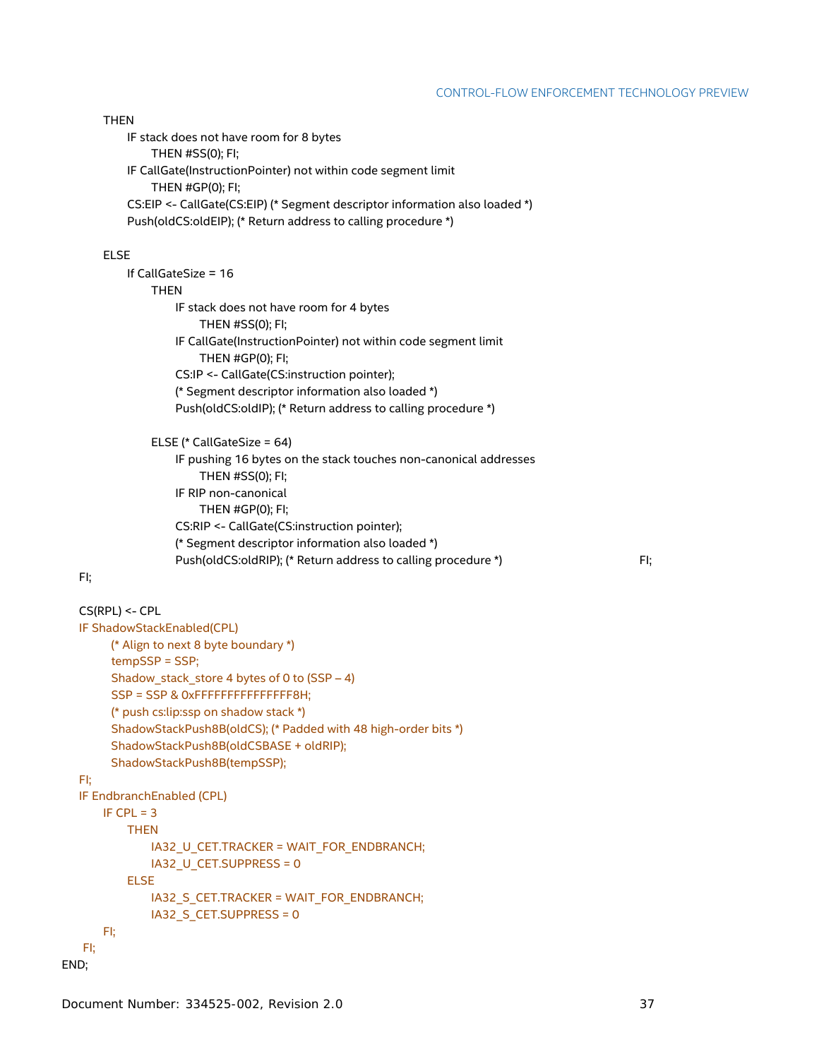```
        THEN
            IF stack does not have room for 8 bytes
                THEN #SS(0); FI;
            IF CallGate(InstructionPointer) not within code segment limit
                THEN #GP(0); FI;
            CS:EIP <- CallGate(CS:EIP) (* Segment descriptor information also loaded *)
            Push(oldCS:oldEIP); (* Return address to calling procedure *)

        ELSE
            If CallGateSize = 16
                THEN
                    IF stack does not have room for 4 bytes
                        THEN #SS(0); FI;
                    IF CallGate(InstructionPointer) not within code segment limit
                        THEN #GP(0); FI;
                    CS:IP <- CallGate(CS:instruction pointer);
                    (* Segment descriptor information also loaded *)
                    Push(oldCS:oldIP); (* Return address to calling procedure *)

                ELSE (* CallGateSize = 64)
                    IF pushing 16 bytes on the stack touches non-canonical addresses
                        THEN #SS(0); FI;
                    IF RIP non-canonical
                        THEN #GP(0); FI;
                    CS:RIP <- CallGate(CS:instruction pointer);
                    (* Segment descriptor information also loaded *)
                    Push(oldCS:oldRIP); (* Return address to calling procedure *)        FI;
    FI;

    CS(RPL) <- CPL
    IF ShadowStackEnabled(CPL)
        (* Align to next 8 byte boundary *)
        tempSSP = SSP;
        Shadow_stack_store 4 bytes of 0 to (SSP – 4)
        SSP = SSP & 0xFFFFFFFFFFFFFFF8H;
        (* push cs:lip:ssp on shadow stack *)
        ShadowStackPush8B(oldCS); (* Padded with 48 high-order bits *)
        ShadowStackPush8B(oldCSBASE + oldRIP);
        ShadowStackPush8B(tempSSP);
    FI;
    IF EndbranchEnabled (CPL)
        IF CPL = 3
            THEN
                IA32_U_CET.TRACKER = WAIT_FOR_ENDBRANCH;
                IA32_U_CET.SUPPRESS = 0
            ELSE
                IA32_S_CET.TRACKER = WAIT_FOR_ENDBRANCH;
                IA32_S_CET.SUPPRESS = 0
        FI;
    FI;
END;
```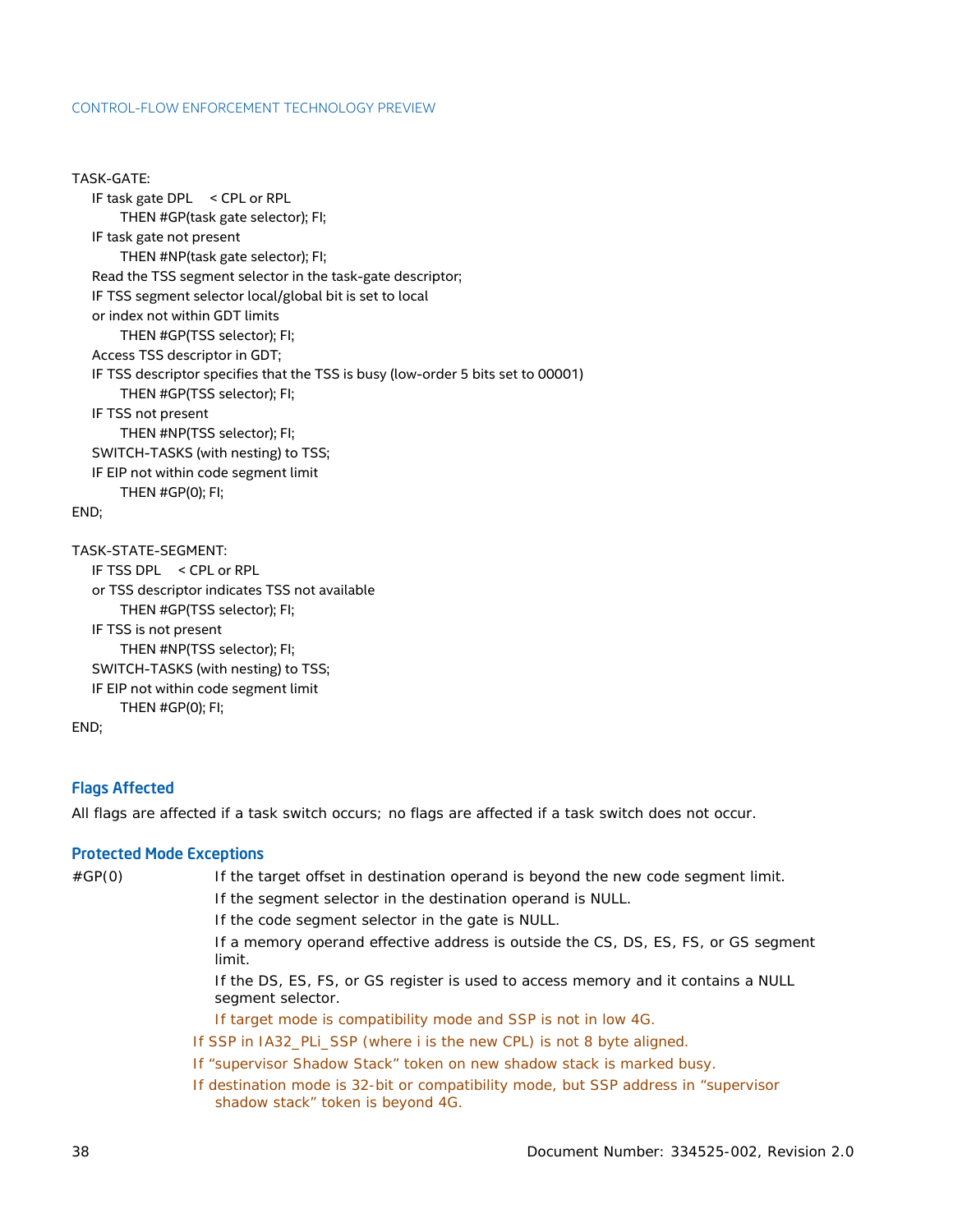```
TASK-GATE:
    IF task gate DPL    < CPL or RPL
          THEN #GP(task gate selector); FI;
    IF task gate not present
          THEN #NP(task gate selector); FI;
    Read the TSS segment selector in the task-gate descriptor;
    IF TSS segment selector local/global bit is set to local
    or index not within GDT limits
          THEN #GP(TSS selector); FI;
    Access TSS descriptor in GDT;
    IF TSS descriptor specifies that the TSS is busy (low-order 5 bits set to 00001)
          THEN #GP(TSS selector); FI;
    IF TSS not present
          THEN #NP(TSS selector); FI;
    SWITCH-TASKS (with nesting) to TSS;
    IF EIP not within code segment limit
          THEN #GP(0); FI;
END;

TASK-STATE-SEGMENT:
    IF TSS DPL    < CPL or RPL
    or TSS descriptor indicates TSS not available
          THEN #GP(TSS selector); FI;
    IF TSS is not present
          THEN #NP(TSS selector); FI;
    SWITCH-TASKS (with nesting) to TSS;
    IF EIP not within code segment limit
          THEN #GP(0); FI;
END;
```

### Flags Affected

All flags are affected if a task switch occurs; no flags are affected if a task switch does not occur.

### Protected Mode Exceptions

#GP(0) If the target offset in destination operand is beyond the new code segment limit.

If the segment selector in the destination operand is NULL.

If the code segment selector in the gate is NULL.

If a memory operand effective address is outside the CS, DS, ES, FS, or GS segment limit.

If the DS, ES, FS, or GS register is used to access memory and it contains a NULL segment selector.

If target mode is compatibility mode and SSP is not in low 4G.

If SSP in IA32_PLi_SSP (where i is the new CPL) is not 8 byte aligned.

If “supervisor Shadow Stack” token on new shadow stack is marked busy.

If destination mode is 32-bit or compatibility mode, but SSP address in “supervisor shadow stack” token is beyond 4G.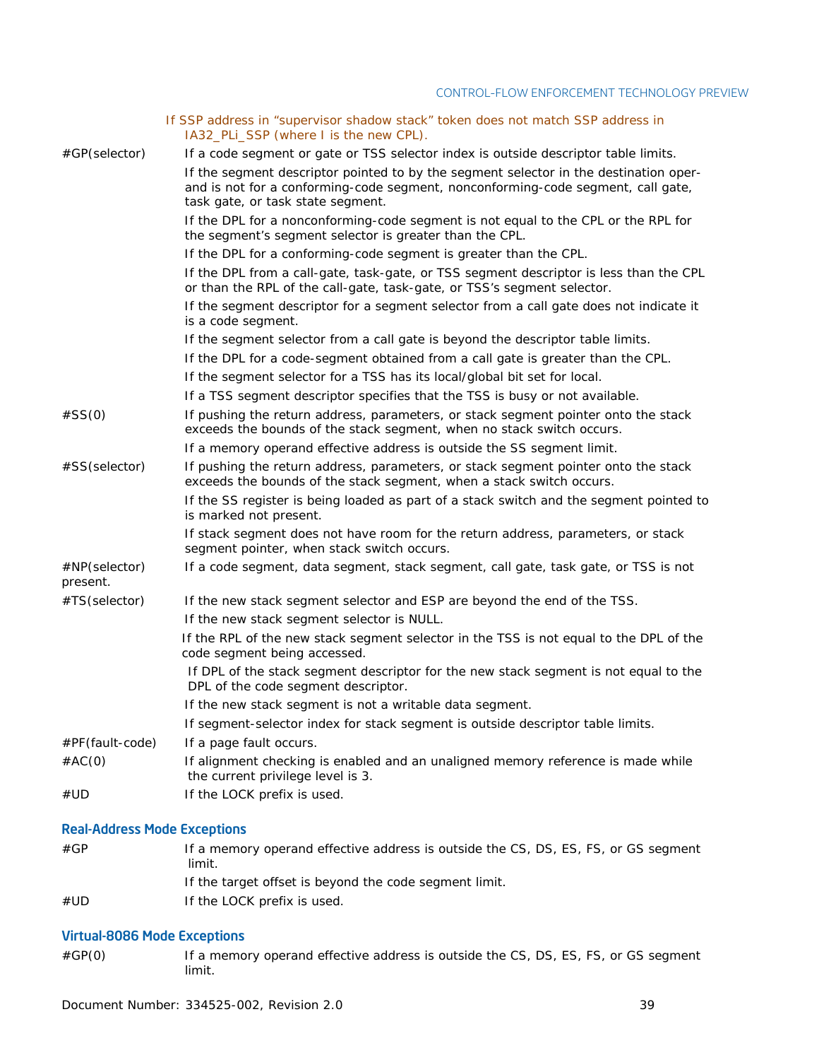If SSP address in “supervisor shadow stack” token does not match SSP address in IA32_PLi_SSP (where I is the new CPL).

| | |
|---|---|
| #GP(selector) | If a code segment or gate or TSS selector index is outside descriptor table limits. |
| | If the segment descriptor pointed to by the segment selector in the destination operand is not for a conforming-code segment, nonconforming-code segment, call gate, task gate, or task state segment. |
| | If the DPL for a nonconforming-code segment is not equal to the CPL or the RPL for the segment's segment selector is greater than the CPL. |
| | If the DPL for a conforming-code segment is greater than the CPL. |
| | If the DPL from a call-gate, task-gate, or TSS segment descriptor is less than the CPL or than the RPL of the call-gate, task-gate, or TSS's segment selector. |
| | If the segment descriptor for a segment selector from a call gate does not indicate it is a code segment. |
| | If the segment selector from a call gate is beyond the descriptor table limits. |
| | If the DPL for a code-segment obtained from a call gate is greater than the CPL. |
| | If the segment selector for a TSS has its local/global bit set for local. |
| | If a TSS segment descriptor specifies that the TSS is busy or not available. |
| #SS(0) | If pushing the return address, parameters, or stack segment pointer onto the stack exceeds the bounds of the stack segment, when no stack switch occurs. |
| | If a memory operand effective address is outside the SS segment limit. |
| #SS(selector) | If pushing the return address, parameters, or stack segment pointer onto the stack exceeds the bounds of the stack segment, when a stack switch occurs. |
| | If the SS register is being loaded as part of a stack switch and the segment pointed to is marked not present. |
| | If stack segment does not have room for the return address, parameters, or stack segment pointer, when stack switch occurs. |
| #NP(selector) | If a code segment, data segment, stack segment, call gate, task gate, or TSS is not present. |
| #TS(selector) | If the new stack segment selector and ESP are beyond the end of the TSS. |
| | If the new stack segment selector is NULL. |
| | If the RPL of the new stack segment selector in the TSS is not equal to the DPL of the code segment being accessed. |
| | If DPL of the stack segment descriptor for the new stack segment is not equal to the DPL of the code segment descriptor. |
| | If the new stack segment is not a writable data segment. |
| | If segment-selector index for stack segment is outside descriptor table limits. |
| #PF(fault-code) | If a page fault occurs. |
| #AC(0) | If alignment checking is enabled and an unaligned memory reference is made while the current privilege level is 3. |
| #UD | If the LOCK prefix is used. |

### Real-Address Mode Exceptions

| | |
|---|---|
| #GP | If a memory operand effective address is outside the CS, DS, ES, FS, or GS segment limit. |
| | If the target offset is beyond the code segment limit. |
| #UD | If the LOCK prefix is used. |

### Virtual-8086 Mode Exceptions

| | |
|---|---|
| #GP(0) | If a memory operand effective address is outside the CS, DS, ES, FS, or GS segment limit. |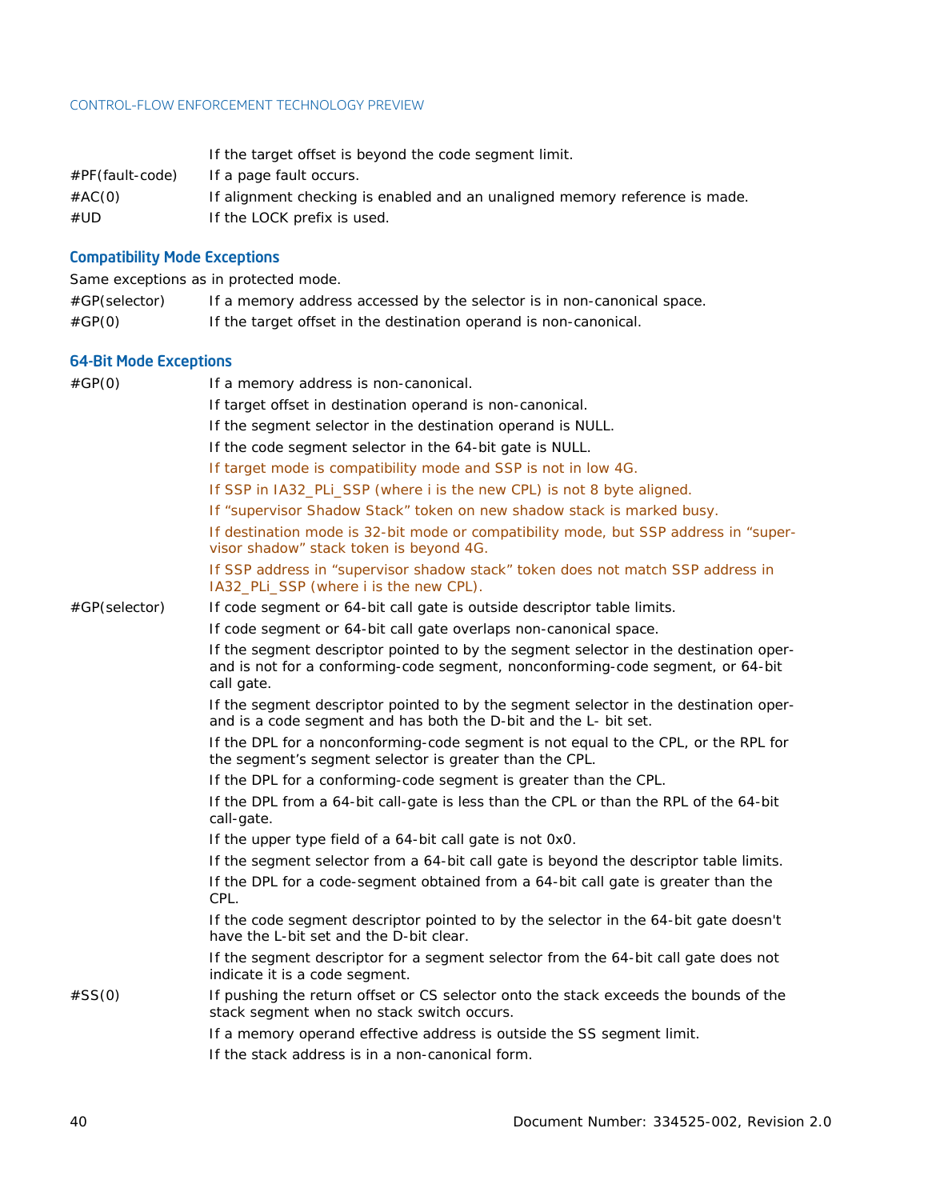| | |
|---|---|
| | If the target offset is beyond the code segment limit. |
| #PF(fault-code) | If a page fault occurs. |
| #AC(0) | If alignment checking is enabled and an unaligned memory reference is made. |
| #UD | If the LOCK prefix is used. |

### Compatibility Mode Exceptions

Same exceptions as in protected mode.

| | |
|---|---|
| #GP(selector) | If a memory address accessed by the selector is in non-canonical space. |
| #GP(0) | If the target offset in the destination operand is non-canonical. |

### 64-Bit Mode Exceptions

| | |
|---|---|
| #GP(0) | If a memory address is non-canonical. |
| | If target offset in destination operand is non-canonical. |
| | If the segment selector in the destination operand is NULL. |
| | If the code segment selector in the 64-bit gate is NULL. |
| | If target mode is compatibility mode and SSP is not in low 4G. |
| | If SSP in IA32_PLi_SSP (where i is the new CPL) is not 8 byte aligned. |
| | If “supervisor Shadow Stack” token on new shadow stack is marked busy. |
| | If destination mode is 32-bit mode or compatibility mode, but SSP address in “supervisor shadow” stack token is beyond 4G. |
| | If SSP address in “supervisor shadow stack” token does not match SSP address in IA32_PLi_SSP (where i is the new CPL). |
| #GP(selector) | If code segment or 64-bit call gate is outside descriptor table limits. |
| | If code segment or 64-bit call gate overlaps non-canonical space. |
| | If the segment descriptor pointed to by the segment selector in the destination operand is not for a conforming-code segment, nonconforming-code segment, or 64-bit call gate. |
| | If the segment descriptor pointed to by the segment selector in the destination operand is a code segment and has both the D-bit and the L- bit set. |
| | If the DPL for a nonconforming-code segment is not equal to the CPL, or the RPL for the segment’s segment selector is greater than the CPL. |
| | If the DPL for a conforming-code segment is greater than the CPL. |
| | If the DPL from a 64-bit call-gate is less than the CPL or than the RPL of the 64-bit call-gate. |
| | If the upper type field of a 64-bit call gate is not 0x0. |
| | If the segment selector from a 64-bit call gate is beyond the descriptor table limits. |
| | If the DPL for a code-segment obtained from a 64-bit call gate is greater than the CPL. |
| | If the code segment descriptor pointed to by the selector in the 64-bit gate doesn't have the L-bit set and the D-bit clear. |
| | If the segment descriptor for a segment selector from the 64-bit call gate does not indicate it is a code segment. |
| #SS(0) | If pushing the return offset or CS selector onto the stack exceeds the bounds of the stack segment when no stack switch occurs. |
| | If a memory operand effective address is outside the SS segment limit. |
| | If the stack address is in a non-canonical form. |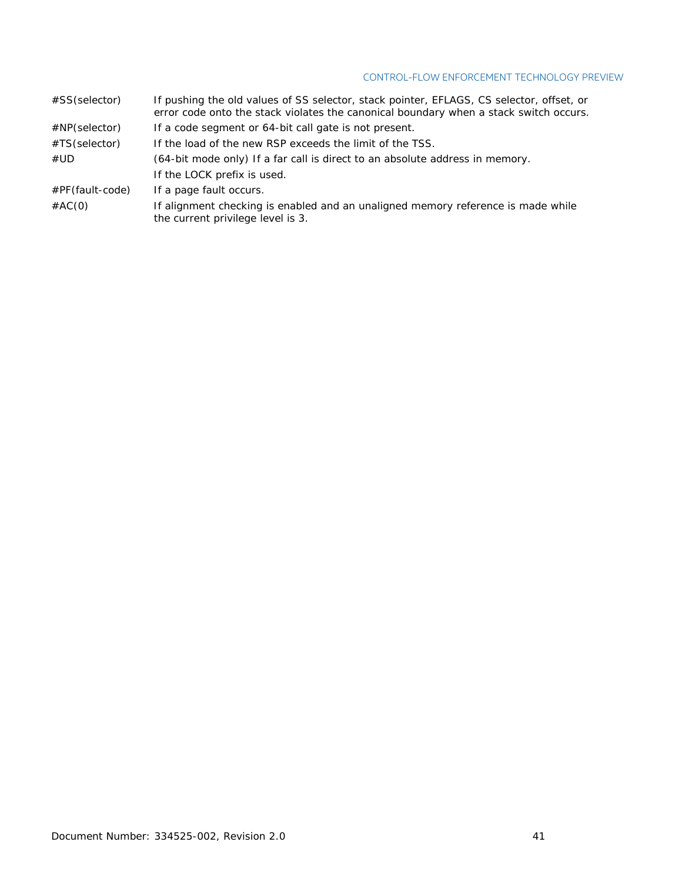| | |
|---|---|
| #SS(selector) | If pushing the old values of SS selector, stack pointer, EFLAGS, CS selector, offset, or error code onto the stack violates the canonical boundary when a stack switch occurs. |
| #NP(selector) | If a code segment or 64-bit call gate is not present. |
| #TS(selector) | If the load of the new RSP exceeds the limit of the TSS. |
| #UD | (64-bit mode only) If a far call is direct to an absolute address in memory. |
| | If the LOCK prefix is used. |
| #PF(fault-code) | If a page fault occurs. |
| #AC(0) | If alignment checking is enabled and an unaligned memory reference is made while the current privilege level is 3. |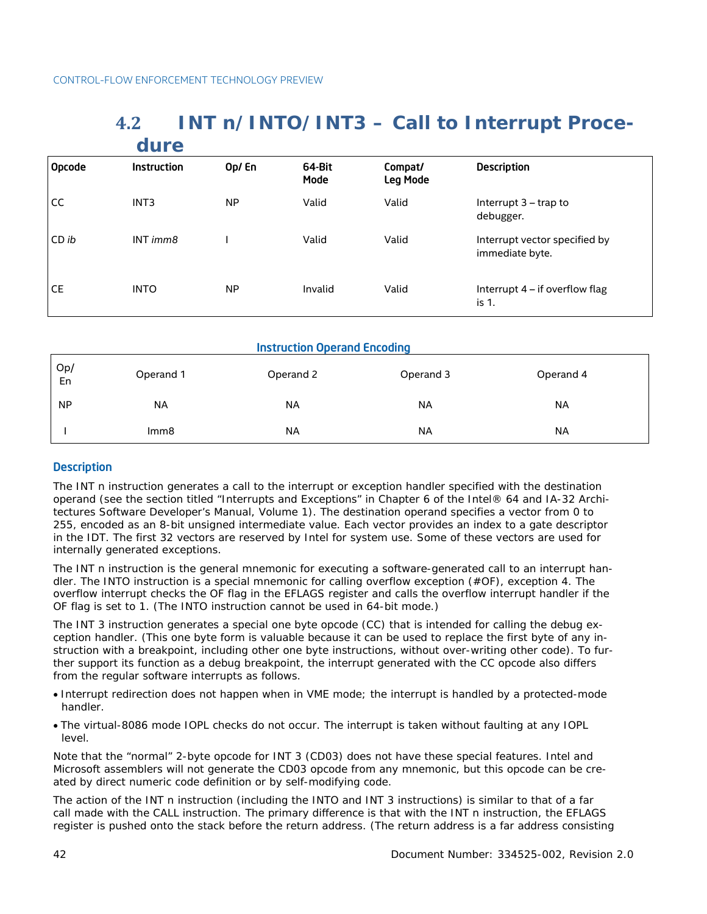## 4.2 INT n/INTO/INT3 – Call to Interrupt Procedure

| Opcode | Instruction | Op/ En | 64-Bit Mode | Compat/ Leg Mode | Description |
|---|---|---|---|---|---|
| CC | INT3 | NP | Valid | Valid | Interrupt 3 – trap to debugger. |
| CD *ib* | INT *imm8* | I | Valid | Valid | Interrupt vector specified by immediate byte. |
| CE | INTO | NP | Invalid | Valid | Interrupt 4 – if overflow flag is 1. |

**Instruction Operand Encoding**

| Op/ En | Operand 1 | Operand 2 | Operand 3 | Operand 4 |
|---|---|---|---|---|
| NP | NA | NA | NA | NA |
| I | Imm8 | NA | NA | NA |

### Description

The INT n instruction generates a call to the interrupt or exception handler specified with the destination operand (see the section titled “Interrupts and Exceptions” in Chapter 6 of the Intel® 64 and IA-32 Architectures Software Developer’s Manual, Volume 1). The destination operand specifies a vector from 0 to 255, encoded as an 8-bit unsigned intermediate value. Each vector provides an index to a gate descriptor in the IDT. The first 32 vectors are reserved by Intel for system use. Some of these vectors are used for internally generated exceptions.

The INT n instruction is the general mnemonic for executing a software-generated call to an interrupt handler. The INTO instruction is a special mnemonic for calling overflow exception (#OF), exception 4. The overflow interrupt checks the OF flag in the EFLAGS register and calls the overflow interrupt handler if the OF flag is set to 1. (The INTO instruction cannot be used in 64-bit mode.)

The INT 3 instruction generates a special one byte opcode (CC) that is intended for calling the debug exception handler. (This one byte form is valuable because it can be used to replace the first byte of any instruction with a breakpoint, including other one byte instructions, without over-writing other code). To further support its function as a debug breakpoint, the interrupt generated with the CC opcode also differs from the regular software interrupts as follows.

- Interrupt redirection does not happen when in VME mode; the interrupt is handled by a protected-mode handler.
- The virtual-8086 mode IOPL checks do not occur. The interrupt is taken without faulting at any IOPL level.

Note that the “normal” 2-byte opcode for INT 3 (CD03) does not have these special features. Intel and Microsoft assemblers will not generate the CD03 opcode from any mnemonic, but this opcode can be created by direct numeric code definition or by self-modifying code.

The action of the INT n instruction (including the INTO and INT 3 instructions) is similar to that of a far call made with the CALL instruction. The primary difference is that with the INT n instruction, the EFLAGS register is pushed onto the stack before the return address. (The return address is a far address consisting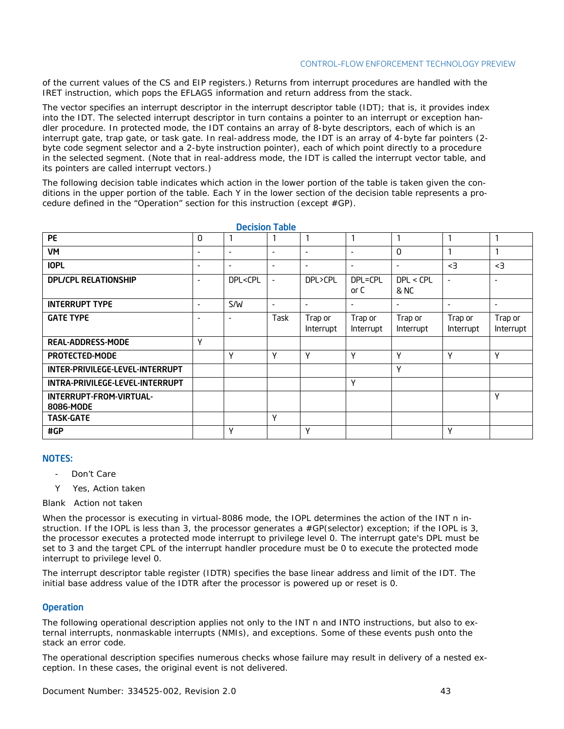of the current values of the CS and EIP registers.) Returns from interrupt procedures are handled with the IRET instruction, which pops the EFLAGS information and return address from the stack.

The vector specifies an interrupt descriptor in the interrupt descriptor table (IDT); that is, it provides index into the IDT. The selected interrupt descriptor in turn contains a pointer to an interrupt or exception handler procedure. In protected mode, the IDT contains an array of 8-byte descriptors, each of which is an interrupt gate, trap gate, or task gate. In real-address mode, the IDT is an array of 4-byte far pointers (2-byte code segment selector and a 2-byte instruction pointer), each of which point directly to a procedure in the selected segment. (Note that in real-address mode, the IDT is called the interrupt vector table, and its pointers are called interrupt vectors.)

The following decision table indicates which action in the lower portion of the table is taken given the conditions in the upper portion of the table. Each Y in the lower section of the decision table represents a procedure defined in the "Operation" section for this instruction (except #GP).

**Decision Table**

| PE | 0 | 1 | 1 | 1 | 1 | 1 | 1 | 1 |
|---|---|---|---|---|---|---|---|---|
| VM | - | - | - | - | - | 0 | 1 | 1 |
| IOPL | - | - | - | - | - | - | <3 | <3 |
| DPL/CPL RELATIONSHIP | - | DPL<CPL | - | DPL>CPL | DPL=CPL or C | DPL < CPL & NC | - | - |
| INTERRUPT TYPE | - | S/W | - | - | - | - | - | - |
| GATE TYPE | - | - | Task | Trap or Interrupt | Trap or Interrupt | Trap or Interrupt | Trap or Interrupt | Trap or Interrupt |
| REAL-ADDRESS-MODE | Y | | | | | | | |
| PROTECTED-MODE | | Y | Y | Y | Y | Y | Y | Y |
| INTER-PRIVILEGE-LEVEL-INTERRUPT | | | | | | Y | | |
| INTRA-PRIVILEGE-LEVEL-INTERRUPT | | | | | Y | | | |
| INTERRUPT-FROM-VIRTUAL-8086-MODE | | | | | | | | Y |
| TASK-GATE | | | Y | | | | | |
| #GP | | Y | | Y | | | Y | |

**NOTES:**

- \- Don't Care
- Y Yes, Action taken

Blank Action not taken

When the processor is executing in virtual-8086 mode, the IOPL determines the action of the INT n instruction. If the IOPL is less than 3, the processor generates a #GP(selector) exception; if the IOPL is 3, the processor executes a protected mode interrupt to privilege level 0. The interrupt gate's DPL must be set to 3 and the target CPL of the interrupt handler procedure must be 0 to execute the protected mode interrupt to privilege level 0.

The interrupt descriptor table register (IDTR) specifies the base linear address and limit of the IDT. The initial base address value of the IDTR after the processor is powered up or reset is 0.

## Operation

The following operational description applies not only to the INT n and INTO instructions, but also to external interrupts, nonmaskable interrupts (NMIs), and exceptions. Some of these events push onto the stack an error code.

The operational description specifies numerous checks whose failure may result in delivery of a nested exception. In these cases, the original event is not delivered.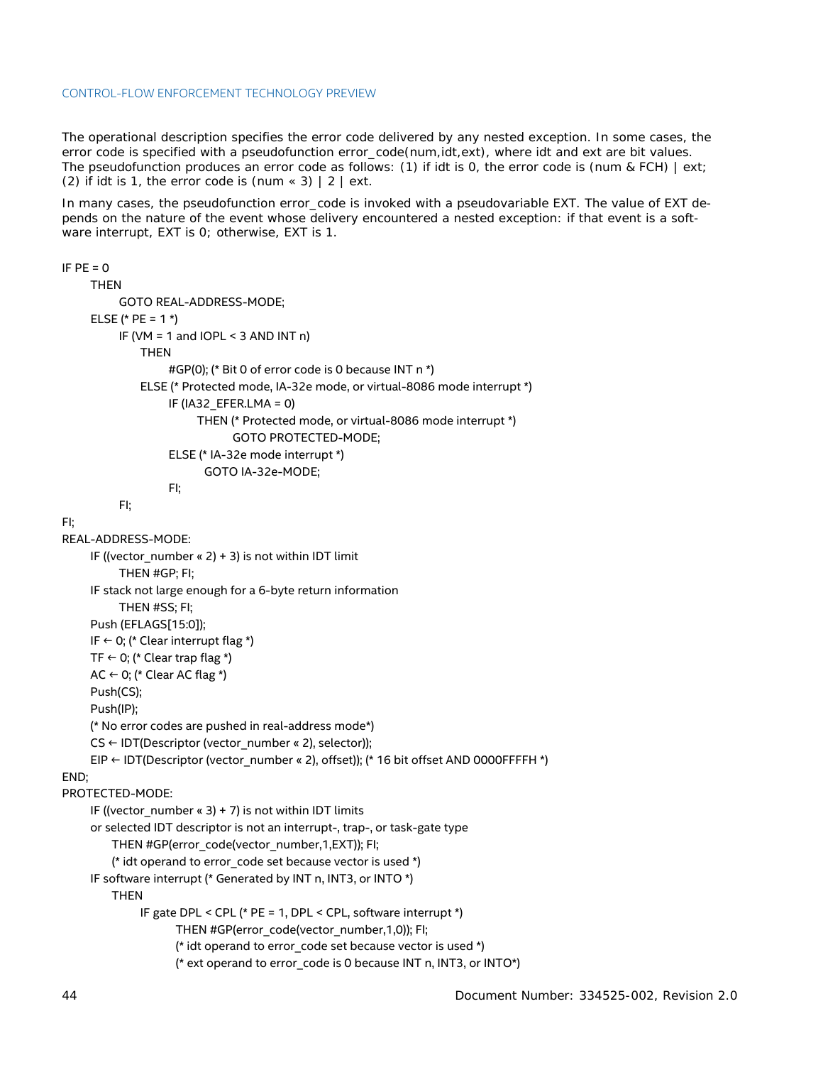The operational description specifies the error code delivered by any nested exception. In some cases, the error code is specified with a pseudofunction error_code(num,idt,ext), where idt and ext are bit values. The pseudofunction produces an error code as follows: (1) if idt is 0, the error code is (num & FCH) | ext; (2) if idt is 1, the error code is (num « 3) | 2 | ext.

In many cases, the pseudofunction error_code is invoked with a pseudovariable EXT. The value of EXT depends on the nature of the event whose delivery encountered a nested exception: if that event is a software interrupt, EXT is 0; otherwise, EXT is 1.

```
IF PE = 0
    THEN
        GOTO REAL-ADDRESS-MODE;
    ELSE (* PE = 1 *)
        IF (VM = 1 and IOPL < 3 AND INT n)
            THEN
                #GP(0); (* Bit 0 of error code is 0 because INT n *)
            ELSE (* Protected mode, IA-32e mode, or virtual-8086 mode interrupt *)
                IF (IA32_EFER.LMA = 0)
                    THEN (* Protected mode, or virtual-8086 mode interrupt *)
                        GOTO PROTECTED-MODE;
                ELSE (* IA-32e mode interrupt *)
                    GOTO IA-32e-MODE;
                FI;
        FI;
FI;
REAL-ADDRESS-MODE:
    IF ((vector_number « 2) + 3) is not within IDT limit
        THEN #GP; FI;
    IF stack not large enough for a 6-byte return information
        THEN #SS; FI;
    Push (EFLAGS[15:0]);
    IF ← 0; (* Clear interrupt flag *)
    TF ← 0; (* Clear trap flag *)
    AC ← 0; (* Clear AC flag *)
    Push(CS);
    Push(IP);
    (* No error codes are pushed in real-address mode*)
    CS ← IDT(Descriptor (vector_number « 2), selector));
    EIP ← IDT(Descriptor (vector_number « 2), offset)); (* 16 bit offset AND 0000FFFFH *)
END;
PROTECTED-MODE:
    IF ((vector_number « 3) + 7) is not within IDT limits
    or selected IDT descriptor is not an interrupt-, trap-, or task-gate type
        THEN #GP(error_code(vector_number,1,EXT)); FI;
        (* idt operand to error_code set because vector is used *)
    IF software interrupt (* Generated by INT n, INT3, or INTO *)
        THEN
            IF gate DPL < CPL (* PE = 1, DPL < CPL, software interrupt *)
                THEN #GP(error_code(vector_number,1,0)); FI;
                (* idt operand to error_code set because vector is used *)
                (* ext operand to error_code is 0 because INT n, INT3, or INTO*)
```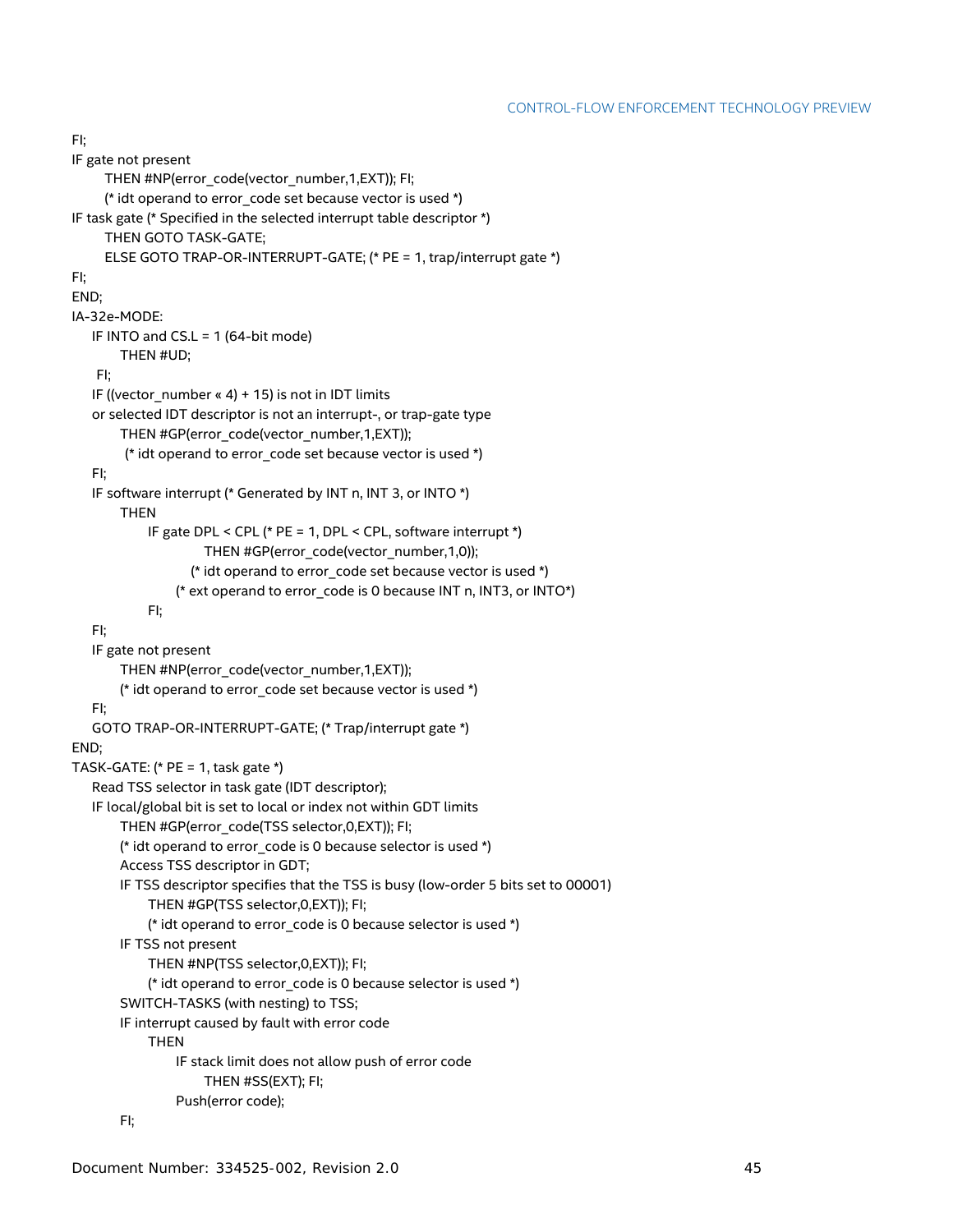```
FI;
IF gate not present
      THEN #NP(error_code(vector_number,1,EXT)); FI;
      (* idt operand to error_code set because vector is used *)
IF task gate (* Specified in the selected interrupt table descriptor *)
      THEN GOTO TASK-GATE;
      ELSE GOTO TRAP-OR-INTERRUPT-GATE; (* PE = 1, trap/interrupt gate *)
FI;
END;
IA-32e-MODE:
   IF INTO and CS.L = 1 (64-bit mode)
         THEN #UD;
    FI;
   IF ((vector_number « 4) + 15) is not in IDT limits
   or selected IDT descriptor is not an interrupt-, or trap-gate type
         THEN #GP(error_code(vector_number,1,EXT));
          (* idt operand to error_code set because vector is used *)
   FI;
   IF software interrupt (* Generated by INT n, INT 3, or INTO *)
         THEN
               IF gate DPL < CPL (* PE = 1, DPL < CPL, software interrupt *)
                           THEN #GP(error_code(vector_number,1,0));
                        (* idt operand to error_code set because vector is used *)
                     (* ext operand to error_code is 0 because INT n, INT3, or INTO*)
               FI;
   FI;
   IF gate not present
         THEN #NP(error_code(vector_number,1,EXT));
         (* idt operand to error_code set because vector is used *)
   FI;
   GOTO TRAP-OR-INTERRUPT-GATE; (* Trap/interrupt gate *)
END;
TASK-GATE: (* PE = 1, task gate *)
   Read TSS selector in task gate (IDT descriptor);
   IF local/global bit is set to local or index not within GDT limits
         THEN #GP(error_code(TSS selector,0,EXT)); FI;
         (* idt operand to error_code is 0 because selector is used *)
         Access TSS descriptor in GDT;
         IF TSS descriptor specifies that the TSS is busy (low-order 5 bits set to 00001)
               THEN #GP(TSS selector,0,EXT)); FI;
               (* idt operand to error_code is 0 because selector is used *)
         IF TSS not present
               THEN #NP(TSS selector,0,EXT)); FI;
               (* idt operand to error_code is 0 because selector is used *)
         SWITCH-TASKS (with nesting) to TSS;
         IF interrupt caused by fault with error code
               THEN
                     IF stack limit does not allow push of error code
                           THEN #SS(EXT); FI;
                     Push(error code);
         FI;
```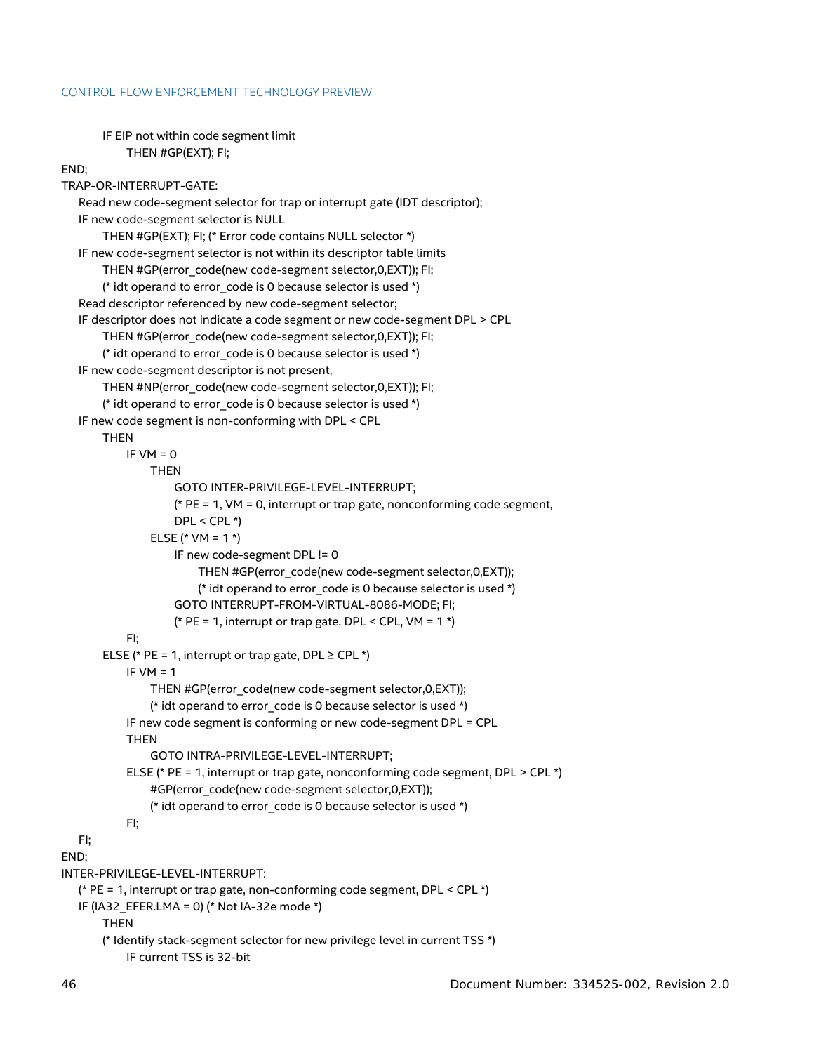```
        IF EIP not within code segment limit
            THEN #GP(EXT); FI;
END;
TRAP-OR-INTERRUPT-GATE:
    Read new code-segment selector for trap or interrupt gate (IDT descriptor);
    IF new code-segment selector is NULL
        THEN #GP(EXT); FI; (* Error code contains NULL selector *)
    IF new code-segment selector is not within its descriptor table limits
        THEN #GP(error_code(new code-segment selector,0,EXT)); FI;
        (* idt operand to error_code is 0 because selector is used *)
    Read descriptor referenced by new code-segment selector;
    IF descriptor does not indicate a code segment or new code-segment DPL > CPL
        THEN #GP(error_code(new code-segment selector,0,EXT)); FI;
        (* idt operand to error_code is 0 because selector is used *)
    IF new code-segment descriptor is not present,
        THEN #NP(error_code(new code-segment selector,0,EXT)); FI;
        (* idt operand to error_code is 0 because selector is used *)
    IF new code segment is non-conforming with DPL < CPL
        THEN
            IF VM = 0
                THEN
                    GOTO INTER-PRIVILEGE-LEVEL-INTERRUPT;
                    (* PE = 1, VM = 0, interrupt or trap gate, nonconforming code segment,
                    DPL < CPL *)
                ELSE (* VM = 1 *)
                    IF new code-segment DPL != 0
                        THEN #GP(error_code(new code-segment selector,0,EXT));
                        (* idt operand to error_code is 0 because selector is used *)
                    GOTO INTERRUPT-FROM-VIRTUAL-8086-MODE; FI;
                    (* PE = 1, interrupt or trap gate, DPL < CPL, VM = 1 *)
            FI;
        ELSE (* PE = 1, interrupt or trap gate, DPL ≥ CPL *)
            IF VM = 1
                THEN #GP(error_code(new code-segment selector,0,EXT));
                (* idt operand to error_code is 0 because selector is used *)
            IF new code segment is conforming or new code-segment DPL = CPL
            THEN
                GOTO INTRA-PRIVILEGE-LEVEL-INTERRUPT;
            ELSE (* PE = 1, interrupt or trap gate, nonconforming code segment, DPL > CPL *)
                #GP(error_code(new code-segment selector,0,EXT));
                (* idt operand to error_code is 0 because selector is used *)
            FI;
    FI;
END;
INTER-PRIVILEGE-LEVEL-INTERRUPT:
    (* PE = 1, interrupt or trap gate, non-conforming code segment, DPL < CPL *)
    IF (IA32_EFER.LMA = 0) (* Not IA-32e mode *)
        THEN
        (* Identify stack-segment selector for new privilege level in current TSS *)
            IF current TSS is 32-bit
```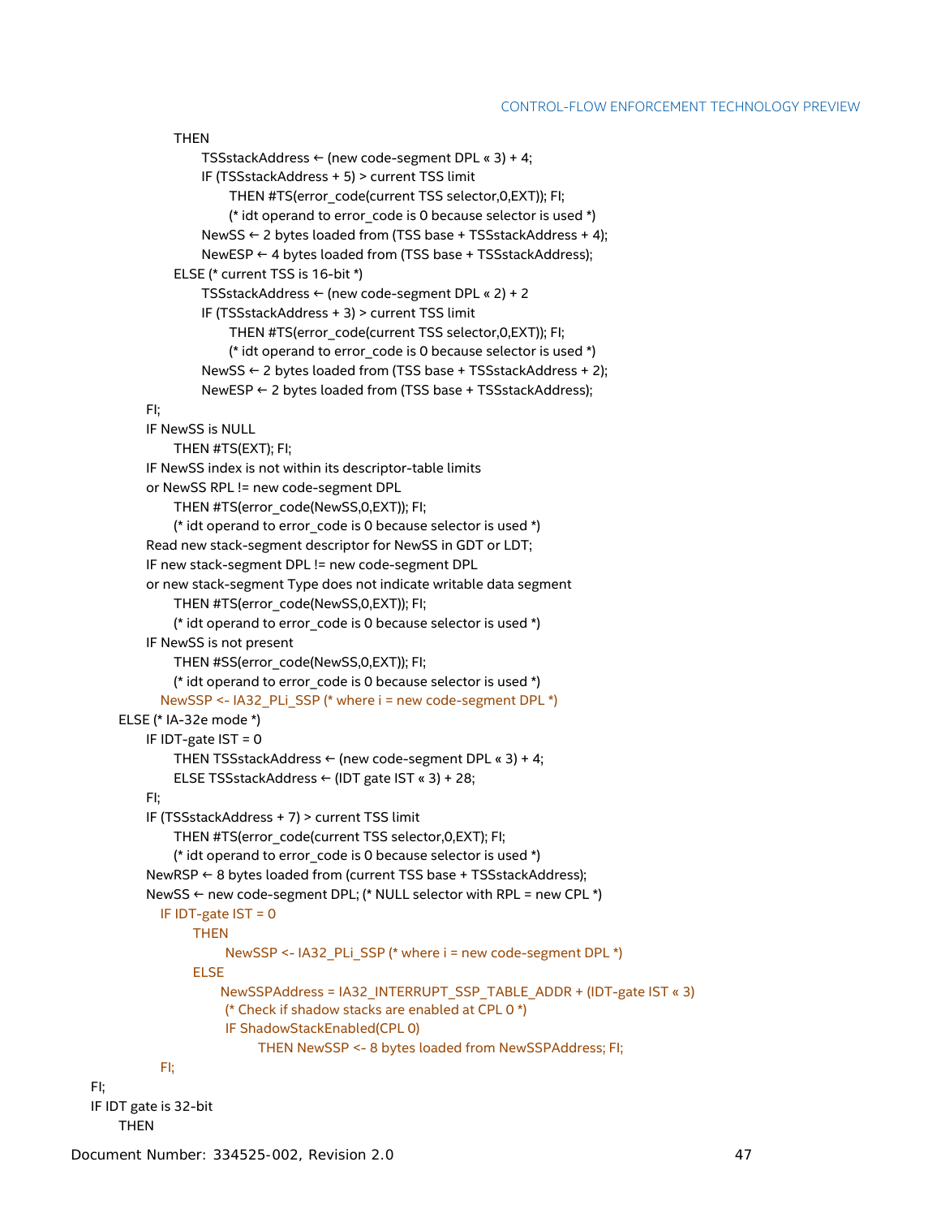```
            THEN
                TSSstackAddress ← (new code-segment DPL « 3) + 4;
                IF (TSSstackAddress + 5) > current TSS limit
                    THEN #TS(error_code(current TSS selector,0,EXT)); FI;
                    (* idt operand to error_code is 0 because selector is used *)
                NewSS ← 2 bytes loaded from (TSS base + TSSstackAddress + 4);
                NewESP ← 4 bytes loaded from (TSS base + TSSstackAddress);
            ELSE (* current TSS is 16-bit *)
                TSSstackAddress ← (new code-segment DPL « 2) + 2
                IF (TSSstackAddress + 3) > current TSS limit
                    THEN #TS(error_code(current TSS selector,0,EXT)); FI;
                    (* idt operand to error_code is 0 because selector is used *)
                NewSS ← 2 bytes loaded from (TSS base + TSSstackAddress + 2);
                NewESP ← 2 bytes loaded from (TSS base + TSSstackAddress);
        FI;
        IF NewSS is NULL
            THEN #TS(EXT); FI;
        IF NewSS index is not within its descriptor-table limits
        or NewSS RPL != new code-segment DPL
            THEN #TS(error_code(NewSS,0,EXT)); FI;
            (* idt operand to error_code is 0 because selector is used *)
        Read new stack-segment descriptor for NewSS in GDT or LDT;
        IF new stack-segment DPL != new code-segment DPL
        or new stack-segment Type does not indicate writable data segment
            THEN #TS(error_code(NewSS,0,EXT)); FI;
            (* idt operand to error_code is 0 because selector is used *)
        IF NewSS is not present
            THEN #SS(error_code(NewSS,0,EXT)); FI;
            (* idt operand to error_code is 0 because selector is used *)
          NewSSP <- IA32_PLi_SSP (* where i = new code-segment DPL *)
    ELSE (* IA-32e mode *)
        IF IDT-gate IST = 0
            THEN TSSstackAddress ← (new code-segment DPL « 3) + 4;
            ELSE TSSstackAddress ← (IDT gate IST « 3) + 28;
        FI;
        IF (TSSstackAddress + 7) > current TSS limit
            THEN #TS(error_code(current TSS selector,0,EXT); FI;
            (* idt operand to error_code is 0 because selector is used *)
        NewRSP ← 8 bytes loaded from (current TSS base + TSSstackAddress);
        NewSS ← new code-segment DPL; (* NULL selector with RPL = new CPL *)
          IF IDT-gate IST = 0
              THEN
                  NewSSP <- IA32_PLi_SSP (* where i = new code-segment DPL *)
              ELSE
                 NewSSPAddress = IA32_INTERRUPT_SSP_TABLE_ADDR + (IDT-gate IST « 3)
                  (* Check if shadow stacks are enabled at CPL 0 *)
                  IF ShadowStackEnabled(CPL 0)
                      THEN NewSSP <- 8 bytes loaded from NewSSPAddress; FI;
          FI;
FI;
IF IDT gate is 32-bit
    THEN
```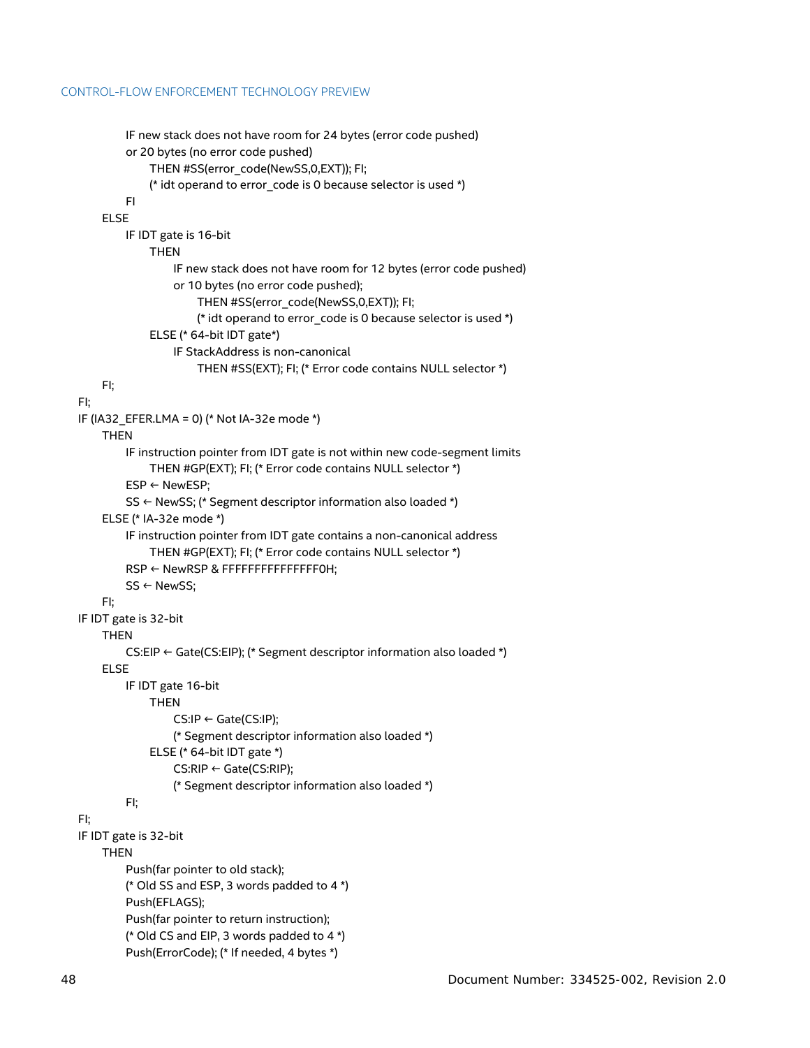```
            IF new stack does not have room for 24 bytes (error code pushed)
            or 20 bytes (no error code pushed)
                THEN #SS(error_code(NewSS,0,EXT)); FI;
                (* idt operand to error_code is 0 because selector is used *)
            FI
        ELSE
            IF IDT gate is 16-bit
                THEN
                    IF new stack does not have room for 12 bytes (error code pushed)
                    or 10 bytes (no error code pushed);
                        THEN #SS(error_code(NewSS,0,EXT)); FI;
                        (* idt operand to error_code is 0 because selector is used *)
                ELSE (* 64-bit IDT gate*)
                    IF StackAddress is non-canonical
                        THEN #SS(EXT); FI; (* Error code contains NULL selector *)
        FI;
FI;
IF (IA32_EFER.LMA = 0) (* Not IA-32e mode *)
    THEN
        IF instruction pointer from IDT gate is not within new code-segment limits
            THEN #GP(EXT); FI; (* Error code contains NULL selector *)
        ESP ← NewESP;
        SS ← NewSS; (* Segment descriptor information also loaded *)
    ELSE (* IA-32e mode *)
        IF instruction pointer from IDT gate contains a non-canonical address
            THEN #GP(EXT); FI; (* Error code contains NULL selector *)
        RSP ← NewRSP & FFFFFFFFFFFFFFF0H;
        SS ← NewSS;
    FI;
IF IDT gate is 32-bit
    THEN
        CS:EIP ← Gate(CS:EIP); (* Segment descriptor information also loaded *)
    ELSE
        IF IDT gate 16-bit
            THEN
                CS:IP ← Gate(CS:IP);
                (* Segment descriptor information also loaded *)
            ELSE (* 64-bit IDT gate *)
                CS:RIP ← Gate(CS:RIP);
                (* Segment descriptor information also loaded *)
        FI;
FI;
IF IDT gate is 32-bit
    THEN
        Push(far pointer to old stack);
        (* Old SS and ESP, 3 words padded to 4 *)
        Push(EFLAGS);
        Push(far pointer to return instruction);
        (* Old CS and EIP, 3 words padded to 4 *)
        Push(ErrorCode); (* If needed, 4 bytes *)
```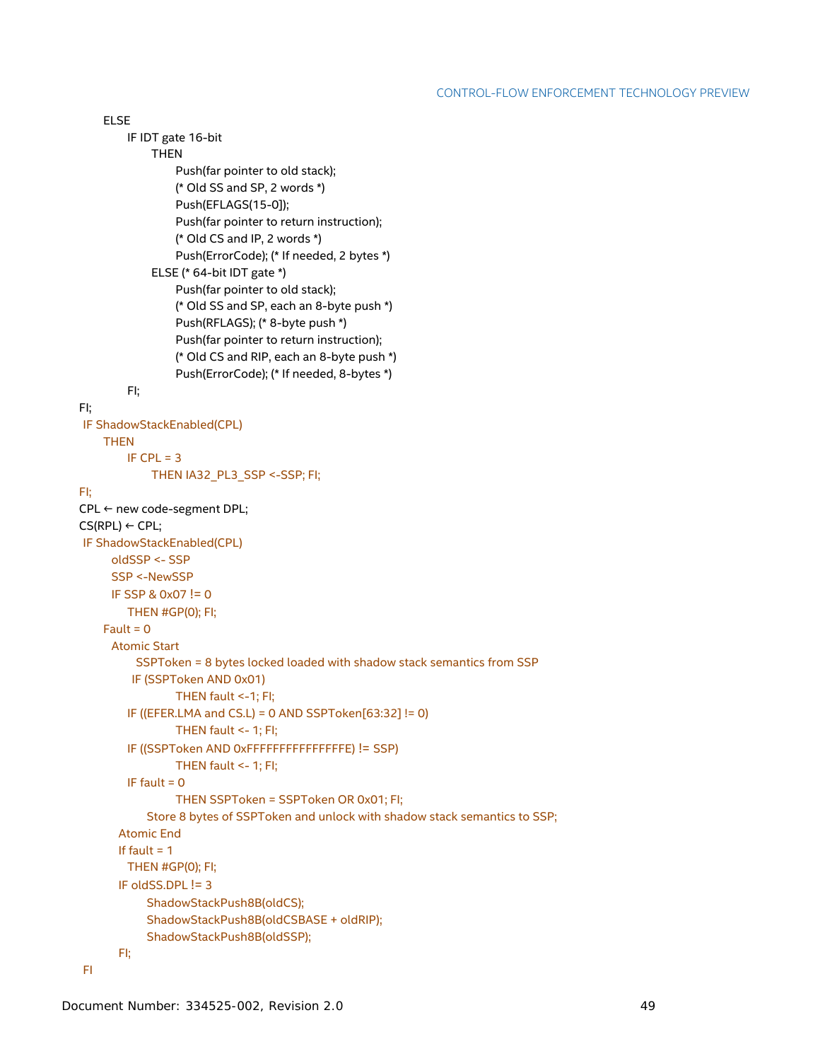```
        ELSE
            IF IDT gate 16-bit
                THEN
                    Push(far pointer to old stack);
                    (* Old SS and SP, 2 words *)
                    Push(EFLAGS(15-0]);
                    Push(far pointer to return instruction);
                    (* Old CS and IP, 2 words *)
                    Push(ErrorCode); (* If needed, 2 bytes *)
                ELSE (* 64-bit IDT gate *)
                    Push(far pointer to old stack);
                    (* Old SS and SP, each an 8-byte push *)
                    Push(RFLAGS); (* 8-byte push *)
                    Push(far pointer to return instruction);
                    (* Old CS and RIP, each an 8-byte push *)
                    Push(ErrorCode); (* If needed, 8-bytes *)
            FI;
FI;
 IF ShadowStackEnabled(CPL)
        THEN
            IF CPL = 3
                THEN IA32_PL3_SSP <-SSP; FI;
FI;
CPL ← new code-segment DPL;
CS(RPL) ← CPL;
 IF ShadowStackEnabled(CPL)
          oldSSP <- SSP
          SSP <-NewSSP
          IF SSP & 0x07 != 0
            THEN #GP(0); FI;
        Fault = 0
          Atomic Start
               SSPToken = 8 bytes locked loaded with shadow stack semantics from SSP
              IF (SSPToken AND 0x01)
                        THEN fault <-1; FI;
            IF ((EFER.LMA and CS.L) = 0 AND SSPToken[63:32] != 0)
                        THEN fault <- 1; FI;
            IF ((SSPToken AND 0xFFFFFFFFFFFFFFFE) != SSP)
                        THEN fault <- 1; FI;
            IF fault = 0
                        THEN SSPToken = SSPToken OR 0x01; FI;
                 Store 8 bytes of SSPToken and unlock with shadow stack semantics to SSP;
           Atomic End
           If fault = 1
             THEN #GP(0); FI;
           IF oldSS.DPL != 3
                ShadowStackPush8B(oldCS);
                ShadowStackPush8B(oldCSBASE + oldRIP);
                ShadowStackPush8B(oldSSP);
           FI;
 FI
```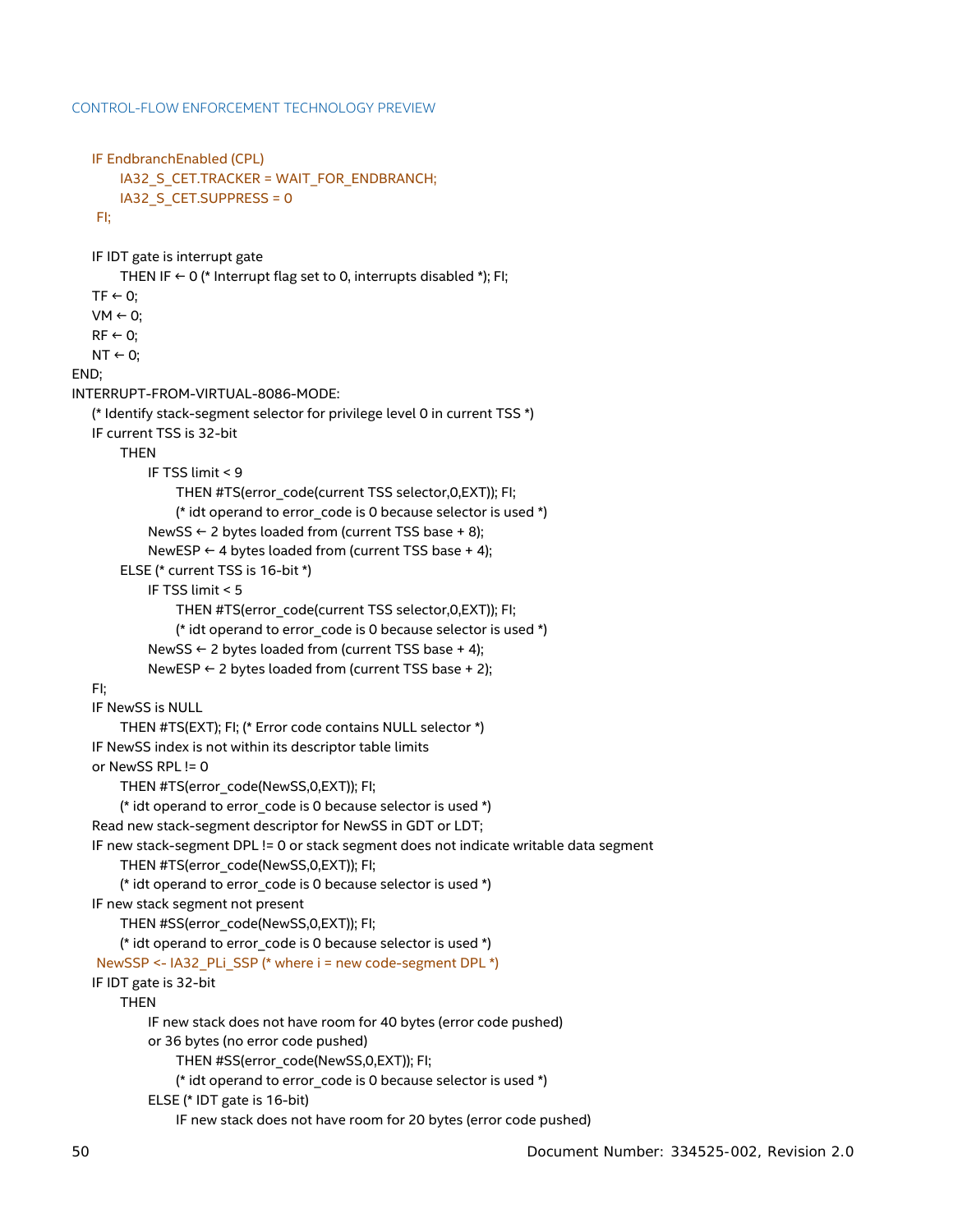```
    IF EndbranchEnabled (CPL)
        IA32_S_CET.TRACKER = WAIT_FOR_ENDBRANCH;
        IA32_S_CET.SUPPRESS = 0
    FI;

    IF IDT gate is interrupt gate
        THEN IF ← 0 (* Interrupt flag set to 0, interrupts disabled *); FI;
    TF ← 0;
    VM ← 0;
    RF ← 0;
    NT ← 0;
END;
INTERRUPT-FROM-VIRTUAL-8086-MODE:
    (* Identify stack-segment selector for privilege level 0 in current TSS *)
    IF current TSS is 32-bit
        THEN
            IF TSS limit < 9
                THEN #TS(error_code(current TSS selector,0,EXT)); FI;
                (* idt operand to error_code is 0 because selector is used *)
            NewSS ← 2 bytes loaded from (current TSS base + 8);
            NewESP ← 4 bytes loaded from (current TSS base + 4);
        ELSE (* current TSS is 16-bit *)
            IF TSS limit < 5
                THEN #TS(error_code(current TSS selector,0,EXT)); FI;
                (* idt operand to error_code is 0 because selector is used *)
            NewSS ← 2 bytes loaded from (current TSS base + 4);
            NewESP ← 2 bytes loaded from (current TSS base + 2);
    FI;
    IF NewSS is NULL
        THEN #TS(EXT); FI; (* Error code contains NULL selector *)
    IF NewSS index is not within its descriptor table limits
    or NewSS RPL != 0
        THEN #TS(error_code(NewSS,0,EXT)); FI;
        (* idt operand to error_code is 0 because selector is used *)
    Read new stack-segment descriptor for NewSS in GDT or LDT;
    IF new stack-segment DPL != 0 or stack segment does not indicate writable data segment
        THEN #TS(error_code(NewSS,0,EXT)); FI;
        (* idt operand to error_code is 0 because selector is used *)
    IF new stack segment not present
        THEN #SS(error_code(NewSS,0,EXT)); FI;
        (* idt operand to error_code is 0 because selector is used *)
    NewSSP <- IA32_PLi_SSP (* where i = new code-segment DPL *)
    IF IDT gate is 32-bit
        THEN
            IF new stack does not have room for 40 bytes (error code pushed)
            or 36 bytes (no error code pushed)
                THEN #SS(error_code(NewSS,0,EXT)); FI;
                (* idt operand to error_code is 0 because selector is used *)
            ELSE (* IDT gate is 16-bit)
                IF new stack does not have room for 20 bytes (error code pushed)
```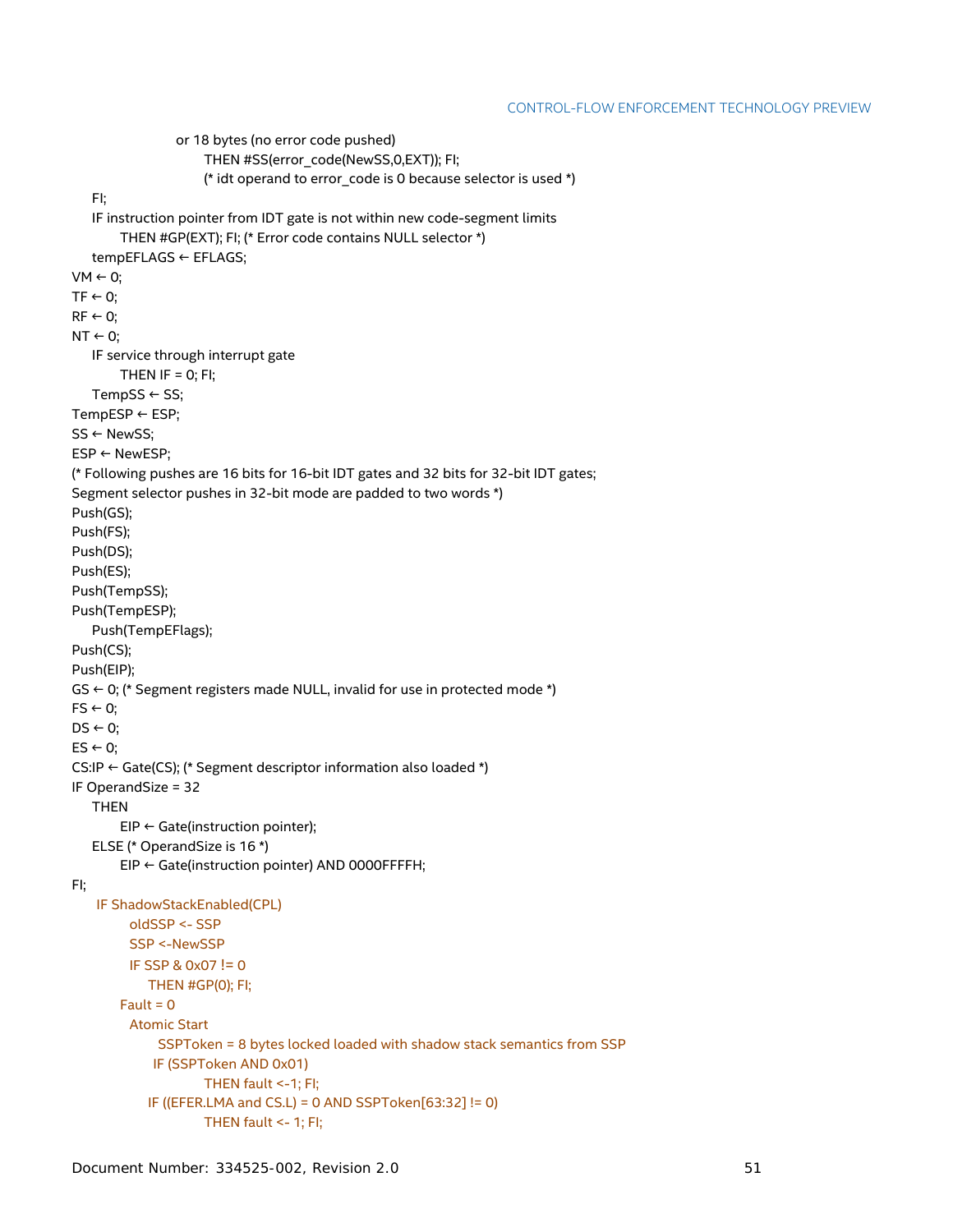```
            or 18 bytes (no error code pushed)
                THEN #SS(error_code(NewSS,0,EXT)); FI;
                (* idt operand to error_code is 0 because selector is used *)
    FI;
    IF instruction pointer from IDT gate is not within new code-segment limits
        THEN #GP(EXT); FI; (* Error code contains NULL selector *)
    tempEFLAGS ← EFLAGS;
VM ← 0;
TF ← 0;
RF ← 0;
NT ← 0;
    IF service through interrupt gate
        THEN IF = 0; FI;
    TempSS ← SS;
TempESP ← ESP;
SS ← NewSS;
ESP ← NewESP;
(* Following pushes are 16 bits for 16-bit IDT gates and 32 bits for 32-bit IDT gates;
Segment selector pushes in 32-bit mode are padded to two words *)
Push(GS);
Push(FS);
Push(DS);
Push(ES);
Push(TempSS);
Push(TempESP);
    Push(TempEFlags);
Push(CS);
Push(EIP);
GS ← 0; (* Segment registers made NULL, invalid for use in protected mode *)
FS ← 0;
DS ← 0;
ES ← 0;
CS:IP ← Gate(CS); (* Segment descriptor information also loaded *)
IF OperandSize = 32
    THEN
        EIP ← Gate(instruction pointer);
    ELSE (* OperandSize is 16 *)
        EIP ← Gate(instruction pointer) AND 0000FFFFH;
FI;
    IF ShadowStackEnabled(CPL)
        oldSSP <- SSP
        SSP <-NewSSP
        IF SSP & 0x07 != 0
            THEN #GP(0); FI;
        Fault = 0
        Atomic Start
            SSPToken = 8 bytes locked loaded with shadow stack semantics from SSP
            IF (SSPToken AND 0x01)
                THEN fault <-1; FI;
            IF ((EFER.LMA and CS.L) = 0 AND SSPToken[63:32] != 0)
                THEN fault <- 1; FI;
```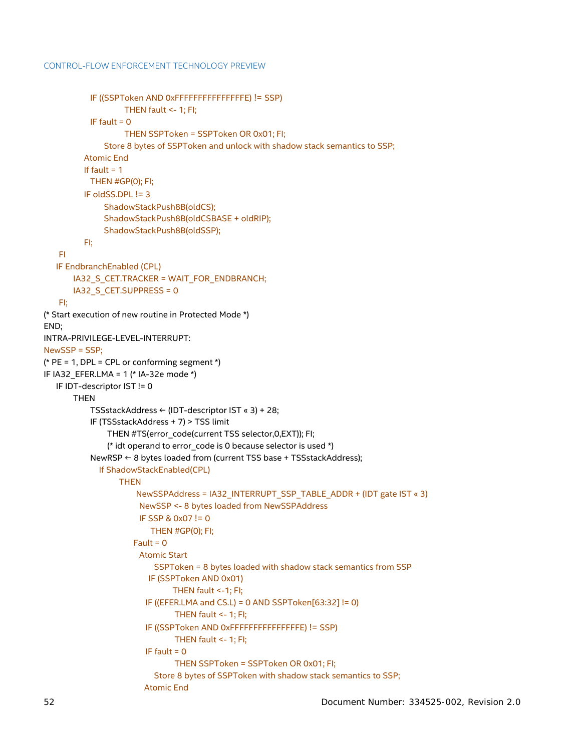```
                IF ((SSPToken AND 0xFFFFFFFFFFFFFFFE) != SSP)
                        THEN fault <- 1; FI;
                IF fault = 0
                        THEN SSPToken = SSPToken OR 0x01; FI;
                    Store 8 bytes of SSPToken and unlock with shadow stack semantics to SSP;
            Atomic End
            If fault = 1
                THEN #GP(0); FI;
            IF oldSS.DPL != 3
                    ShadowStackPush8B(oldCS);
                    ShadowStackPush8B(oldCSBASE + oldRIP);
                    ShadowStackPush8B(oldSSP);
            FI;
    FI
    IF EndbranchEnabled (CPL)
        IA32_S_CET.TRACKER = WAIT_FOR_ENDBRANCH;
        IA32_S_CET.SUPPRESS = 0
    FI;
(* Start execution of new routine in Protected Mode *)
END;
INTRA-PRIVILEGE-LEVEL-INTERRUPT:
NewSSP = SSP;
(* PE = 1, DPL = CPL or conforming segment *)
IF IA32_EFER.LMA = 1 (* IA-32e mode *)
    IF IDT-descriptor IST != 0
        THEN
            TSSstackAddress ← (IDT-descriptor IST « 3) + 28;
            IF (TSSstackAddress + 7) > TSS limit
                THEN #TS(error_code(current TSS selector,0,EXT)); FI;
                (* idt operand to error_code is 0 because selector is used *)
            NewRSP ← 8 bytes loaded from (current TSS base + TSSstackAddress);
              If ShadowStackEnabled(CPL)
                    THEN
                        NewSSPAddress = IA32_INTERRUPT_SSP_TABLE_ADDR + (IDT gate IST « 3)
                         NewSSP <- 8 bytes loaded from NewSSPAddress
                         IF SSP & 0x07 != 0
                             THEN #GP(0); FI;
                        Fault = 0
                         Atomic Start
                             SSPToken = 8 bytes loaded with shadow stack semantics from SSP
                           IF (SSPToken AND 0x01)
                                 THEN fault <-1; FI;
                          IF ((EFER.LMA and CS.L) = 0 AND SSPToken[63:32] != 0)
                                 THEN fault <- 1; FI;
                          IF ((SSPToken AND 0xFFFFFFFFFFFFFFFE) != SSP)
                                 THEN fault <- 1; FI;
                          IF fault = 0
                                 THEN SSPToken = SSPToken OR 0x01; FI;
                             Store 8 bytes of SSPToken with shadow stack semantics to SSP;
                          Atomic End
```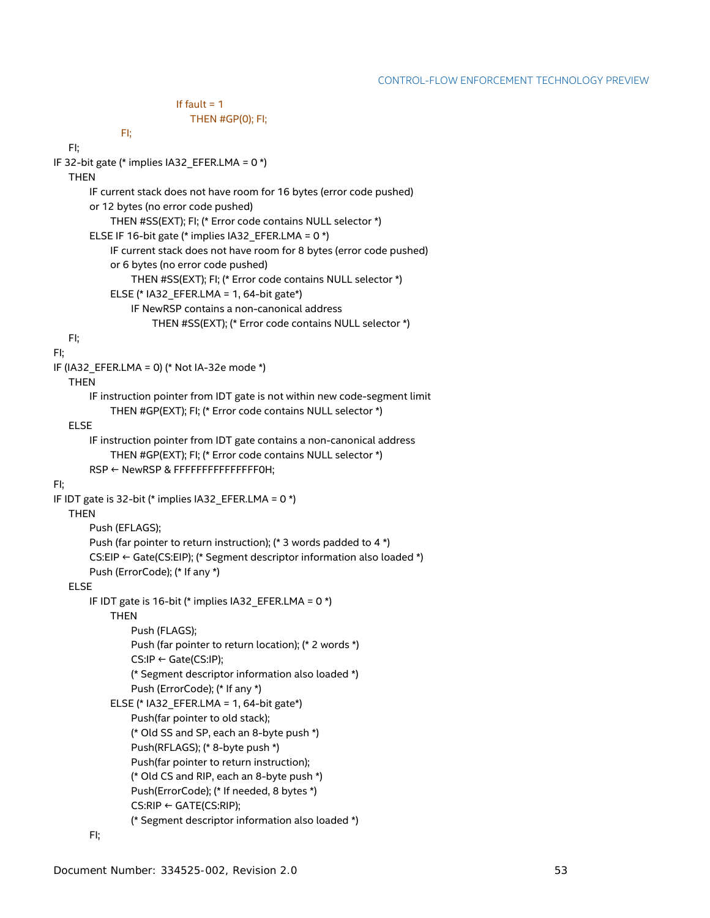```
                    If fault = 1
                        THEN #GP(0); FI;
            FI;
    FI;
IF 32-bit gate (* implies IA32_EFER.LMA = 0 *)
    THEN
        IF current stack does not have room for 16 bytes (error code pushed)
        or 12 bytes (no error code pushed)
            THEN #SS(EXT); FI; (* Error code contains NULL selector *)
        ELSE IF 16-bit gate (* implies IA32_EFER.LMA = 0 *)
            IF current stack does not have room for 8 bytes (error code pushed)
            or 6 bytes (no error code pushed)
                THEN #SS(EXT); FI; (* Error code contains NULL selector *)
            ELSE (* IA32_EFER.LMA = 1, 64-bit gate*)
                IF NewRSP contains a non-canonical address
                    THEN #SS(EXT); (* Error code contains NULL selector *)
    FI;
FI;
IF (IA32_EFER.LMA = 0) (* Not IA-32e mode *)
    THEN
        IF instruction pointer from IDT gate is not within new code-segment limit
            THEN #GP(EXT); FI; (* Error code contains NULL selector *)
    ELSE
        IF instruction pointer from IDT gate contains a non-canonical address
            THEN #GP(EXT); FI; (* Error code contains NULL selector *)
        RSP ← NewRSP & FFFFFFFFFFFFFFF0H;
FI;
IF IDT gate is 32-bit (* implies IA32_EFER.LMA = 0 *)
    THEN
        Push (EFLAGS);
        Push (far pointer to return instruction); (* 3 words padded to 4 *)
        CS:EIP ← Gate(CS:EIP); (* Segment descriptor information also loaded *)
        Push (ErrorCode); (* If any *)
    ELSE
        IF IDT gate is 16-bit (* implies IA32_EFER.LMA = 0 *)
            THEN
                Push (FLAGS);
                Push (far pointer to return location); (* 2 words *)
                CS:IP ← Gate(CS:IP);
                (* Segment descriptor information also loaded *)
                Push (ErrorCode); (* If any *)
            ELSE (* IA32_EFER.LMA = 1, 64-bit gate*)
                Push(far pointer to old stack);
                (* Old SS and SP, each an 8-byte push *)
                Push(RFLAGS); (* 8-byte push *)
                Push(far pointer to return instruction);
                (* Old CS and RIP, each an 8-byte push *)
                Push(ErrorCode); (* If needed, 8 bytes *)
                CS:RIP ← GATE(CS:RIP);
                (* Segment descriptor information also loaded *)
        FI;
```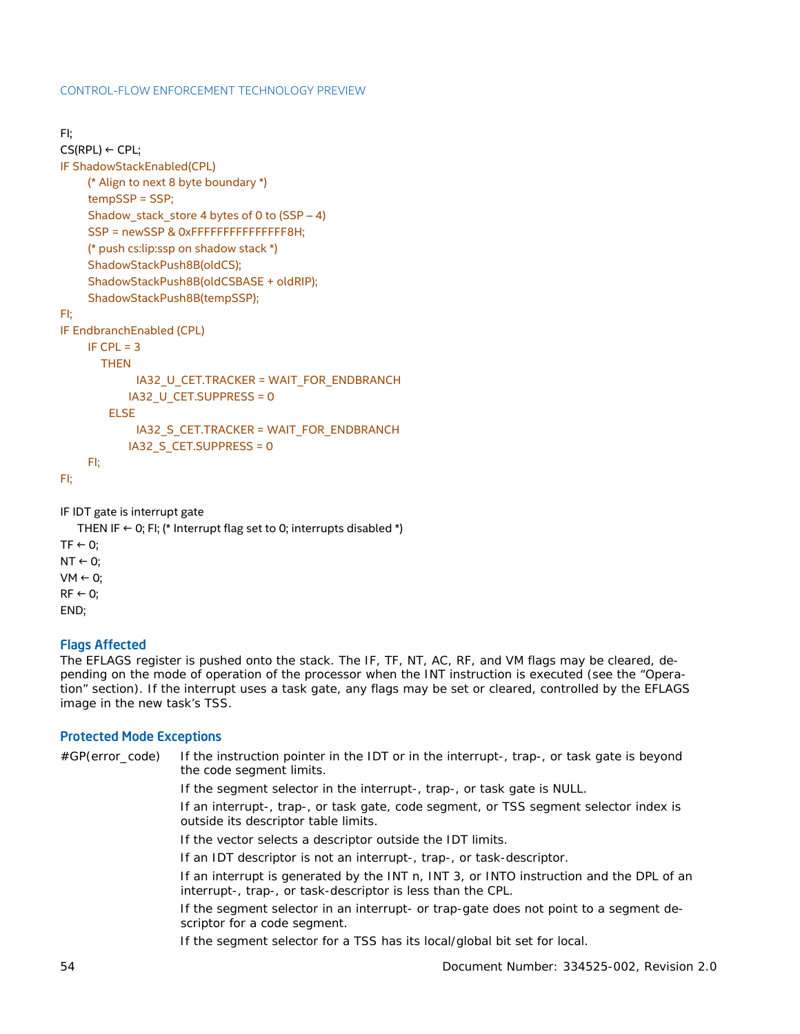```
FI;
CS(RPL) ← CPL;
IF ShadowStackEnabled(CPL)
    (* Align to next 8 byte boundary *)
    tempSSP = SSP;
    Shadow_stack_store 4 bytes of 0 to (SSP – 4)
    SSP = newSSP & 0xFFFFFFFFFFFFFFF8H;
    (* push cs:lip:ssp on shadow stack *)
    ShadowStackPush8B(oldCS);
    ShadowStackPush8B(oldCSBASE + oldRIP);
    ShadowStackPush8B(tempSSP);
FI;
IF EndbranchEnabled (CPL)
    IF CPL = 3
      THEN
            IA32_U_CET.TRACKER = WAIT_FOR_ENDBRANCH
          IA32_U_CET.SUPPRESS = 0
      ELSE
            IA32_S_CET.TRACKER = WAIT_FOR_ENDBRANCH
          IA32_S_CET.SUPPRESS = 0
    FI;
FI;

IF IDT gate is interrupt gate
  THEN IF ← 0; FI; (* Interrupt flag set to 0; interrupts disabled *)
TF ← 0;
NT ← 0;
VM ← 0;
RF ← 0;
END;
```

### Flags Affected

The EFLAGS register is pushed onto the stack. The IF, TF, NT, AC, RF, and VM flags may be cleared, depending on the mode of operation of the processor when the INT instruction is executed (see the "Operation" section). If the interrupt uses a task gate, any flags may be set or cleared, controlled by the EFLAGS image in the new task's TSS.

### Protected Mode Exceptions

#GP(error_code)
- If the instruction pointer in the IDT or in the interrupt-, trap-, or task gate is beyond the code segment limits.
- If the segment selector in the interrupt-, trap-, or task gate is NULL.
- If an interrupt-, trap-, or task gate, code segment, or TSS segment selector index is outside its descriptor table limits.
- If the vector selects a descriptor outside the IDT limits.
- If an IDT descriptor is not an interrupt-, trap-, or task-descriptor.
- If an interrupt is generated by the INT n, INT 3, or INTO instruction and the DPL of an interrupt-, trap-, or task-descriptor is less than the CPL.
- If the segment selector in an interrupt- or trap-gate does not point to a segment descriptor for a code segment.
- If the segment selector for a TSS has its local/global bit set for local.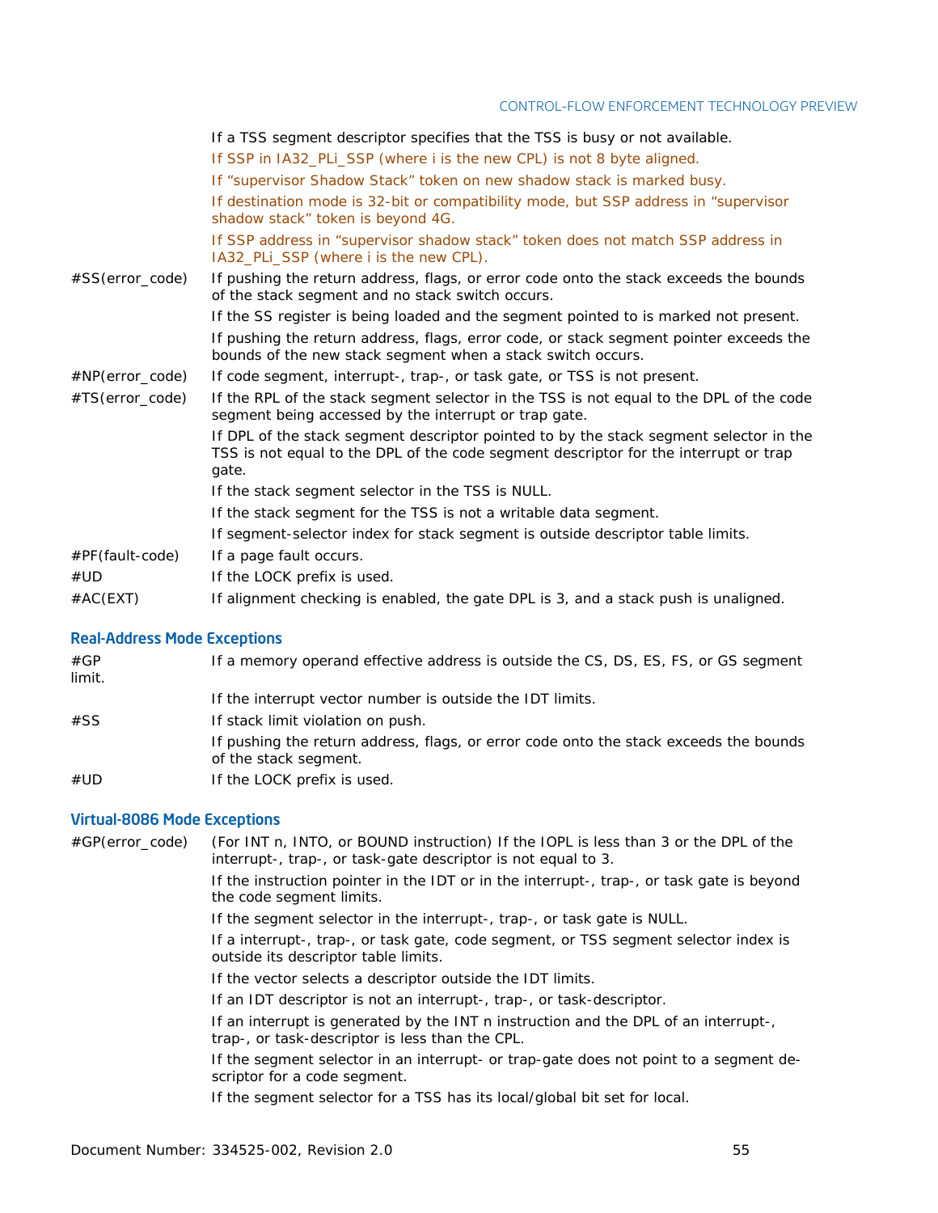| | |
|---|---|
| | If a TSS segment descriptor specifies that the TSS is busy or not available. |
| | If SSP in IA32_PLi_SSP (where i is the new CPL) is not 8 byte aligned. |
| | If "supervisor Shadow Stack" token on new shadow stack is marked busy. |
| | If destination mode is 32-bit or compatibility mode, but SSP address in "supervisor shadow stack" token is beyond 4G. |
| | If SSP address in "supervisor shadow stack" token does not match SSP address in IA32_PLi_SSP (where i is the new CPL). |
| #SS(error_code) | If pushing the return address, flags, or error code onto the stack exceeds the bounds of the stack segment and no stack switch occurs. |
| | If the SS register is being loaded and the segment pointed to is marked not present. |
| | If pushing the return address, flags, error code, or stack segment pointer exceeds the bounds of the new stack segment when a stack switch occurs. |
| #NP(error_code) | If code segment, interrupt-, trap-, or task gate, or TSS is not present. |
| #TS(error_code) | If the RPL of the stack segment selector in the TSS is not equal to the DPL of the code segment being accessed by the interrupt or trap gate. |
| | If DPL of the stack segment descriptor pointed to by the stack segment selector in the TSS is not equal to the DPL of the code segment descriptor for the interrupt or trap gate. |
| | If the stack segment selector in the TSS is NULL. |
| | If the stack segment for the TSS is not a writable data segment. |
| | If segment-selector index for stack segment is outside descriptor table limits. |
| #PF(fault-code) | If a page fault occurs. |
| #UD | If the LOCK prefix is used. |
| #AC(EXT) | If alignment checking is enabled, the gate DPL is 3, and a stack push is unaligned. |

### Real-Address Mode Exceptions

| | |
|---|---|
| #GP | If a memory operand effective address is outside the CS, DS, ES, FS, or GS segment limit. |
| | If the interrupt vector number is outside the IDT limits. |
| #SS | If stack limit violation on push. |
| | If pushing the return address, flags, or error code onto the stack exceeds the bounds of the stack segment. |
| #UD | If the LOCK prefix is used. |

### Virtual-8086 Mode Exceptions

| | |
|---|---|
| #GP(error_code) | (For INT n, INTO, or BOUND instruction) If the IOPL is less than 3 or the DPL of the interrupt-, trap-, or task-gate descriptor is not equal to 3. |
| | If the instruction pointer in the IDT or in the interrupt-, trap-, or task gate is beyond the code segment limits. |
| | If the segment selector in the interrupt-, trap-, or task gate is NULL. |
| | If a interrupt-, trap-, or task gate, code segment, or TSS segment selector index is outside its descriptor table limits. |
| | If the vector selects a descriptor outside the IDT limits. |
| | If an IDT descriptor is not an interrupt-, trap-, or task-descriptor. |
| | If an interrupt is generated by the INT n instruction and the DPL of an interrupt-, trap-, or task-descriptor is less than the CPL. |
| | If the segment selector in an interrupt- or trap-gate does not point to a segment descriptor for a code segment. |
| | If the segment selector for a TSS has its local/global bit set for local. |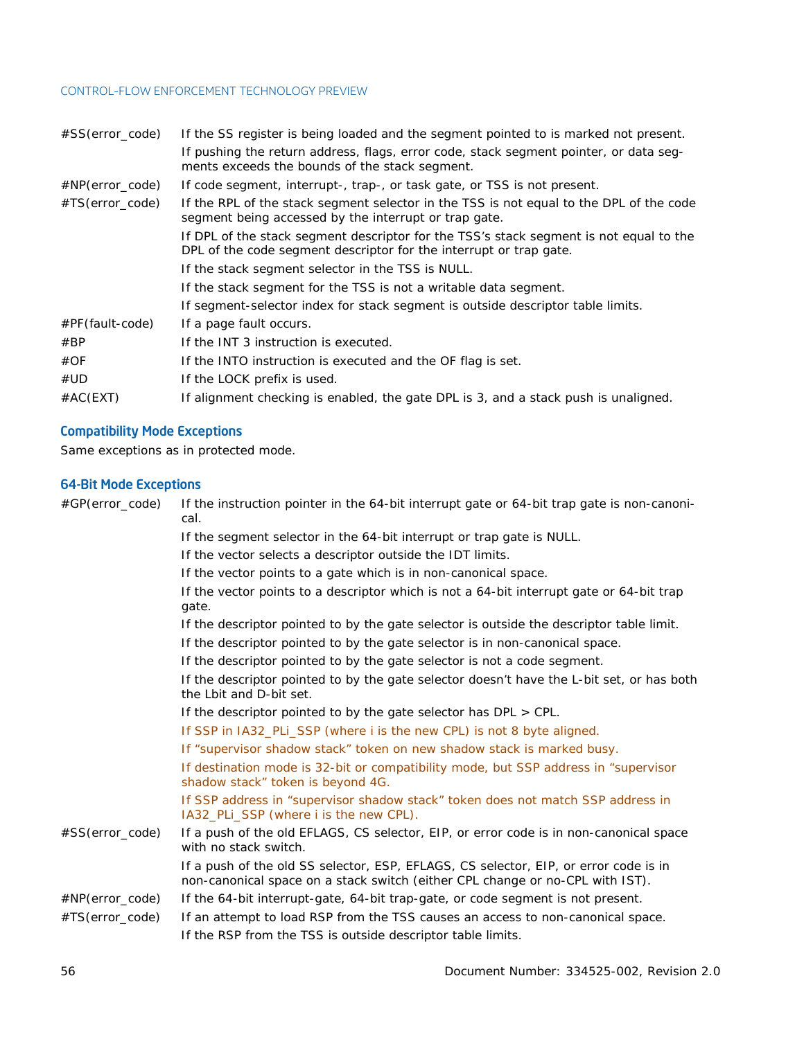| | |
|---|---|
| #SS(error_code) | If the SS register is being loaded and the segment pointed to is marked not present. |
| | If pushing the return address, flags, error code, stack segment pointer, or data segments exceeds the bounds of the stack segment. |
| #NP(error_code) | If code segment, interrupt-, trap-, or task gate, or TSS is not present. |
| #TS(error_code) | If the RPL of the stack segment selector in the TSS is not equal to the DPL of the code segment being accessed by the interrupt or trap gate. |
| | If DPL of the stack segment descriptor for the TSS's stack segment is not equal to the DPL of the code segment descriptor for the interrupt or trap gate. |
| | If the stack segment selector in the TSS is NULL. |
| | If the stack segment for the TSS is not a writable data segment. |
| | If segment-selector index for stack segment is outside descriptor table limits. |
| #PF(fault-code) | If a page fault occurs. |
| #BP | If the INT 3 instruction is executed. |
| #OF | If the INTO instruction is executed and the OF flag is set. |
| #UD | If the LOCK prefix is used. |
| #AC(EXT) | If alignment checking is enabled, the gate DPL is 3, and a stack push is unaligned. |

### Compatibility Mode Exceptions

Same exceptions as in protected mode.

### 64-Bit Mode Exceptions

| | |
|---|---|
| #GP(error_code) | If the instruction pointer in the 64-bit interrupt gate or 64-bit trap gate is non-canonical. |
| | If the segment selector in the 64-bit interrupt or trap gate is NULL. |
| | If the vector selects a descriptor outside the IDT limits. |
| | If the vector points to a gate which is in non-canonical space. |
| | If the vector points to a descriptor which is not a 64-bit interrupt gate or 64-bit trap gate. |
| | If the descriptor pointed to by the gate selector is outside the descriptor table limit. |
| | If the descriptor pointed to by the gate selector is in non-canonical space. |
| | If the descriptor pointed to by the gate selector is not a code segment. |
| | If the descriptor pointed to by the gate selector doesn't have the L-bit set, or has both the Lbit and D-bit set. |
| | If the descriptor pointed to by the gate selector has DPL > CPL. |
| | If SSP in IA32_PLi_SSP (where i is the new CPL) is not 8 byte aligned. |
| | If "supervisor shadow stack" token on new shadow stack is marked busy. |
| | If destination mode is 32-bit or compatibility mode, but SSP address in "supervisor shadow stack" token is beyond 4G. |
| | If SSP address in "supervisor shadow stack" token does not match SSP address in IA32_PLi_SSP (where i is the new CPL). |
| #SS(error_code) | If a push of the old EFLAGS, CS selector, EIP, or error code is in non-canonical space with no stack switch. |
| | If a push of the old SS selector, ESP, EFLAGS, CS selector, EIP, or error code is in non-canonical space on a stack switch (either CPL change or no-CPL with IST). |
| #NP(error_code) | If the 64-bit interrupt-gate, 64-bit trap-gate, or code segment is not present. |
| #TS(error_code) | If an attempt to load RSP from the TSS causes an access to non-canonical space. |
| | If the RSP from the TSS is outside descriptor table limits. |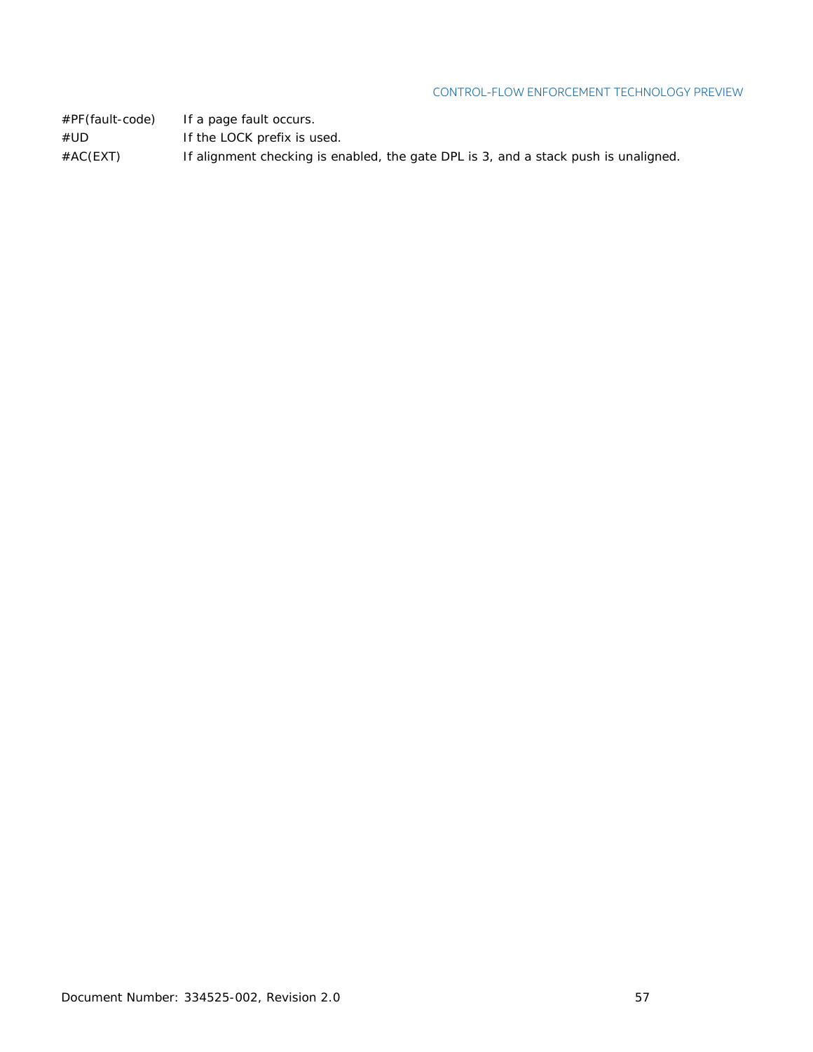| | |
|---|---|
| #PF(fault-code) | If a page fault occurs. |
| #UD | If the LOCK prefix is used. |
| #AC(EXT) | If alignment checking is enabled, the gate DPL is 3, and a stack push is unaligned. |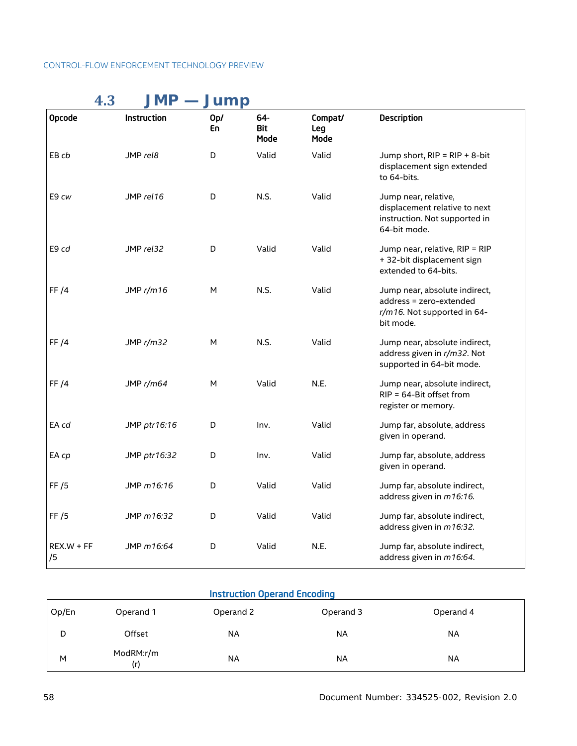## 4.3 JMP — Jump

| Opcode | Instruction | Op/ En | 64-Bit Mode | Compat/ Leg Mode | Description |
|---|---|---|---|---|---|
| EB *cb* | JMP *rel8* | D | Valid | Valid | Jump short, RIP = RIP + 8-bit displacement sign extended to 64-bits. |
| E9 *cw* | JMP *rel16* | D | N.S. | Valid | Jump near, relative, displacement relative to next instruction. Not supported in 64-bit mode. |
| E9 *cd* | JMP *rel32* | D | Valid | Valid | Jump near, relative, RIP = RIP + 32-bit displacement sign extended to 64-bits. |
| FF /4 | JMP *r/m16* | M | N.S. | Valid | Jump near, absolute indirect, address = zero-extended *r/m16.* Not supported in 64-bit mode. |
| FF /4 | JMP *r/m32* | M | N.S. | Valid | Jump near, absolute indirect, address given in *r/m32.* Not supported in 64-bit mode. |
| FF /4 | JMP *r/m64* | M | Valid | N.E. | Jump near, absolute indirect, RIP = 64-Bit offset from register or memory. |
| EA *cd* | JMP *ptr16:16* | D | Inv. | Valid | Jump far, absolute, address given in operand. |
| EA *cp* | JMP *ptr16:32* | D | Inv. | Valid | Jump far, absolute, address given in operand. |
| FF /5 | JMP *m16:16* | D | Valid | Valid | Jump far, absolute indirect, address given in *m16:16.* |
| FF /5 | JMP *m16:32* | D | Valid | Valid | Jump far, absolute indirect, address given in *m16:32.* |
| REX.W + FF /5 | JMP *m16:64* | D | Valid | N.E. | Jump far, absolute indirect, address given in *m16:64.* |

### Instruction Operand Encoding

| Op/En | Operand 1 | Operand 2 | Operand 3 | Operand 4 |
|---|---|---|---|---|
| D | Offset | NA | NA | NA |
| M | ModRM:r/m (r) | NA | NA | NA |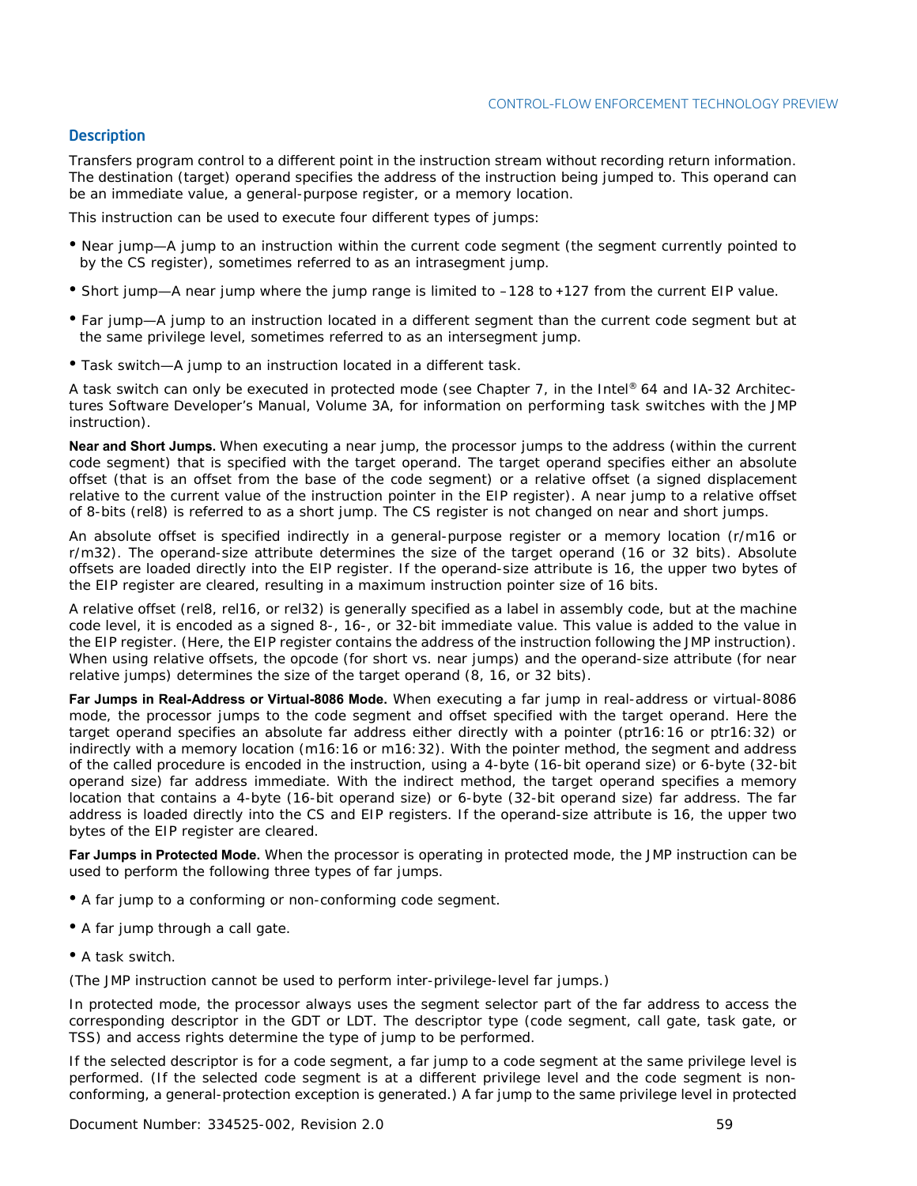### Description

Transfers program control to a different point in the instruction stream without recording return information. The destination (target) operand specifies the address of the instruction being jumped to. This operand can be an immediate value, a general-purpose register, or a memory location.

This instruction can be used to execute four different types of jumps:

- Near jump—A jump to an instruction within the current code segment (the segment currently pointed to by the CS register), sometimes referred to as an intrasegment jump.
- Short jump—A near jump where the jump range is limited to –128 to +127 from the current EIP value.
- Far jump—A jump to an instruction located in a different segment than the current code segment but at the same privilege level, sometimes referred to as an intersegment jump.
- Task switch—A jump to an instruction located in a different task.

A task switch can only be executed in protected mode (see Chapter 7, in the Intel® 64 and IA-32 Architectures Software Developer's Manual, Volume 3A, for information on performing task switches with the JMP instruction).

**Near and Short Jumps.** When executing a near jump, the processor jumps to the address (within the current code segment) that is specified with the target operand. The target operand specifies either an absolute offset (that is an offset from the base of the code segment) or a relative offset (a signed displacement relative to the current value of the instruction pointer in the EIP register). A near jump to a relative offset of 8-bits (rel8) is referred to as a short jump. The CS register is not changed on near and short jumps.

An absolute offset is specified indirectly in a general-purpose register or a memory location (r/m16 or r/m32). The operand-size attribute determines the size of the target operand (16 or 32 bits). Absolute offsets are loaded directly into the EIP register. If the operand-size attribute is 16, the upper two bytes of the EIP register are cleared, resulting in a maximum instruction pointer size of 16 bits.

A relative offset (rel8, rel16, or rel32) is generally specified as a label in assembly code, but at the machine code level, it is encoded as a signed 8-, 16-, or 32-bit immediate value. This value is added to the value in the EIP register. (Here, the EIP register contains the address of the instruction following the JMP instruction). When using relative offsets, the opcode (for short vs. near jumps) and the operand-size attribute (for near relative jumps) determines the size of the target operand (8, 16, or 32 bits).

**Far Jumps in Real-Address or Virtual-8086 Mode.** When executing a far jump in real-address or virtual-8086 mode, the processor jumps to the code segment and offset specified with the target operand. Here the target operand specifies an absolute far address either directly with a pointer (ptr16:16 or ptr16:32) or indirectly with a memory location (m16:16 or m16:32). With the pointer method, the segment and address of the called procedure is encoded in the instruction, using a 4-byte (16-bit operand size) or 6-byte (32-bit operand size) far address immediate. With the indirect method, the target operand specifies a memory location that contains a 4-byte (16-bit operand size) or 6-byte (32-bit operand size) far address. The far address is loaded directly into the CS and EIP registers. If the operand-size attribute is 16, the upper two bytes of the EIP register are cleared.

**Far Jumps in Protected Mode.** When the processor is operating in protected mode, the JMP instruction can be used to perform the following three types of far jumps.

- A far jump to a conforming or non-conforming code segment.
- A far jump through a call gate.
- A task switch.

(The JMP instruction cannot be used to perform inter-privilege-level far jumps.)

In protected mode, the processor always uses the segment selector part of the far address to access the corresponding descriptor in the GDT or LDT. The descriptor type (code segment, call gate, task gate, or TSS) and access rights determine the type of jump to be performed.

If the selected descriptor is for a code segment, a far jump to a code segment at the same privilege level is performed. (If the selected code segment is at a different privilege level and the code segment is non-conforming, a general-protection exception is generated.) A far jump to the same privilege level in protected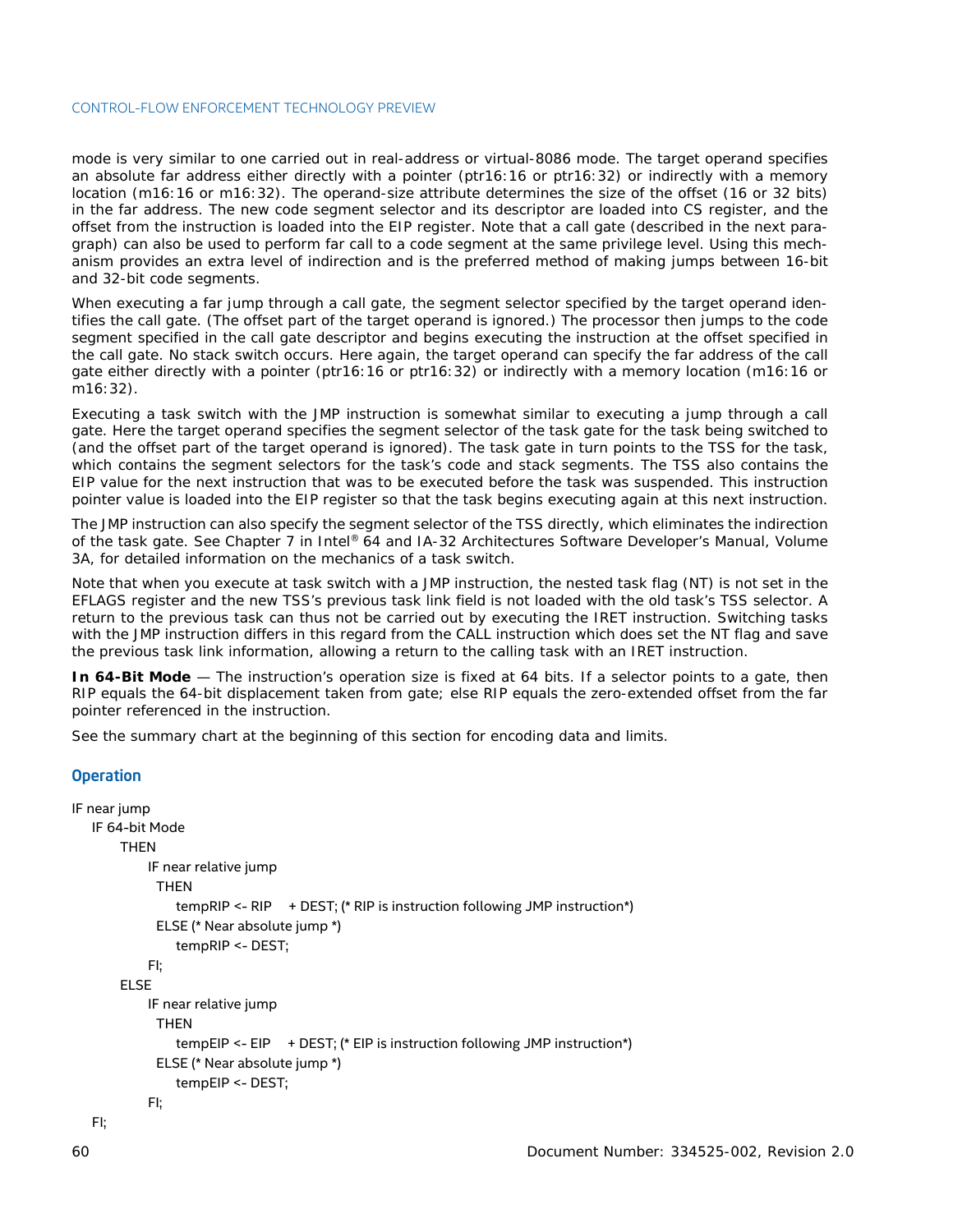mode is very similar to one carried out in real-address or virtual-8086 mode. The target operand specifies an absolute far address either directly with a pointer (ptr16:16 or ptr16:32) or indirectly with a memory location (m16:16 or m16:32). The operand-size attribute determines the size of the offset (16 or 32 bits) in the far address. The new code segment selector and its descriptor are loaded into CS register, and the offset from the instruction is loaded into the EIP register. Note that a call gate (described in the next paragraph) can also be used to perform far call to a code segment at the same privilege level. Using this mechanism provides an extra level of indirection and is the preferred method of making jumps between 16-bit and 32-bit code segments.

When executing a far jump through a call gate, the segment selector specified by the target operand identifies the call gate. (The offset part of the target operand is ignored.) The processor then jumps to the code segment specified in the call gate descriptor and begins executing the instruction at the offset specified in the call gate. No stack switch occurs. Here again, the target operand can specify the far address of the call gate either directly with a pointer (ptr16:16 or ptr16:32) or indirectly with a memory location (m16:16 or m16:32).

Executing a task switch with the JMP instruction is somewhat similar to executing a jump through a call gate. Here the target operand specifies the segment selector of the task gate for the task being switched to (and the offset part of the target operand is ignored). The task gate in turn points to the TSS for the task, which contains the segment selectors for the task's code and stack segments. The TSS also contains the EIP value for the next instruction that was to be executed before the task was suspended. This instruction pointer value is loaded into the EIP register so that the task begins executing again at this next instruction.

The JMP instruction can also specify the segment selector of the TSS directly, which eliminates the indirection of the task gate. See Chapter 7 in Intel® 64 and IA-32 Architectures Software Developer's Manual, Volume 3A, for detailed information on the mechanics of a task switch.

Note that when you execute at task switch with a JMP instruction, the nested task flag (NT) is not set in the EFLAGS register and the new TSS's previous task link field is not loaded with the old task's TSS selector. A return to the previous task can thus not be carried out by executing the IRET instruction. Switching tasks with the JMP instruction differs in this regard from the CALL instruction which does set the NT flag and save the previous task link information, allowing a return to the calling task with an IRET instruction.

**In 64-Bit Mode** — The instruction's operation size is fixed at 64 bits. If a selector points to a gate, then RIP equals the 64-bit displacement taken from gate; else RIP equals the zero-extended offset from the far pointer referenced in the instruction.

See the summary chart at the beginning of this section for encoding data and limits.

### Operation

```
IF near jump
    IF 64-bit Mode
        THEN
            IF near relative jump
              THEN
                tempRIP <- RIP    + DEST; (* RIP is instruction following JMP instruction*)
              ELSE (* Near absolute jump *)
                tempRIP <- DEST;
            FI;
        ELSE
            IF near relative jump
              THEN
                tempEIP <- EIP    + DEST; (* EIP is instruction following JMP instruction*)
              ELSE (* Near absolute jump *)
                tempEIP <- DEST;
            FI;
    FI;
```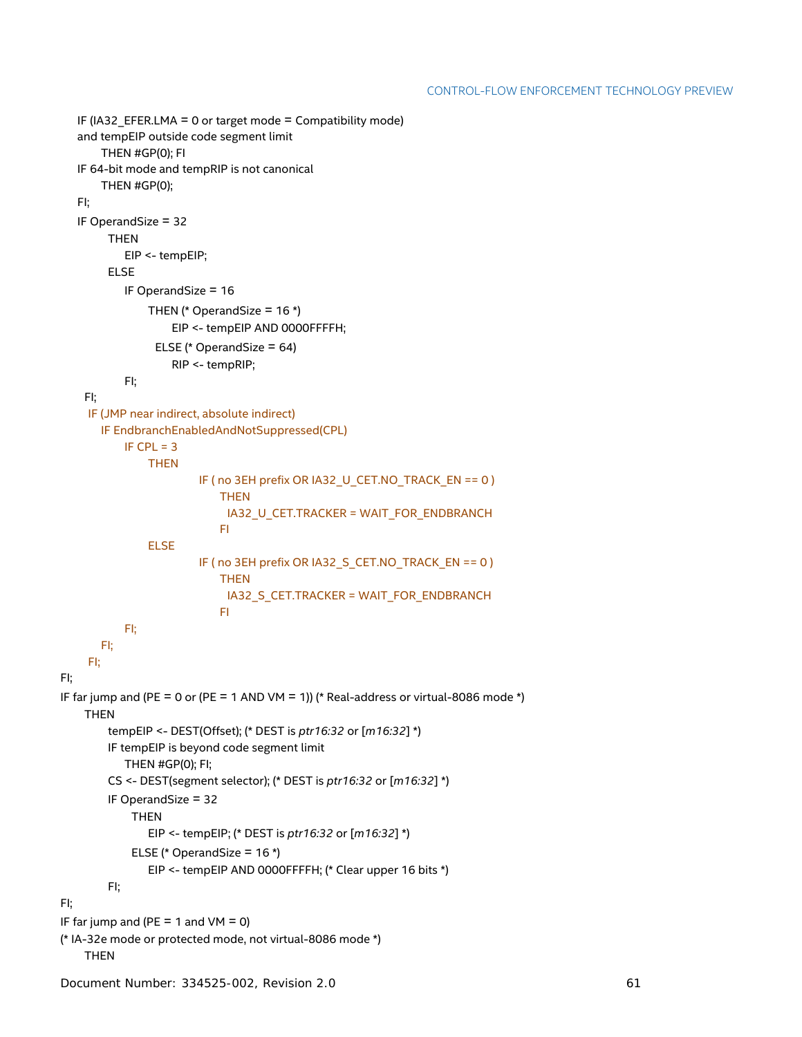```
    IF (IA32_EFER.LMA = 0 or target mode = Compatibility mode)
    and tempEIP outside code segment limit
        THEN #GP(0); FI
    IF 64-bit mode and tempRIP is not canonical
        THEN #GP(0);
    FI;
    IF OperandSize = 32
        THEN
            EIP <- tempEIP;
        ELSE
            IF OperandSize = 16
                THEN (* OperandSize = 16 *)
                    EIP <- tempEIP AND 0000FFFFH;
                ELSE (* OperandSize = 64)
                    RIP <- tempRIP;
            FI;
    FI;
    IF (JMP near indirect, absolute indirect)
        IF EndbranchEnabledAndNotSuppressed(CPL)
            IF CPL = 3
                THEN
                    IF ( no 3EH prefix OR IA32_U_CET.NO_TRACK_EN == 0 )
                        THEN
                            IA32_U_CET.TRACKER = WAIT_FOR_ENDBRANCH
                        FI
                ELSE
                    IF ( no 3EH prefix OR IA32_S_CET.NO_TRACK_EN == 0 )
                        THEN
                            IA32_S_CET.TRACKER = WAIT_FOR_ENDBRANCH
                        FI
            FI;
        FI;
    FI;
FI;
IF far jump and (PE = 0 or (PE = 1 AND VM = 1)) (* Real-address or virtual-8086 mode *)
    THEN
        tempEIP <- DEST(Offset); (* DEST is ptr16:32 or [m16:32] *)
        IF tempEIP is beyond code segment limit
            THEN #GP(0); FI;
        CS <- DEST(segment selector); (* DEST is ptr16:32 or [m16:32] *)
        IF OperandSize = 32
            THEN
                EIP <- tempEIP; (* DEST is ptr16:32 or [m16:32] *)
            ELSE (* OperandSize = 16 *)
                EIP <- tempEIP AND 0000FFFFH; (* Clear upper 16 bits *)
        FI;
FI;
IF far jump and (PE = 1 and VM = 0)
(* IA-32e mode or protected mode, not virtual-8086 mode *)
    THEN
```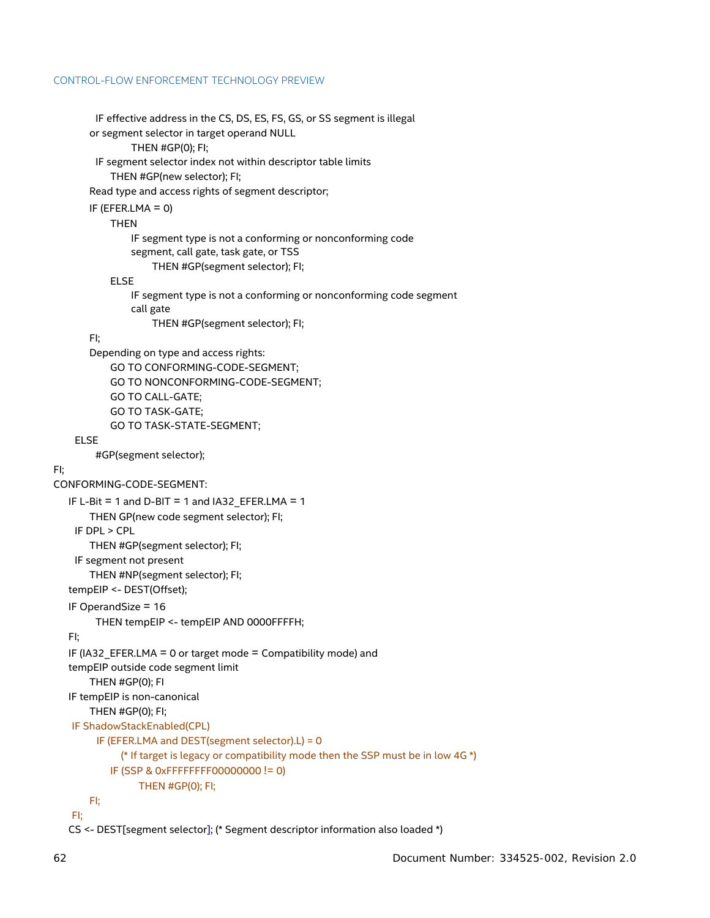```
        IF effective address in the CS, DS, ES, FS, GS, or SS segment is illegal
        or segment selector in target operand NULL
                THEN #GP(0); FI;
        IF segment selector index not within descriptor table limits
            THEN #GP(new selector); FI;
        Read type and access rights of segment descriptor;
        IF (EFER.LMA = 0)
            THEN
                IF segment type is not a conforming or nonconforming code
                segment, call gate, task gate, or TSS
                    THEN #GP(segment selector); FI;
            ELSE
                IF segment type is not a conforming or nonconforming code segment
                call gate
                    THEN #GP(segment selector); FI;
        FI;
        Depending on type and access rights:
            GO TO CONFORMING-CODE-SEGMENT;
            GO TO NONCONFORMING-CODE-SEGMENT;
            GO TO CALL-GATE;
            GO TO TASK-GATE;
            GO TO TASK-STATE-SEGMENT;
    ELSE
        #GP(segment selector);
FI;
CONFORMING-CODE-SEGMENT:
    IF L-Bit = 1 and D-BIT = 1 and IA32_EFER.LMA = 1
        THEN GP(new code segment selector); FI;
    IF DPL > CPL
        THEN #GP(segment selector); FI;
    IF segment not present
        THEN #NP(segment selector); FI;
    tempEIP <- DEST(Offset);
    IF OperandSize = 16
        THEN tempEIP <- tempEIP AND 0000FFFFH;
    FI;
    IF (IA32_EFER.LMA = 0 or target mode = Compatibility mode) and
    tempEIP outside code segment limit
        THEN #GP(0); FI
    IF tempEIP is non-canonical
        THEN #GP(0); FI;
    IF ShadowStackEnabled(CPL)
        IF (EFER.LMA and DEST(segment selector).L) = 0
            (* If target is legacy or compatibility mode then the SSP must be in low 4G *)
            IF (SSP & 0xFFFFFFFF00000000 != 0)
                THEN #GP(0); FI;
        FI;
    FI;
    CS <- DEST[segment selector]; (* Segment descriptor information also loaded *)
```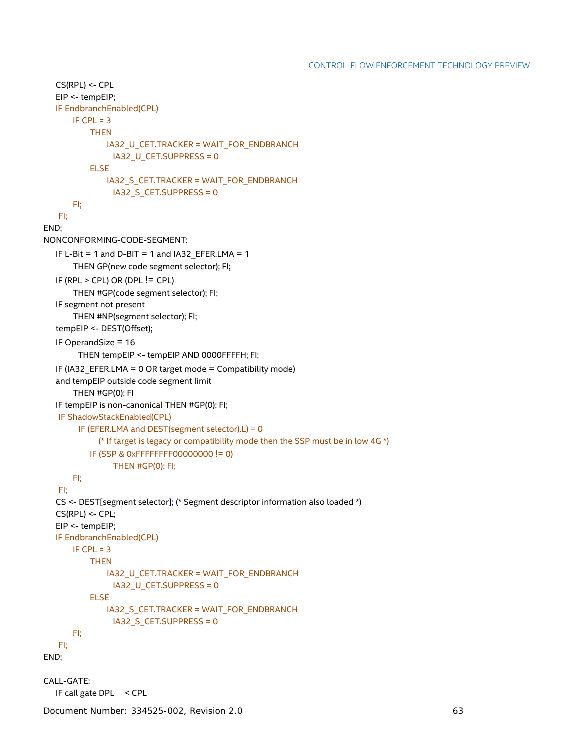```
    CS(RPL) <- CPL
    EIP <- tempEIP;
    IF EndbranchEnabled(CPL)
          IF CPL = 3
                THEN
                      IA32_U_CET.TRACKER = WAIT_FOR_ENDBRANCH
                        IA32_U_CET.SUPPRESS = 0
                ELSE
                      IA32_S_CET.TRACKER = WAIT_FOR_ENDBRANCH
                        IA32_S_CET.SUPPRESS = 0
          FI;
     FI;
END;
NONCONFORMING-CODE-SEGMENT:
    IF L-Bit = 1 and D-BIT = 1 and IA32_EFER.LMA = 1
          THEN GP(new code segment selector); FI;
    IF (RPL > CPL) OR (DPL != CPL)
          THEN #GP(code segment selector); FI;
    IF segment not present
          THEN #NP(segment selector); FI;
    tempEIP <- DEST(Offset);
    IF OperandSize = 16
            THEN tempEIP <- tempEIP AND 0000FFFFH; FI;
    IF (IA32_EFER.LMA = 0 OR target mode = Compatibility mode)
    and tempEIP outside code segment limit
          THEN #GP(0); FI
    IF tempEIP is non-canonical THEN #GP(0); FI;
     IF ShadowStackEnabled(CPL)
            IF (EFER.LMA and DEST(segment selector).L) = 0
                   (* If target is legacy or compatibility mode then the SSP must be in low 4G *)
                IF (SSP & 0xFFFFFFFF00000000 != 0)
                        THEN #GP(0); FI;
          FI;
     FI;
    CS <- DEST[segment selector]; (* Segment descriptor information also loaded *)
    CS(RPL) <- CPL;
    EIP <- tempEIP;
    IF EndbranchEnabled(CPL)
          IF CPL = 3
                THEN
                      IA32_U_CET.TRACKER = WAIT_FOR_ENDBRANCH
                        IA32_U_CET.SUPPRESS = 0
                ELSE
                      IA32_S_CET.TRACKER = WAIT_FOR_ENDBRANCH
                        IA32_S_CET.SUPPRESS = 0
          FI;
     FI;
END;

CALL-GATE:
    IF call gate DPL    < CPL
```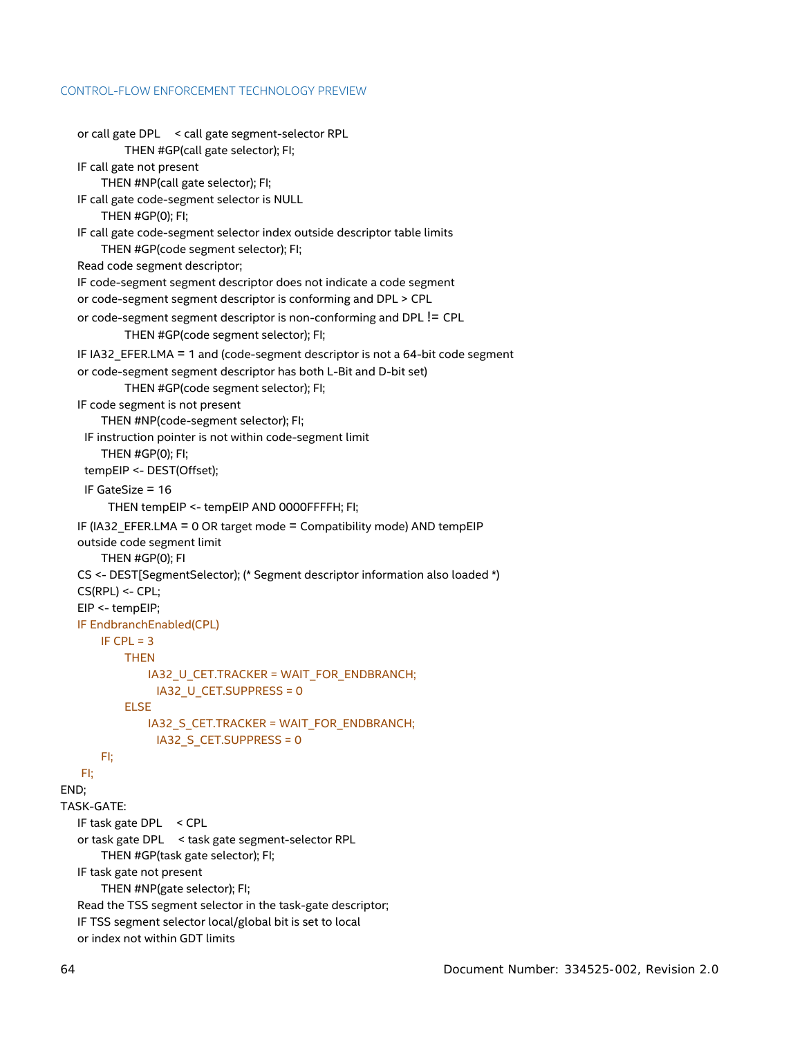```
    or call gate DPL    < call gate segment-selector RPL
            THEN #GP(call gate selector); FI;
    IF call gate not present
        THEN #NP(call gate selector); FI;
    IF call gate code-segment selector is NULL
        THEN #GP(0); FI;
    IF call gate code-segment selector index outside descriptor table limits
        THEN #GP(code segment selector); FI;
    Read code segment descriptor;
    IF code-segment segment descriptor does not indicate a code segment
    or code-segment segment descriptor is conforming and DPL > CPL
    or code-segment segment descriptor is non-conforming and DPL != CPL
            THEN #GP(code segment selector); FI;
    IF IA32_EFER.LMA = 1 and (code-segment descriptor is not a 64-bit code segment
    or code-segment segment descriptor has both L-Bit and D-bit set)
            THEN #GP(code segment selector); FI;
    IF code segment is not present
        THEN #NP(code-segment selector); FI;
     IF instruction pointer is not within code-segment limit
        THEN #GP(0); FI;
     tempEIP <- DEST(Offset);
     IF GateSize = 16
          THEN tempEIP <- tempEIP AND 0000FFFFH; FI;
    IF (IA32_EFER.LMA = 0 OR target mode = Compatibility mode) AND tempEIP
    outside code segment limit
        THEN #GP(0); FI
    CS <- DEST[SegmentSelector]; (* Segment descriptor information also loaded *)
    CS(RPL) <- CPL;
    EIP <- tempEIP;
    IF EndbranchEnabled(CPL)
        IF CPL = 3
            THEN
                IA32_U_CET.TRACKER = WAIT_FOR_ENDBRANCH;
                  IA32_U_CET.SUPPRESS = 0
            ELSE
                IA32_S_CET.TRACKER = WAIT_FOR_ENDBRANCH;
                  IA32_S_CET.SUPPRESS = 0
        FI;
     FI;
END;
TASK-GATE:
    IF task gate DPL    < CPL
    or task gate DPL    < task gate segment-selector RPL
        THEN #GP(task gate selector); FI;
    IF task gate not present
        THEN #NP(gate selector); FI;
    Read the TSS segment selector in the task-gate descriptor;
    IF TSS segment selector local/global bit is set to local
    or index not within GDT limits
```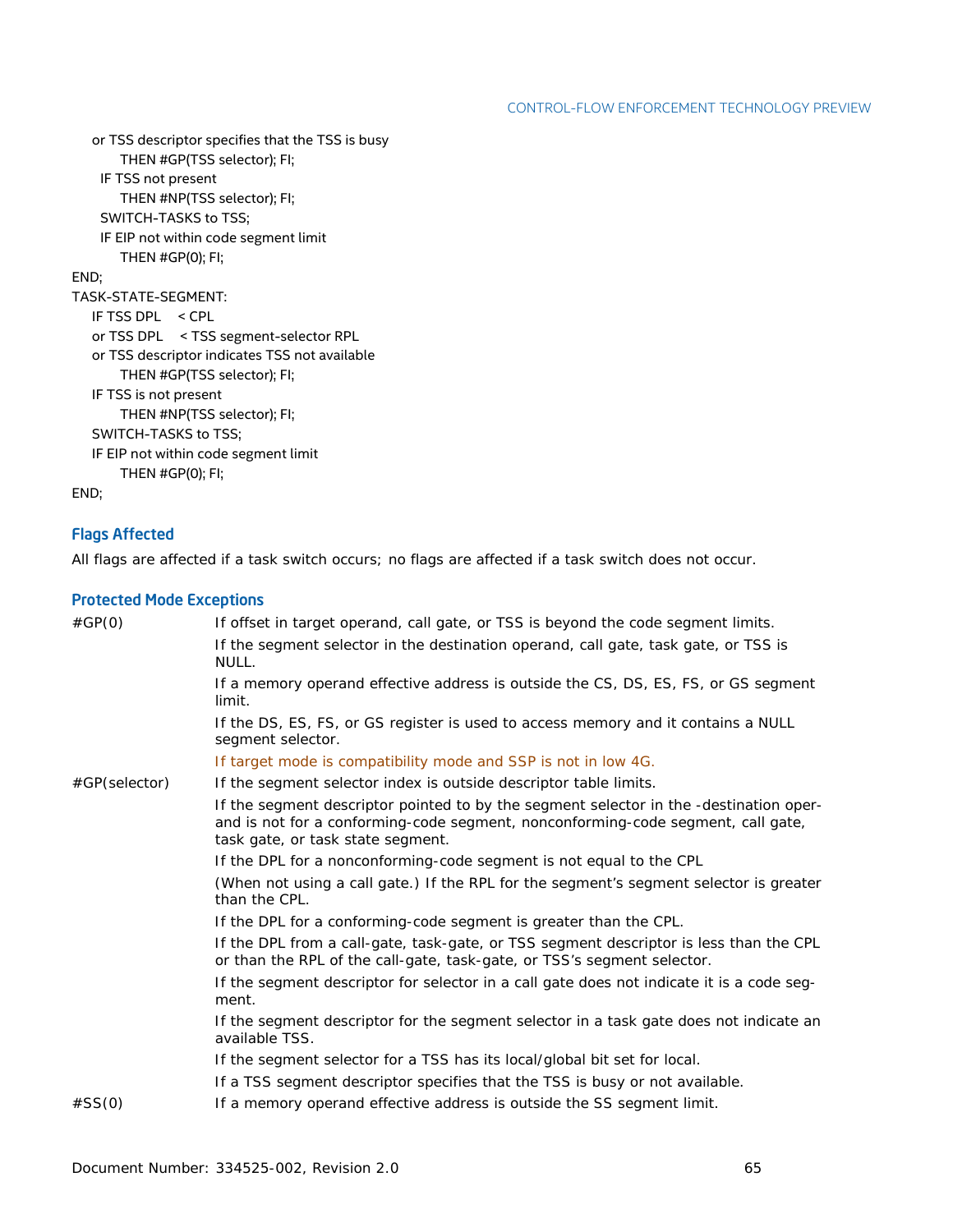```
    or TSS descriptor specifies that the TSS is busy
        THEN #GP(TSS selector); FI;
    IF TSS not present
        THEN #NP(TSS selector); FI;
    SWITCH-TASKS to TSS;
    IF EIP not within code segment limit
        THEN #GP(0); FI;
END;
TASK-STATE-SEGMENT:
    IF TSS DPL < CPL
    or TSS DPL < TSS segment-selector RPL
    or TSS descriptor indicates TSS not available
        THEN #GP(TSS selector); FI;
    IF TSS is not present
        THEN #NP(TSS selector); FI;
    SWITCH-TASKS to TSS;
    IF EIP not within code segment limit
        THEN #GP(0); FI;
END;
```

### Flags Affected

All flags are affected if a task switch occurs; no flags are affected if a task switch does not occur.

### Protected Mode Exceptions

| | |
|---|---|
| #GP(0) | If offset in target operand, call gate, or TSS is beyond the code segment limits. |
| | If the segment selector in the destination operand, call gate, task gate, or TSS is NULL. |
| | If a memory operand effective address is outside the CS, DS, ES, FS, or GS segment limit. |
| | If the DS, ES, FS, or GS register is used to access memory and it contains a NULL segment selector. |
| | If target mode is compatibility mode and SSP is not in low 4G. |
| #GP(selector) | If the segment selector index is outside descriptor table limits. |
| | If the segment descriptor pointed to by the segment selector in the -destination operand is not for a conforming-code segment, nonconforming-code segment, call gate, task gate, or task state segment. |
| | If the DPL for a nonconforming-code segment is not equal to the CPL |
| | (When not using a call gate.) If the RPL for the segment's segment selector is greater than the CPL. |
| | If the DPL for a conforming-code segment is greater than the CPL. |
| | If the DPL from a call-gate, task-gate, or TSS segment descriptor is less than the CPL or than the RPL of the call-gate, task-gate, or TSS's segment selector. |
| | If the segment descriptor for selector in a call gate does not indicate it is a code segment. |
| | If the segment descriptor for the segment selector in a task gate does not indicate an available TSS. |
| | If the segment selector for a TSS has its local/global bit set for local. |
| | If a TSS segment descriptor specifies that the TSS is busy or not available. |
| #SS(0) | If a memory operand effective address is outside the SS segment limit. |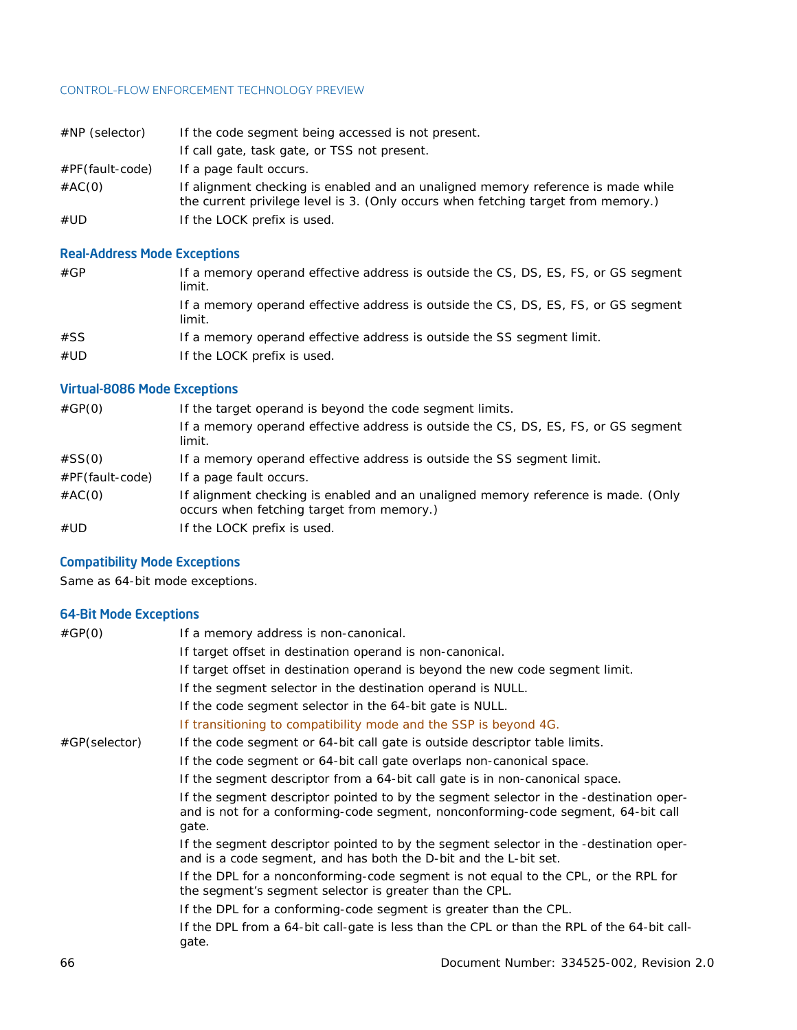| | |
|---|---|
| #NP (selector) | If the code segment being accessed is not present. |
| | If call gate, task gate, or TSS not present. |
| #PF(fault-code) | If a page fault occurs. |
| #AC(0) | If alignment checking is enabled and an unaligned memory reference is made while the current privilege level is 3. (Only occurs when fetching target from memory.) |
| #UD | If the LOCK prefix is used. |

### Real-Address Mode Exceptions

| | |
|---|---|
| #GP | If a memory operand effective address is outside the CS, DS, ES, FS, or GS segment limit. |
| | If a memory operand effective address is outside the CS, DS, ES, FS, or GS segment limit. |
| #SS | If a memory operand effective address is outside the SS segment limit. |
| #UD | If the LOCK prefix is used. |

### Virtual-8086 Mode Exceptions

| | |
|---|---|
| #GP(0) | If the target operand is beyond the code segment limits. |
| | If a memory operand effective address is outside the CS, DS, ES, FS, or GS segment limit. |
| #SS(0) | If a memory operand effective address is outside the SS segment limit. |
| #PF(fault-code) | If a page fault occurs. |
| #AC(0) | If alignment checking is enabled and an unaligned memory reference is made. (Only occurs when fetching target from memory.) |
| #UD | If the LOCK prefix is used. |

### Compatibility Mode Exceptions

Same as 64-bit mode exceptions.

### 64-Bit Mode Exceptions

| | |
|---|---|
| #GP(0) | If a memory address is non-canonical. |
| | If target offset in destination operand is non-canonical. |
| | If target offset in destination operand is beyond the new code segment limit. |
| | If the segment selector in the destination operand is NULL. |
| | If the code segment selector in the 64-bit gate is NULL. |
| | If transitioning to compatibility mode and the SSP is beyond 4G. |
| #GP(selector) | If the code segment or 64-bit call gate is outside descriptor table limits. |
| | If the code segment or 64-bit call gate overlaps non-canonical space. |
| | If the segment descriptor from a 64-bit call gate is in non-canonical space. |
| | If the segment descriptor pointed to by the segment selector in the -destination operand is not for a conforming-code segment, nonconforming-code segment, 64-bit call gate. |
| | If the segment descriptor pointed to by the segment selector in the -destination operand is a code segment, and has both the D-bit and the L-bit set. |
| | If the DPL for a nonconforming-code segment is not equal to the CPL, or the RPL for the segment's segment selector is greater than the CPL. |
| | If the DPL for a conforming-code segment is greater than the CPL. |
| | If the DPL from a 64-bit call-gate is less than the CPL or than the RPL of the 64-bit call-gate. |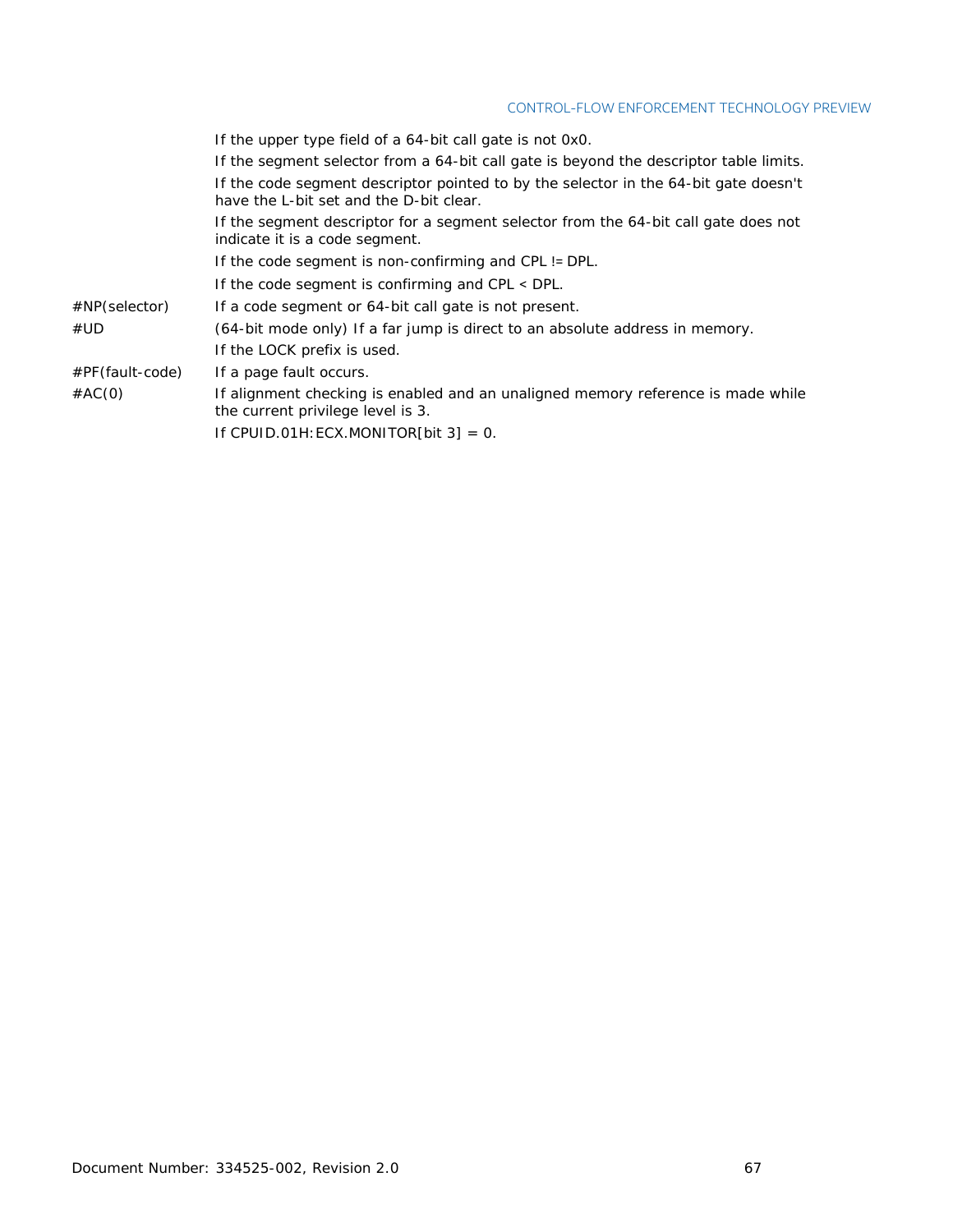| | |
|---|---|
| | If the upper type field of a 64-bit call gate is not 0x0. |
| | If the segment selector from a 64-bit call gate is beyond the descriptor table limits. |
| | If the code segment descriptor pointed to by the selector in the 64-bit gate doesn't have the L-bit set and the D-bit clear. |
| | If the segment descriptor for a segment selector from the 64-bit call gate does not indicate it is a code segment. |
| | If the code segment is non-confirming and CPL != DPL. |
| | If the code segment is confirming and CPL < DPL. |
| #NP(selector) | If a code segment or 64-bit call gate is not present. |
| #UD | (64-bit mode only) If a far jump is direct to an absolute address in memory. |
| | If the LOCK prefix is used. |
| #PF(fault-code) | If a page fault occurs. |
| #AC(0) | If alignment checking is enabled and an unaligned memory reference is made while the current privilege level is 3. |
| | If CPUID.01H:ECX.MONITOR[bit 3] = 0. |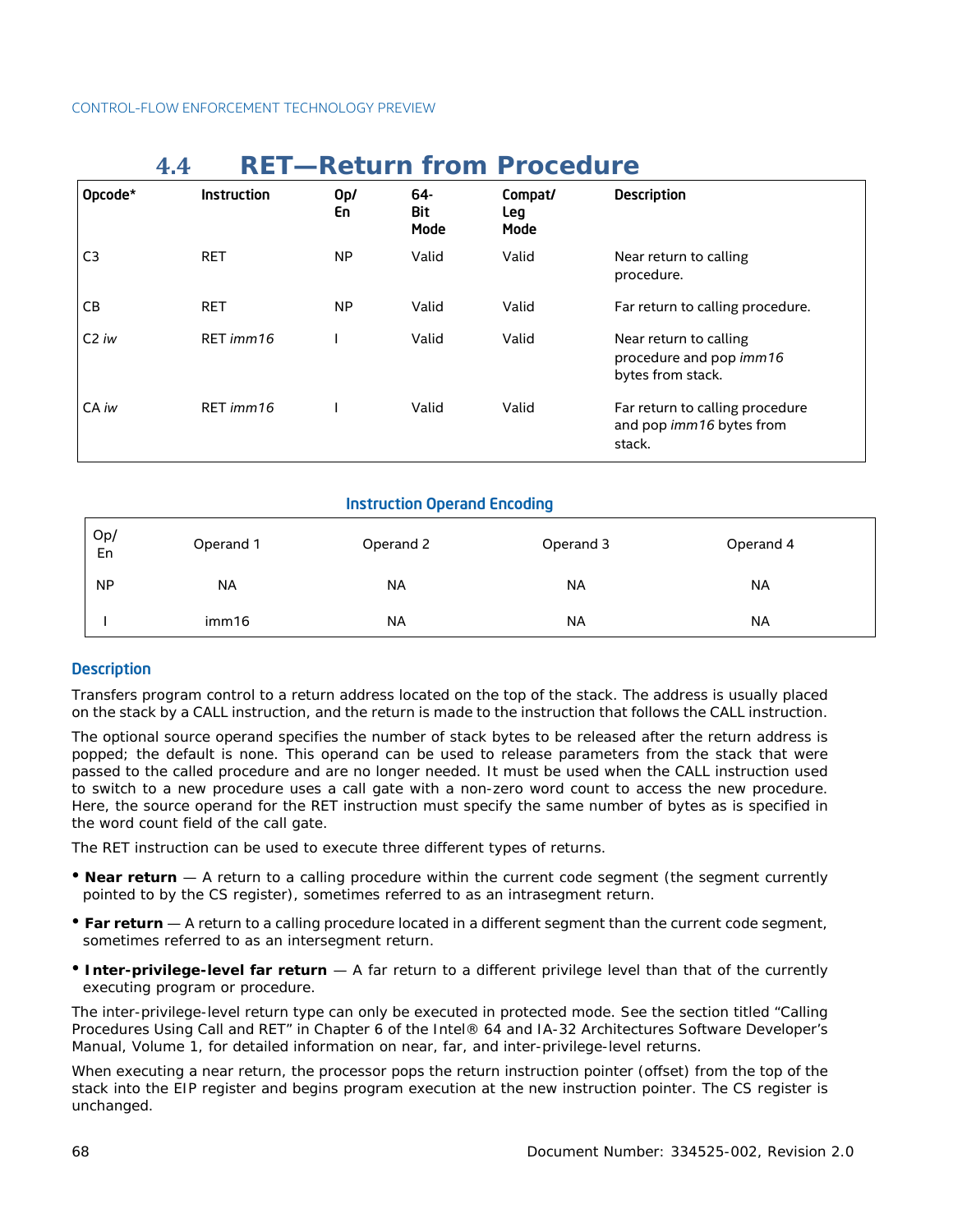## 4.4 RET—Return from Procedure

| Opcode* | Instruction | Op/En | 64-Bit Mode | Compat/Leg Mode | Description |
|---|---|---|---|---|---|
| C3 | RET | NP | Valid | Valid | Near return to calling procedure. |
| CB | RET | NP | Valid | Valid | Far return to calling procedure. |
| C2 *iw* | RET *imm16* | I | Valid | Valid | Near return to calling procedure and pop *imm16* bytes from stack. |
| CA *iw* | RET *imm16* | I | Valid | Valid | Far return to calling procedure and pop *imm16* bytes from stack. |

### Instruction Operand Encoding

| Op/En | Operand 1 | Operand 2 | Operand 3 | Operand 4 |
|---|---|---|---|---|
| NP | NA | NA | NA | NA |
| I | imm16 | NA | NA | NA |

### Description

Transfers program control to a return address located on the top of the stack. The address is usually placed on the stack by a CALL instruction, and the return is made to the instruction that follows the CALL instruction.

The optional source operand specifies the number of stack bytes to be released after the return address is popped; the default is none. This operand can be used to release parameters from the stack that were passed to the called procedure and are no longer needed. It must be used when the CALL instruction used to switch to a new procedure uses a call gate with a non-zero word count to access the new procedure. Here, the source operand for the RET instruction must specify the same number of bytes as is specified in the word count field of the call gate.

The RET instruction can be used to execute three different types of returns.

- **Near return** — A return to a calling procedure within the current code segment (the segment currently pointed to by the CS register), sometimes referred to as an intrasegment return.
- **Far return** — A return to a calling procedure located in a different segment than the current code segment, sometimes referred to as an intersegment return.
- **Inter-privilege-level far return** — A far return to a different privilege level than that of the currently executing program or procedure.

The inter-privilege-level return type can only be executed in protected mode. See the section titled "Calling Procedures Using Call and RET" in Chapter 6 of the Intel® 64 and IA-32 Architectures Software Developer's Manual, Volume 1, for detailed information on near, far, and inter-privilege-level returns.

When executing a near return, the processor pops the return instruction pointer (offset) from the top of the stack into the EIP register and begins program execution at the new instruction pointer. The CS register is unchanged.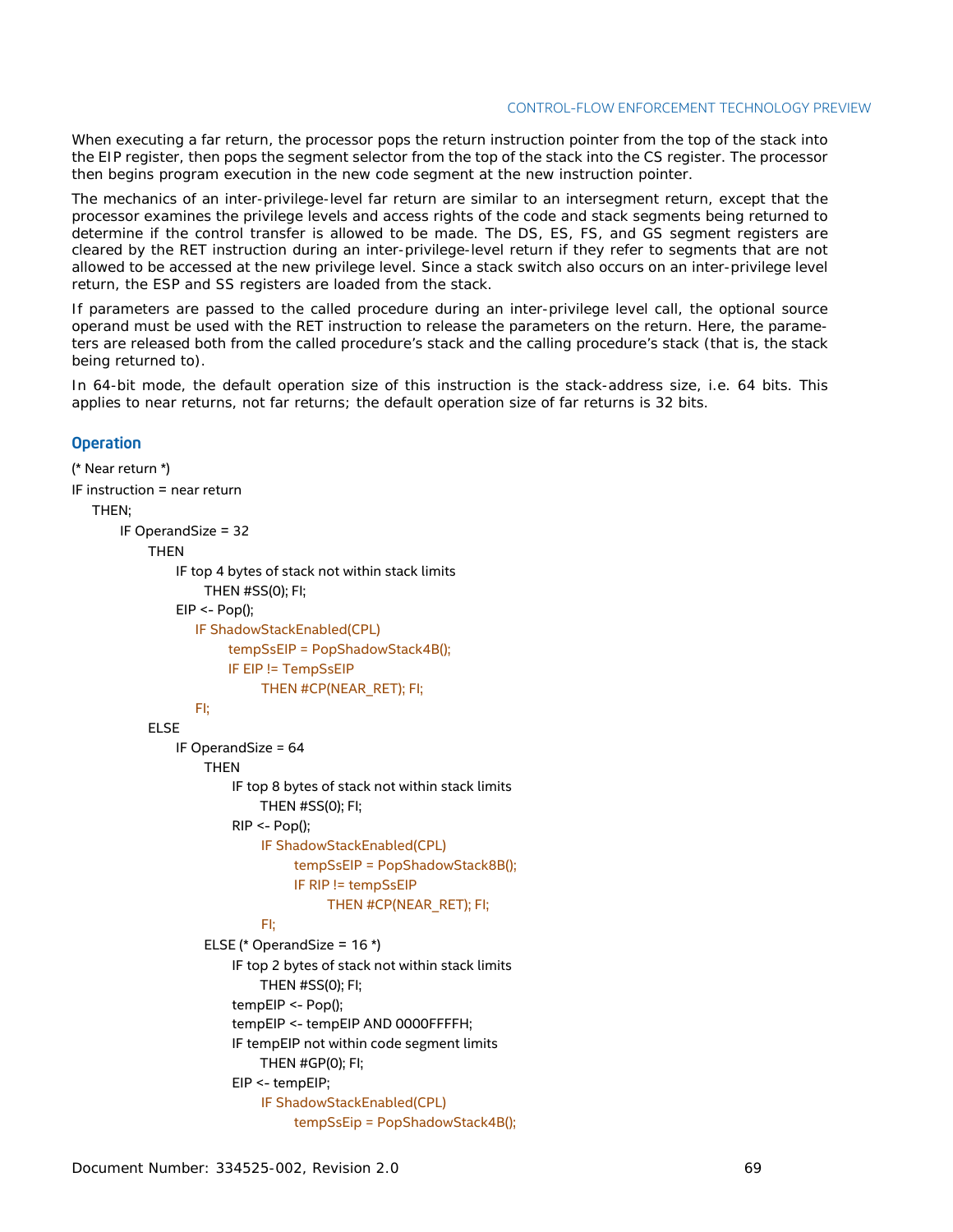When executing a far return, the processor pops the return instruction pointer from the top of the stack into the EIP register, then pops the segment selector from the top of the stack into the CS register. The processor then begins program execution in the new code segment at the new instruction pointer.

The mechanics of an inter-privilege-level far return are similar to an intersegment return, except that the processor examines the privilege levels and access rights of the code and stack segments being returned to determine if the control transfer is allowed to be made. The DS, ES, FS, and GS segment registers are cleared by the RET instruction during an inter-privilege-level return if they refer to segments that are not allowed to be accessed at the new privilege level. Since a stack switch also occurs on an inter-privilege level return, the ESP and SS registers are loaded from the stack.

If parameters are passed to the called procedure during an inter-privilege level call, the optional source operand must be used with the RET instruction to release the parameters on the return. Here, the parameters are released both from the called procedure's stack and the calling procedure's stack (that is, the stack being returned to).

In 64-bit mode, the default operation size of this instruction is the stack-address size, i.e. 64 bits. This applies to near returns, not far returns; the default operation size of far returns is 32 bits.

### Operation

```
(* Near return *)
IF instruction = near return
    THEN;
        IF OperandSize = 32
            THEN
                IF top 4 bytes of stack not within stack limits
                    THEN #SS(0); FI;
                EIP <- Pop();
                    IF ShadowStackEnabled(CPL)
                        tempSsEIP = PopShadowStack4B();
                        IF EIP != TempSsEIP
                            THEN #CP(NEAR_RET); FI;
                    FI;
            ELSE
                IF OperandSize = 64
                    THEN
                        IF top 8 bytes of stack not within stack limits
                            THEN #SS(0); FI;
                        RIP <- Pop();
                            IF ShadowStackEnabled(CPL)
                                tempSsEIP = PopShadowStack8B();
                                IF RIP != tempSsEIP
                                    THEN #CP(NEAR_RET); FI;
                            FI;
                    ELSE (* OperandSize = 16 *)
                        IF top 2 bytes of stack not within stack limits
                            THEN #SS(0); FI;
                        tempEIP <- Pop();
                        tempEIP <- tempEIP AND 0000FFFFH;
                        IF tempEIP not within code segment limits
                            THEN #GP(0); FI;
                        EIP <- tempEIP;
                            IF ShadowStackEnabled(CPL)
                                tempSsEip = PopShadowStack4B();
```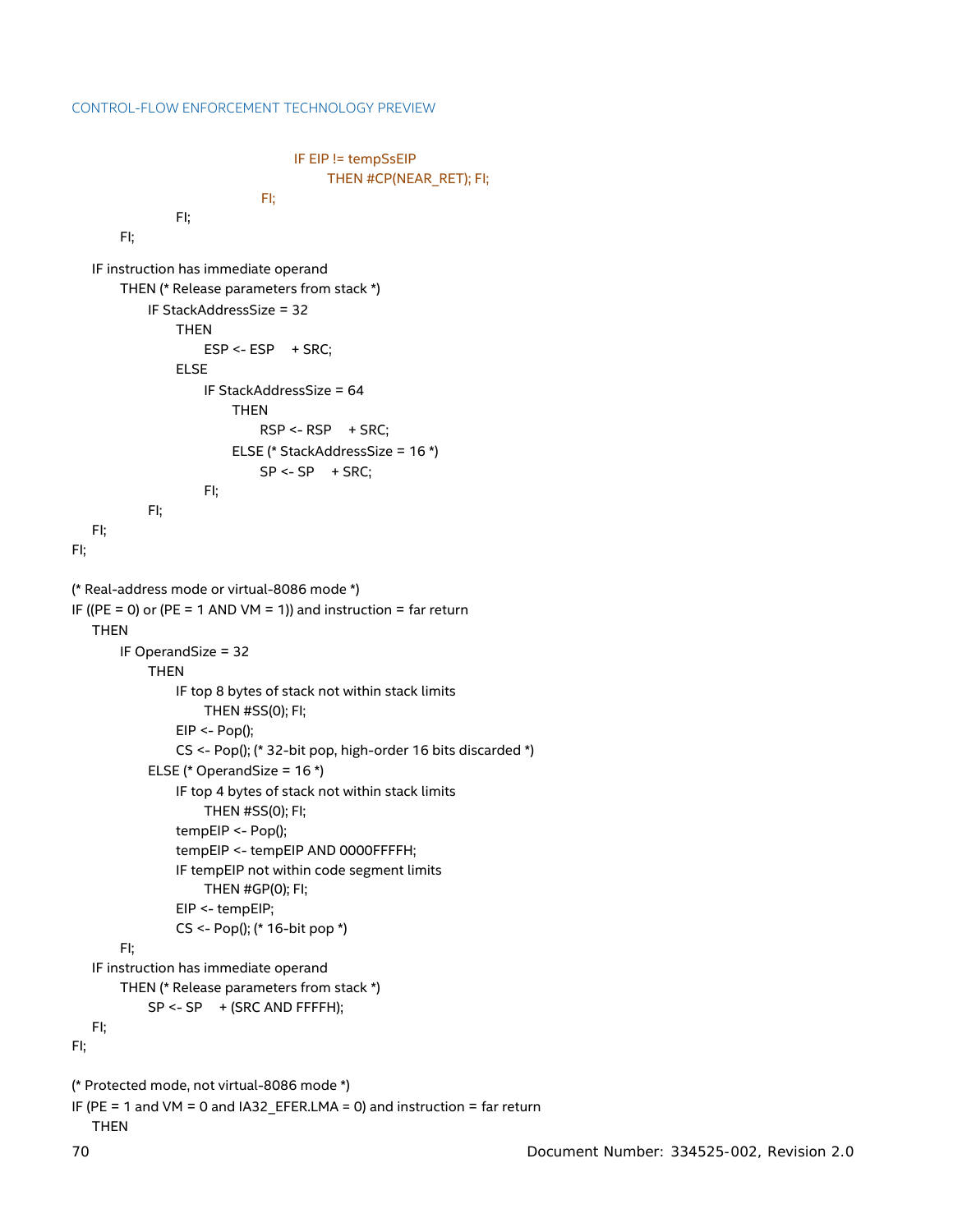```
                                        IF EIP != tempSsEIP
                                              THEN #CP(NEAR_RET); FI;
                                  FI;
                  FI;
          FI;

    IF instruction has immediate operand
          THEN (* Release parameters from stack *)
                IF StackAddressSize = 32
                      THEN
                            ESP <- ESP     + SRC;
                      ELSE
                            IF StackAddressSize = 64
                                  THEN
                                        RSP <- RSP     + SRC;
                                  ELSE (* StackAddressSize = 16 *)
                                        SP <- SP     + SRC;
                            FI;
                FI;
    FI;
FI;

(* Real-address mode or virtual-8086 mode *)
IF ((PE = 0) or (PE = 1 AND VM = 1)) and instruction = far return
    THEN
          IF OperandSize = 32
                THEN
                      IF top 8 bytes of stack not within stack limits
                            THEN #SS(0); FI;
                      EIP <- Pop();
                      CS <- Pop(); (* 32-bit pop, high-order 16 bits discarded *)
                ELSE (* OperandSize = 16 *)
                      IF top 4 bytes of stack not within stack limits
                            THEN #SS(0); FI;
                      tempEIP <- Pop();
                      tempEIP <- tempEIP AND 0000FFFFH;
                      IF tempEIP not within code segment limits
                            THEN #GP(0); FI;
                      EIP <- tempEIP;
                      CS <- Pop(); (* 16-bit pop *)
          FI;
    IF instruction has immediate operand
          THEN (* Release parameters from stack *)
                SP <- SP     + (SRC AND FFFFH);
    FI;
FI;

(* Protected mode, not virtual-8086 mode *)
IF (PE = 1 and VM = 0 and IA32_EFER.LMA = 0) and instruction = far return
    THEN
```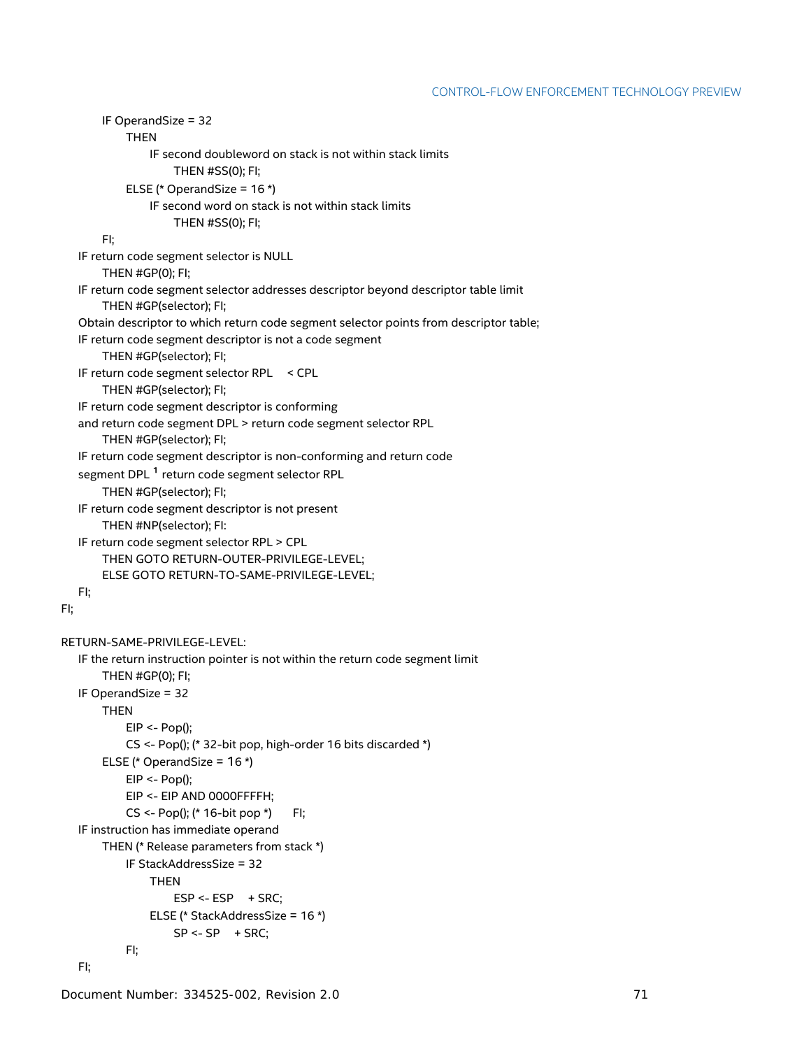```
        IF OperandSize = 32
            THEN
                IF second doubleword on stack is not within stack limits
                    THEN #SS(0); FI;
            ELSE (* OperandSize = 16 *)
                IF second word on stack is not within stack limits
                    THEN #SS(0); FI;
        FI;
    IF return code segment selector is NULL
        THEN #GP(0); FI;
    IF return code segment selector addresses descriptor beyond descriptor table limit
        THEN #GP(selector); FI;
    Obtain descriptor to which return code segment selector points from descriptor table;
    IF return code segment descriptor is not a code segment
        THEN #GP(selector); FI;
    IF return code segment selector RPL   < CPL
        THEN #GP(selector); FI;
    IF return code segment descriptor is conforming
    and return code segment DPL > return code segment selector RPL
        THEN #GP(selector); FI;
    IF return code segment descriptor is non-conforming and return code
    segment DPL 1 return code segment selector RPL
        THEN #GP(selector); FI;
    IF return code segment descriptor is not present
        THEN #NP(selector); FI:
    IF return code segment selector RPL > CPL
        THEN GOTO RETURN-OUTER-PRIVILEGE-LEVEL;
        ELSE GOTO RETURN-TO-SAME-PRIVILEGE-LEVEL;
    FI;
FI;

RETURN-SAME-PRIVILEGE-LEVEL:
    IF the return instruction pointer is not within the return code segment limit
        THEN #GP(0); FI;
    IF OperandSize = 32
        THEN
            EIP <- Pop();
            CS <- Pop(); (* 32-bit pop, high-order 16 bits discarded *)
        ELSE (* OperandSize = 16 *)
            EIP <- Pop();
            EIP <- EIP AND 0000FFFFH;
            CS <- Pop(); (* 16-bit pop *)     FI;
    IF instruction has immediate operand
        THEN (* Release parameters from stack *)
            IF StackAddressSize = 32
                THEN
                    ESP <- ESP   + SRC;
                ELSE (* StackAddressSize = 16 *)
                    SP <- SP   + SRC;
            FI;
    FI;
```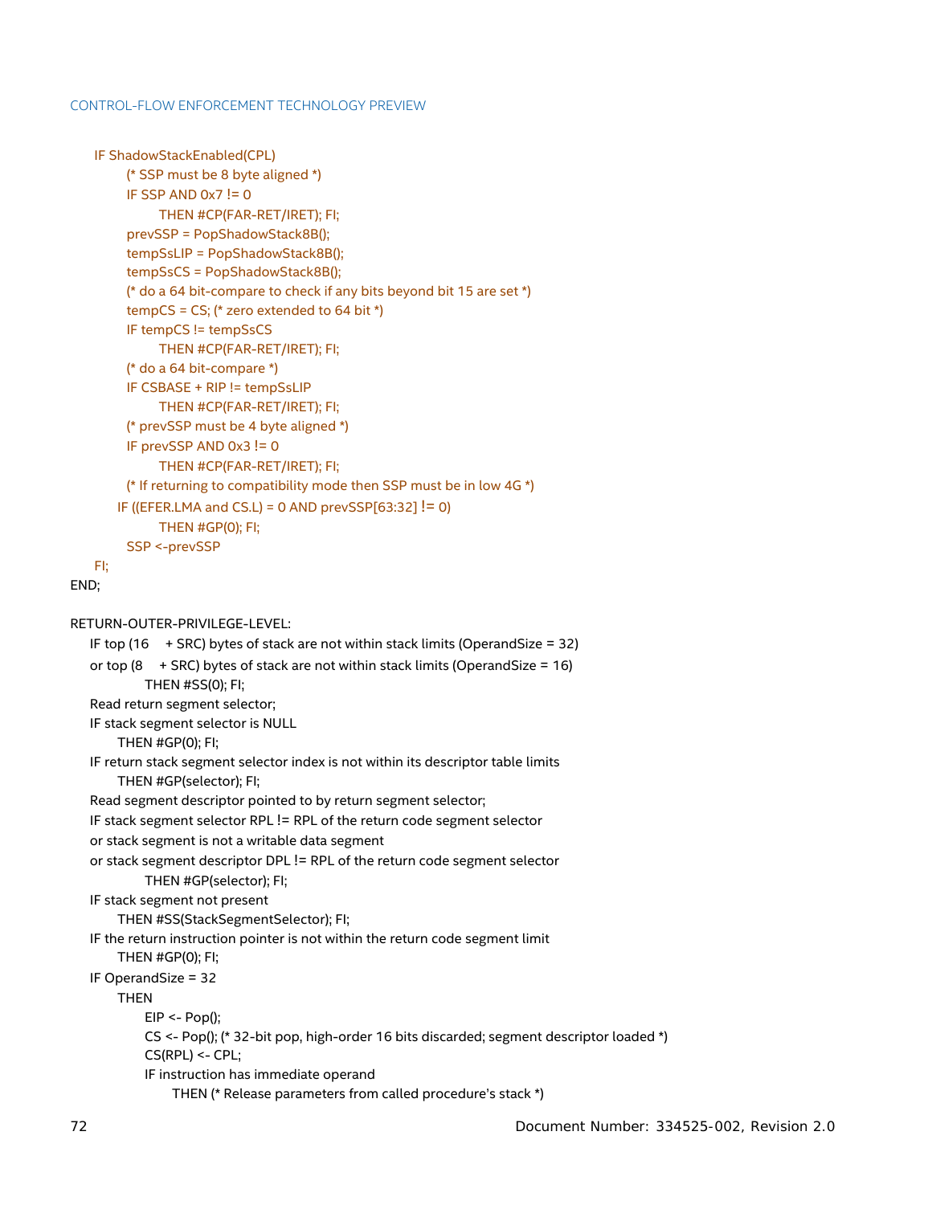```
    IF ShadowStackEnabled(CPL)
        (* SSP must be 8 byte aligned *)
        IF SSP AND 0x7 != 0
            THEN #CP(FAR-RET/IRET); FI;
        prevSSP = PopShadowStack8B();
        tempSsLIP = PopShadowStack8B();
        tempSsCS = PopShadowStack8B();
        (* do a 64 bit-compare to check if any bits beyond bit 15 are set *)
        tempCS = CS; (* zero extended to 64 bit *)
        IF tempCS != tempSsCS
            THEN #CP(FAR-RET/IRET); FI;
        (* do a 64 bit-compare *)
        IF CSBASE + RIP != tempSsLIP
            THEN #CP(FAR-RET/IRET); FI;
        (* prevSSP must be 4 byte aligned *)
        IF prevSSP AND 0x3 != 0
            THEN #CP(FAR-RET/IRET); FI;
        (* If returning to compatibility mode then SSP must be in low 4G *)
       IF ((EFER.LMA and CS.L) = 0 AND prevSSP[63:32] != 0)
            THEN #GP(0); FI;
        SSP <-prevSSP
    FI;
END;

RETURN-OUTER-PRIVILEGE-LEVEL:
   IF top (16    + SRC) bytes of stack are not within stack limits (OperandSize = 32)
   or top (8    + SRC) bytes of stack are not within stack limits (OperandSize = 16)
           THEN #SS(0); FI;
   Read return segment selector;
   IF stack segment selector is NULL
        THEN #GP(0); FI;
   IF return stack segment selector index is not within its descriptor table limits
        THEN #GP(selector); FI;
   Read segment descriptor pointed to by return segment selector;
   IF stack segment selector RPL != RPL of the return code segment selector
   or stack segment is not a writable data segment
   or stack segment descriptor DPL != RPL of the return code segment selector
           THEN #GP(selector); FI;
   IF stack segment not present
        THEN #SS(StackSegmentSelector); FI;
   IF the return instruction pointer is not within the return code segment limit
        THEN #GP(0); FI;
   IF OperandSize = 32
        THEN
           EIP <- Pop();
           CS <- Pop(); (* 32-bit pop, high-order 16 bits discarded; segment descriptor loaded *)
           CS(RPL) <- CPL;
           IF instruction has immediate operand
                THEN (* Release parameters from called procedure's stack *)
```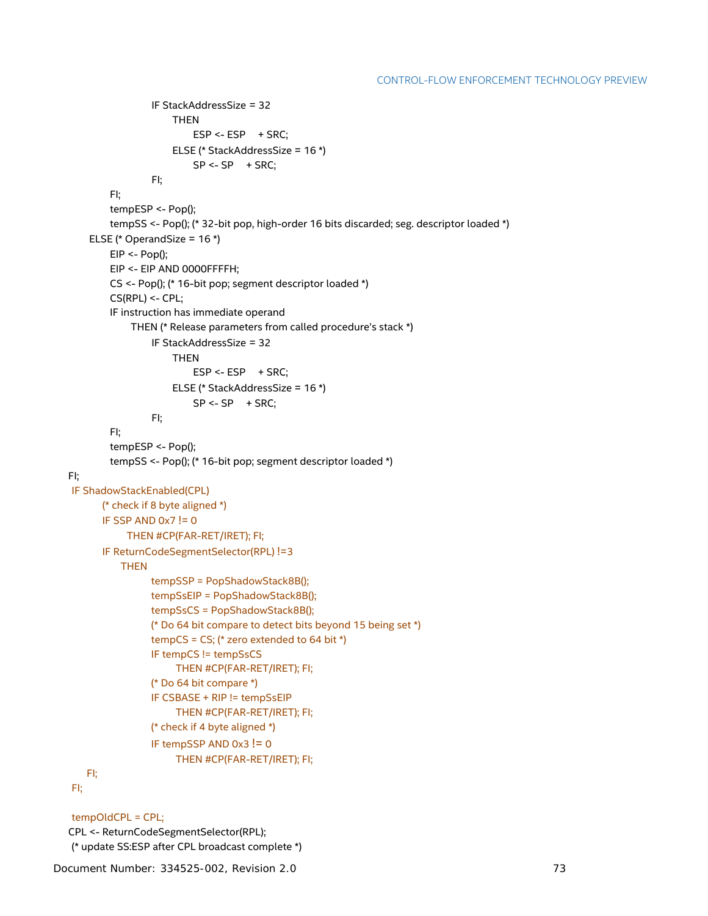```
                IF StackAddressSize = 32
                    THEN
                        ESP <- ESP   + SRC;
                    ELSE (* StackAddressSize = 16 *)
                        SP <- SP   + SRC;
                FI;
        FI;
        tempESP <- Pop();
        tempSS <- Pop(); (* 32-bit pop, high-order 16 bits discarded; seg. descriptor loaded *)
    ELSE (* OperandSize = 16 *)
        EIP <- Pop();
        EIP <- EIP AND 0000FFFFH;
        CS <- Pop(); (* 16-bit pop; segment descriptor loaded *)
        CS(RPL) <- CPL;
        IF instruction has immediate operand
            THEN (* Release parameters from called procedure's stack *)
                IF StackAddressSize = 32
                    THEN
                        ESP <- ESP   + SRC;
                    ELSE (* StackAddressSize = 16 *)
                        SP <- SP   + SRC;
                FI;
        FI;
        tempESP <- Pop();
        tempSS <- Pop(); (* 16-bit pop; segment descriptor loaded *)
FI;
IF ShadowStackEnabled(CPL)
    (* check if 8 byte aligned *)
    IF SSP AND 0x7 != 0
        THEN #CP(FAR-RET/IRET); FI;
    IF ReturnCodeSegmentSelector(RPL) !=3
        THEN
            tempSSP = PopShadowStack8B();
            tempSsEIP = PopShadowStack8B();
            tempSsCS = PopShadowStack8B();
            (* Do 64 bit compare to detect bits beyond 15 being set *)
            tempCS = CS; (* zero extended to 64 bit *)
            IF tempCS != tempSsCS
                THEN #CP(FAR-RET/IRET); FI;
            (* Do 64 bit compare *)
            IF CSBASE + RIP != tempSsEIP
                THEN #CP(FAR-RET/IRET); FI;
            (* check if 4 byte aligned *)
            IF tempSSP AND 0x3 != 0
                THEN #CP(FAR-RET/IRET); FI;
    FI;
FI;

tempOldCPL = CPL;
CPL <- ReturnCodeSegmentSelector(RPL);
(* update SS:ESP after CPL broadcast complete *)
```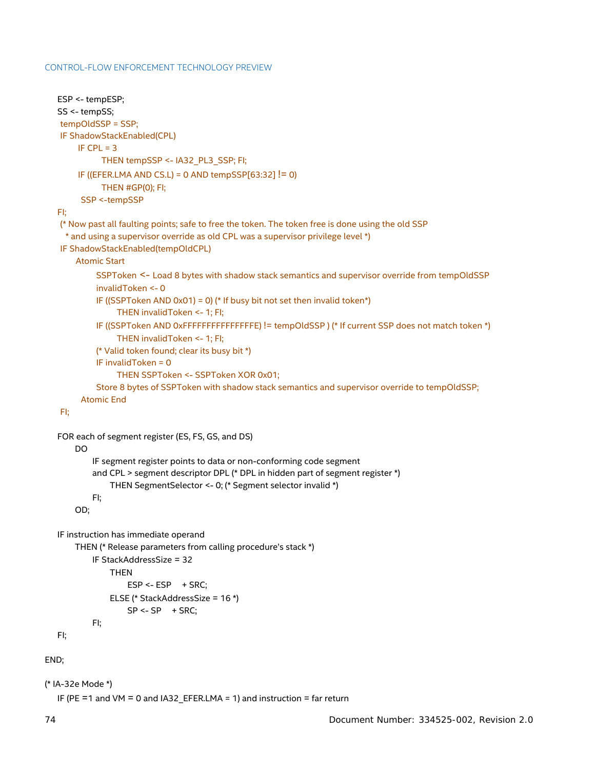```
    ESP <- tempESP;
    SS <- tempSS;
     tempOldSSP = SSP;
     IF ShadowStackEnabled(CPL)
          IF CPL = 3
               THEN tempSSP <- IA32_PL3_SSP; FI;
          IF ((EFER.LMA AND CS.L) = 0 AND tempSSP[63:32] != 0)
               THEN #GP(0); FI;
          SSP <-tempSSP
    FI;
     (* Now past all faulting points; safe to free the token. The token free is done using the old SSP
      * and using a supervisor override as old CPL was a supervisor privilege level *)
     IF ShadowStackEnabled(tempOldCPL)
          Atomic Start
               SSPToken <- Load 8 bytes with shadow stack semantics and supervisor override from tempOldSSP
               invalidToken <- 0
               IF ((SSPToken AND 0x01) = 0) (* If busy bit not set then invalid token*)
                    THEN invalidToken <- 1; FI;
               IF ((SSPToken AND 0xFFFFFFFFFFFFFFFE) != tempOldSSP ) (* If current SSP does not match token *)
                    THEN invalidToken <- 1; FI;
               (* Valid token found; clear its busy bit *)
               IF invalidToken = 0
                    THEN SSPToken <- SSPToken XOR 0x01;
               Store 8 bytes of SSPToken with shadow stack semantics and supervisor override to tempOldSSP;
          Atomic End
     FI;

    FOR each of segment register (ES, FS, GS, and DS)
          DO
               IF segment register points to data or non-conforming code segment
               and CPL > segment descriptor DPL (* DPL in hidden part of segment register *)
                    THEN SegmentSelector <- 0; (* Segment selector invalid *)
               FI;
          OD;

    IF instruction has immediate operand
          THEN (* Release parameters from calling procedure's stack *)
               IF StackAddressSize = 32
                    THEN
                         ESP <- ESP     + SRC;
                    ELSE (* StackAddressSize = 16 *)
                         SP <- SP     + SRC;
               FI;
    FI;

END;

(* IA-32e Mode *)
    IF (PE =1 and VM = 0 and IA32_EFER.LMA = 1) and instruction = far return
```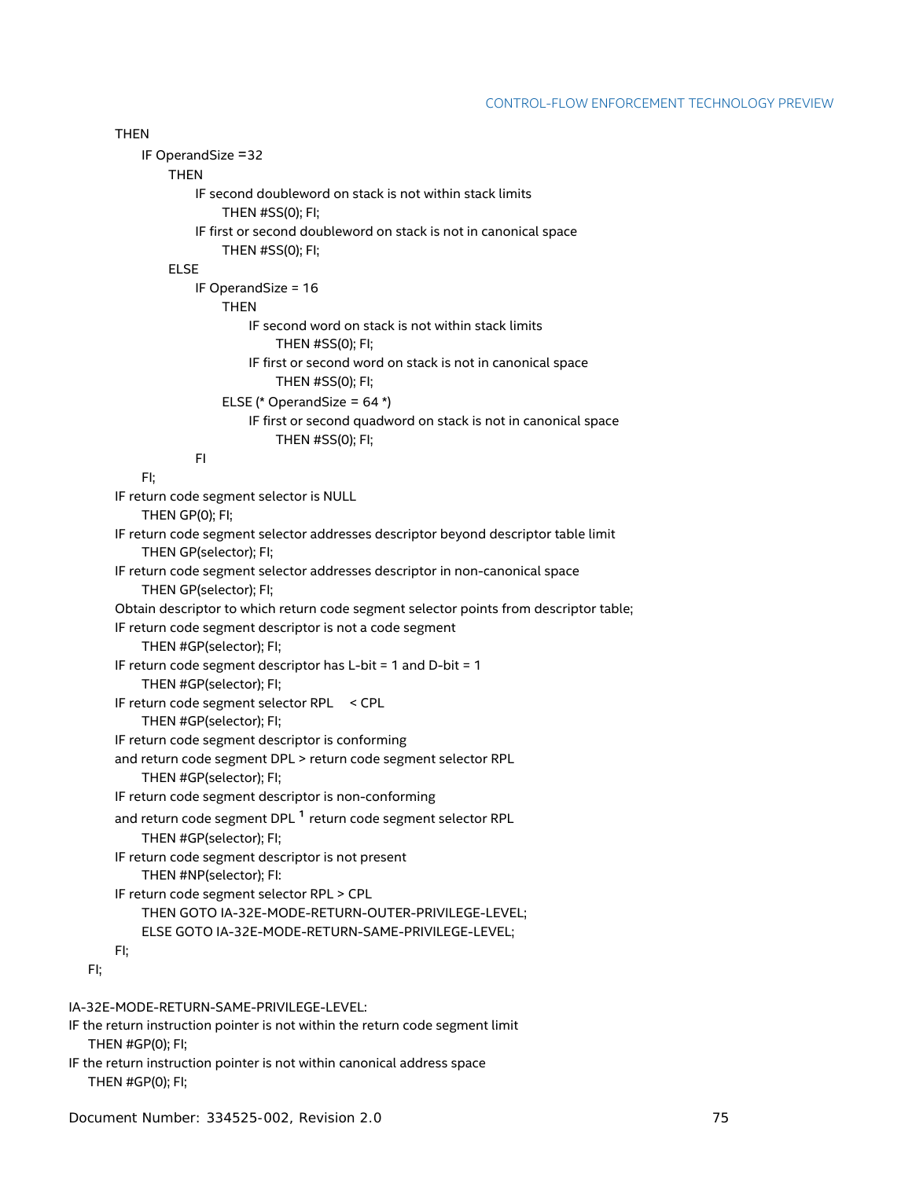```
        THEN
            IF OperandSize =32
                THEN
                    IF second doubleword on stack is not within stack limits
                        THEN #SS(0); FI;
                    IF first or second doubleword on stack is not in canonical space
                        THEN #SS(0); FI;
                ELSE
                    IF OperandSize = 16
                        THEN
                            IF second word on stack is not within stack limits
                                THEN #SS(0); FI;
                            IF first or second word on stack is not in canonical space
                                THEN #SS(0); FI;
                        ELSE (* OperandSize = 64 *)
                            IF first or second quadword on stack is not in canonical space
                                THEN #SS(0); FI;
                    FI
            FI;
        IF return code segment selector is NULL
            THEN GP(0); FI;
        IF return code segment selector addresses descriptor beyond descriptor table limit
            THEN GP(selector); FI;
        IF return code segment selector addresses descriptor in non-canonical space
            THEN GP(selector); FI;
        Obtain descriptor to which return code segment selector points from descriptor table;
        IF return code segment descriptor is not a code segment
            THEN #GP(selector); FI;
        IF return code segment descriptor has L-bit = 1 and D-bit = 1
            THEN #GP(selector); FI;
        IF return code segment selector RPL   < CPL
            THEN #GP(selector); FI;
        IF return code segment descriptor is conforming
        and return code segment DPL > return code segment selector RPL
            THEN #GP(selector); FI;
        IF return code segment descriptor is non-conforming
        and return code segment DPL ¹ return code segment selector RPL
            THEN #GP(selector); FI;
        IF return code segment descriptor is not present
            THEN #NP(selector); FI:
        IF return code segment selector RPL > CPL
            THEN GOTO IA-32E-MODE-RETURN-OUTER-PRIVILEGE-LEVEL;
            ELSE GOTO IA-32E-MODE-RETURN-SAME-PRIVILEGE-LEVEL;
        FI;
    FI;

IA-32E-MODE-RETURN-SAME-PRIVILEGE-LEVEL:
IF the return instruction pointer is not within the return code segment limit
    THEN #GP(0); FI;
IF the return instruction pointer is not within canonical address space
    THEN #GP(0); FI;
```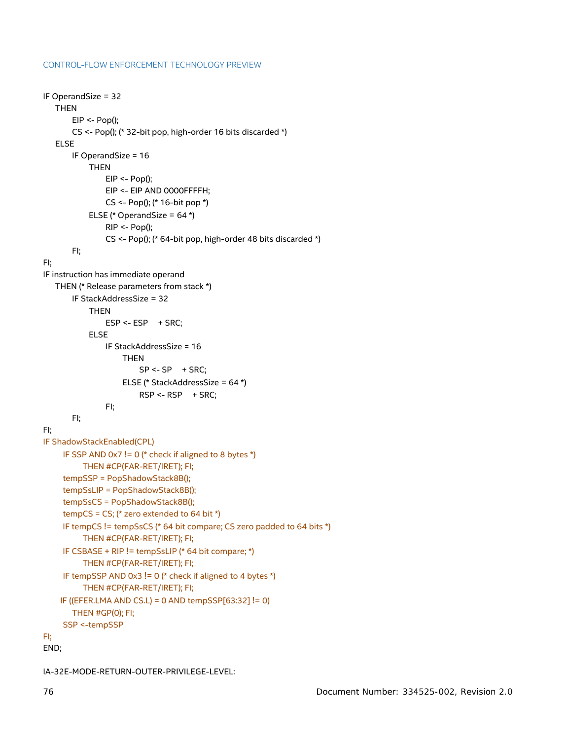```
IF OperandSize = 32
    THEN
        EIP <- Pop();
        CS <- Pop(); (* 32-bit pop, high-order 16 bits discarded *)
    ELSE
        IF OperandSize = 16
            THEN
                EIP <- Pop();
                EIP <- EIP AND 0000FFFFH;
                CS <- Pop(); (* 16-bit pop *)
            ELSE (* OperandSize = 64 *)
                RIP <- Pop();
                CS <- Pop(); (* 64-bit pop, high-order 48 bits discarded *)
        FI;
FI;
IF instruction has immediate operand
    THEN (* Release parameters from stack *)
        IF StackAddressSize = 32
            THEN
                ESP <- ESP     + SRC;
            ELSE
                IF StackAddressSize = 16
                    THEN
                        SP <- SP     + SRC;
                    ELSE (* StackAddressSize = 64 *)
                        RSP <- RSP     + SRC;
                FI;
        FI;
FI;
IF ShadowStackEnabled(CPL)
      IF SSP AND 0x7 != 0 (* check if aligned to 8 bytes *)
            THEN #CP(FAR-RET/IRET); FI;
      tempSSP = PopShadowStack8B();
      tempSsLIP = PopShadowStack8B();
      tempSsCS = PopShadowStack8B();
      tempCS = CS; (* zero extended to 64 bit *)
      IF tempCS != tempSsCS (* 64 bit compare; CS zero padded to 64 bits *)
            THEN #CP(FAR-RET/IRET); FI;
      IF CSBASE + RIP != tempSsLIP (* 64 bit compare; *)
            THEN #CP(FAR-RET/IRET); FI;
      IF tempSSP AND 0x3 != 0 (* check if aligned to 4 bytes *)
            THEN #CP(FAR-RET/IRET); FI;
     IF ((EFER.LMA AND CS.L) = 0 AND tempSSP[63:32] != 0)
         THEN #GP(0); FI;
      SSP <-tempSSP
FI;
END;
```

IA-32E-MODE-RETURN-OUTER-PRIVILEGE-LEVEL: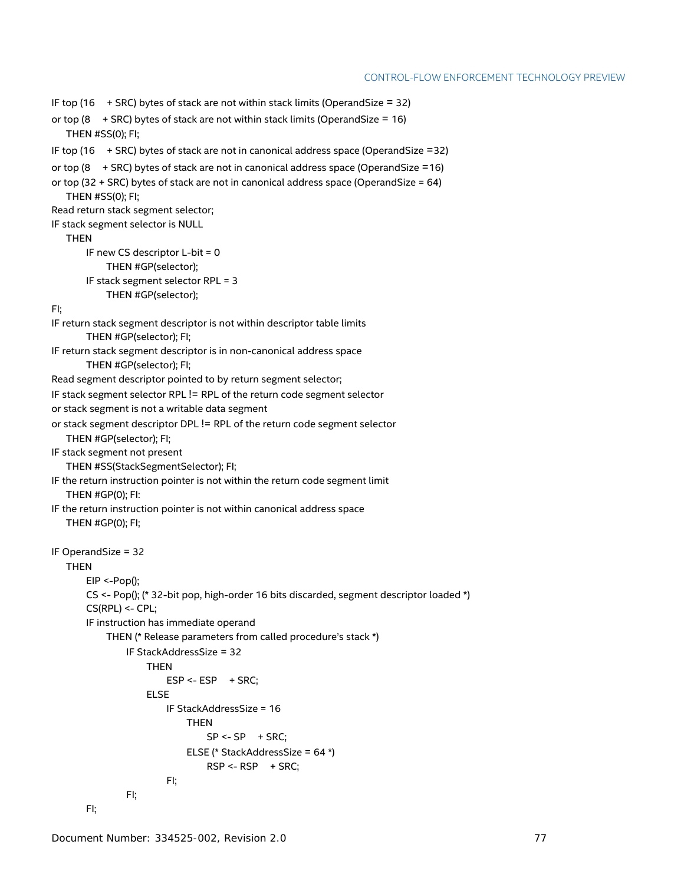```
IF top (16   + SRC) bytes of stack are not within stack limits (OperandSize = 32)
or top (8    + SRC) bytes of stack are not within stack limits (OperandSize = 16)
    THEN #SS(0); FI;
IF top (16   + SRC) bytes of stack are not in canonical address space (OperandSize =32)
or top (8    + SRC) bytes of stack are not in canonical address space (OperandSize =16)
or top (32 + SRC) bytes of stack are not in canonical address space (OperandSize = 64)
    THEN #SS(0); FI;
Read return stack segment selector;
IF stack segment selector is NULL
    THEN
        IF new CS descriptor L-bit = 0
            THEN #GP(selector);
        IF stack segment selector RPL = 3
            THEN #GP(selector);
FI;
IF return stack segment descriptor is not within descriptor table limits
        THEN #GP(selector); FI;
IF return stack segment descriptor is in non-canonical address space
        THEN #GP(selector); FI;
Read segment descriptor pointed to by return segment selector;
IF stack segment selector RPL != RPL of the return code segment selector
or stack segment is not a writable data segment
or stack segment descriptor DPL != RPL of the return code segment selector
    THEN #GP(selector); FI;
IF stack segment not present
    THEN #SS(StackSegmentSelector); FI;
IF the return instruction pointer is not within the return code segment limit
    THEN #GP(0); FI:
IF the return instruction pointer is not within canonical address space
    THEN #GP(0); FI;

IF OperandSize = 32
    THEN
        EIP <-Pop();
        CS <- Pop(); (* 32-bit pop, high-order 16 bits discarded, segment descriptor loaded *)
        CS(RPL) <- CPL;
        IF instruction has immediate operand
            THEN (* Release parameters from called procedure's stack *)
                IF StackAddressSize = 32
                    THEN
                        ESP <- ESP   + SRC;
                    ELSE
                        IF StackAddressSize = 16
                            THEN
                                SP <- SP   + SRC;
                            ELSE (* StackAddressSize = 64 *)
                                RSP <- RSP   + SRC;
                        FI;
                FI;
        FI;
```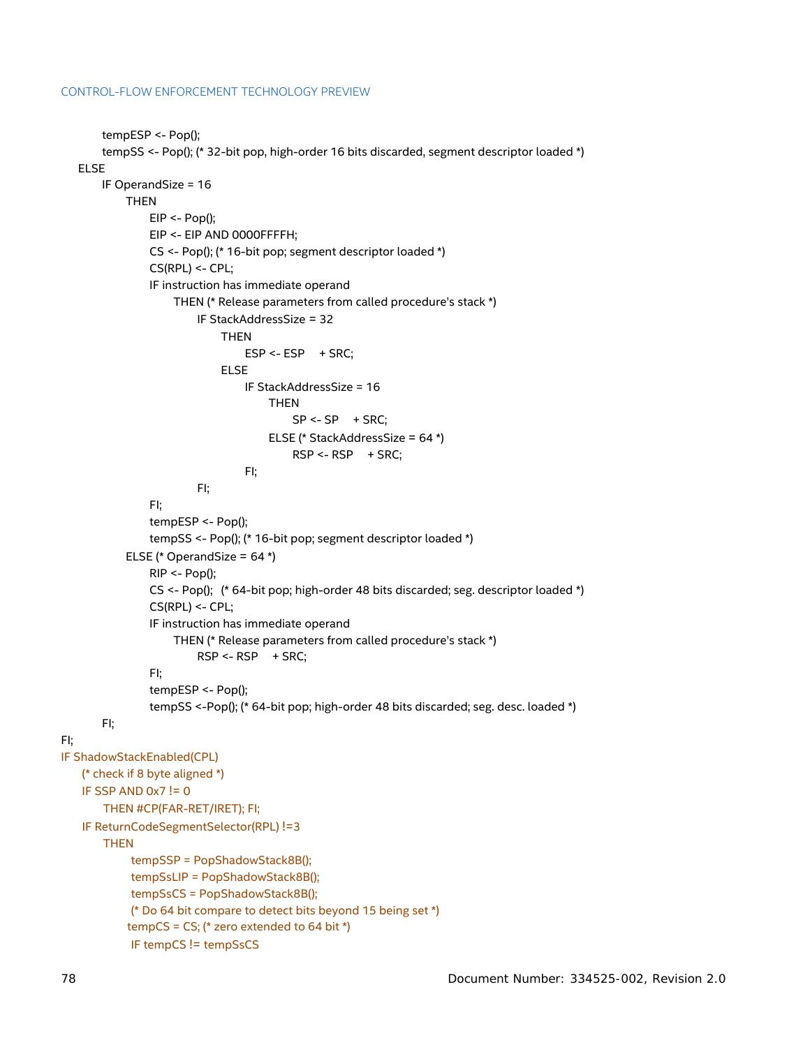```
            tempESP <- Pop();
            tempSS <- Pop(); (* 32-bit pop, high-order 16 bits discarded, segment descriptor loaded *)
    ELSE
        IF OperandSize = 16
            THEN
                EIP <- Pop();
                EIP <- EIP AND 0000FFFFH;
                CS <- Pop(); (* 16-bit pop; segment descriptor loaded *)
                CS(RPL) <- CPL;
                IF instruction has immediate operand
                    THEN (* Release parameters from called procedure's stack *)
                        IF StackAddressSize = 32
                            THEN
                                ESP <- ESP    + SRC;
                            ELSE
                                IF StackAddressSize = 16
                                    THEN
                                        SP <- SP    + SRC;
                                    ELSE (* StackAddressSize = 64 *)
                                        RSP <- RSP    + SRC;
                                FI;
                        FI;
                FI;
                tempESP <- Pop();
                tempSS <- Pop(); (* 16-bit pop; segment descriptor loaded *)
            ELSE (* OperandSize = 64 *)
                RIP <- Pop();
                CS <- Pop();   (* 64-bit pop; high-order 48 bits discarded; seg. descriptor loaded *)
                CS(RPL) <- CPL;
                IF instruction has immediate operand
                    THEN (* Release parameters from called procedure's stack *)
                        RSP <- RSP    + SRC;
                FI;
                tempESP <- Pop();
                tempSS <-Pop(); (* 64-bit pop; high-order 48 bits discarded; seg. desc. loaded *)
        FI;
FI;
IF ShadowStackEnabled(CPL)
    (* check if 8 byte aligned *)
    IF SSP AND 0x7 != 0
        THEN #CP(FAR-RET/IRET); FI;
    IF ReturnCodeSegmentSelector(RPL) !=3
        THEN
            tempSSP = PopShadowStack8B();
            tempSsLIP = PopShadowStack8B();
            tempSsCS = PopShadowStack8B();
            (* Do 64 bit compare to detect bits beyond 15 being set *)
            tempCS = CS; (* zero extended to 64 bit *)
            IF tempCS != tempSsCS
```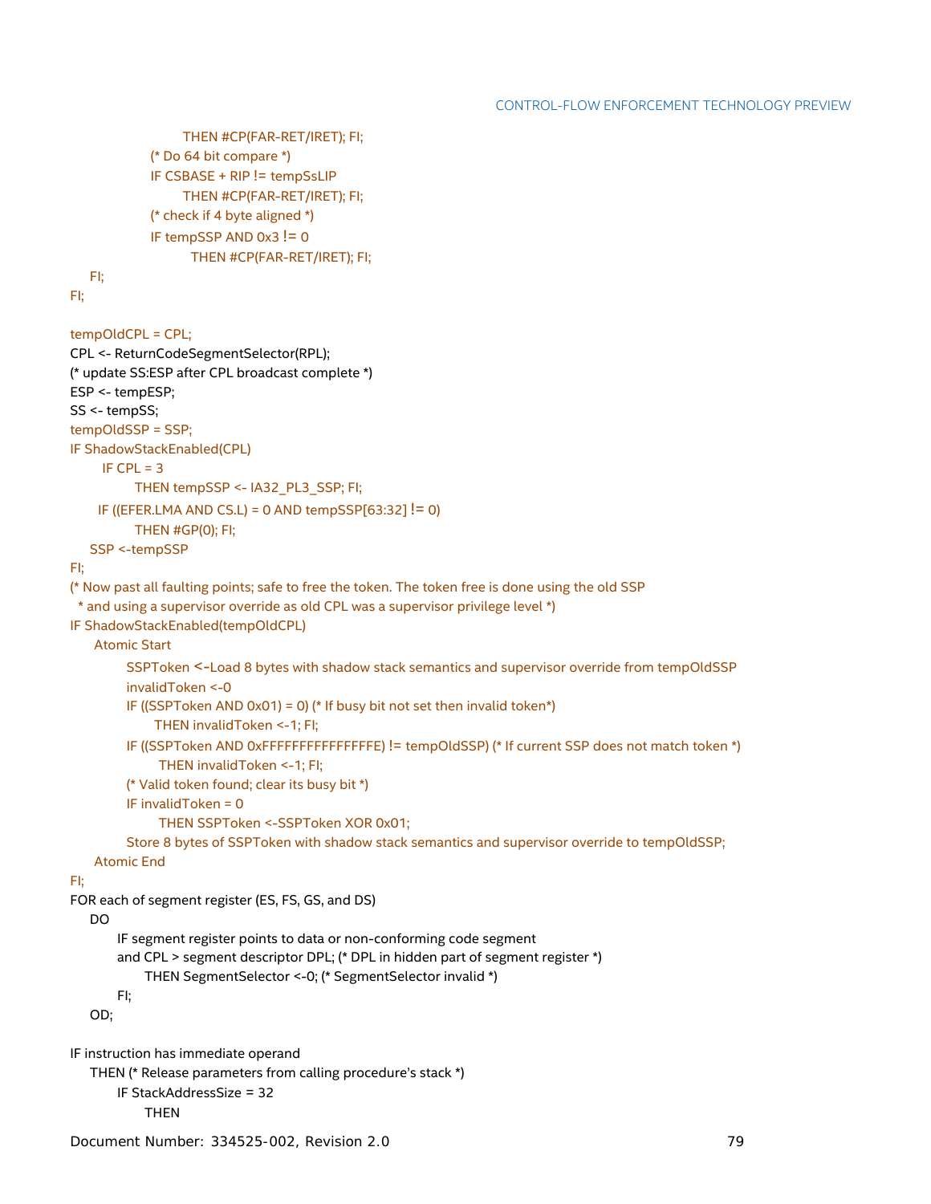```
                THEN #CP(FAR-RET/IRET); FI;
            (* Do 64 bit compare *)
            IF CSBASE + RIP != tempSsLIP
                THEN #CP(FAR-RET/IRET); FI;
            (* check if 4 byte aligned *)
            IF tempSSP AND 0x3 != 0
                 THEN #CP(FAR-RET/IRET); FI;
    FI;
FI;

tempOldCPL = CPL;
CPL <- ReturnCodeSegmentSelector(RPL);
(* update SS:ESP after CPL broadcast complete *)
ESP <- tempESP;
SS <- tempSS;
tempOldSSP = SSP;
IF ShadowStackEnabled(CPL)
    IF CPL = 3
        THEN tempSSP <- IA32_PL3_SSP; FI;
    IF ((EFER.LMA AND CS.L) = 0 AND tempSSP[63:32] != 0)
        THEN #GP(0); FI;
    SSP <-tempSSP
FI;
(* Now past all faulting points; safe to free the token. The token free is done using the old SSP
 * and using a supervisor override as old CPL was a supervisor privilege level *)
IF ShadowStackEnabled(tempOldCPL)
    Atomic Start
        SSPToken <-Load 8 bytes with shadow stack semantics and supervisor override from tempOldSSP
        invalidToken <-0
        IF ((SSPToken AND 0x01) = 0) (* If busy bit not set then invalid token*)
            THEN invalidToken <-1; FI;
        IF ((SSPToken AND 0xFFFFFFFFFFFFFFFE) != tempOldSSP) (* If current SSP does not match token *)
            THEN invalidToken <-1; FI;
        (* Valid token found; clear its busy bit *)
        IF invalidToken = 0
            THEN SSPToken <-SSPToken XOR 0x01;
        Store 8 bytes of SSPToken with shadow stack semantics and supervisor override to tempOldSSP;
    Atomic End
FI;
FOR each of segment register (ES, FS, GS, and DS)
    DO
        IF segment register points to data or non-conforming code segment
        and CPL > segment descriptor DPL; (* DPL in hidden part of segment register *)
            THEN SegmentSelector <-0; (* SegmentSelector invalid *)
        FI;
    OD;

IF instruction has immediate operand
    THEN (* Release parameters from calling procedure's stack *)
        IF StackAddressSize = 32
            THEN
```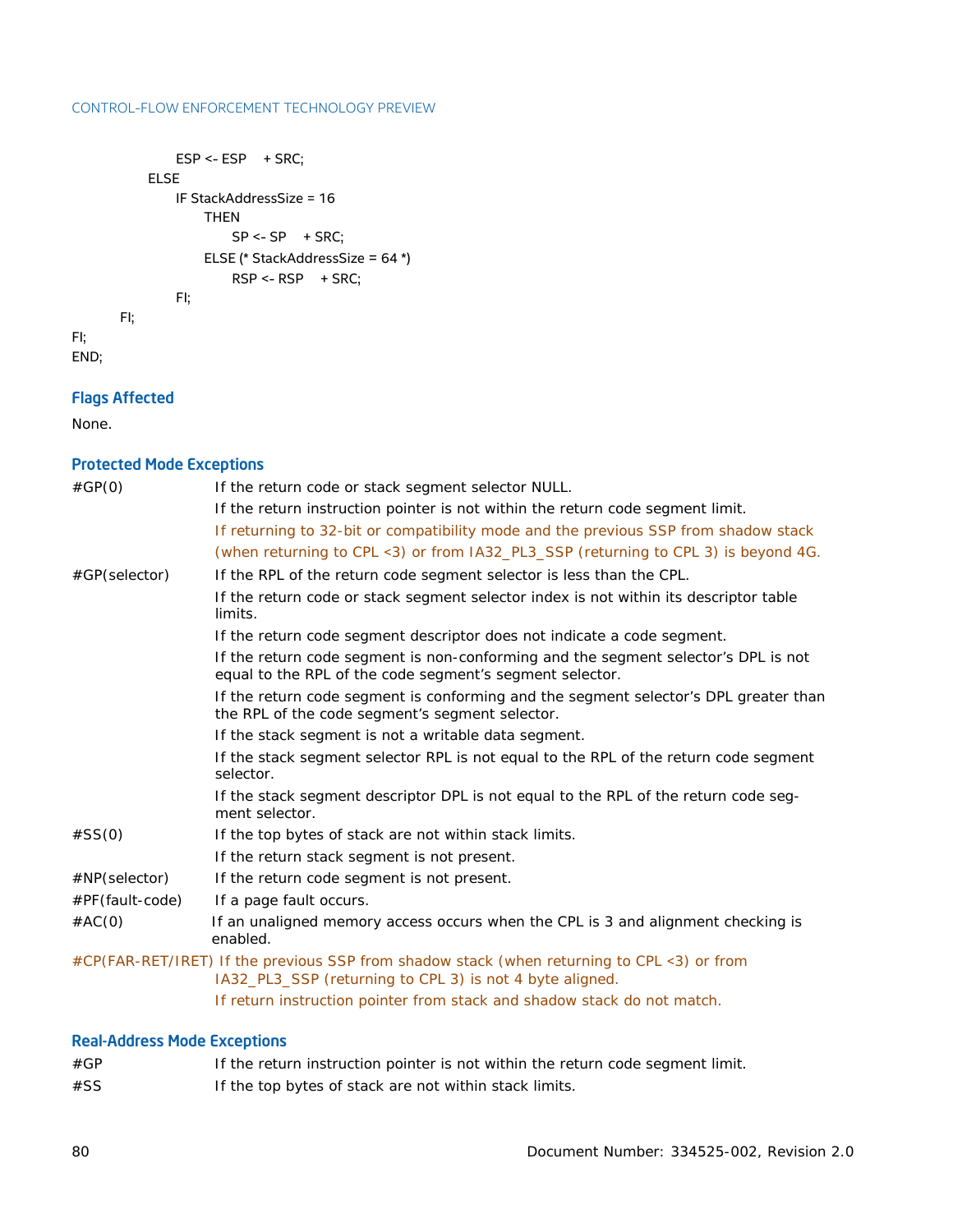```
                ESP <- ESP    + SRC;
            ELSE
                IF StackAddressSize = 16
                    THEN
                        SP <- SP    + SRC;
                    ELSE (* StackAddressSize = 64 *)
                        RSP <- RSP    + SRC;
                FI;
        FI;
FI;
END;
```

### Flags Affected

None.

### Protected Mode Exceptions

| | |
|---|---|
| #GP(0) | If the return code or stack segment selector NULL. |
| | If the return instruction pointer is not within the return code segment limit. |
| | If returning to 32-bit or compatibility mode and the previous SSP from shadow stack (when returning to CPL <3) or from IA32_PL3_SSP (returning to CPL 3) is beyond 4G. |
| #GP(selector) | If the RPL of the return code segment selector is less than the CPL. |
| | If the return code or stack segment selector index is not within its descriptor table limits. |
| | If the return code segment descriptor does not indicate a code segment. |
| | If the return code segment is non-conforming and the segment selector's DPL is not equal to the RPL of the code segment's segment selector. |
| | If the return code segment is conforming and the segment selector's DPL greater than the RPL of the code segment's segment selector. |
| | If the stack segment is not a writable data segment. |
| | If the stack segment selector RPL is not equal to the RPL of the return code segment selector. |
| | If the stack segment descriptor DPL is not equal to the RPL of the return code segment selector. |
| #SS(0) | If the top bytes of stack are not within stack limits. |
| | If the return stack segment is not present. |
| #NP(selector) | If the return code segment is not present. |
| #PF(fault-code) | If a page fault occurs. |
| #AC(0) | If an unaligned memory access occurs when the CPL is 3 and alignment checking is enabled. |
| #CP(FAR-RET/IRET) | If the previous SSP from shadow stack (when returning to CPL <3) or from IA32_PL3_SSP (returning to CPL 3) is not 4 byte aligned. |
| | If return instruction pointer from stack and shadow stack do not match. |

### Real-Address Mode Exceptions

| | |
|---|---|
| #GP | If the return instruction pointer is not within the return code segment limit. |
| #SS | If the top bytes of stack are not within stack limits. |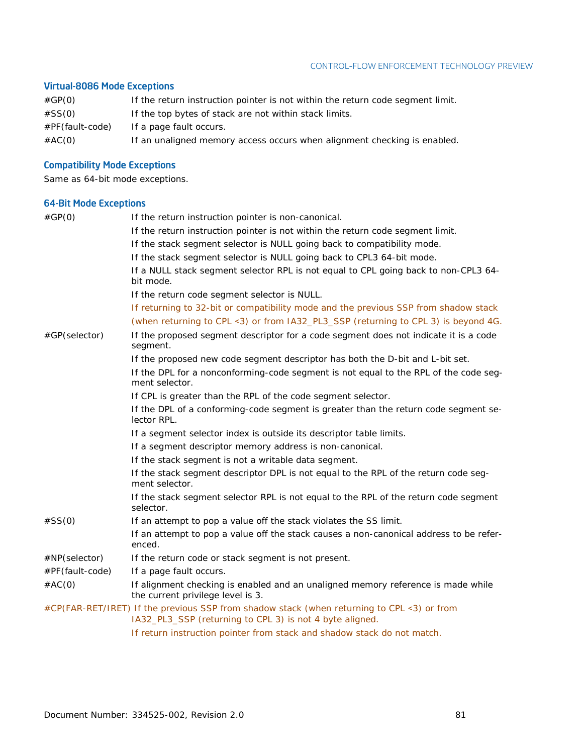### Virtual-8086 Mode Exceptions

| | |
|---|---|
| #GP(0) | If the return instruction pointer is not within the return code segment limit. |
| #SS(0) | If the top bytes of stack are not within stack limits. |
| #PF(fault-code) | If a page fault occurs. |
| #AC(0) | If an unaligned memory access occurs when alignment checking is enabled. |

### Compatibility Mode Exceptions

Same as 64-bit mode exceptions.

### 64-Bit Mode Exceptions

| | |
|---|---|
| #GP(0) | If the return instruction pointer is non-canonical. |
| | If the return instruction pointer is not within the return code segment limit. |
| | If the stack segment selector is NULL going back to compatibility mode. |
| | If the stack segment selector is NULL going back to CPL3 64-bit mode. |
| | If a NULL stack segment selector RPL is not equal to CPL going back to non-CPL3 64-bit mode. |
| | If the return code segment selector is NULL. |
| | If returning to 32-bit or compatibility mode and the previous SSP from shadow stack (when returning to CPL <3) or from IA32_PL3_SSP (returning to CPL 3) is beyond 4G. |
| #GP(selector) | If the proposed segment descriptor for a code segment does not indicate it is a code segment. |
| | If the proposed new code segment descriptor has both the D-bit and L-bit set. |
| | If the DPL for a nonconforming-code segment is not equal to the RPL of the code segment selector. |
| | If CPL is greater than the RPL of the code segment selector. |
| | If the DPL of a conforming-code segment is greater than the return code segment selector RPL. |
| | If a segment selector index is outside its descriptor table limits. |
| | If a segment descriptor memory address is non-canonical. |
| | If the stack segment is not a writable data segment. |
| | If the stack segment descriptor DPL is not equal to the RPL of the return code segment selector. |
| | If the stack segment selector RPL is not equal to the RPL of the return code segment selector. |
| #SS(0) | If an attempt to pop a value off the stack violates the SS limit. |
| | If an attempt to pop a value off the stack causes a non-canonical address to be referenced. |
| #NP(selector) | If the return code or stack segment is not present. |
| #PF(fault-code) | If a page fault occurs. |
| #AC(0) | If alignment checking is enabled and an unaligned memory reference is made while the current privilege level is 3. |
| #CP(FAR-RET/IRET) | If the previous SSP from shadow stack (when returning to CPL <3) or from IA32_PL3_SSP (returning to CPL 3) is not 4 byte aligned. |
| | If return instruction pointer from stack and shadow stack do not match. |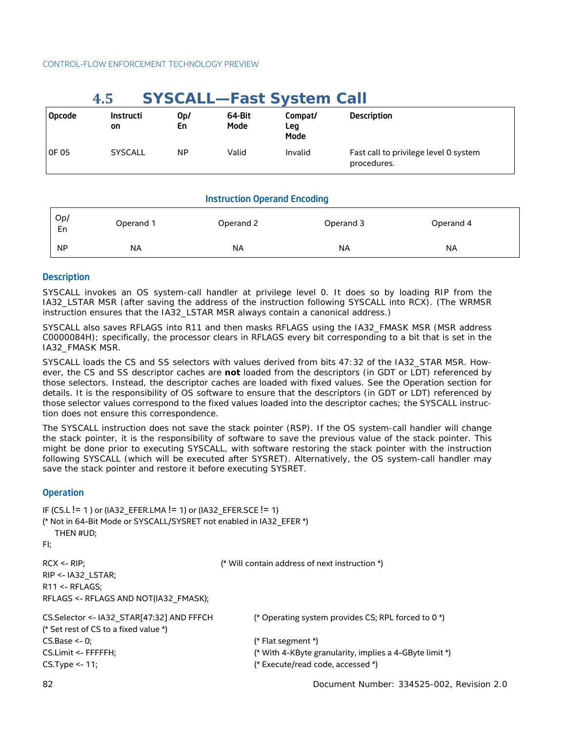## 4.5 SYSCALL—Fast System Call

| Opcode | Instruction | Op/En | 64-Bit Mode | Compat/Leg Mode | Description |
|---|---|---|---|---|---|
| 0F 05 | SYSCALL | NP | Valid | Invalid | Fast call to privilege level 0 system procedures. |

### Instruction Operand Encoding

| Op/En | Operand 1 | Operand 2 | Operand 3 | Operand 4 |
|---|---|---|---|---|
| NP | NA | NA | NA | NA |

### Description

SYSCALL invokes an OS system-call handler at privilege level 0. It does so by loading RIP from the IA32_LSTAR MSR (after saving the address of the instruction following SYSCALL into RCX). (The WRMSR instruction ensures that the IA32_LSTAR MSR always contain a canonical address.)

SYSCALL also saves RFLAGS into R11 and then masks RFLAGS using the IA32_FMASK MSR (MSR address C0000084H); specifically, the processor clears in RFLAGS every bit corresponding to a bit that is set in the IA32_FMASK MSR.

SYSCALL loads the CS and SS selectors with values derived from bits 47:32 of the IA32_STAR MSR. However, the CS and SS descriptor caches are **not** loaded from the descriptors (in GDT or LDT) referenced by those selectors. Instead, the descriptor caches are loaded with fixed values. See the Operation section for details. It is the responsibility of OS software to ensure that the descriptors (in GDT or LDT) referenced by those selector values correspond to the fixed values loaded into the descriptor caches; the SYSCALL instruction does not ensure this correspondence.

The SYSCALL instruction does not save the stack pointer (RSP). If the OS system-call handler will change the stack pointer, it is the responsibility of software to save the previous value of the stack pointer. This might be done prior to executing SYSCALL, with software restoring the stack pointer with the instruction following SYSCALL (which will be executed after SYSRET). Alternatively, the OS system-call handler may save the stack pointer and restore it before executing SYSRET.

### Operation

```
IF (CS.L != 1 ) or (IA32_EFER.LMA != 1) or (IA32_EFER.SCE != 1)
(* Not in 64-Bit Mode or SYSCALL/SYSRET not enabled in IA32_EFER *)
    THEN #UD;
FI;

RCX <- RIP;                                 (* Will contain address of next instruction *)
RIP <- IA32_LSTAR;
R11 <- RFLAGS;
RFLAGS <- RFLAGS AND NOT(IA32_FMASK);

CS.Selector <- IA32_STAR[47:32] AND FFFCH        (* Operating system provides CS; RPL forced to 0 *)
(* Set rest of CS to a fixed value *)
CS.Base <- 0;                                    (* Flat segment *)
CS.Limit <- FFFFFH;                              (* With 4-KByte granularity, implies a 4-GByte limit *)
CS.Type <- 11;                                   (* Execute/read code, accessed *)
```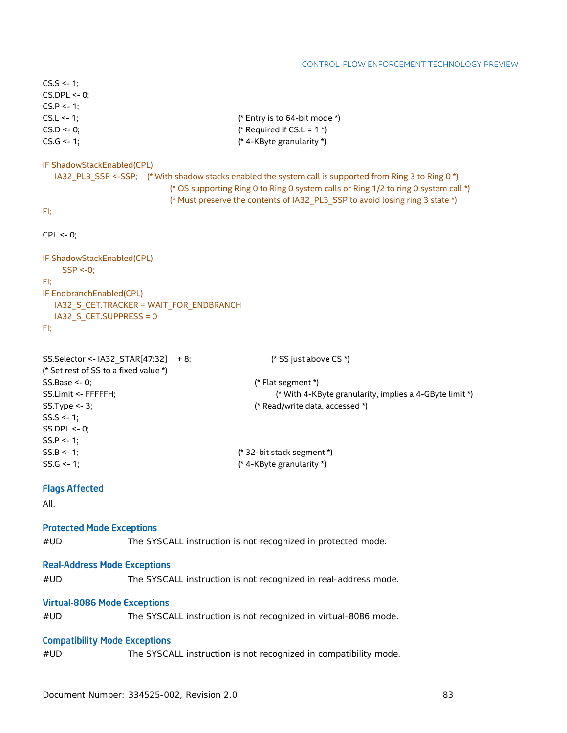```
CS.S <- 1;
CS.DPL <- 0;
CS.P <- 1;
CS.L <- 1;                                  (* Entry is to 64-bit mode *)
CS.D <- 0;                                  (* Required if CS.L = 1 *)
CS.G <- 1;                                  (* 4-KByte granularity *)

IF ShadowStackEnabled(CPL)
    IA32_PL3_SSP <-SSP;    (* With shadow stacks enabled the system call is supported from Ring 3 to Ring 0 *)
                           (* OS supporting Ring 0 to Ring 0 system calls or Ring 1/2 to ring 0 system call *)
                           (* Must preserve the contents of IA32_PL3_SSP to avoid losing ring 3 state *)
FI;

CPL <- 0;

IF ShadowStackEnabled(CPL)
      SSP <-0;
FI;
IF EndbranchEnabled(CPL)
    IA32_S_CET.TRACKER = WAIT_FOR_ENDBRANCH
    IA32_S_CET.SUPPRESS = 0
FI;

SS.Selector <- IA32_STAR[47:32]    + 8;             (* SS just above CS *)
(* Set rest of SS to a fixed value *)
SS.Base <- 0;                                   (* Flat segment *)
SS.Limit <- FFFFFH;                                 (* With 4-KByte granularity, implies a 4-GByte limit *)
SS.Type <- 3;                                   (* Read/write data, accessed *)
SS.S <- 1;
SS.DPL <- 0;
SS.P <- 1;
SS.B <- 1;                                  (* 32-bit stack segment *)
SS.G <- 1;                                  (* 4-KByte granularity *)
```

### Flags Affected

All.

### Protected Mode Exceptions

#UD The SYSCALL instruction is not recognized in protected mode.

### Real-Address Mode Exceptions

#UD The SYSCALL instruction is not recognized in real-address mode.

### Virtual-8086 Mode Exceptions

#UD The SYSCALL instruction is not recognized in virtual-8086 mode.

### Compatibility Mode Exceptions

#UD The SYSCALL instruction is not recognized in compatibility mode.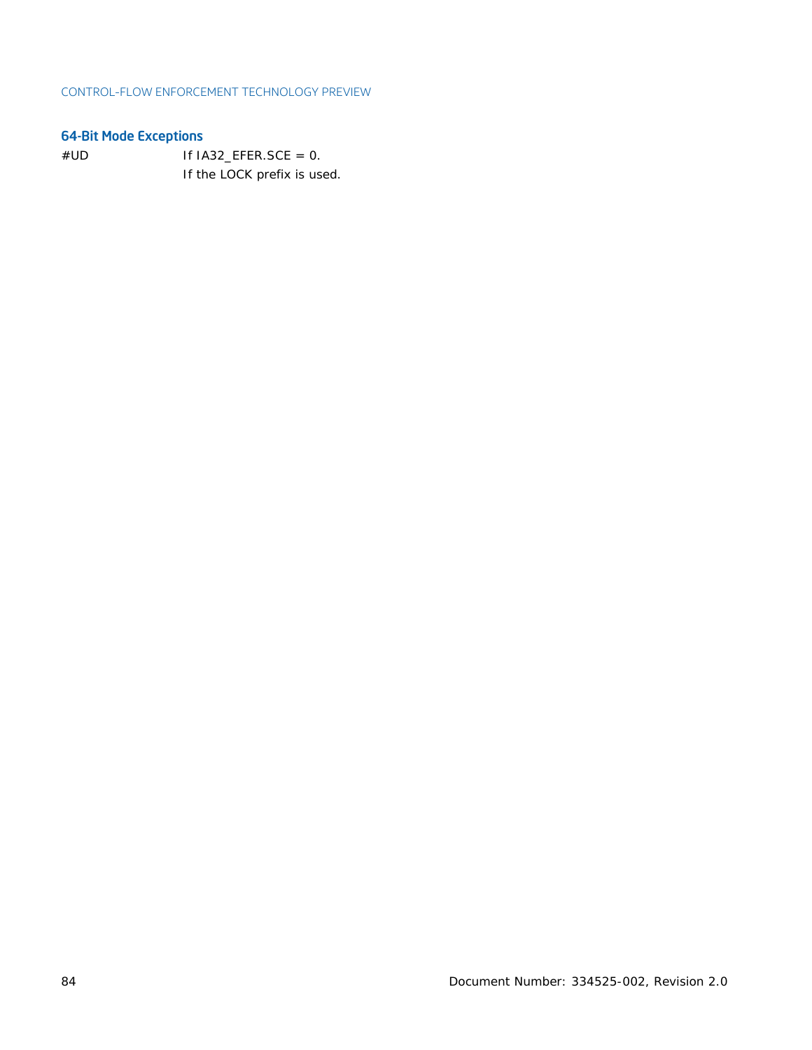### 64-Bit Mode Exceptions

| | |
|---|---|
| #UD | If IA32_EFER.SCE = 0. |
| | If the LOCK prefix is used. |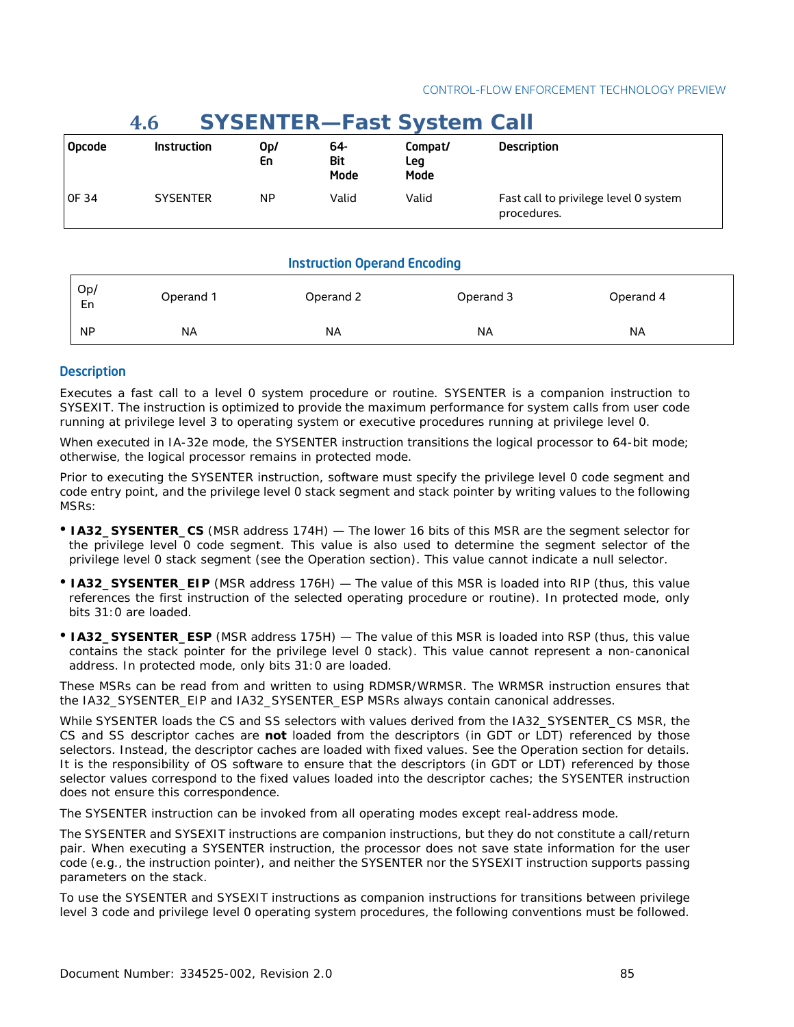## 4.6 SYSENTER—Fast System Call

| Opcode | Instruction | Op/ En | 64-Bit Mode | Compat/ Leg Mode | Description |
|---|---|---|---|---|---|
| 0F 34 | SYSENTER | NP | Valid | Valid | Fast call to privilege level 0 system procedures. |

**Instruction Operand Encoding**

| Op/ En | Operand 1 | Operand 2 | Operand 3 | Operand 4 |
|---|---|---|---|---|
| NP | NA | NA | NA | NA |

### Description

Executes a fast call to a level 0 system procedure or routine. SYSENTER is a companion instruction to SYSEXIT. The instruction is optimized to provide the maximum performance for system calls from user code running at privilege level 3 to operating system or executive procedures running at privilege level 0.

When executed in IA-32e mode, the SYSENTER instruction transitions the logical processor to 64-bit mode; otherwise, the logical processor remains in protected mode.

Prior to executing the SYSENTER instruction, software must specify the privilege level 0 code segment and code entry point, and the privilege level 0 stack segment and stack pointer by writing values to the following MSRs:

- **IA32_SYSENTER_CS** (MSR address 174H) — The lower 16 bits of this MSR are the segment selector for the privilege level 0 code segment. This value is also used to determine the segment selector of the privilege level 0 stack segment (see the Operation section). This value cannot indicate a null selector.
- **IA32_SYSENTER_EIP** (MSR address 176H) — The value of this MSR is loaded into RIP (thus, this value references the first instruction of the selected operating procedure or routine). In protected mode, only bits 31:0 are loaded.
- **IA32_SYSENTER_ESP** (MSR address 175H) — The value of this MSR is loaded into RSP (thus, this value contains the stack pointer for the privilege level 0 stack). This value cannot represent a non-canonical address. In protected mode, only bits 31:0 are loaded.

These MSRs can be read from and written to using RDMSR/WRMSR. The WRMSR instruction ensures that the IA32_SYSENTER_EIP and IA32_SYSENTER_ESP MSRs always contain canonical addresses.

While SYSENTER loads the CS and SS selectors with values derived from the IA32_SYSENTER_CS MSR, the CS and SS descriptor caches are **not** loaded from the descriptors (in GDT or LDT) referenced by those selectors. Instead, the descriptor caches are loaded with fixed values. See the Operation section for details. It is the responsibility of OS software to ensure that the descriptors (in GDT or LDT) referenced by those selector values correspond to the fixed values loaded into the descriptor caches; the SYSENTER instruction does not ensure this correspondence.

The SYSENTER instruction can be invoked from all operating modes except real-address mode.

The SYSENTER and SYSEXIT instructions are companion instructions, but they do not constitute a call/return pair. When executing a SYSENTER instruction, the processor does not save state information for the user code (e.g., the instruction pointer), and neither the SYSENTER nor the SYSEXIT instruction supports passing parameters on the stack.

To use the SYSENTER and SYSEXIT instructions as companion instructions for transitions between privilege level 3 code and privilege level 0 operating system procedures, the following conventions must be followed.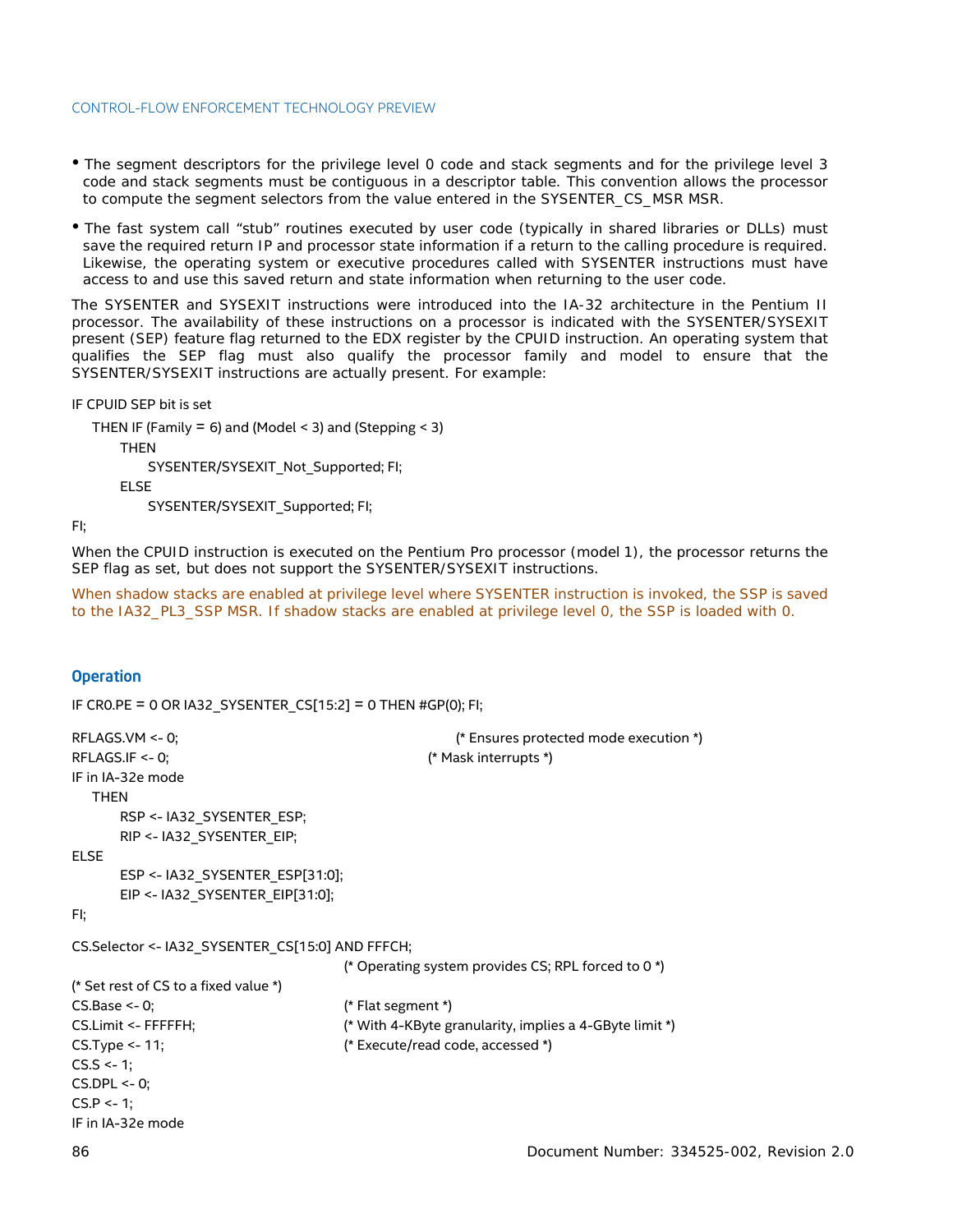- The segment descriptors for the privilege level 0 code and stack segments and for the privilege level 3 code and stack segments must be contiguous in a descriptor table. This convention allows the processor to compute the segment selectors from the value entered in the SYSENTER_CS_MSR MSR.
- The fast system call “stub” routines executed by user code (typically in shared libraries or DLLs) must save the required return IP and processor state information if a return to the calling procedure is required. Likewise, the operating system or executive procedures called with SYSENTER instructions must have access to and use this saved return and state information when returning to the user code.

The SYSENTER and SYSEXIT instructions were introduced into the IA-32 architecture in the Pentium II processor. The availability of these instructions on a processor is indicated with the SYSENTER/SYSEXIT present (SEP) feature flag returned to the EDX register by the CPUID instruction. An operating system that qualifies the SEP flag must also qualify the processor family and model to ensure that the SYSENTER/SYSEXIT instructions are actually present. For example:

```
IF CPUID SEP bit is set
   THEN IF (Family = 6) and (Model < 3) and (Stepping < 3)
       THEN
           SYSENTER/SYSEXIT_Not_Supported; FI;
       ELSE
           SYSENTER/SYSEXIT_Supported; FI;
FI;
```

When the CPUID instruction is executed on the Pentium Pro processor (model 1), the processor returns the SEP flag as set, but does not support the SYSENTER/SYSEXIT instructions.

When shadow stacks are enabled at privilege level where SYSENTER instruction is invoked, the SSP is saved to the IA32_PL3_SSP MSR. If shadow stacks are enabled at privilege level 0, the SSP is loaded with 0.

### Operation

```
IF CR0.PE = 0 OR IA32_SYSENTER_CS[15:2] = 0 THEN #GP(0); FI;

RFLAGS.VM <- 0;                                (* Ensures protected mode execution *)
RFLAGS.IF <- 0;                                (* Mask interrupts *)
IF in IA-32e mode
   THEN
       RSP <- IA32_SYSENTER_ESP;
       RIP <- IA32_SYSENTER_EIP;
ELSE
       ESP <- IA32_SYSENTER_ESP[31:0];
       EIP <- IA32_SYSENTER_EIP[31:0];
FI;

CS.Selector <- IA32_SYSENTER_CS[15:0] AND FFFCH;
                                 (* Operating system provides CS; RPL forced to 0 *)
(* Set rest of CS to a fixed value *)
CS.Base <- 0;                    (* Flat segment *)
CS.Limit <- FFFFFH;              (* With 4-KByte granularity, implies a 4-GByte limit *)
CS.Type <- 11;                   (* Execute/read code, accessed *)
CS.S <- 1;
CS.DPL <- 0;
CS.P <- 1;
IF in IA-32e mode
```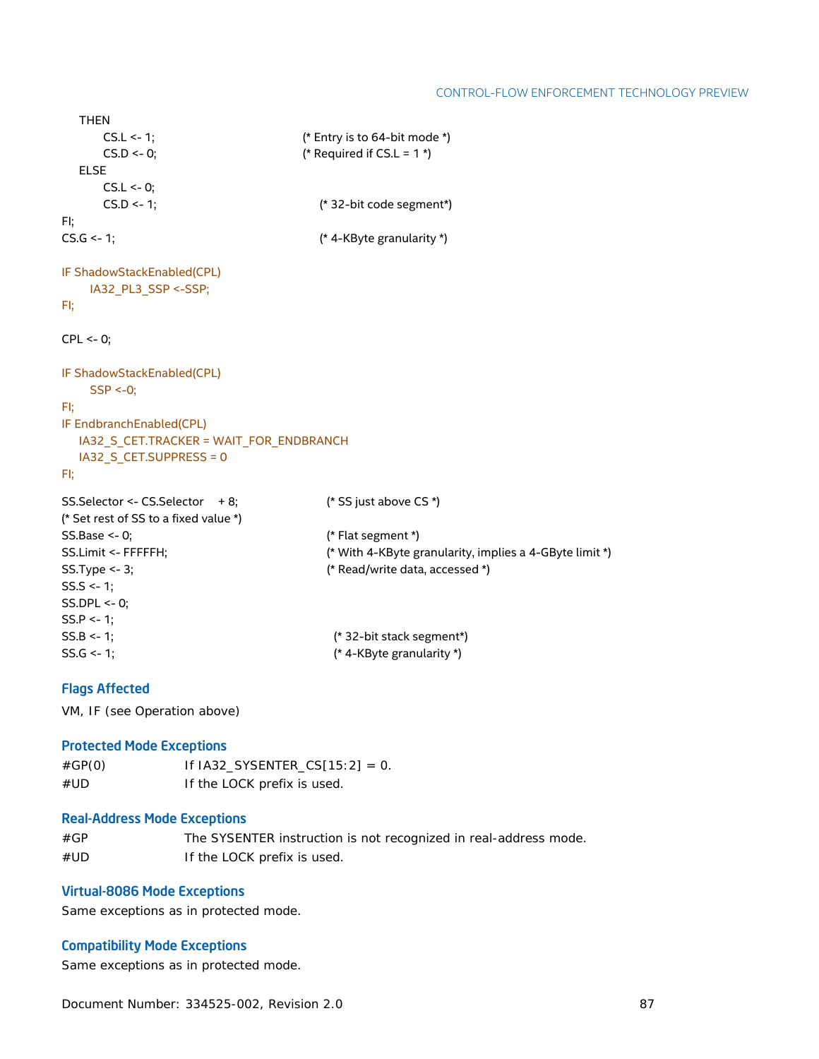```
    THEN
        CS.L <- 1;                      (* Entry is to 64-bit mode *)
        CS.D <- 0;                      (* Required if CS.L = 1 *)
    ELSE
        CS.L <- 0;
        CS.D <- 1;                         (* 32-bit code segment*)
FI;
CS.G <- 1;                                 (* 4-KByte granularity *)

IF ShadowStackEnabled(CPL)
    IA32_PL3_SSP <-SSP;
FI;

CPL <- 0;

IF ShadowStackEnabled(CPL)
    SSP <-0;
FI;
IF EndbranchEnabled(CPL)
    IA32_S_CET.TRACKER = WAIT_FOR_ENDBRANCH
    IA32_S_CET.SUPPRESS = 0
FI;

SS.Selector <- CS.Selector    + 8;         (* SS just above CS *)
(* Set rest of SS to a fixed value *)
SS.Base <- 0;                              (* Flat segment *)
SS.Limit <- FFFFFH;                        (* With 4-KByte granularity, implies a 4-GByte limit *)
SS.Type <- 3;                              (* Read/write data, accessed *)
SS.S <- 1;
SS.DPL <- 0;
SS.P <- 1;
SS.B <- 1;                                 (* 32-bit stack segment*)
SS.G <- 1;                                 (* 4-KByte granularity *)
```

### Flags Affected

VM, IF (see Operation above)

### Protected Mode Exceptions

| | |
|---|---|
| #GP(0) | If IA32_SYSENTER_CS[15:2] = 0. |
| #UD | If the LOCK prefix is used. |

### Real-Address Mode Exceptions

| | |
|---|---|
| #GP | The SYSENTER instruction is not recognized in real-address mode. |
| #UD | If the LOCK prefix is used. |

### Virtual-8086 Mode Exceptions

Same exceptions as in protected mode.

### Compatibility Mode Exceptions

Same exceptions as in protected mode.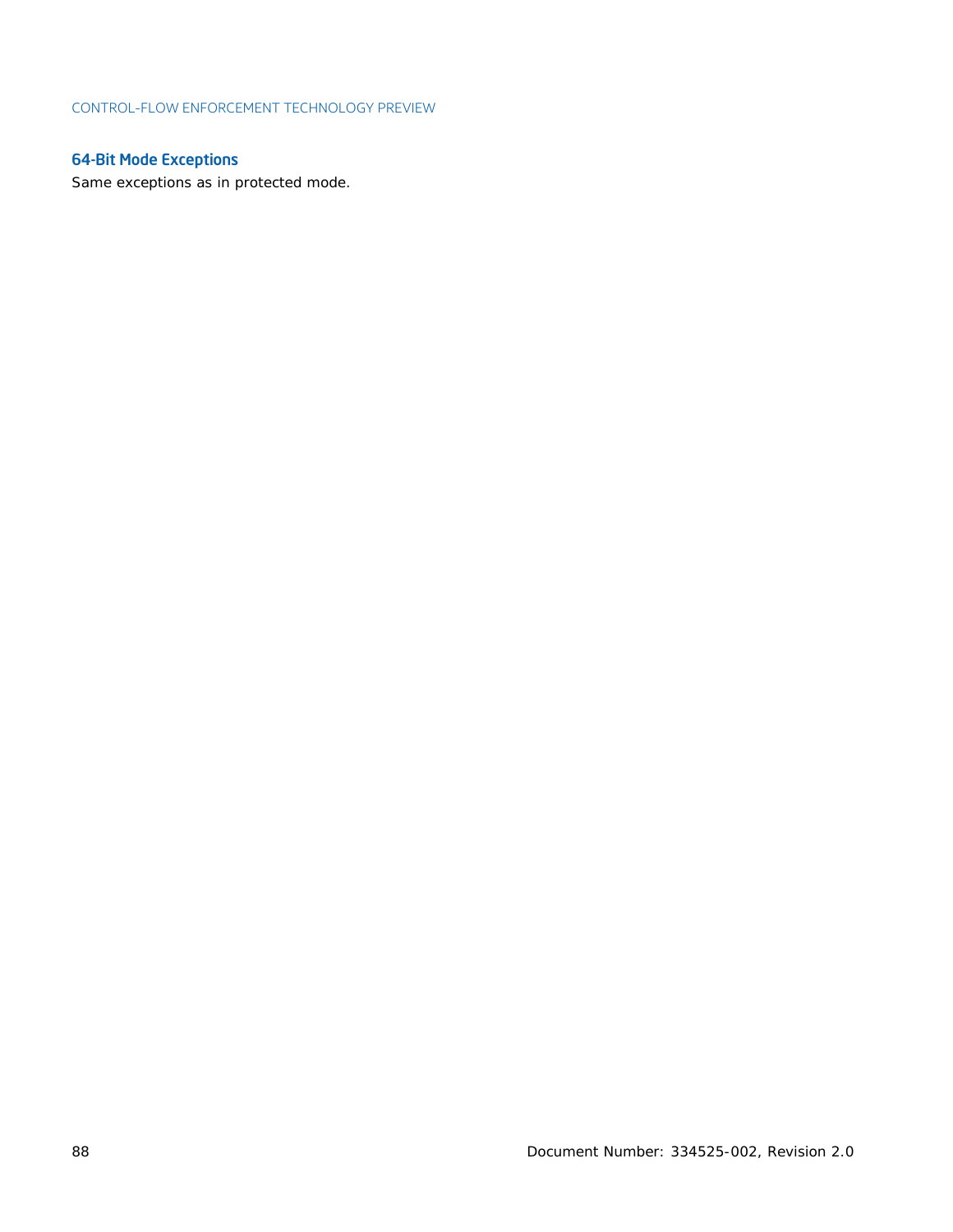### 64-Bit Mode Exceptions

Same exceptions as in protected mode.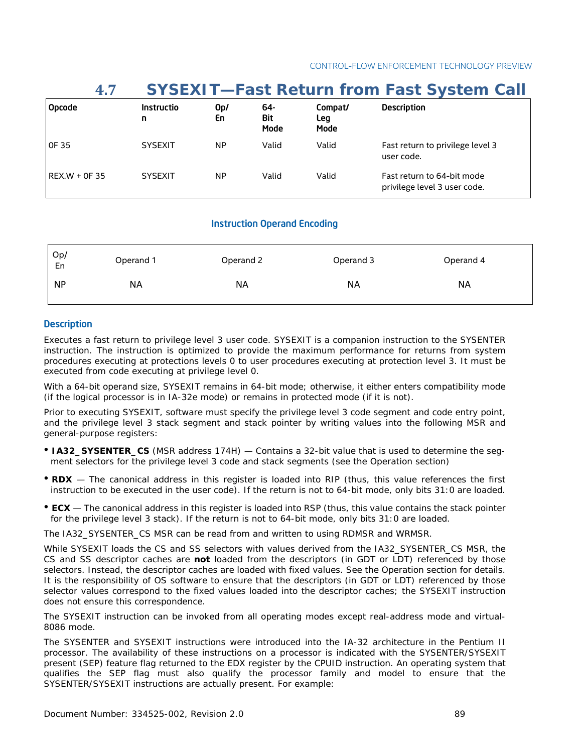## 4.7 SYSEXIT—Fast Return from Fast System Call

| Opcode | Instruction | Op/ En | 64-Bit Mode | Compat/ Leg Mode | Description |
|---|---|---|---|---|---|
| 0F 35 | SYSEXIT | NP | Valid | Valid | Fast return to privilege level 3 user code. |
| REX.W + 0F 35 | SYSEXIT | NP | Valid | Valid | Fast return to 64-bit mode privilege level 3 user code. |

### Instruction Operand Encoding

| Op/ En | Operand 1 | Operand 2 | Operand 3 | Operand 4 |
|---|---|---|---|---|
| NP | NA | NA | NA | NA |

### Description

Executes a fast return to privilege level 3 user code. SYSEXIT is a companion instruction to the SYSENTER instruction. The instruction is optimized to provide the maximum performance for returns from system procedures executing at protections levels 0 to user procedures executing at protection level 3. It must be executed from code executing at privilege level 0.

With a 64-bit operand size, SYSEXIT remains in 64-bit mode; otherwise, it either enters compatibility mode (if the logical processor is in IA-32e mode) or remains in protected mode (if it is not).

Prior to executing SYSEXIT, software must specify the privilege level 3 code segment and code entry point, and the privilege level 3 stack segment and stack pointer by writing values into the following MSR and general-purpose registers:

- **IA32_SYSENTER_CS** (MSR address 174H) — Contains a 32-bit value that is used to determine the segment selectors for the privilege level 3 code and stack segments (see the Operation section)
- **RDX** — The canonical address in this register is loaded into RIP (thus, this value references the first instruction to be executed in the user code). If the return is not to 64-bit mode, only bits 31:0 are loaded.
- **ECX** — The canonical address in this register is loaded into RSP (thus, this value contains the stack pointer for the privilege level 3 stack). If the return is not to 64-bit mode, only bits 31:0 are loaded.

The IA32_SYSENTER_CS MSR can be read from and written to using RDMSR and WRMSR.

While SYSEXIT loads the CS and SS selectors with values derived from the IA32_SYSENTER_CS MSR, the CS and SS descriptor caches are **not** loaded from the descriptors (in GDT or LDT) referenced by those selectors. Instead, the descriptor caches are loaded with fixed values. See the Operation section for details. It is the responsibility of OS software to ensure that the descriptors (in GDT or LDT) referenced by those selector values correspond to the fixed values loaded into the descriptor caches; the SYSEXIT instruction does not ensure this correspondence.

The SYSEXIT instruction can be invoked from all operating modes except real-address mode and virtual-8086 mode.

The SYSENTER and SYSEXIT instructions were introduced into the IA-32 architecture in the Pentium II processor. The availability of these instructions on a processor is indicated with the SYSENTER/SYSEXIT present (SEP) feature flag returned to the EDX register by the CPUID instruction. An operating system that qualifies the SEP flag must also qualify the processor family and model to ensure that the SYSENTER/SYSEXIT instructions are actually present. For example: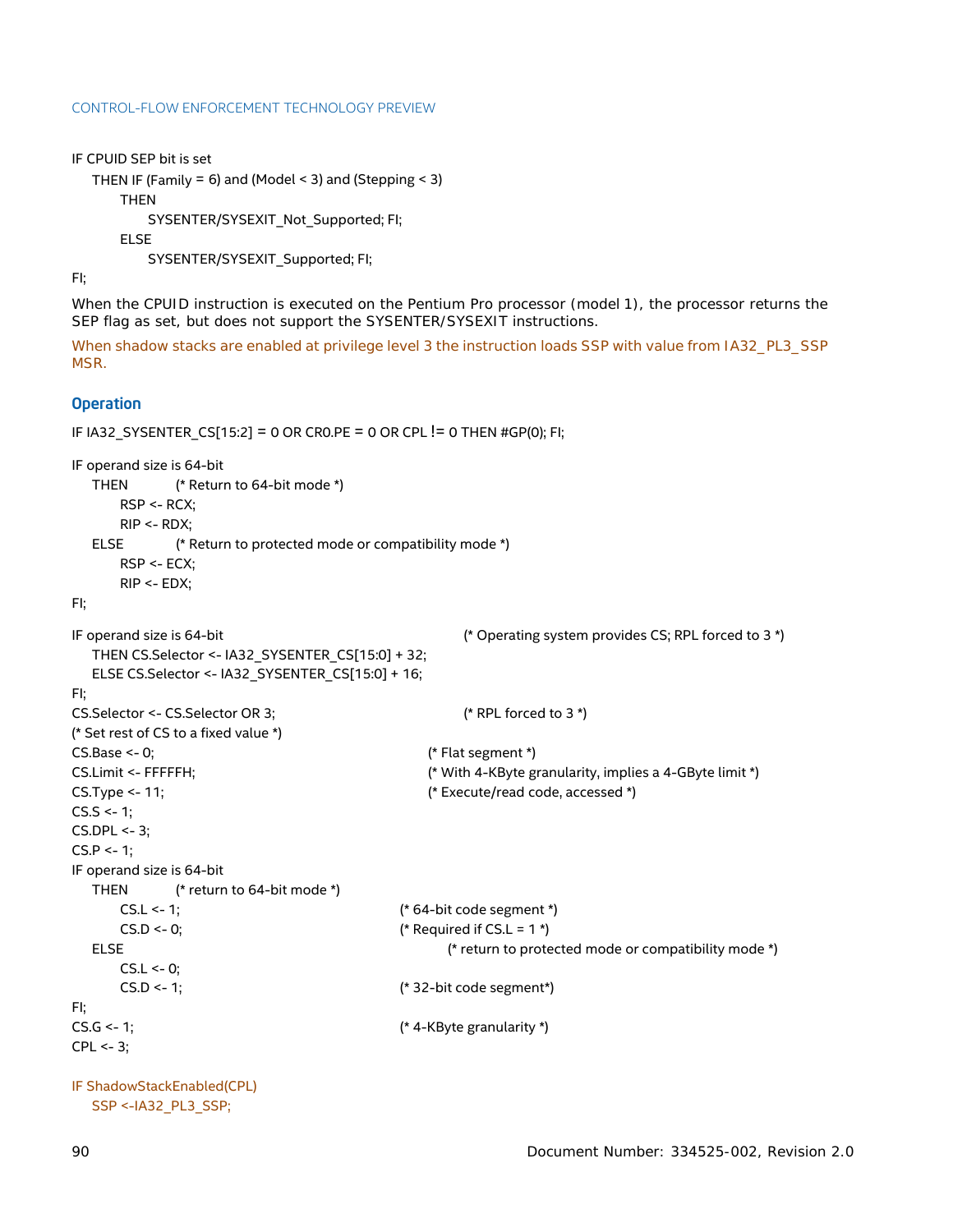```
IF CPUID SEP bit is set
    THEN IF (Family = 6) and (Model < 3) and (Stepping < 3)
        THEN
            SYSENTER/SYSEXIT_Not_Supported; FI;
        ELSE
            SYSENTER/SYSEXIT_Supported; FI;
FI;
```

When the CPUID instruction is executed on the Pentium Pro processor (model 1), the processor returns the SEP flag as set, but does not support the SYSENTER/SYSEXIT instructions.

When shadow stacks are enabled at privilege level 3 the instruction loads SSP with value from IA32_PL3_SSP MSR.

### Operation

```
IF IA32_SYSENTER_CS[15:2] = 0 OR CR0.PE = 0 OR CPL != 0 THEN #GP(0); FI;

IF operand size is 64-bit
    THEN        (* Return to 64-bit mode *)
        RSP <- RCX;
        RIP <- RDX;
    ELSE        (* Return to protected mode or compatibility mode *)
        RSP <- ECX;
        RIP <- EDX;
FI;

IF operand size is 64-bit                          (* Operating system provides CS; RPL forced to 3 *)
    THEN CS.Selector <- IA32_SYSENTER_CS[15:0] + 32;
    ELSE CS.Selector <- IA32_SYSENTER_CS[15:0] + 16;
FI;
CS.Selector <- CS.Selector OR 3;                   (* RPL forced to 3 *)
(* Set rest of CS to a fixed value *)
CS.Base <- 0;                                      (* Flat segment *)
CS.Limit <- FFFFFH;                                (* With 4-KByte granularity, implies a 4-GByte limit *)
CS.Type <- 11;                                     (* Execute/read code, accessed *)
CS.S <- 1;
CS.DPL <- 3;
CS.P <- 1;
IF operand size is 64-bit
    THEN        (* return to 64-bit mode *)
        CS.L <- 1;                                 (* 64-bit code segment *)
        CS.D <- 0;                                 (* Required if CS.L = 1 *)
    ELSE                                           (* return to protected mode or compatibility mode *)
        CS.L <- 0;
        CS.D <- 1;                                 (* 32-bit code segment*)
FI;
CS.G <- 1;                                         (* 4-KByte granularity *)
CPL <- 3;

IF ShadowStackEnabled(CPL)
    SSP <-IA32_PL3_SSP;
```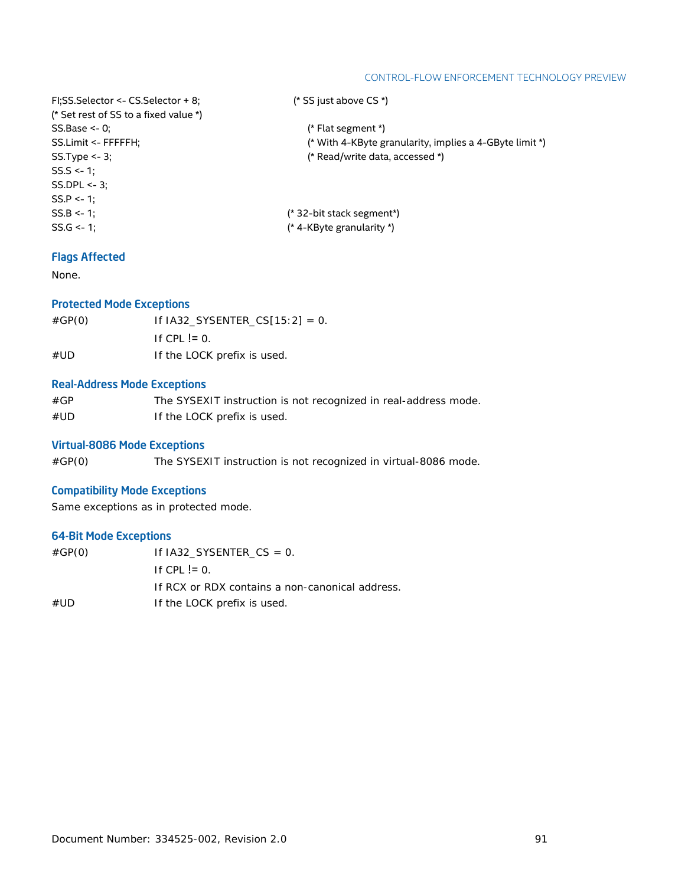```
FI;SS.Selector <- CS.Selector + 8;          (* SS just above CS *)
(* Set rest of SS to a fixed value *)
SS.Base <- 0;                                   (* Flat segment *)
SS.Limit <- FFFFFH;                             (* With 4-KByte granularity, implies a 4-GByte limit *)
SS.Type <- 3;                                   (* Read/write data, accessed *)
SS.S <- 1;
SS.DPL <- 3;
SS.P <- 1;
SS.B <- 1;                                  (* 32-bit stack segment*)
SS.G <- 1;                                  (* 4-KByte granularity *)
```

### Flags Affected

None.

### Protected Mode Exceptions

| | |
|---|---|
| #GP(0) | If IA32_SYSENTER_CS[15:2] = 0. |
| | If CPL != 0. |
| #UD | If the LOCK prefix is used. |

### Real-Address Mode Exceptions

| | |
|---|---|
| #GP | The SYSEXIT instruction is not recognized in real-address mode. |
| #UD | If the LOCK prefix is used. |

### Virtual-8086 Mode Exceptions

| | |
|---|---|
| #GP(0) | The SYSEXIT instruction is not recognized in virtual-8086 mode. |

### Compatibility Mode Exceptions

Same exceptions as in protected mode.

### 64-Bit Mode Exceptions

| | |
|---|---|
| #GP(0) | If IA32_SYSENTER_CS = 0. |
| | If CPL != 0. |
| | If RCX or RDX contains a non-canonical address. |
| #UD | If the LOCK prefix is used. |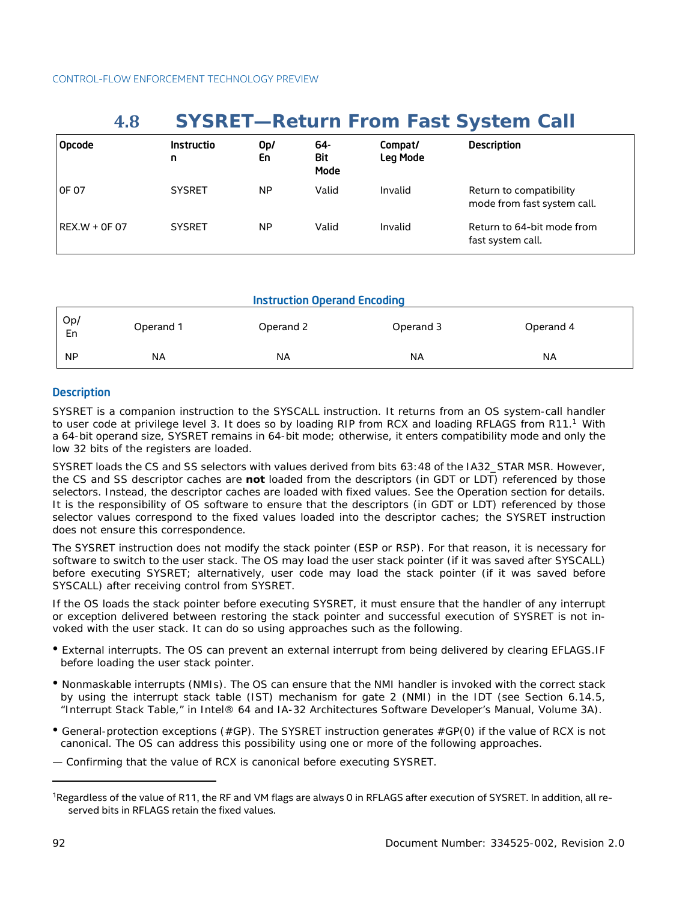## 4.8 SYSRET—Return From Fast System Call

| Opcode | Instruction | Op/ En | 64-Bit Mode | Compat/ Leg Mode | Description |
|---|---|---|---|---|---|
| 0F 07 | SYSRET | NP | Valid | Invalid | Return to compatibility mode from fast system call. |
| REX.W + 0F 07 | SYSRET | NP | Valid | Invalid | Return to 64-bit mode from fast system call. |

### Instruction Operand Encoding

| Op/ En | Operand 1 | Operand 2 | Operand 3 | Operand 4 |
|---|---|---|---|---|
| NP | NA | NA | NA | NA |

### Description

SYSRET is a companion instruction to the SYSCALL instruction. It returns from an OS system-call handler to user code at privilege level 3. It does so by loading RIP from RCX and loading RFLAGS from R11.[1] With a 64-bit operand size, SYSRET remains in 64-bit mode; otherwise, it enters compatibility mode and only the low 32 bits of the registers are loaded.

SYSRET loads the CS and SS selectors with values derived from bits 63:48 of the IA32_STAR MSR. However, the CS and SS descriptor caches are **not** loaded from the descriptors (in GDT or LDT) referenced by those selectors. Instead, the descriptor caches are loaded with fixed values. See the Operation section for details. It is the responsibility of OS software to ensure that the descriptors (in GDT or LDT) referenced by those selector values correspond to the fixed values loaded into the descriptor caches; the SYSRET instruction does not ensure this correspondence.

The SYSRET instruction does not modify the stack pointer (ESP or RSP). For that reason, it is necessary for software to switch to the user stack. The OS may load the user stack pointer (if it was saved after SYSCALL) before executing SYSRET; alternatively, user code may load the stack pointer (if it was saved before SYSCALL) after receiving control from SYSRET.

If the OS loads the stack pointer before executing SYSRET, it must ensure that the handler of any interrupt or exception delivered between restoring the stack pointer and successful execution of SYSRET is not invoked with the user stack. It can do so using approaches such as the following.

- External interrupts. The OS can prevent an external interrupt from being delivered by clearing EFLAGS.IF before loading the user stack pointer.
- Nonmaskable interrupts (NMIs). The OS can ensure that the NMI handler is invoked with the correct stack by using the interrupt stack table (IST) mechanism for gate 2 (NMI) in the IDT (see Section 6.14.5, "Interrupt Stack Table," in Intel® 64 and IA-32 Architectures Software Developer's Manual, Volume 3A).
- General-protection exceptions (#GP). The SYSRET instruction generates #GP(0) if the value of RCX is not canonical. The OS can address this possibility using one or more of the following approaches.

— Confirming that the value of RCX is canonical before executing SYSRET.

---

[1] Regardless of the value of R11, the RF and VM flags are always 0 in RFLAGS after execution of SYSRET. In addition, all reserved bits in RFLAGS retain the fixed values.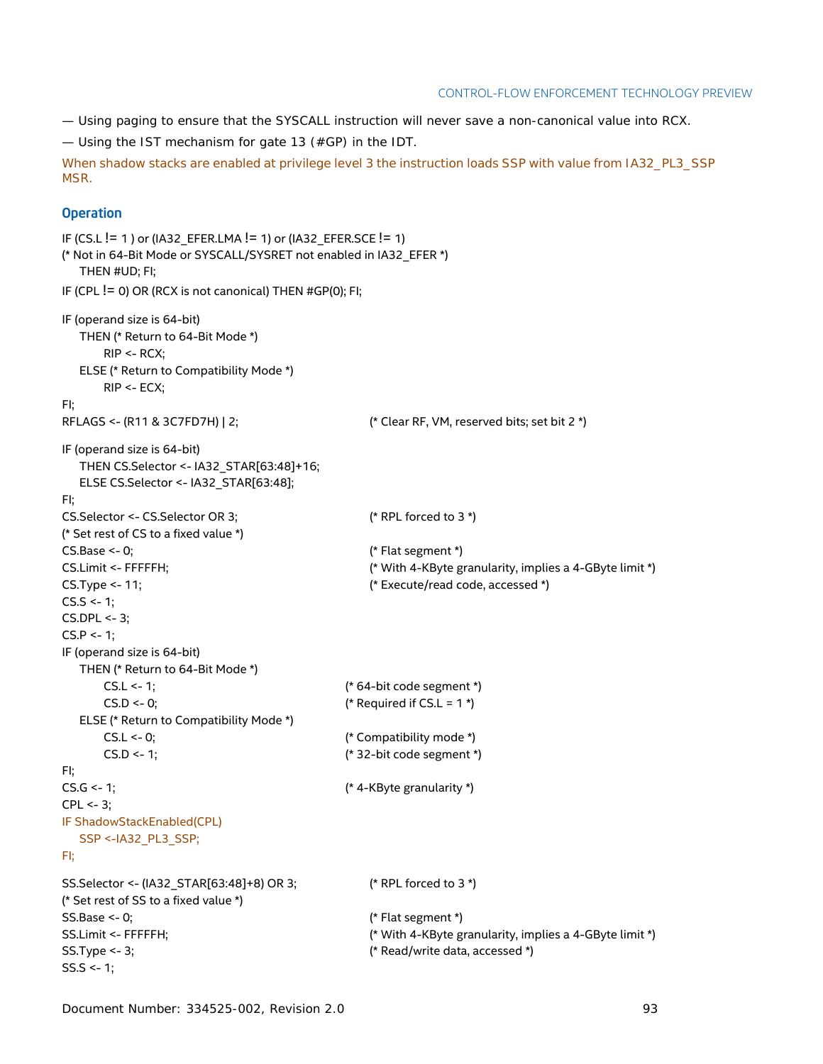— Using paging to ensure that the SYSCALL instruction will never save a non-canonical value into RCX.

— Using the IST mechanism for gate 13 (#GP) in the IDT.

When shadow stacks are enabled at privilege level 3 the instruction loads SSP with value from IA32_PL3_SSP MSR.

### Operation

```
IF (CS.L != 1 ) or (IA32_EFER.LMA != 1) or (IA32_EFER.SCE != 1)
(* Not in 64-Bit Mode or SYSCALL/SYSRET not enabled in IA32_EFER *)
    THEN #UD; FI;
IF (CPL != 0) OR (RCX is not canonical) THEN #GP(0); FI;

IF (operand size is 64-bit)
    THEN (* Return to 64-Bit Mode *)
        RIP <- RCX;
    ELSE (* Return to Compatibility Mode *)
        RIP <- ECX;
FI;
RFLAGS <- (R11 & 3C7FD7H) | 2;                    (* Clear RF, VM, reserved bits; set bit 2 *)

IF (operand size is 64-bit)
    THEN CS.Selector <- IA32_STAR[63:48]+16;
    ELSE CS.Selector <- IA32_STAR[63:48];
FI;
CS.Selector <- CS.Selector OR 3;                  (* RPL forced to 3 *)
(* Set rest of CS to a fixed value *)
CS.Base <- 0;                                     (* Flat segment *)
CS.Limit <- FFFFFH;                               (* With 4-KByte granularity, implies a 4-GByte limit *)
CS.Type <- 11;                                    (* Execute/read code, accessed *)
CS.S <- 1;
CS.DPL <- 3;
CS.P <- 1;
IF (operand size is 64-bit)
    THEN (* Return to 64-Bit Mode *)
        CS.L <- 1;                                (* 64-bit code segment *)
        CS.D <- 0;                                (* Required if CS.L = 1 *)
    ELSE (* Return to Compatibility Mode *)
        CS.L <- 0;                                (* Compatibility mode *)
        CS.D <- 1;                                (* 32-bit code segment *)
FI;
CS.G <- 1;                                        (* 4-KByte granularity *)
CPL <- 3;
IF ShadowStackEnabled(CPL)
    SSP <-IA32_PL3_SSP;
FI;

SS.Selector <- (IA32_STAR[63:48]+8) OR 3;        (* RPL forced to 3 *)
(* Set rest of SS to a fixed value *)
SS.Base <- 0;                                     (* Flat segment *)
SS.Limit <- FFFFFH;                               (* With 4-KByte granularity, implies a 4-GByte limit *)
SS.Type <- 3;                                     (* Read/write data, accessed *)
SS.S <- 1;
```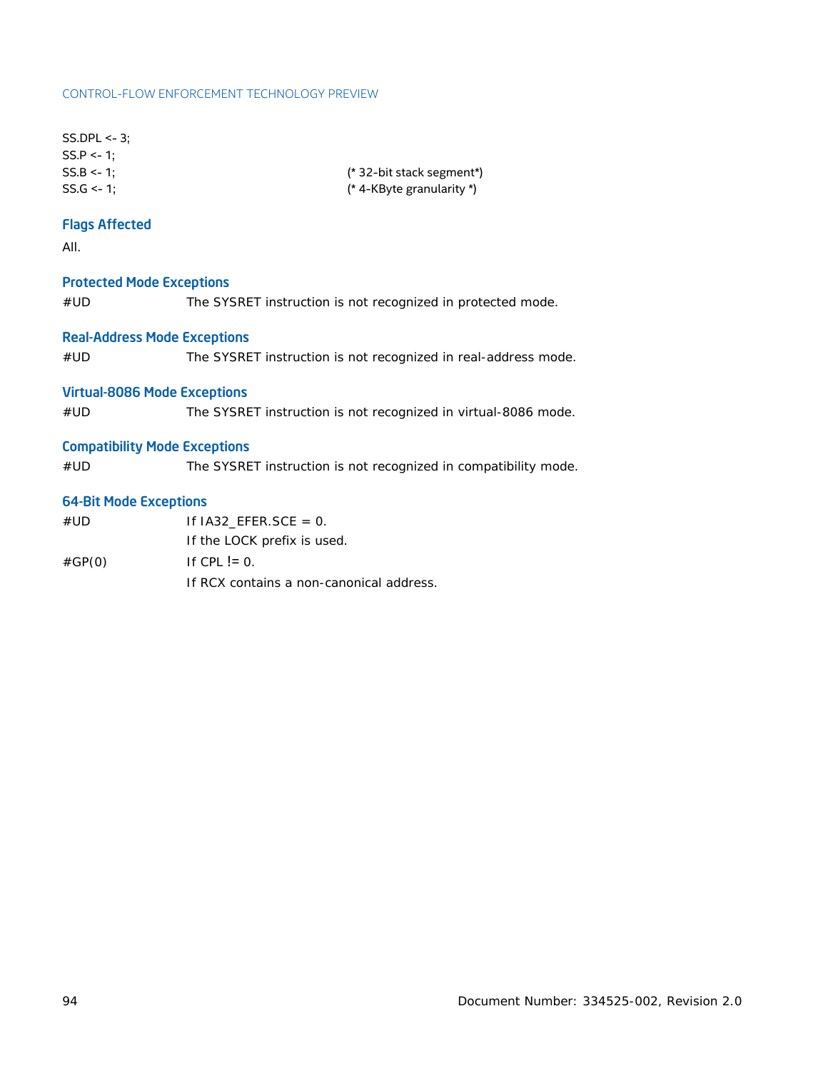```
SS.DPL <- 3;
SS.P <- 1;
SS.B <- 1;                                  (* 32-bit stack segment*)
SS.G <- 1;                                  (* 4-KByte granularity *)
```

### Flags Affected

All.

### Protected Mode Exceptions

| | |
|---|---|
| #UD | The SYSRET instruction is not recognized in protected mode. |

### Real-Address Mode Exceptions

| | |
|---|---|
| #UD | The SYSRET instruction is not recognized in real-address mode. |

### Virtual-8086 Mode Exceptions

| | |
|---|---|
| #UD | The SYSRET instruction is not recognized in virtual-8086 mode. |

### Compatibility Mode Exceptions

| | |
|---|---|
| #UD | The SYSRET instruction is not recognized in compatibility mode. |

### 64-Bit Mode Exceptions

| | |
|---|---|
| #UD | If IA32_EFER.SCE = 0. |
| | If the LOCK prefix is used. |
| #GP(0) | If CPL != 0. |
| | If RCX contains a non-canonical address. |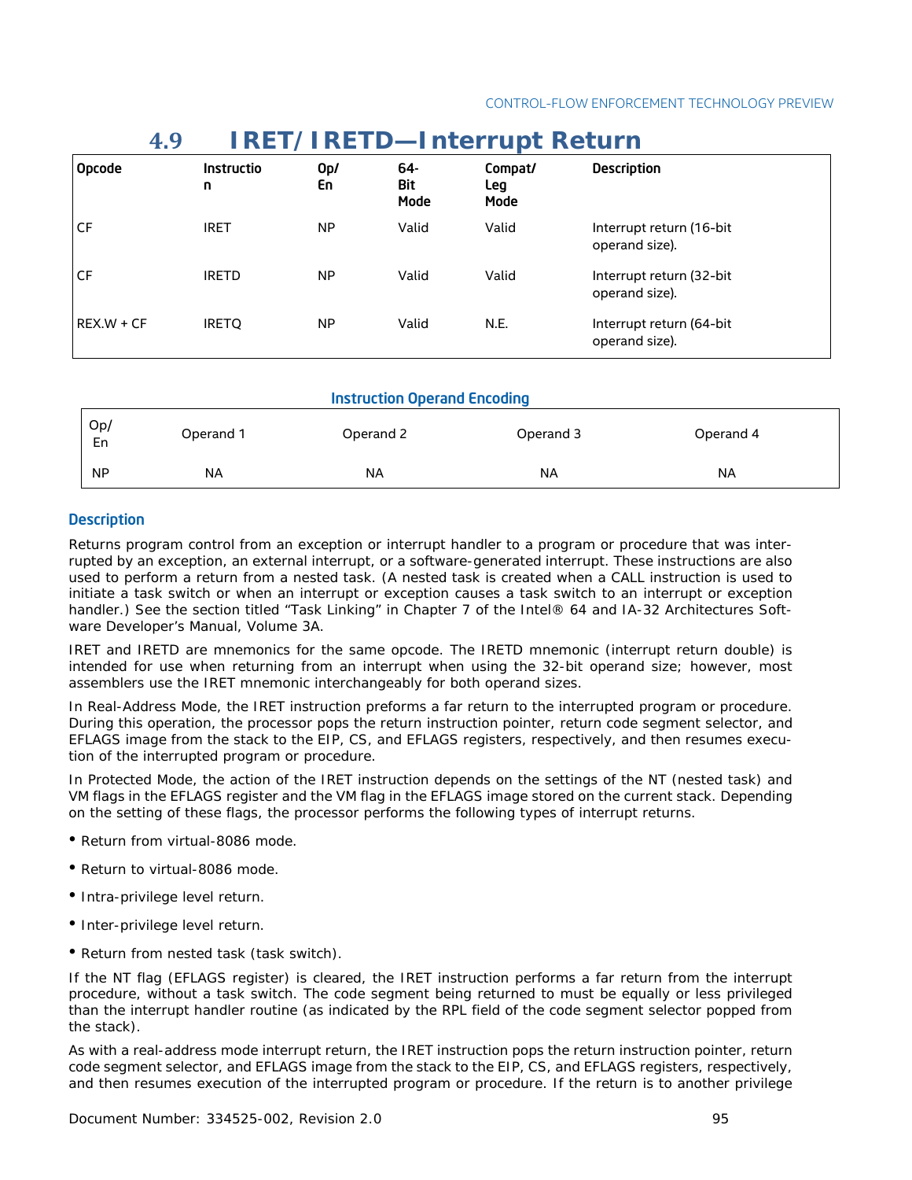## 4.9 IRET/IRETD—Interrupt Return

| Opcode | Instruction | Op/En | 64-Bit Mode | Compat/Leg Mode | Description |
|---|---|---|---|---|---|
| CF | IRET | NP | Valid | Valid | Interrupt return (16-bit operand size). |
| CF | IRETD | NP | Valid | Valid | Interrupt return (32-bit operand size). |
| REX.W + CF | IRETQ | NP | Valid | N.E. | Interrupt return (64-bit operand size). |

### Instruction Operand Encoding

| Op/En | Operand 1 | Operand 2 | Operand 3 | Operand 4 |
|---|---|---|---|---|
| NP | NA | NA | NA | NA |

### Description

Returns program control from an exception or interrupt handler to a program or procedure that was interrupted by an exception, an external interrupt, or a software-generated interrupt. These instructions are also used to perform a return from a nested task. (A nested task is created when a CALL instruction is used to initiate a task switch or when an interrupt or exception causes a task switch to an interrupt or exception handler.) See the section titled "Task Linking" in Chapter 7 of the Intel® 64 and IA-32 Architectures Software Developer's Manual, Volume 3A.

IRET and IRETD are mnemonics for the same opcode. The IRETD mnemonic (interrupt return double) is intended for use when returning from an interrupt when using the 32-bit operand size; however, most assemblers use the IRET mnemonic interchangeably for both operand sizes.

In Real-Address Mode, the IRET instruction preforms a far return to the interrupted program or procedure. During this operation, the processor pops the return instruction pointer, return code segment selector, and EFLAGS image from the stack to the EIP, CS, and EFLAGS registers, respectively, and then resumes execution of the interrupted program or procedure.

In Protected Mode, the action of the IRET instruction depends on the settings of the NT (nested task) and VM flags in the EFLAGS register and the VM flag in the EFLAGS image stored on the current stack. Depending on the setting of these flags, the processor performs the following types of interrupt returns.

- Return from virtual-8086 mode.
- Return to virtual-8086 mode.
- Intra-privilege level return.
- Inter-privilege level return.
- Return from nested task (task switch).

If the NT flag (EFLAGS register) is cleared, the IRET instruction performs a far return from the interrupt procedure, without a task switch. The code segment being returned to must be equally or less privileged than the interrupt handler routine (as indicated by the RPL field of the code segment selector popped from the stack).

As with a real-address mode interrupt return, the IRET instruction pops the return instruction pointer, return code segment selector, and EFLAGS image from the stack to the EIP, CS, and EFLAGS registers, respectively, and then resumes execution of the interrupted program or procedure. If the return is to another privilege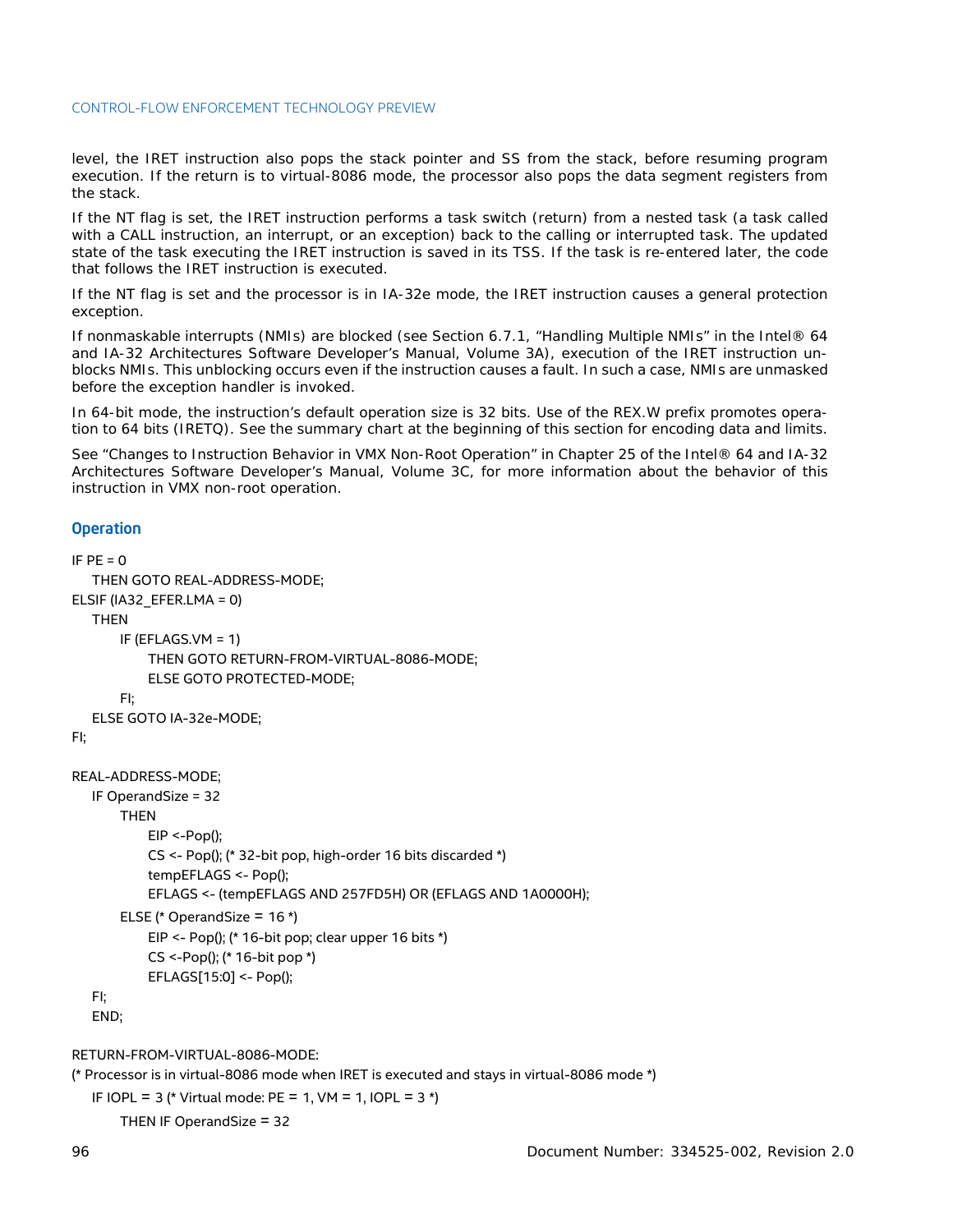level, the IRET instruction also pops the stack pointer and SS from the stack, before resuming program execution. If the return is to virtual-8086 mode, the processor also pops the data segment registers from the stack.

If the NT flag is set, the IRET instruction performs a task switch (return) from a nested task (a task called with a CALL instruction, an interrupt, or an exception) back to the calling or interrupted task. The updated state of the task executing the IRET instruction is saved in its TSS. If the task is re-entered later, the code that follows the IRET instruction is executed.

If the NT flag is set and the processor is in IA-32e mode, the IRET instruction causes a general protection exception.

If nonmaskable interrupts (NMIs) are blocked (see Section 6.7.1, "Handling Multiple NMIs" in the Intel® 64 and IA-32 Architectures Software Developer's Manual, Volume 3A), execution of the IRET instruction unblocks NMIs. This unblocking occurs even if the instruction causes a fault. In such a case, NMIs are unmasked before the exception handler is invoked.

In 64-bit mode, the instruction's default operation size is 32 bits. Use of the REX.W prefix promotes operation to 64 bits (IRETQ). See the summary chart at the beginning of this section for encoding data and limits.

See "Changes to Instruction Behavior in VMX Non-Root Operation" in Chapter 25 of the Intel® 64 and IA-32 Architectures Software Developer's Manual, Volume 3C, for more information about the behavior of this instruction in VMX non-root operation.

### Operation

```
IF PE = 0
    THEN GOTO REAL-ADDRESS-MODE;
ELSIF (IA32_EFER.LMA = 0)
    THEN
        IF (EFLAGS.VM = 1)
            THEN GOTO RETURN-FROM-VIRTUAL-8086-MODE;
            ELSE GOTO PROTECTED-MODE;
        FI;
    ELSE GOTO IA-32e-MODE;
FI;

REAL-ADDRESS-MODE;
    IF OperandSize = 32
        THEN
            EIP <-Pop();
            CS <- Pop(); (* 32-bit pop, high-order 16 bits discarded *)
            tempEFLAGS <- Pop();
            EFLAGS <- (tempEFLAGS AND 257FD5H) OR (EFLAGS AND 1A0000H);
        ELSE (* OperandSize = 16 *)
            EIP <- Pop(); (* 16-bit pop; clear upper 16 bits *)
            CS <-Pop(); (* 16-bit pop *)
            EFLAGS[15:0] <- Pop();
    FI;
    END;

RETURN-FROM-VIRTUAL-8086-MODE:
(* Processor is in virtual-8086 mode when IRET is executed and stays in virtual-8086 mode *)
    IF IOPL = 3 (* Virtual mode: PE = 1, VM = 1, IOPL = 3 *)
        THEN IF OperandSize = 32
```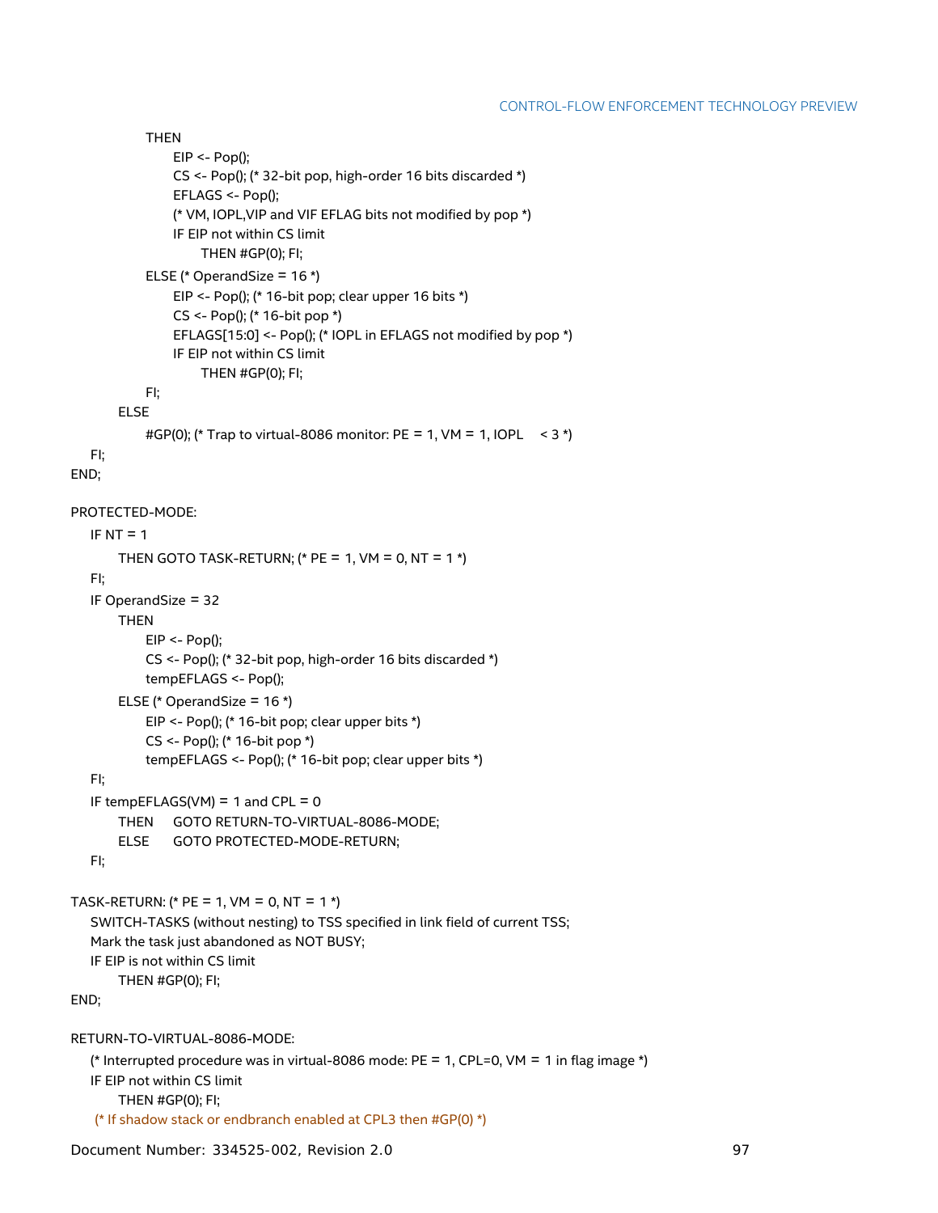```
            THEN
                EIP <- Pop();
                CS <- Pop(); (* 32-bit pop, high-order 16 bits discarded *)
                EFLAGS <- Pop();
                (* VM, IOPL,VIP and VIF EFLAG bits not modified by pop *)
                IF EIP not within CS limit
                    THEN #GP(0); FI;
            ELSE (* OperandSize = 16 *)
                EIP <- Pop(); (* 16-bit pop; clear upper 16 bits *)
                CS <- Pop(); (* 16-bit pop *)
                EFLAGS[15:0] <- Pop(); (* IOPL in EFLAGS not modified by pop *)
                IF EIP not within CS limit
                    THEN #GP(0); FI;
            FI;
        ELSE
            #GP(0); (* Trap to virtual-8086 monitor: PE = 1, VM = 1, IOPL    < 3 *)
    FI;
END;

PROTECTED-MODE:
    IF NT = 1
        THEN GOTO TASK-RETURN; (* PE = 1, VM = 0, NT = 1 *)
    FI;
    IF OperandSize = 32
        THEN
            EIP <- Pop();
            CS <- Pop(); (* 32-bit pop, high-order 16 bits discarded *)
            tempEFLAGS <- Pop();
        ELSE (* OperandSize = 16 *)
            EIP <- Pop(); (* 16-bit pop; clear upper bits *)
            CS <- Pop(); (* 16-bit pop *)
            tempEFLAGS <- Pop(); (* 16-bit pop; clear upper bits *)
    FI;
    IF tempEFLAGS(VM) = 1 and CPL = 0
        THEN    GOTO RETURN-TO-VIRTUAL-8086-MODE;
        ELSE    GOTO PROTECTED-MODE-RETURN;
    FI;

TASK-RETURN: (* PE = 1, VM = 0, NT = 1 *)
    SWITCH-TASKS (without nesting) to TSS specified in link field of current TSS;
    Mark the task just abandoned as NOT BUSY;
    IF EIP is not within CS limit
        THEN #GP(0); FI;
END;

RETURN-TO-VIRTUAL-8086-MODE:
    (* Interrupted procedure was in virtual-8086 mode: PE = 1, CPL=0, VM = 1 in flag image *)
    IF EIP not within CS limit
        THEN #GP(0); FI;
    (* If shadow stack or endbranch enabled at CPL3 then #GP(0) *)
```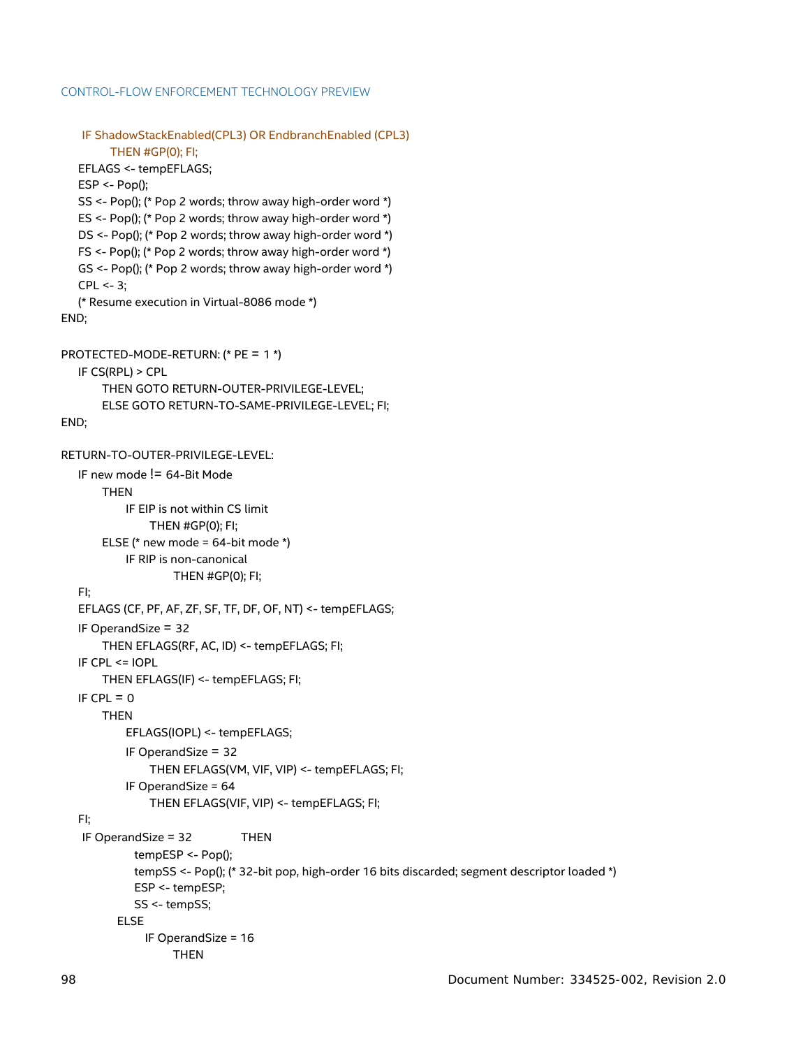```
    IF ShadowStackEnabled(CPL3) OR EndbranchEnabled (CPL3)
        THEN #GP(0); FI;
    EFLAGS <- tempEFLAGS;
    ESP <- Pop();
    SS <- Pop(); (* Pop 2 words; throw away high-order word *)
    ES <- Pop(); (* Pop 2 words; throw away high-order word *)
    DS <- Pop(); (* Pop 2 words; throw away high-order word *)
    FS <- Pop(); (* Pop 2 words; throw away high-order word *)
    GS <- Pop(); (* Pop 2 words; throw away high-order word *)
    CPL <- 3;
    (* Resume execution in Virtual-8086 mode *)
END;

PROTECTED-MODE-RETURN: (* PE = 1 *)
    IF CS(RPL) > CPL
        THEN GOTO RETURN-OUTER-PRIVILEGE-LEVEL;
        ELSE GOTO RETURN-TO-SAME-PRIVILEGE-LEVEL; FI;
END;

RETURN-TO-OUTER-PRIVILEGE-LEVEL:
    IF new mode != 64-Bit Mode
        THEN
            IF EIP is not within CS limit
                THEN #GP(0); FI;
        ELSE (* new mode = 64-bit mode *)
            IF RIP is non-canonical
                    THEN #GP(0); FI;
    FI;
    EFLAGS (CF, PF, AF, ZF, SF, TF, DF, OF, NT) <- tempEFLAGS;
    IF OperandSize = 32
        THEN EFLAGS(RF, AC, ID) <- tempEFLAGS; FI;
    IF CPL <= IOPL
        THEN EFLAGS(IF) <- tempEFLAGS; FI;
    IF CPL = 0
        THEN
            EFLAGS(IOPL) <- tempEFLAGS;
            IF OperandSize = 32
                THEN EFLAGS(VM, VIF, VIP) <- tempEFLAGS; FI;
            IF OperandSize = 64
                THEN EFLAGS(VIF, VIP) <- tempEFLAGS; FI;
    FI;
    IF OperandSize = 32        THEN
            tempESP <- Pop();
            tempSS <- Pop(); (* 32-bit pop, high-order 16 bits discarded; segment descriptor loaded *)
            ESP <- tempESP;
            SS <- tempSS;
        ELSE
            IF OperandSize = 16
                THEN
```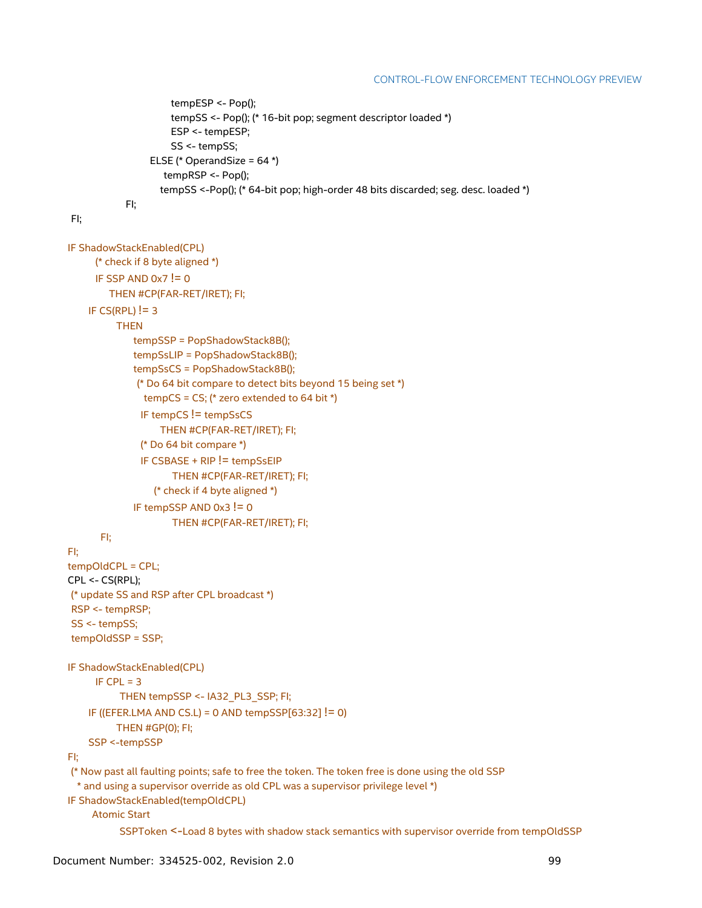```
                tempESP <- Pop();
                tempSS <- Pop(); (* 16-bit pop; segment descriptor loaded *)
                ESP <- tempESP;
                SS <- tempSS;
            ELSE (* OperandSize = 64 *)
                tempRSP <- Pop();
                tempSS <-Pop(); (* 64-bit pop; high-order 48 bits discarded; seg. desc. loaded *)
        FI;
FI;

IF ShadowStackEnabled(CPL)
    (* check if 8 byte aligned *)
    IF SSP AND 0x7 != 0
        THEN #CP(FAR-RET/IRET); FI;
    IF CS(RPL) != 3
        THEN
            tempSSP = PopShadowStack8B();
            tempSsLIP = PopShadowStack8B();
            tempSsCS = PopShadowStack8B();
            (* Do 64 bit compare to detect bits beyond 15 being set *)
            tempCS = CS; (* zero extended to 64 bit *)
            IF tempCS != tempSsCS
                THEN #CP(FAR-RET/IRET); FI;
            (* Do 64 bit compare *)
            IF CSBASE + RIP != tempSsEIP
                THEN #CP(FAR-RET/IRET); FI;
            (* check if 4 byte aligned *)
            IF tempSSP AND 0x3 != 0
                THEN #CP(FAR-RET/IRET); FI;
    FI;
FI;
tempOldCPL = CPL;
CPL <- CS(RPL);
(* update SS and RSP after CPL broadcast *)
RSP <- tempRSP;
SS <- tempSS;
tempOldSSP = SSP;

IF ShadowStackEnabled(CPL)
    IF CPL = 3
        THEN tempSSP <- IA32_PL3_SSP; FI;
    IF ((EFER.LMA AND CS.L) = 0 AND tempSSP[63:32] != 0)
        THEN #GP(0); FI;
    SSP <-tempSSP
FI;
(* Now past all faulting points; safe to free the token. The token free is done using the old SSP
 * and using a supervisor override as old CPL was a supervisor privilege level *)
IF ShadowStackEnabled(tempOldCPL)
    Atomic Start
        SSPToken <-Load 8 bytes with shadow stack semantics with supervisor override from tempOldSSP
```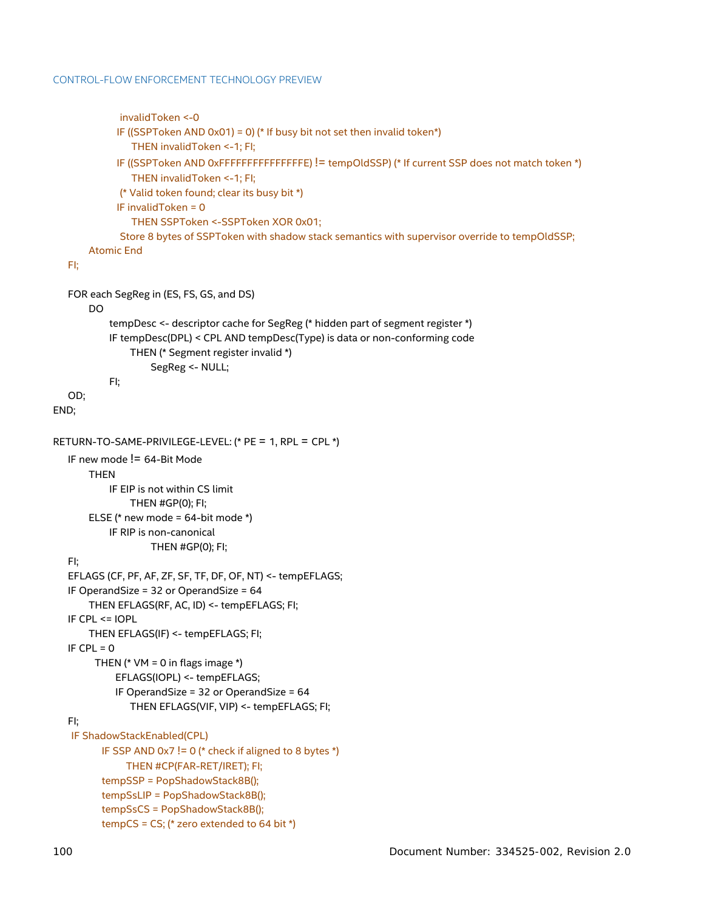```
                    invalidToken <-0
                    IF ((SSPToken AND 0x01) = 0) (* If busy bit not set then invalid token*)
                        THEN invalidToken <-1; FI;
                    IF ((SSPToken AND 0xFFFFFFFFFFFFFFFE) != tempOldSSP) (* If current SSP does not match token *)
                        THEN invalidToken <-1; FI;
                    (* Valid token found; clear its busy bit *)
                    IF invalidToken = 0
                        THEN SSPToken <-SSPToken XOR 0x01;
                    Store 8 bytes of SSPToken with shadow stack semantics with supervisor override to tempOldSSP;
            Atomic End
    FI;

    FOR each SegReg in (ES, FS, GS, and DS)
        DO
            tempDesc <- descriptor cache for SegReg (* hidden part of segment register *)
            IF tempDesc(DPL) < CPL AND tempDesc(Type) is data or non-conforming code
                THEN (* Segment register invalid *)
                    SegReg <- NULL;
            FI;
    OD;
END;

RETURN-TO-SAME-PRIVILEGE-LEVEL: (* PE = 1, RPL = CPL *)
    IF new mode != 64-Bit Mode
        THEN
            IF EIP is not within CS limit
                THEN #GP(0); FI;
        ELSE (* new mode = 64-bit mode *)
            IF RIP is non-canonical
                    THEN #GP(0); FI;
    FI;
    EFLAGS (CF, PF, AF, ZF, SF, TF, DF, OF, NT) <- tempEFLAGS;
    IF OperandSize = 32 or OperandSize = 64
        THEN EFLAGS(RF, AC, ID) <- tempEFLAGS; FI;
    IF CPL <= IOPL
        THEN EFLAGS(IF) <- tempEFLAGS; FI;
    IF CPL = 0
        THEN (* VM = 0 in flags image *)
            EFLAGS(IOPL) <- tempEFLAGS;
            IF OperandSize = 32 or OperandSize = 64
                THEN EFLAGS(VIF, VIP) <- tempEFLAGS; FI;
    FI;
    IF ShadowStackEnabled(CPL)
        IF SSP AND 0x7 != 0 (* check if aligned to 8 bytes *)
            THEN #CP(FAR-RET/IRET); FI;
        tempSSP = PopShadowStack8B();
        tempSsLIP = PopShadowStack8B();
        tempSsCS = PopShadowStack8B();
        tempCS = CS; (* zero extended to 64 bit *)
```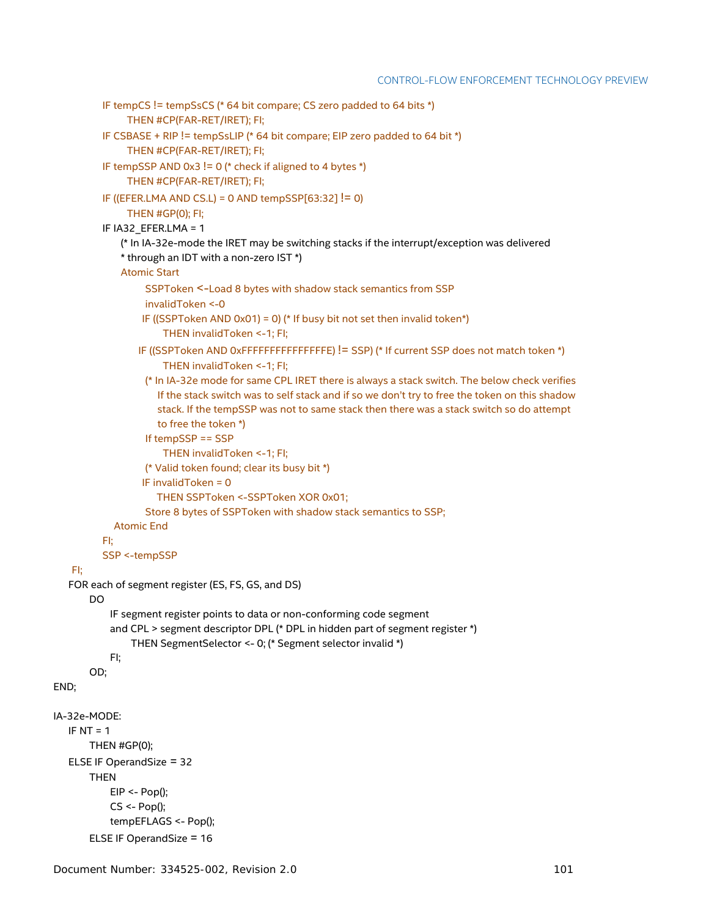```
            IF tempCS != tempSsCS (* 64 bit compare; CS zero padded to 64 bits *)
                  THEN #CP(FAR-RET/IRET); FI;
            IF CSBASE + RIP != tempSsLIP (* 64 bit compare; EIP zero padded to 64 bit *)
                  THEN #CP(FAR-RET/IRET); FI;
            IF tempSSP AND 0x3 != 0 (* check if aligned to 4 bytes *)
                  THEN #CP(FAR-RET/IRET); FI;
            IF ((EFER.LMA AND CS.L) = 0 AND tempSSP[63:32] != 0)
                  THEN #GP(0); FI;
            IF IA32_EFER.LMA = 1
                (* In IA-32e-mode the IRET may be switching stacks if the interrupt/exception was delivered
                * through an IDT with a non-zero IST *)
                Atomic Start
                      SSPToken <-Load 8 bytes with shadow stack semantics from SSP
                      invalidToken <-0
                     IF ((SSPToken AND 0x01) = 0) (* If busy bit not set then invalid token*)
                           THEN invalidToken <-1; FI;
                    IF ((SSPToken AND 0xFFFFFFFFFFFFFFFE) != SSP) (* If current SSP does not match token *)
                           THEN invalidToken <-1; FI;
                      (* In IA-32e mode for same CPL IRET there is always a stack switch. The below check verifies
                         If the stack switch was to self stack and if so we don't try to free the token on this shadow
                         stack. If the tempSSP was not to same stack then there was a stack switch so do attempt
                         to free the token *)
                      If tempSSP == SSP
                           THEN invalidToken <-1; FI;
                      (* Valid token found; clear its busy bit *)
                     IF invalidToken = 0
                         THEN SSPToken <-SSPToken XOR 0x01;
                      Store 8 bytes of SSPToken with shadow stack semantics to SSP;
               Atomic End
            FI;
            SSP <-tempSSP
    FI;
    FOR each of segment register (ES, FS, GS, and DS)
          DO
                IF segment register points to data or non-conforming code segment
                and CPL > segment descriptor DPL (* DPL in hidden part of segment register *)
                      THEN SegmentSelector <- 0; (* Segment selector invalid *)
                FI;
          OD;
END;

IA-32e-MODE:
    IF NT = 1
          THEN #GP(0);
    ELSE IF OperandSize = 32
          THEN
                EIP <- Pop();
                CS <- Pop();
                tempEFLAGS <- Pop();
          ELSE IF OperandSize = 16
```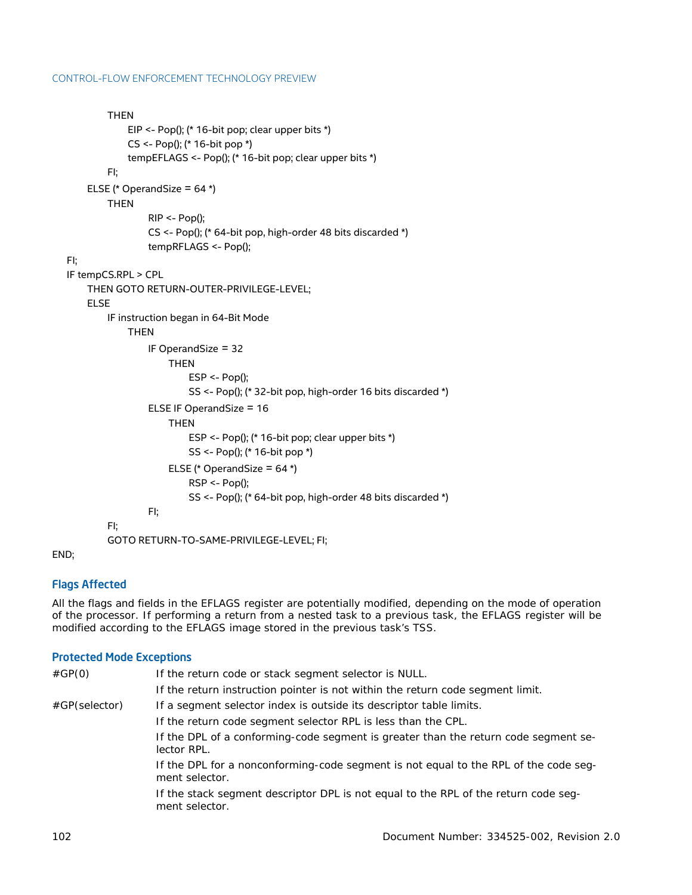```
            THEN
                EIP <- Pop(); (* 16-bit pop; clear upper bits *)
                CS <- Pop(); (* 16-bit pop *)
                tempEFLAGS <- Pop(); (* 16-bit pop; clear upper bits *)
            FI;
        ELSE (* OperandSize = 64 *)
            THEN
                    RIP <- Pop();
                    CS <- Pop(); (* 64-bit pop, high-order 48 bits discarded *)
                    tempRFLAGS <- Pop();
    FI;
    IF tempCS.RPL > CPL
        THEN GOTO RETURN-OUTER-PRIVILEGE-LEVEL;
        ELSE
            IF instruction began in 64-Bit Mode
                THEN
                    IF OperandSize = 32
                        THEN
                            ESP <- Pop();
                            SS <- Pop(); (* 32-bit pop, high-order 16 bits discarded *)
                    ELSE IF OperandSize = 16
                        THEN
                            ESP <- Pop(); (* 16-bit pop; clear upper bits *)
                            SS <- Pop(); (* 16-bit pop *)
                        ELSE (* OperandSize = 64 *)
                            RSP <- Pop();
                            SS <- Pop(); (* 64-bit pop, high-order 48 bits discarded *)
                    FI;
            FI;
            GOTO RETURN-TO-SAME-PRIVILEGE-LEVEL; FI;
END;
```

### Flags Affected

All the flags and fields in the EFLAGS register are potentially modified, depending on the mode of operation of the processor. If performing a return from a nested task to a previous task, the EFLAGS register will be modified according to the EFLAGS image stored in the previous task's TSS.

### Protected Mode Exceptions

| | |
|---|---|
| #GP(0) | If the return code or stack segment selector is NULL. |
| | If the return instruction pointer is not within the return code segment limit. |
| #GP(selector) | If a segment selector index is outside its descriptor table limits. |
| | If the return code segment selector RPL is less than the CPL. |
| | If the DPL of a conforming-code segment is greater than the return code segment selector RPL. |
| | If the DPL for a nonconforming-code segment is not equal to the RPL of the code segment selector. |
| | If the stack segment descriptor DPL is not equal to the RPL of the return code segment selector. |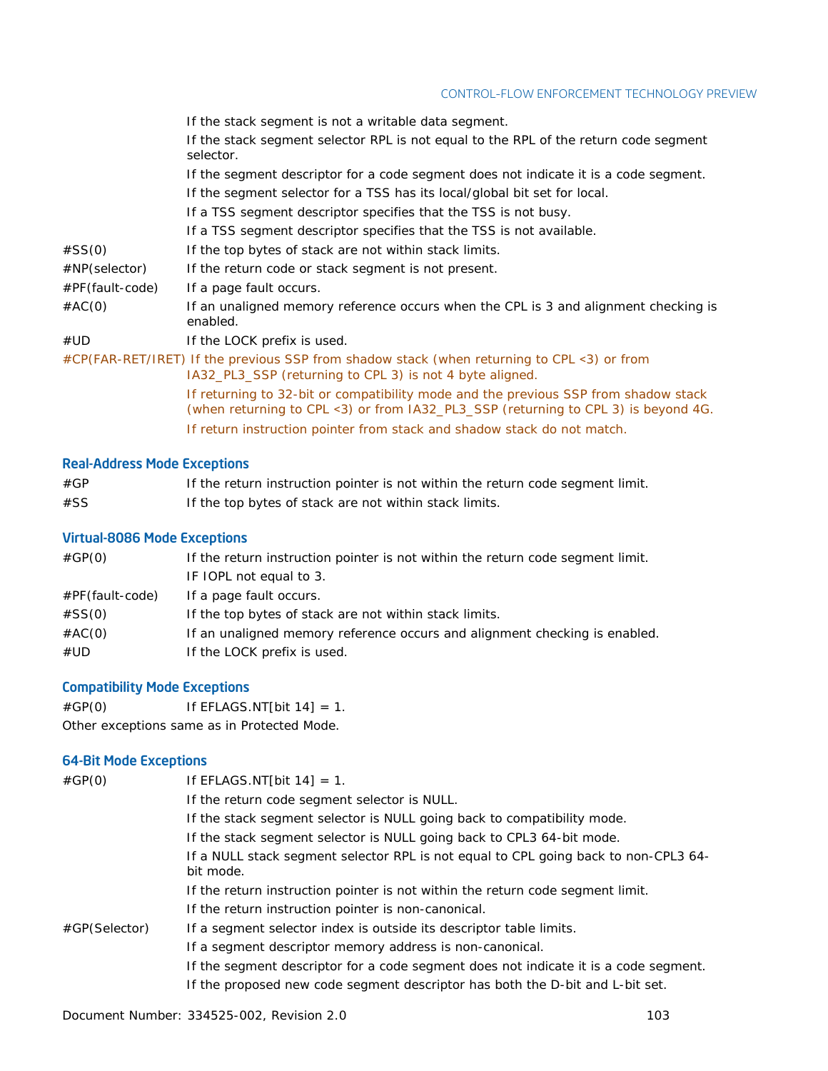| | |
|---|---|
| | If the stack segment is not a writable data segment. |
| | If the stack segment selector RPL is not equal to the RPL of the return code segment selector. |
| | If the segment descriptor for a code segment does not indicate it is a code segment. |
| | If the segment selector for a TSS has its local/global bit set for local. |
| | If a TSS segment descriptor specifies that the TSS is not busy. |
| | If a TSS segment descriptor specifies that the TSS is not available. |
| #SS(0) | If the top bytes of stack are not within stack limits. |
| #NP(selector) | If the return code or stack segment is not present. |
| #PF(fault-code) | If a page fault occurs. |
| #AC(0) | If an unaligned memory reference occurs when the CPL is 3 and alignment checking is enabled. |
| #UD | If the LOCK prefix is used. |
| #CP(FAR-RET/IRET) | If the previous SSP from shadow stack (when returning to CPL <3) or from IA32_PL3_SSP (returning to CPL 3) is not 4 byte aligned. |
| | If returning to 32-bit or compatibility mode and the previous SSP from shadow stack (when returning to CPL <3) or from IA32_PL3_SSP (returning to CPL 3) is beyond 4G. |
| | If return instruction pointer from stack and shadow stack do not match. |

### Real-Address Mode Exceptions

| | |
|---|---|
| #GP | If the return instruction pointer is not within the return code segment limit. |
| #SS | If the top bytes of stack are not within stack limits. |

### Virtual-8086 Mode Exceptions

| | |
|---|---|
| #GP(0) | If the return instruction pointer is not within the return code segment limit. |
| | IF IOPL not equal to 3. |
| #PF(fault-code) | If a page fault occurs. |
| #SS(0) | If the top bytes of stack are not within stack limits. |
| #AC(0) | If an unaligned memory reference occurs and alignment checking is enabled. |
| #UD | If the LOCK prefix is used. |

### Compatibility Mode Exceptions

| | |
|---|---|
| #GP(0) | If EFLAGS.NT[bit 14] = 1. |

Other exceptions same as in Protected Mode.

### 64-Bit Mode Exceptions

| | |
|---|---|
| #GP(0) | If EFLAGS.NT[bit 14] = 1. |
| | If the return code segment selector is NULL. |
| | If the stack segment selector is NULL going back to compatibility mode. |
| | If the stack segment selector is NULL going back to CPL3 64-bit mode. |
| | If a NULL stack segment selector RPL is not equal to CPL going back to non-CPL3 64-bit mode. |
| | If the return instruction pointer is not within the return code segment limit. |
| | If the return instruction pointer is non-canonical. |
| #GP(Selector) | If a segment selector index is outside its descriptor table limits. |
| | If a segment descriptor memory address is non-canonical. |
| | If the segment descriptor for a code segment does not indicate it is a code segment. |
| | If the proposed new code segment descriptor has both the D-bit and L-bit set. |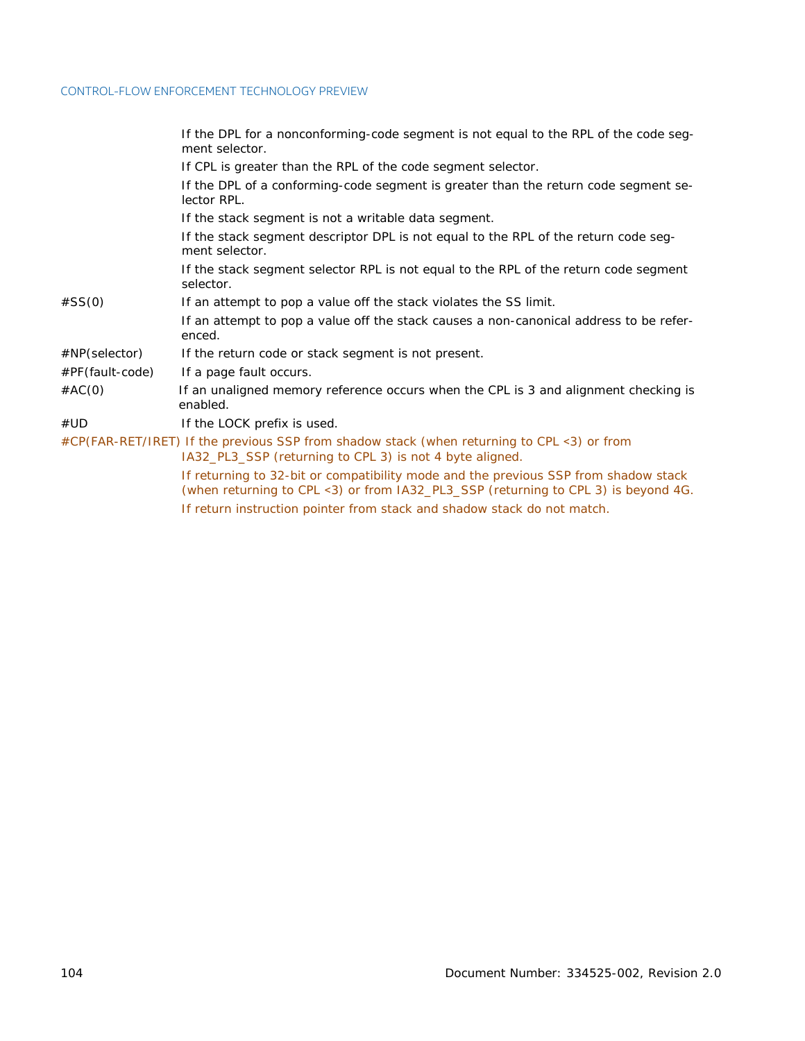| | |
|---|---|
| | If the DPL for a nonconforming-code segment is not equal to the RPL of the code segment selector. |
| | If CPL is greater than the RPL of the code segment selector. |
| | If the DPL of a conforming-code segment is greater than the return code segment selector RPL. |
| | If the stack segment is not a writable data segment. |
| | If the stack segment descriptor DPL is not equal to the RPL of the return code segment selector. |
| | If the stack segment selector RPL is not equal to the RPL of the return code segment selector. |
| #SS(0) | If an attempt to pop a value off the stack violates the SS limit. |
| | If an attempt to pop a value off the stack causes a non-canonical address to be referenced. |
| #NP(selector) | If the return code or stack segment is not present. |
| #PF(fault-code) | If a page fault occurs. |
| #AC(0) | If an unaligned memory reference occurs when the CPL is 3 and alignment checking is enabled. |
| #UD | If the LOCK prefix is used. |
| #CP(FAR-RET/IRET) | If the previous SSP from shadow stack (when returning to CPL <3) or from IA32_PL3_SSP (returning to CPL 3) is not 4 byte aligned. |
| | If returning to 32-bit or compatibility mode and the previous SSP from shadow stack (when returning to CPL <3) or from IA32_PL3_SSP (returning to CPL 3) is beyond 4G. |
| | If return instruction pointer from stack and shadow stack do not match. |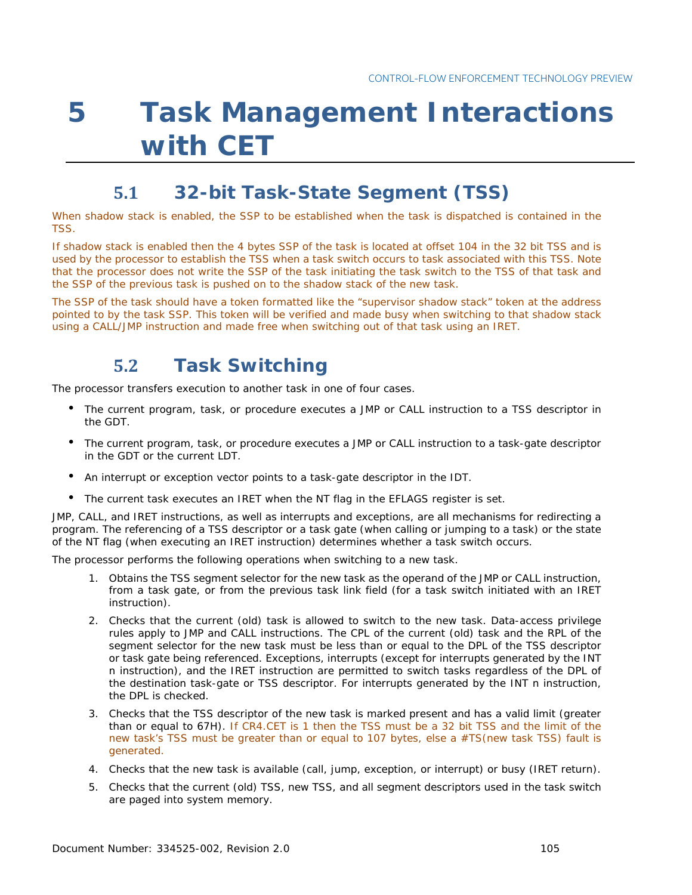# 5 Task Management Interactions with CET

## 5.1 32-bit Task-State Segment (TSS)

When shadow stack is enabled, the SSP to be established when the task is dispatched is contained in the TSS.

If shadow stack is enabled then the 4 bytes SSP of the task is located at offset 104 in the 32 bit TSS and is used by the processor to establish the TSS when a task switch occurs to task associated with this TSS. Note that the processor does not write the SSP of the task initiating the task switch to the TSS of that task and the SSP of the previous task is pushed on to the shadow stack of the new task.

The SSP of the task should have a token formatted like the "supervisor shadow stack" token at the address pointed to by the task SSP. This token will be verified and made busy when switching to that shadow stack using a CALL/JMP instruction and made free when switching out of that task using an IRET.

## 5.2 Task Switching

The processor transfers execution to another task in one of four cases.

- The current program, task, or procedure executes a JMP or CALL instruction to a TSS descriptor in the GDT.
- The current program, task, or procedure executes a JMP or CALL instruction to a task-gate descriptor in the GDT or the current LDT.
- An interrupt or exception vector points to a task-gate descriptor in the IDT.
- The current task executes an IRET when the NT flag in the EFLAGS register is set.

JMP, CALL, and IRET instructions, as well as interrupts and exceptions, are all mechanisms for redirecting a program. The referencing of a TSS descriptor or a task gate (when calling or jumping to a task) or the state of the NT flag (when executing an IRET instruction) determines whether a task switch occurs.

The processor performs the following operations when switching to a new task.

1. Obtains the TSS segment selector for the new task as the operand of the JMP or CALL instruction, from a task gate, or from the previous task link field (for a task switch initiated with an IRET instruction).
2. Checks that the current (old) task is allowed to switch to the new task. Data-access privilege rules apply to JMP and CALL instructions. The CPL of the current (old) task and the RPL of the segment selector for the new task must be less than or equal to the DPL of the TSS descriptor or task gate being referenced. Exceptions, interrupts (except for interrupts generated by the INT n instruction), and the IRET instruction are permitted to switch tasks regardless of the DPL of the destination task-gate or TSS descriptor. For interrupts generated by the INT n instruction, the DPL is checked.
3. Checks that the TSS descriptor of the new task is marked present and has a valid limit (greater than or equal to 67H). If CR4.CET is 1 then the TSS must be a 32 bit TSS and the limit of the new task's TSS must be greater than or equal to 107 bytes, else a #TS(new task TSS) fault is generated.
4. Checks that the new task is available (call, jump, exception, or interrupt) or busy (IRET return).
5. Checks that the current (old) TSS, new TSS, and all segment descriptors used in the task switch are paged into system memory.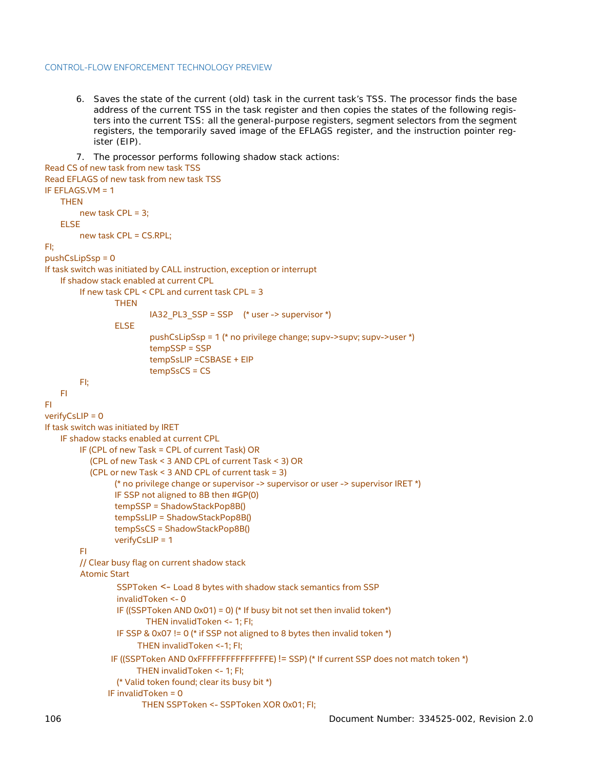6. Saves the state of the current (old) task in the current task's TSS. The processor finds the base address of the current TSS in the task register and then copies the states of the following registers into the current TSS: all the general-purpose registers, segment selectors from the segment registers, the temporarily saved image of the EFLAGS register, and the instruction pointer register (EIP).

7. The processor performs following shadow stack actions:

```
Read CS of new task from new task TSS
Read EFLAGS of new task from new task TSS
IF EFLAGS.VM = 1
    THEN
        new task CPL = 3;
    ELSE
        new task CPL = CS.RPL;
FI;
pushCsLipSsp = 0
If task switch was initiated by CALL instruction, exception or interrupt
    If shadow stack enabled at current CPL
        If new task CPL < CPL and current task CPL = 3
            THEN
                IA32_PL3_SSP = SSP    (* user -> supervisor *)
            ELSE
                pushCsLipSsp = 1 (* no privilege change; supv->supv; supv->user *)
                tempSSP = SSP
                tempSsLIP =CSBASE + EIP
                tempSsCS = CS
        FI;
    FI
FI
verifyCsLIP = 0
If task switch was initiated by IRET
    IF shadow stacks enabled at current CPL
        IF (CPL of new Task = CPL of current Task) OR
           (CPL of new Task < 3 AND CPL of current Task < 3) OR
           (CPL or new Task < 3 AND CPL of current task = 3)
                (* no privilege change or supervisor -> supervisor or user -> supervisor IRET *)
                IF SSP not aligned to 8B then #GP(0)
                tempSSP = ShadowStackPop8B()
                tempSsLIP = ShadowStackPop8B()
                tempSsCS = ShadowStackPop8B()
                verifyCsLIP = 1
        FI
        // Clear busy flag on current shadow stack
        Atomic Start
                SSPToken <- Load 8 bytes with shadow stack semantics from SSP
                invalidToken <- 0
                IF ((SSPToken AND 0x01) = 0) (* If busy bit not set then invalid token*)
                        THEN invalidToken <- 1; FI;
                IF SSP & 0x07 != 0 (* if SSP not aligned to 8 bytes then invalid token *)
                       THEN invalidToken <-1; FI;
               IF ((SSPToken AND 0xFFFFFFFFFFFFFFFE) != SSP) (* If current SSP does not match token *)
                       THEN invalidToken <- 1; FI;
                (* Valid token found; clear its busy bit *)
              IF invalidToken = 0
                        THEN SSPToken <- SSPToken XOR 0x01; FI;
```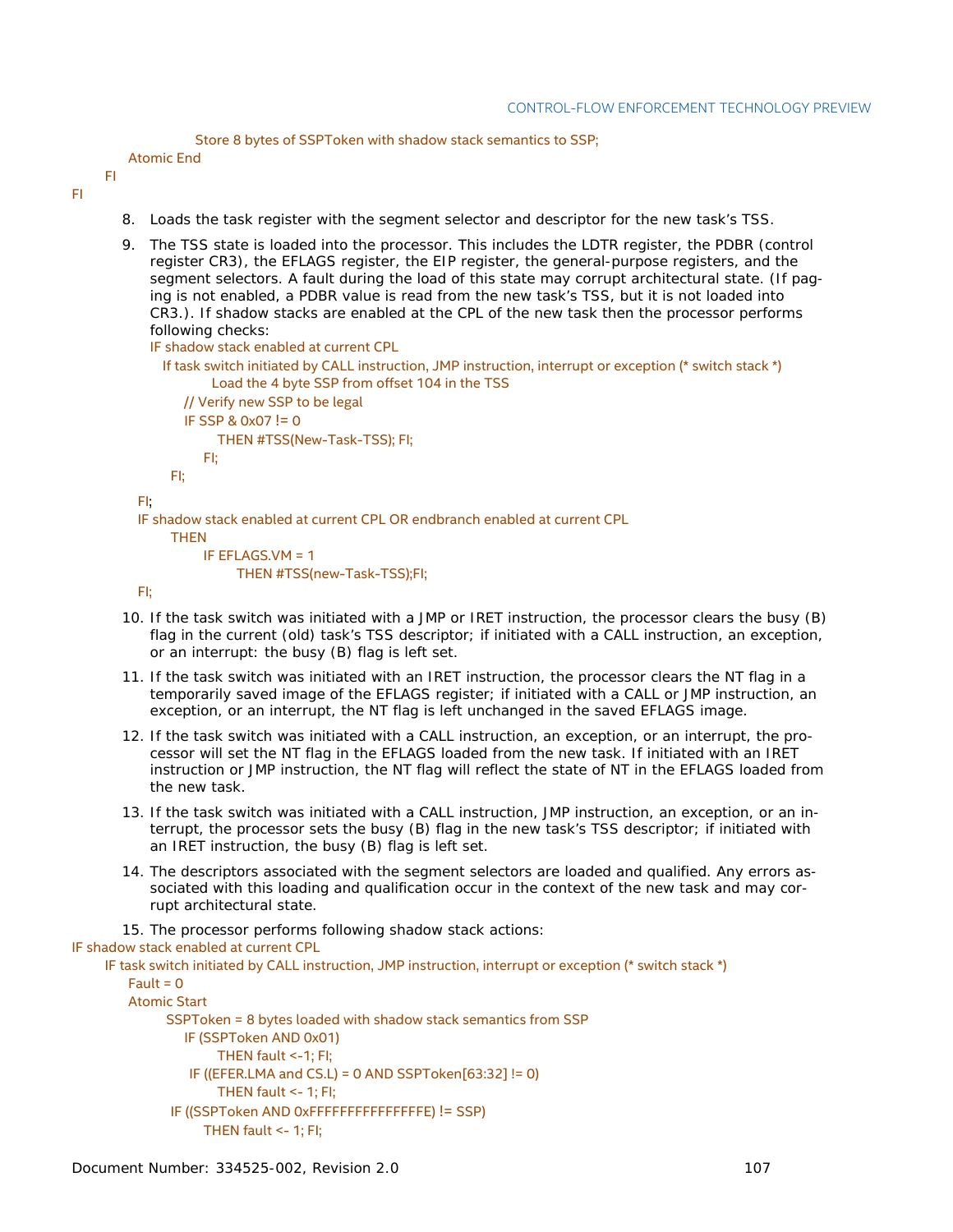```
                Store 8 bytes of SSPToken with shadow stack semantics to SSP;
        Atomic End
    FI
FI
```

8. Loads the task register with the segment selector and descriptor for the new task's TSS.
9. The TSS state is loaded into the processor. This includes the LDTR register, the PDBR (control register CR3), the EFLAGS register, the EIP register, the general-purpose registers, and the segment selectors. A fault during the load of this state may corrupt architectural state. (If paging is not enabled, a PDBR value is read from the new task's TSS, but it is not loaded into CR3.). If shadow stacks are enabled at the CPL of the new task then the processor performs following checks:

```
IF shadow stack enabled at current CPL
    If task switch initiated by CALL instruction, JMP instruction, interrupt or exception (* switch stack *)
            Load the 4 byte SSP from offset 104 in the TSS
        // Verify new SSP to be legal
        IF SSP & 0x07 != 0
                THEN #TSS(New-Task-TSS); FI;
            FI;
    FI;
FI;
IF shadow stack enabled at current CPL OR endbranch enabled at current CPL
    THEN
        IF EFLAGS.VM = 1
            THEN #TSS(new-Task-TSS);FI;
FI;
```

10. If the task switch was initiated with a JMP or IRET instruction, the processor clears the busy (B) flag in the current (old) task's TSS descriptor; if initiated with a CALL instruction, an exception, or an interrupt: the busy (B) flag is left set.
11. If the task switch was initiated with an IRET instruction, the processor clears the NT flag in a temporarily saved image of the EFLAGS register; if initiated with a CALL or JMP instruction, an exception, or an interrupt, the NT flag is left unchanged in the saved EFLAGS image.
12. If the task switch was initiated with a CALL instruction, an exception, or an interrupt, the processor will set the NT flag in the EFLAGS loaded from the new task. If initiated with an IRET instruction or JMP instruction, the NT flag will reflect the state of NT in the EFLAGS loaded from the new task.
13. If the task switch was initiated with a CALL instruction, JMP instruction, an exception, or an interrupt, the processor sets the busy (B) flag in the new task's TSS descriptor; if initiated with an IRET instruction, the busy (B) flag is left set.
14. The descriptors associated with the segment selectors are loaded and qualified. Any errors associated with this loading and qualification occur in the context of the new task and may corrupt architectural state.
15. The processor performs following shadow stack actions:

```
IF shadow stack enabled at current CPL
    IF task switch initiated by CALL instruction, JMP instruction, interrupt or exception (* switch stack *)
        Fault = 0
        Atomic Start
            SSPToken = 8 bytes loaded with shadow stack semantics from SSP
                IF (SSPToken AND 0x01)
                    THEN fault <-1; FI;
                IF ((EFER.LMA and CS.L) = 0 AND SSPToken[63:32] != 0)
                    THEN fault <- 1; FI;
            IF ((SSPToken AND 0xFFFFFFFFFFFFFFFE) != SSP)
                THEN fault <- 1; FI;
```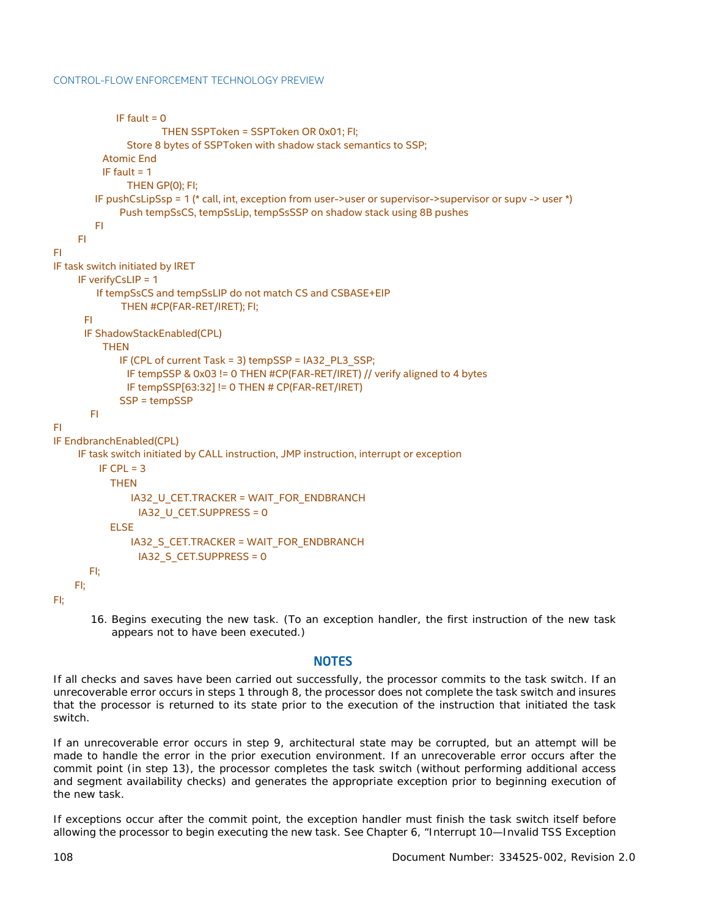```
            IF fault = 0
                    THEN SSPToken = SSPToken OR 0x01; FI;
                Store 8 bytes of SSPToken with shadow stack semantics to SSP;
            Atomic End
            IF fault = 1
                THEN GP(0); FI;
        IF pushCsLipSsp = 1 (* call, int, exception from user->user or supervisor->supervisor or supv -> user *)
            Push tempSsCS, tempSsLip, tempSsSSP on shadow stack using 8B pushes
        FI
    FI
FI
IF task switch initiated by IRET
    IF verifyCsLIP = 1
        If tempSsCS and tempSsLIP do not match CS and CSBASE+EIP
            THEN #CP(FAR-RET/IRET); FI;
    FI
    IF ShadowStackEnabled(CPL)
        THEN
            IF (CPL of current Task = 3) tempSSP = IA32_PL3_SSP;
              IF tempSSP & 0x03 != 0 THEN #CP(FAR-RET/IRET) // verify aligned to 4 bytes
              IF tempSSP[63:32] != 0 THEN # CP(FAR-RET/IRET)
            SSP = tempSSP
    FI
FI
IF EndbranchEnabled(CPL)
    IF task switch initiated by CALL instruction, JMP instruction, interrupt or exception
        IF CPL = 3
            THEN
                IA32_U_CET.TRACKER = WAIT_FOR_ENDBRANCH
                  IA32_U_CET.SUPPRESS = 0
            ELSE
                IA32_S_CET.TRACKER = WAIT_FOR_ENDBRANCH
                  IA32_S_CET.SUPPRESS = 0
        FI;
    FI;
FI;
```

16. Begins executing the new task. (To an exception handler, the first instruction of the new task appears not to have been executed.)

## NOTES

If all checks and saves have been carried out successfully, the processor commits to the task switch. If an unrecoverable error occurs in steps 1 through 8, the processor does not complete the task switch and insures that the processor is returned to its state prior to the execution of the instruction that initiated the task switch.

If an unrecoverable error occurs in step 9, architectural state may be corrupted, but an attempt will be made to handle the error in the prior execution environment. If an unrecoverable error occurs after the commit point (in step 13), the processor completes the task switch (without performing additional access and segment availability checks) and generates the appropriate exception prior to beginning execution of the new task.

If exceptions occur after the commit point, the exception handler must finish the task switch itself before allowing the processor to begin executing the new task. See Chapter 6, "Interrupt 10—Invalid TSS Exception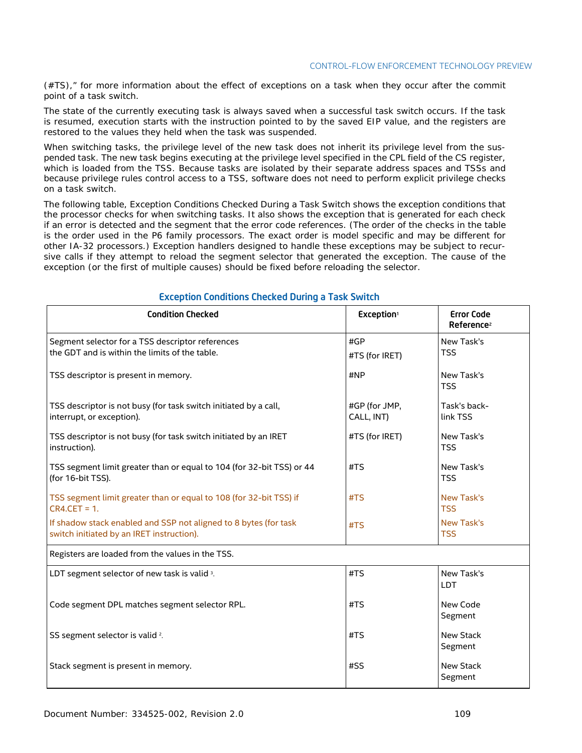(#TS)," for more information about the effect of exceptions on a task when they occur after the commit point of a task switch.

The state of the currently executing task is always saved when a successful task switch occurs. If the task is resumed, execution starts with the instruction pointed to by the saved EIP value, and the registers are restored to the values they held when the task was suspended.

When switching tasks, the privilege level of the new task does not inherit its privilege level from the suspended task. The new task begins executing at the privilege level specified in the CPL field of the CS register, which is loaded from the TSS. Because tasks are isolated by their separate address spaces and TSSs and because privilege rules control access to a TSS, software does not need to perform explicit privilege checks on a task switch.

The following table, Exception Conditions Checked During a Task Switch shows the exception conditions that the processor checks for when switching tasks. It also shows the exception that is generated for each check if an error is detected and the segment that the error code references. (The order of the checks in the table is the order used in the P6 family processors. The exact order is model specific and may be different for other IA-32 processors.) Exception handlers designed to handle these exceptions may be subject to recursive calls if they attempt to reload the segment selector that generated the exception. The cause of the exception (or the first of multiple causes) should be fixed before reloading the selector.

### Exception Conditions Checked During a Task Switch

| Condition Checked | Exception[1] | Error Code Reference[2] |
|---|---|---|
| Segment selector for a TSS descriptor references the GDT and is within the limits of the table. | #GP<br>#TS (for IRET) | New Task's TSS |
| TSS descriptor is present in memory. | #NP | New Task's TSS |
| TSS descriptor is not busy (for task switch initiated by a call, interrupt, or exception). | #GP (for JMP, CALL, INT) | Task's back-link TSS |
| TSS descriptor is not busy (for task switch initiated by an IRET instruction). | #TS (for IRET) | New Task's TSS |
| TSS segment limit greater than or equal to 104 (for 32-bit TSS) or 44 (for 16-bit TSS). | #TS | New Task's TSS |
| TSS segment limit greater than or equal to 108 (for 32-bit TSS) if CR4.CET = 1. | #TS | New Task's TSS |
| If shadow stack enabled and SSP not aligned to 8 bytes (for task switch initiated by an IRET instruction). | #TS | New Task's TSS |
| Registers are loaded from the values in the TSS. | | |
| LDT segment selector of new task is valid [3]. | #TS | New Task's LDT |
| Code segment DPL matches segment selector RPL. | #TS | New Code Segment |
| SS segment selector is valid [2]. | #TS | New Stack Segment |
| Stack segment is present in memory. | #SS | New Stack Segment |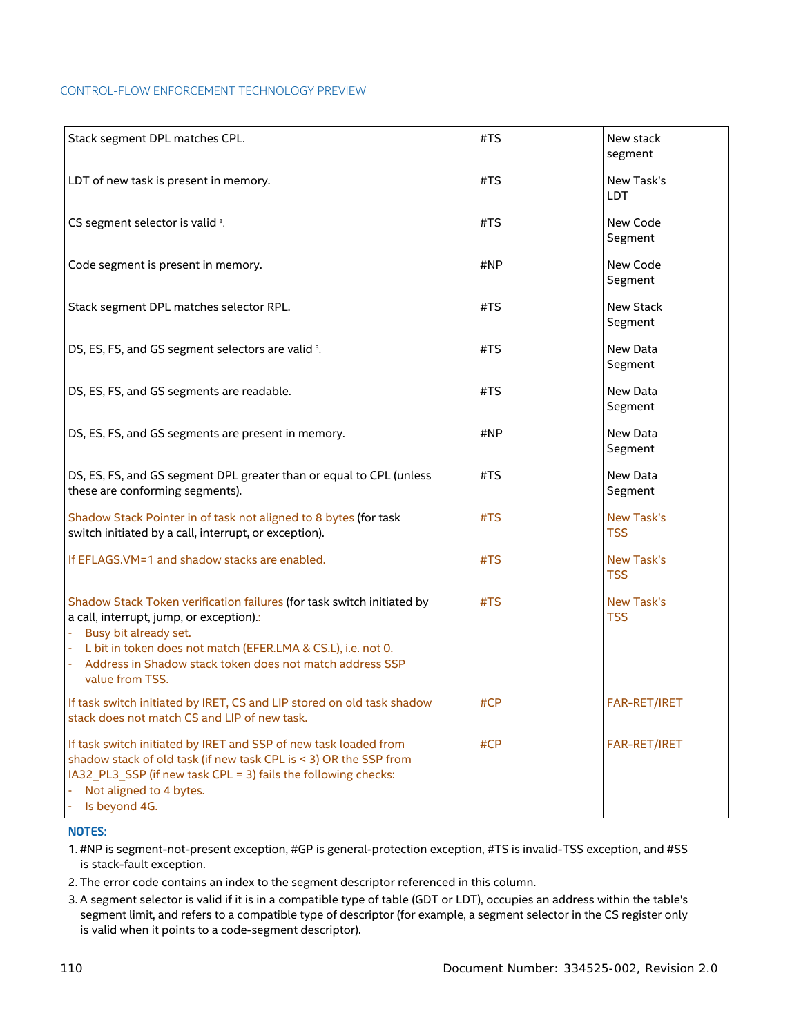| | | |
|---|---|---|
| Stack segment DPL matches CPL. | #TS | New stack segment |
| LDT of new task is present in memory. | #TS | New Task's LDT |
| CS segment selector is valid [3]. | #TS | New Code Segment |
| Code segment is present in memory. | #NP | New Code Segment |
| Stack segment DPL matches selector RPL. | #TS | New Stack Segment |
| DS, ES, FS, and GS segment selectors are valid [3]. | #TS | New Data Segment |
| DS, ES, FS, and GS segments are readable. | #TS | New Data Segment |
| DS, ES, FS, and GS segments are present in memory. | #NP | New Data Segment |
| DS, ES, FS, and GS segment DPL greater than or equal to CPL (unless these are conforming segments). | #TS | New Data Segment |
| Shadow Stack Pointer in of task not aligned to 8 bytes (for task switch initiated by a call, interrupt, or exception). | #TS | New Task's TSS |
| If EFLAGS.VM=1 and shadow stacks are enabled. | #TS | New Task's TSS |
| Shadow Stack Token verification failures (for task switch initiated by a call, interrupt, jump, or exception).:<br>- Busy bit already set.<br>- L bit in token does not match (EFER.LMA & CS.L), i.e. not 0.<br>- Address in Shadow stack token does not match address SSP value from TSS. | #TS | New Task's TSS |
| If task switch initiated by IRET, CS and LIP stored on old task shadow stack does not match CS and LIP of new task. | #CP | FAR-RET/IRET |
| If task switch initiated by IRET and SSP of new task loaded from shadow stack of old task (if new task CPL is < 3) OR the SSP from IA32_PL3_SSP (if new task CPL = 3) fails the following checks:<br>- Not aligned to 4 bytes.<br>- Is beyond 4G. | #CP | FAR-RET/IRET |

**NOTES:**

1. #NP is segment-not-present exception, #GP is general-protection exception, #TS is invalid-TSS exception, and #SS is stack-fault exception.
2. The error code contains an index to the segment descriptor referenced in this column.
3. A segment selector is valid if it is in a compatible type of table (GDT or LDT), occupies an address within the table's segment limit, and refers to a compatible type of descriptor (for example, a segment selector in the CS register only is valid when it points to a code-segment descriptor).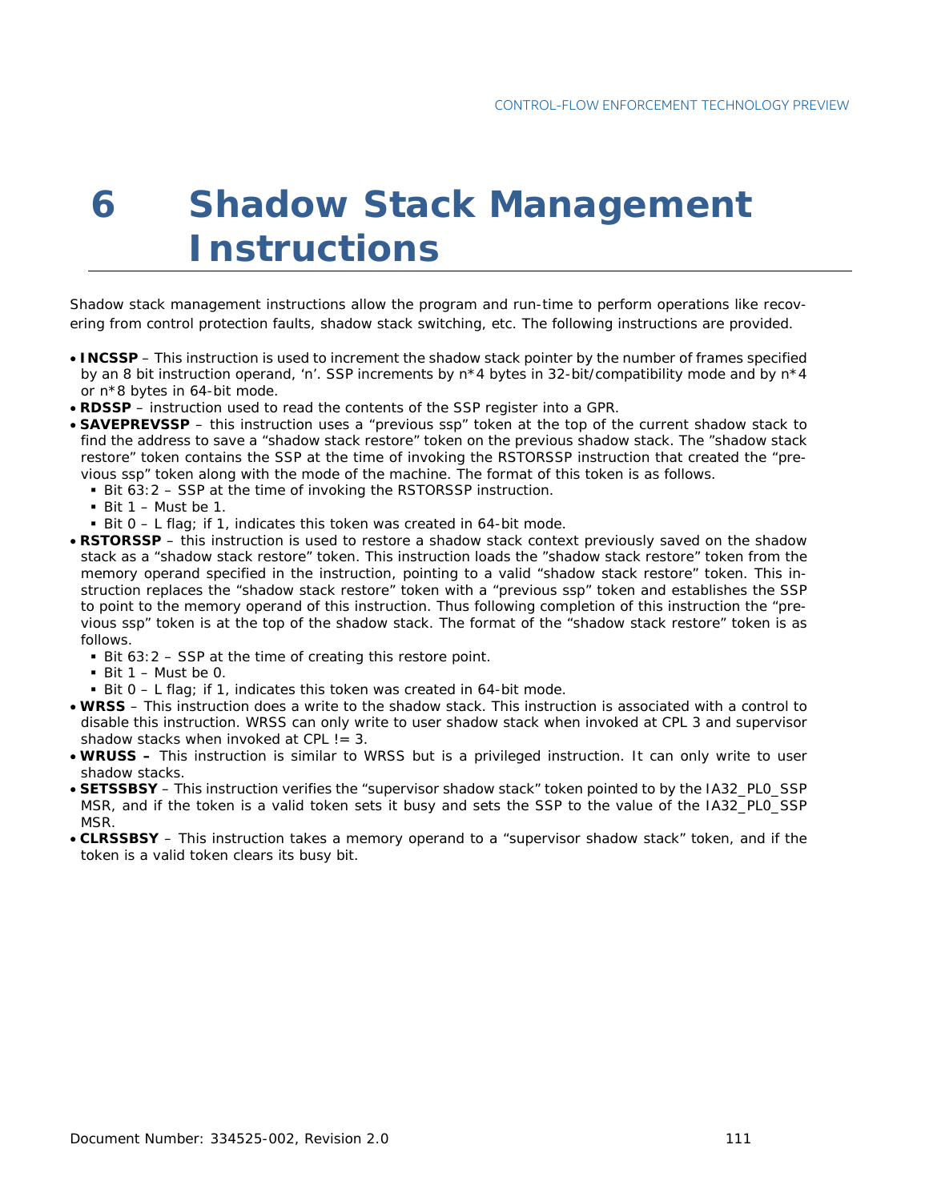# 6 Shadow Stack Management Instructions

Shadow stack management instructions allow the program and run-time to perform operations like recovering from control protection faults, shadow stack switching, etc. The following instructions are provided.

- **INCSSP** – This instruction is used to increment the shadow stack pointer by the number of frames specified by an 8 bit instruction operand, ‘n’. SSP increments by n*4 bytes in 32-bit/compatibility mode and by n*4 or n*8 bytes in 64-bit mode.
- **RDSSP** – instruction used to read the contents of the SSP register into a GPR.
- **SAVEPREVSSP** – this instruction uses a “previous ssp” token at the top of the current shadow stack to find the address to save a “shadow stack restore” token on the previous shadow stack. The ”shadow stack restore” token contains the SSP at the time of invoking the RSTORSSP instruction that created the “previous ssp” token along with the mode of the machine. The format of this token is as follows.
  - Bit 63:2 – SSP at the time of invoking the RSTORSSP instruction.
  - Bit 1 – Must be 1.
  - Bit 0 – L flag; if 1, indicates this token was created in 64-bit mode.
- **RSTORSSP** – this instruction is used to restore a shadow stack context previously saved on the shadow stack as a “shadow stack restore” token. This instruction loads the ”shadow stack restore” token from the memory operand specified in the instruction, pointing to a valid “shadow stack restore” token. This instruction replaces the “shadow stack restore” token with a “previous ssp” token and establishes the SSP to point to the memory operand of this instruction. Thus following completion of this instruction the “previous ssp” token is at the top of the shadow stack. The format of the “shadow stack restore” token is as follows.
  - Bit 63:2 – SSP at the time of creating this restore point.
  - Bit 1 – Must be 0.
  - Bit 0 – L flag; if 1, indicates this token was created in 64-bit mode.
- **WRSS** – This instruction does a write to the shadow stack. This instruction is associated with a control to disable this instruction. WRSS can only write to user shadow stack when invoked at CPL 3 and supervisor shadow stacks when invoked at CPL != 3.
- **WRUSS –** This instruction is similar to WRSS but is a privileged instruction. It can only write to user shadow stacks.
- **SETSSBSY** – This instruction verifies the “supervisor shadow stack” token pointed to by the IA32_PL0_SSP MSR, and if the token is a valid token sets it busy and sets the SSP to the value of the IA32_PL0_SSP MSR.
- **CLRSSBSY** – This instruction takes a memory operand to a “supervisor shadow stack” token, and if the token is a valid token clears its busy bit.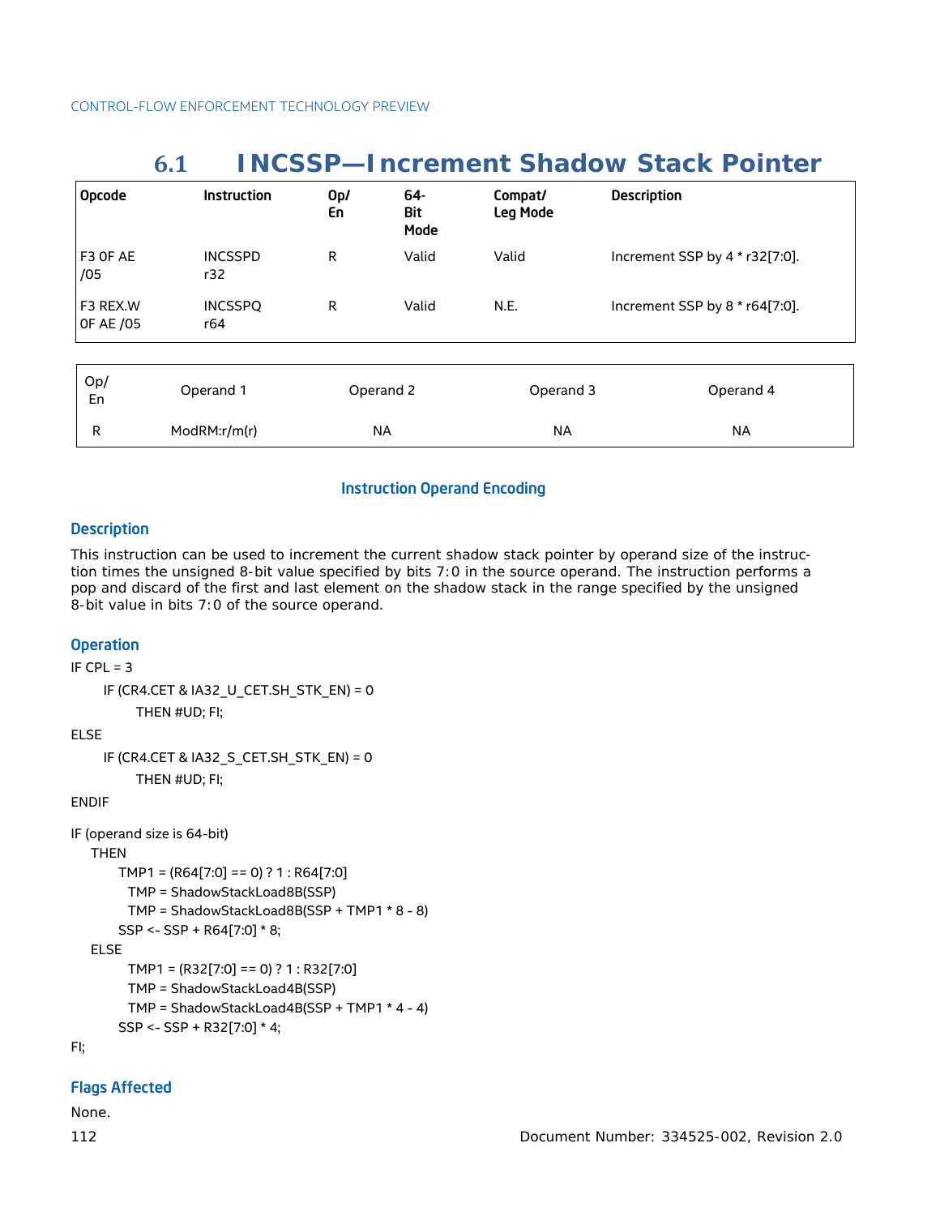## 6.1 INCSSP—Increment Shadow Stack Pointer

| Opcode | Instruction | Op/ En | 64-Bit Mode | Compat/ Leg Mode | Description |
|---|---|---|---|---|---|
| F3 0F AE /05 | INCSSPD r32 | R | Valid | Valid | Increment SSP by 4 * r32[7:0]. |
| F3 REX.W 0F AE /05 | INCSSPQ r64 | R | Valid | N.E. | Increment SSP by 8 * r64[7:0]. |

| Op/ En | Operand 1 | Operand 2 | Operand 3 | Operand 4 |
|---|---|---|---|---|
| R | ModRM:r/m(r) | NA | NA | NA |

**Instruction Operand Encoding**

### Description

This instruction can be used to increment the current shadow stack pointer by operand size of the instruction times the unsigned 8-bit value specified by bits 7:0 in the source operand. The instruction performs a pop and discard of the first and last element on the shadow stack in the range specified by the unsigned 8-bit value in bits 7:0 of the source operand.

### Operation

```
IF CPL = 3
    IF (CR4.CET & IA32_U_CET.SH_STK_EN) = 0
        THEN #UD; FI;
ELSE
    IF (CR4.CET & IA32_S_CET.SH_STK_EN) = 0
        THEN #UD; FI;
ENDIF

IF (operand size is 64-bit)
    THEN
        TMP1 = (R64[7:0] == 0) ? 1 : R64[7:0]
          TMP = ShadowStackLoad8B(SSP)
          TMP = ShadowStackLoad8B(SSP + TMP1 * 8 - 8)
        SSP <- SSP + R64[7:0] * 8;
    ELSE
          TMP1 = (R32[7:0] == 0) ? 1 : R32[7:0]
          TMP = ShadowStackLoad4B(SSP)
          TMP = ShadowStackLoad4B(SSP + TMP1 * 4 - 4)
        SSP <- SSP + R32[7:0] * 4;
FI;
```

### Flags Affected

None.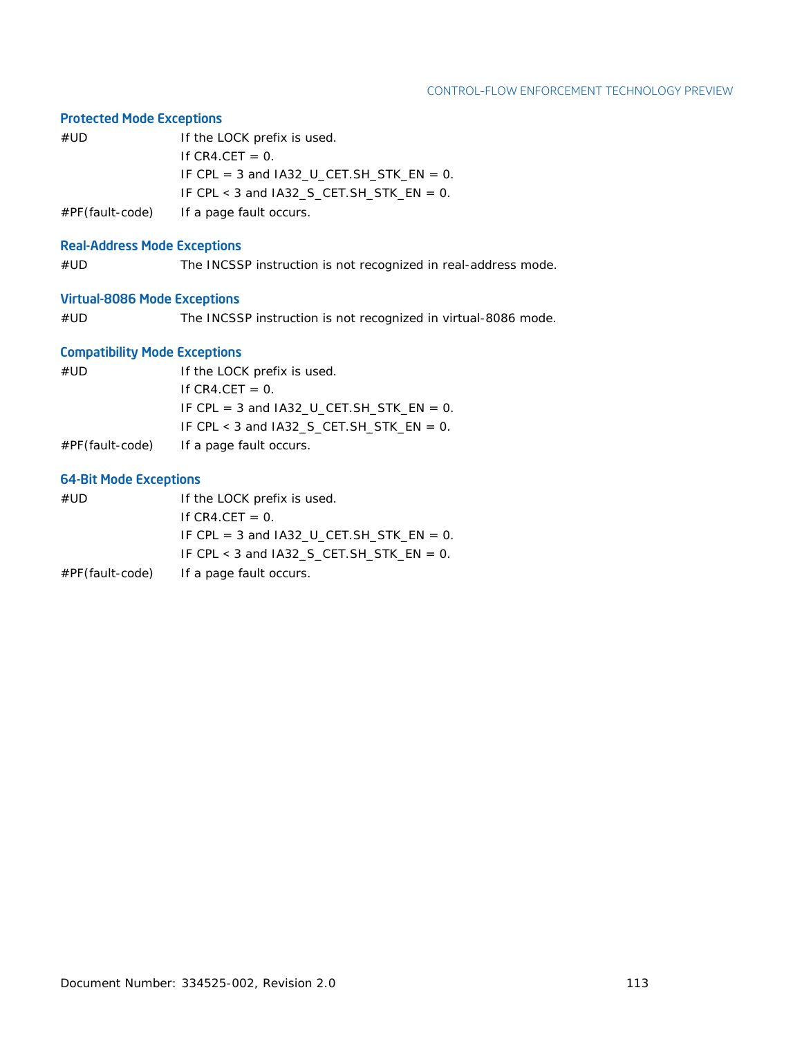### Protected Mode Exceptions

| | |
|---|---|
| #UD | If the LOCK prefix is used. |
| | If CR4.CET = 0. |
| | IF CPL = 3 and IA32_U_CET.SH_STK_EN = 0. |
| | IF CPL < 3 and IA32_S_CET.SH_STK_EN = 0. |
| #PF(fault-code) | If a page fault occurs. |

### Real-Address Mode Exceptions

| | |
|---|---|
| #UD | The INCSSP instruction is not recognized in real-address mode. |

### Virtual-8086 Mode Exceptions

| | |
|---|---|
| #UD | The INCSSP instruction is not recognized in virtual-8086 mode. |

### Compatibility Mode Exceptions

| | |
|---|---|
| #UD | If the LOCK prefix is used. |
| | If CR4.CET = 0. |
| | IF CPL = 3 and IA32_U_CET.SH_STK_EN = 0. |
| | IF CPL < 3 and IA32_S_CET.SH_STK_EN = 0. |
| #PF(fault-code) | If a page fault occurs. |

### 64-Bit Mode Exceptions

| | |
|---|---|
| #UD | If the LOCK prefix is used. |
| | If CR4.CET = 0. |
| | IF CPL = 3 and IA32_U_CET.SH_STK_EN = 0. |
| | IF CPL < 3 and IA32_S_CET.SH_STK_EN = 0. |
| #PF(fault-code) | If a page fault occurs. |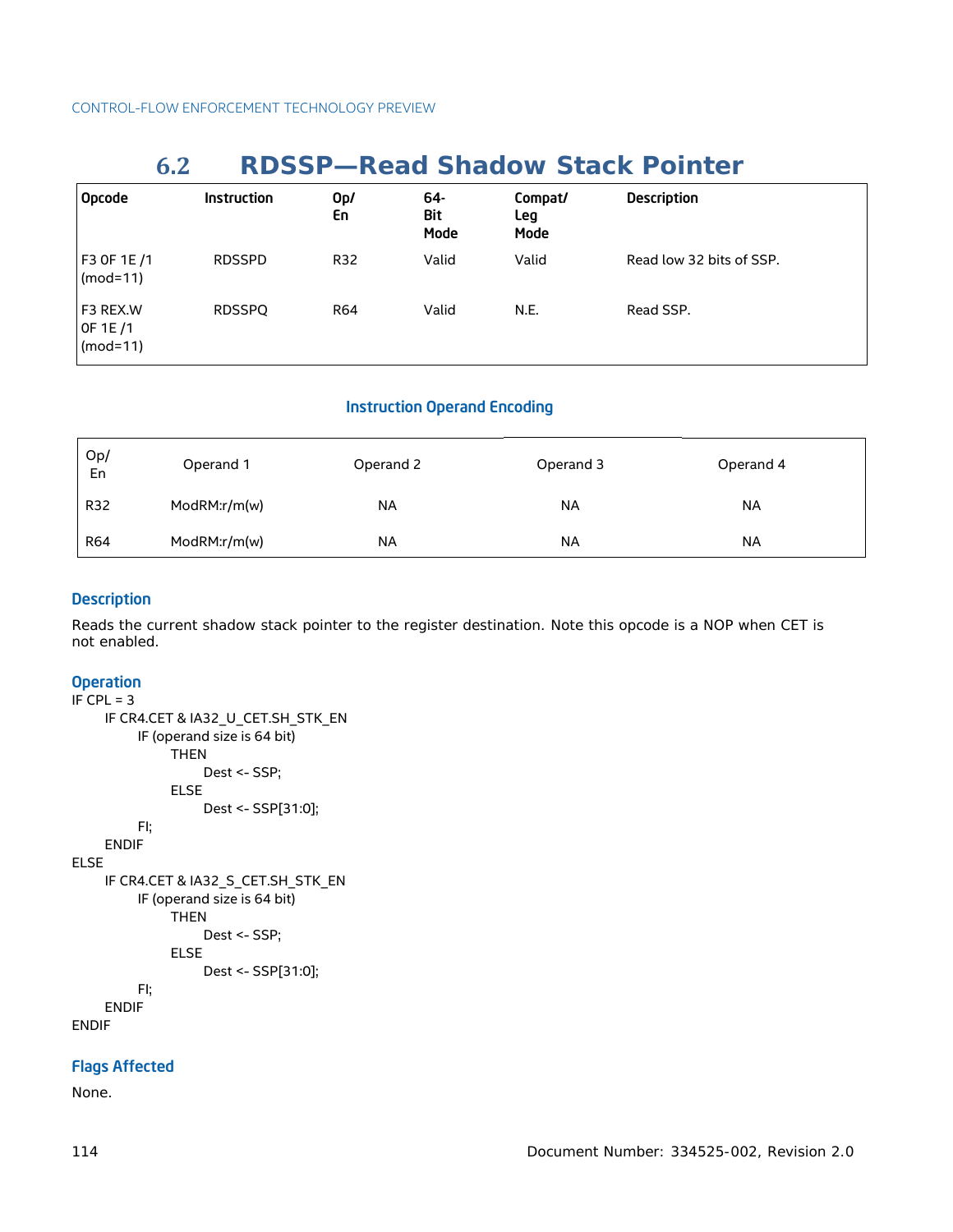## 6.2 RDSSP—Read Shadow Stack Pointer

| Opcode | Instruction | Op/ En | 64-Bit Mode | Compat/ Leg Mode | Description |
|---|---|---|---|---|---|
| F3 0F 1E /1 (mod=11) | RDSSPD | R32 | Valid | Valid | Read low 32 bits of SSP. |
| F3 REX.W 0F 1E /1 (mod=11) | RDSSPQ | R64 | Valid | N.E. | Read SSP. |

### Instruction Operand Encoding

| Op/ En | Operand 1 | Operand 2 | Operand 3 | Operand 4 |
|---|---|---|---|---|
| R32 | ModRM:r/m(w) | NA | NA | NA |
| R64 | ModRM:r/m(w) | NA | NA | NA |

### Description

Reads the current shadow stack pointer to the register destination. Note this opcode is a NOP when CET is not enabled.

### Operation

```
IF CPL = 3
    IF CR4.CET & IA32_U_CET.SH_STK_EN
        IF (operand size is 64 bit)
            THEN
                Dest <- SSP;
            ELSE
                Dest <- SSP[31:0];
        FI;
    ENDIF
ELSE
    IF CR4.CET & IA32_S_CET.SH_STK_EN
        IF (operand size is 64 bit)
            THEN
                Dest <- SSP;
            ELSE
                Dest <- SSP[31:0];
        FI;
    ENDIF
ENDIF
```

### Flags Affected

None.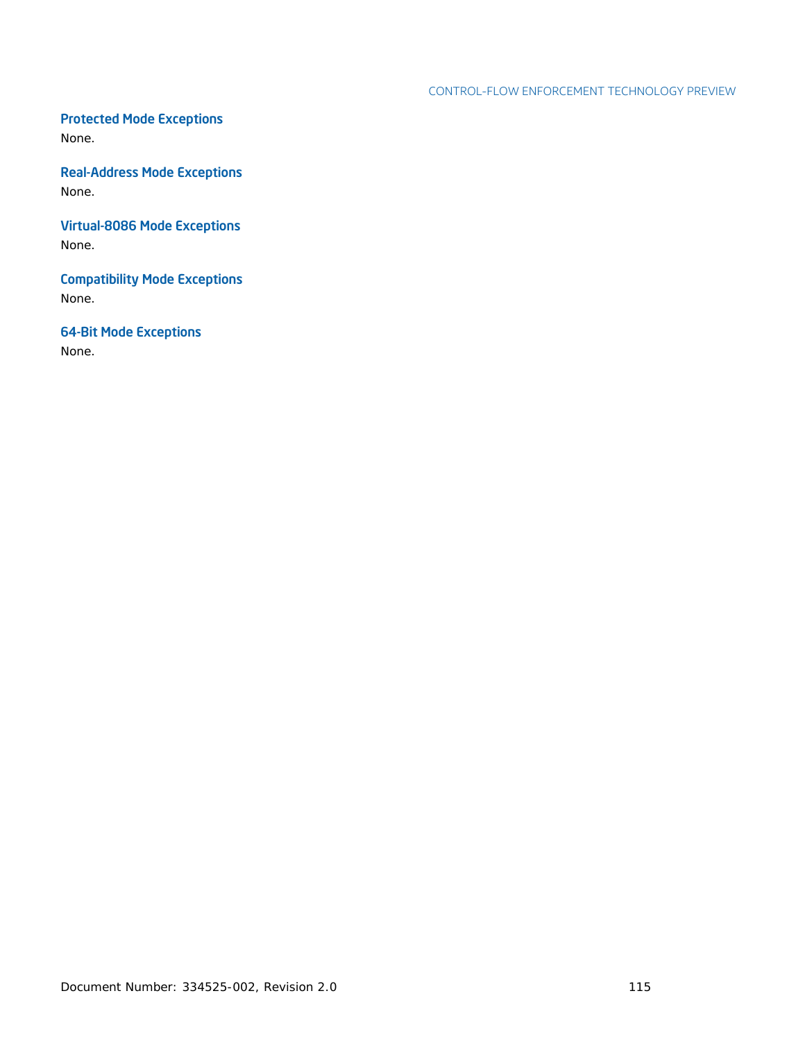### Protected Mode Exceptions

None.

### Real-Address Mode Exceptions

None.

### Virtual-8086 Mode Exceptions

None.

### Compatibility Mode Exceptions

None.

### 64-Bit Mode Exceptions

None.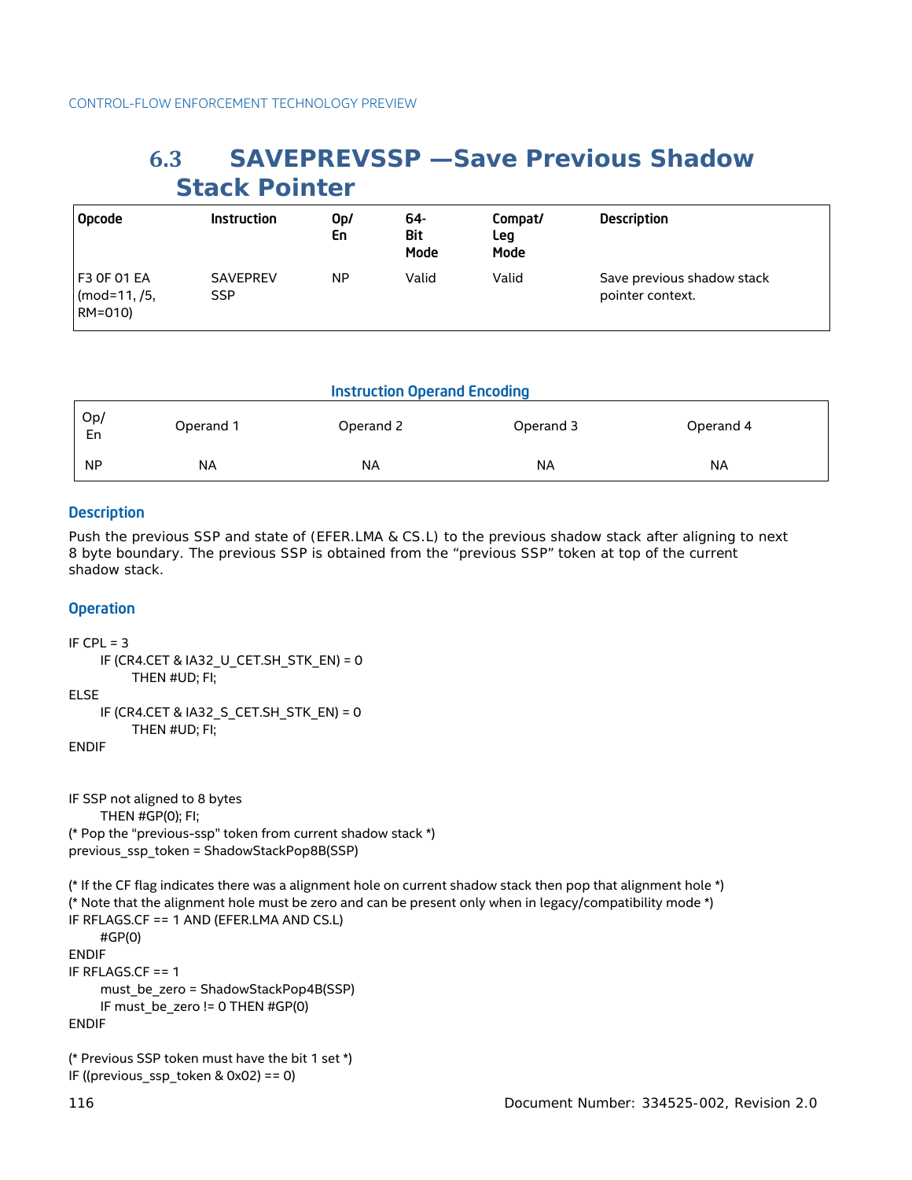## 6.3 SAVEPREVSSP —Save Previous Shadow Stack Pointer

| Opcode | Instruction | Op/ En | 64-Bit Mode | Compat/ Leg Mode | Description |
|---|---|---|---|---|---|
| F3 0F 01 EA (mod=11, /5, RM=010) | SAVEPREV SSP | NP | Valid | Valid | Save previous shadow stack pointer context. |

**Instruction Operand Encoding**

| Op/ En | Operand 1 | Operand 2 | Operand 3 | Operand 4 |
|---|---|---|---|---|
| NP | NA | NA | NA | NA |

### Description

Push the previous SSP and state of (EFER.LMA & CS.L) to the previous shadow stack after aligning to next 8 byte boundary. The previous SSP is obtained from the “previous SSP” token at top of the current shadow stack.

### Operation

```
IF CPL = 3
    IF (CR4.CET & IA32_U_CET.SH_STK_EN) = 0
        THEN #UD; FI;
ELSE
    IF (CR4.CET & IA32_S_CET.SH_STK_EN) = 0
        THEN #UD; FI;
ENDIF


IF SSP not aligned to 8 bytes
    THEN #GP(0); FI;
(* Pop the “previous-ssp” token from current shadow stack *)
previous_ssp_token = ShadowStackPop8B(SSP)

(* If the CF flag indicates there was a alignment hole on current shadow stack then pop that alignment hole *)
(* Note that the alignment hole must be zero and can be present only when in legacy/compatibility mode *)
IF RFLAGS.CF == 1 AND (EFER.LMA AND CS.L)
    #GP(0)
ENDIF
IF RFLAGS.CF == 1
    must_be_zero = ShadowStackPop4B(SSP)
    IF must_be_zero != 0 THEN #GP(0)
ENDIF

(* Previous SSP token must have the bit 1 set *)
IF ((previous_ssp_token & 0x02) == 0)
```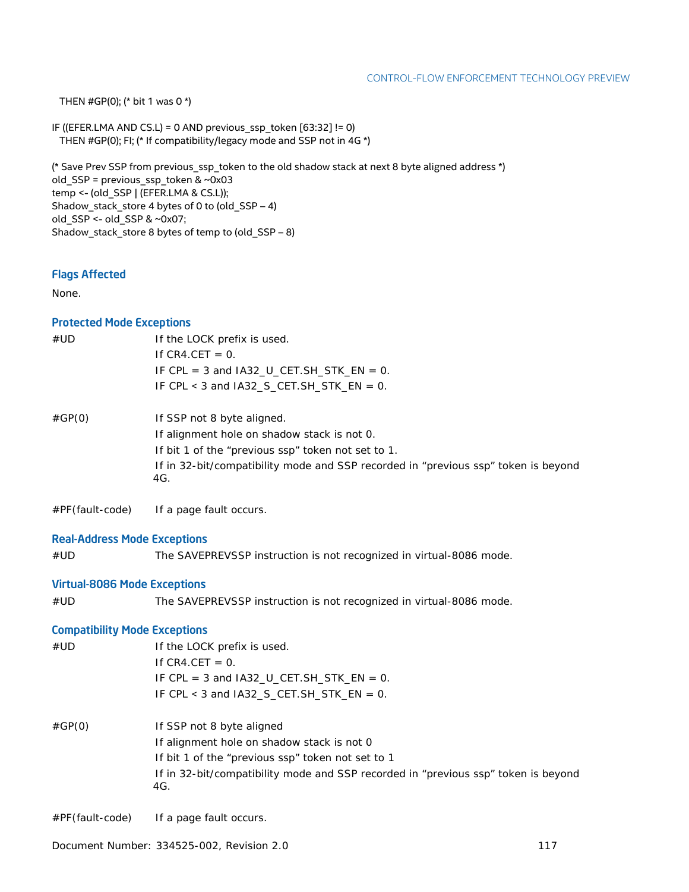```
  THEN #GP(0); (* bit 1 was 0 *)

IF ((EFER.LMA AND CS.L) = 0 AND previous_ssp_token [63:32] != 0)
  THEN #GP(0); FI; (* If compatibility/legacy mode and SSP not in 4G *)

(* Save Prev SSP from previous_ssp_token to the old shadow stack at next 8 byte aligned address *)
old_SSP = previous_ssp_token & ~0x03
temp <- (old_SSP | (EFER.LMA & CS.L));
Shadow_stack_store 4 bytes of 0 to (old_SSP – 4)
old_SSP <- old_SSP & ~0x07;
Shadow_stack_store 8 bytes of temp to (old_SSP – 8)
```

### Flags Affected

None.

### Protected Mode Exceptions

| | |
|---|---|
| #UD | If the LOCK prefix is used.<br>If CR4.CET = 0.<br>IF CPL = 3 and IA32_U_CET.SH_STK_EN = 0.<br>IF CPL < 3 and IA32_S_CET.SH_STK_EN = 0. |
| #GP(0) | If SSP not 8 byte aligned.<br>If alignment hole on shadow stack is not 0.<br>If bit 1 of the “previous ssp” token not set to 1.<br>If in 32-bit/compatibility mode and SSP recorded in “previous ssp” token is beyond 4G. |
| #PF(fault-code) | If a page fault occurs. |

### Real-Address Mode Exceptions

| | |
|---|---|
| #UD | The SAVEPREVSSP instruction is not recognized in virtual-8086 mode. |

### Virtual-8086 Mode Exceptions

| | |
|---|---|
| #UD | The SAVEPREVSSP instruction is not recognized in virtual-8086 mode. |

### Compatibility Mode Exceptions

| | |
|---|---|
| #UD | If the LOCK prefix is used.<br>If CR4.CET = 0.<br>IF CPL = 3 and IA32_U_CET.SH_STK_EN = 0.<br>IF CPL < 3 and IA32_S_CET.SH_STK_EN = 0. |
| #GP(0) | If SSP not 8 byte aligned<br>If alignment hole on shadow stack is not 0<br>If bit 1 of the “previous ssp” token not set to 1<br>If in 32-bit/compatibility mode and SSP recorded in “previous ssp” token is beyond 4G. |
| #PF(fault-code) | If a page fault occurs. |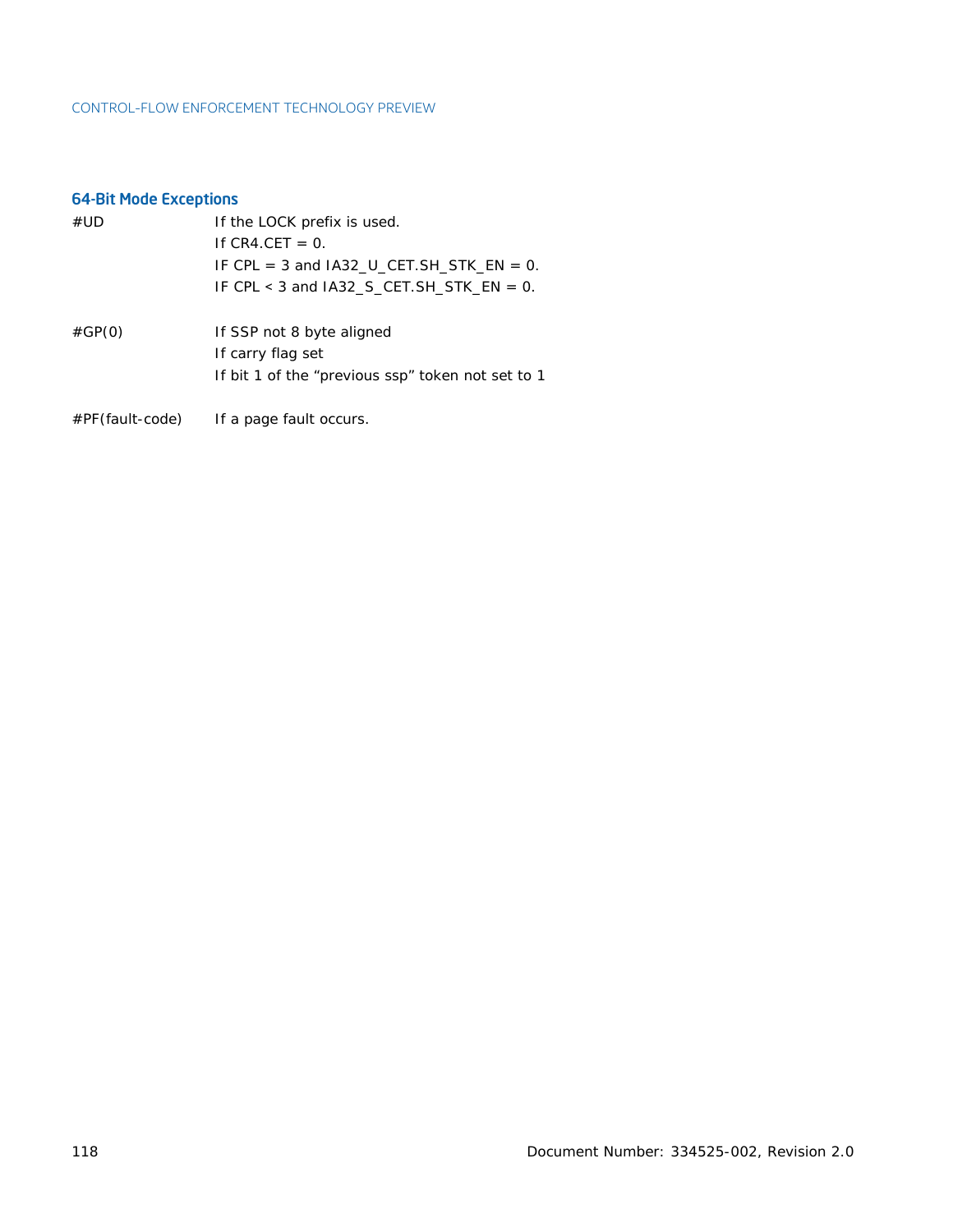### 64-Bit Mode Exceptions

| | |
|---|---|
| #UD | If the LOCK prefix is used.<br>If CR4.CET = 0.<br>IF CPL = 3 and IA32_U_CET.SH_STK_EN = 0.<br>IF CPL < 3 and IA32_S_CET.SH_STK_EN = 0. |
| #GP(0) | If SSP not 8 byte aligned<br>If carry flag set<br>If bit 1 of the “previous ssp” token not set to 1 |
| #PF(fault-code) | If a page fault occurs. |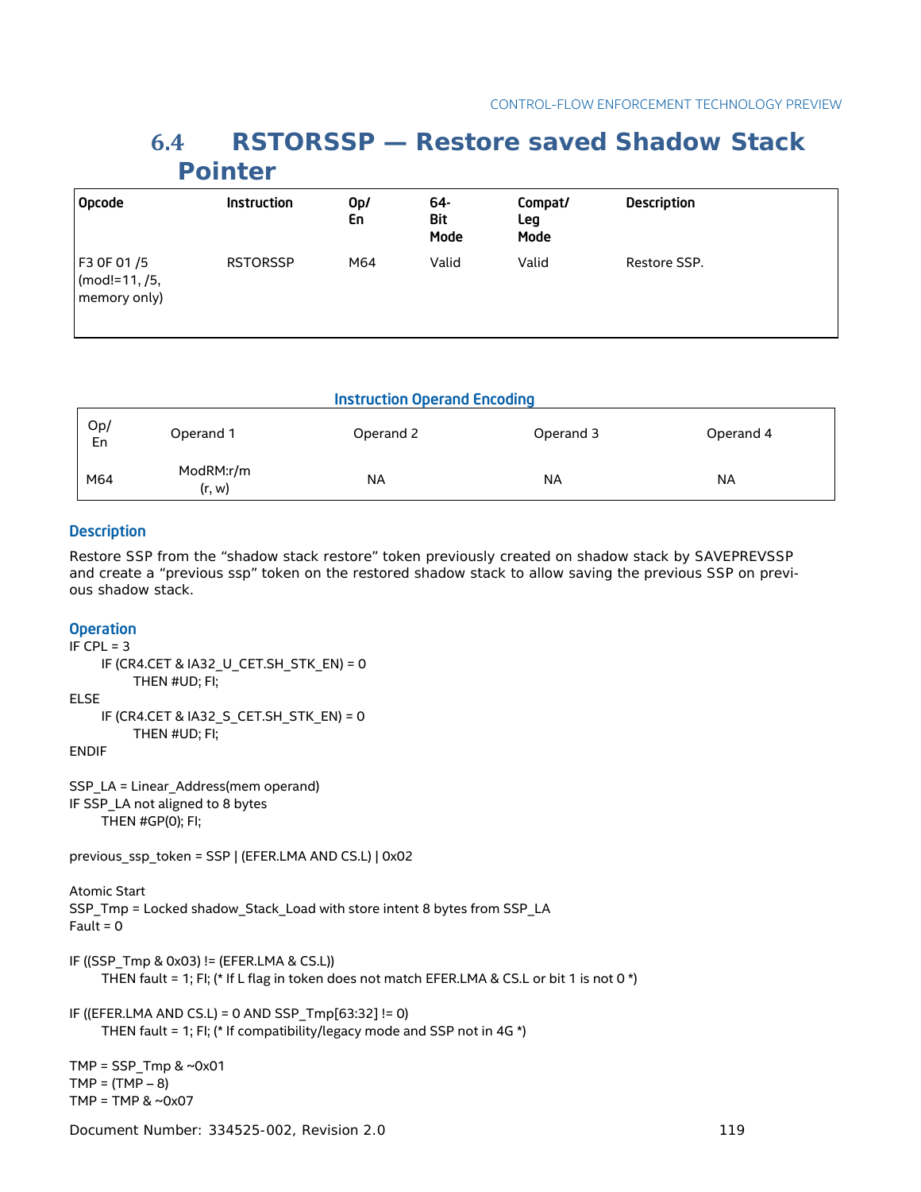## 6.4 RSTORSSP — Restore saved Shadow Stack Pointer

| Opcode | Instruction | Op/ En | 64-Bit Mode | Compat/ Leg Mode | Description |
|---|---|---|---|---|---|
| F3 0F 01 /5 (mod!=11, /5, memory only) | RSTORSSP | M64 | Valid | Valid | Restore SSP. |

**Instruction Operand Encoding**

| Op/ En | Operand 1 | Operand 2 | Operand 3 | Operand 4 |
|---|---|---|---|---|
| M64 | ModRM:r/m (r, w) | NA | NA | NA |

### Description

Restore SSP from the “shadow stack restore” token previously created on shadow stack by SAVEPREVSSP and create a “previous ssp” token on the restored shadow stack to allow saving the previous SSP on previous shadow stack.

### Operation

```
IF CPL = 3
    IF (CR4.CET & IA32_U_CET.SH_STK_EN) = 0
        THEN #UD; FI;
ELSE
    IF (CR4.CET & IA32_S_CET.SH_STK_EN) = 0
        THEN #UD; FI;
ENDIF

SSP_LA = Linear_Address(mem operand)
IF SSP_LA not aligned to 8 bytes
    THEN #GP(0); FI;

previous_ssp_token = SSP | (EFER.LMA AND CS.L) | 0x02

Atomic Start
SSP_Tmp = Locked shadow_Stack_Load with store intent 8 bytes from SSP_LA
Fault = 0

IF ((SSP_Tmp & 0x03) != (EFER.LMA & CS.L))
    THEN fault = 1; FI; (* If L flag in token does not match EFER.LMA & CS.L or bit 1 is not 0 *)

IF ((EFER.LMA AND CS.L) = 0 AND SSP_Tmp[63:32] != 0)
    THEN fault = 1; FI; (* If compatibility/legacy mode and SSP not in 4G *)

TMP = SSP_Tmp & ~0x01
TMP = (TMP – 8)
TMP = TMP & ~0x07
```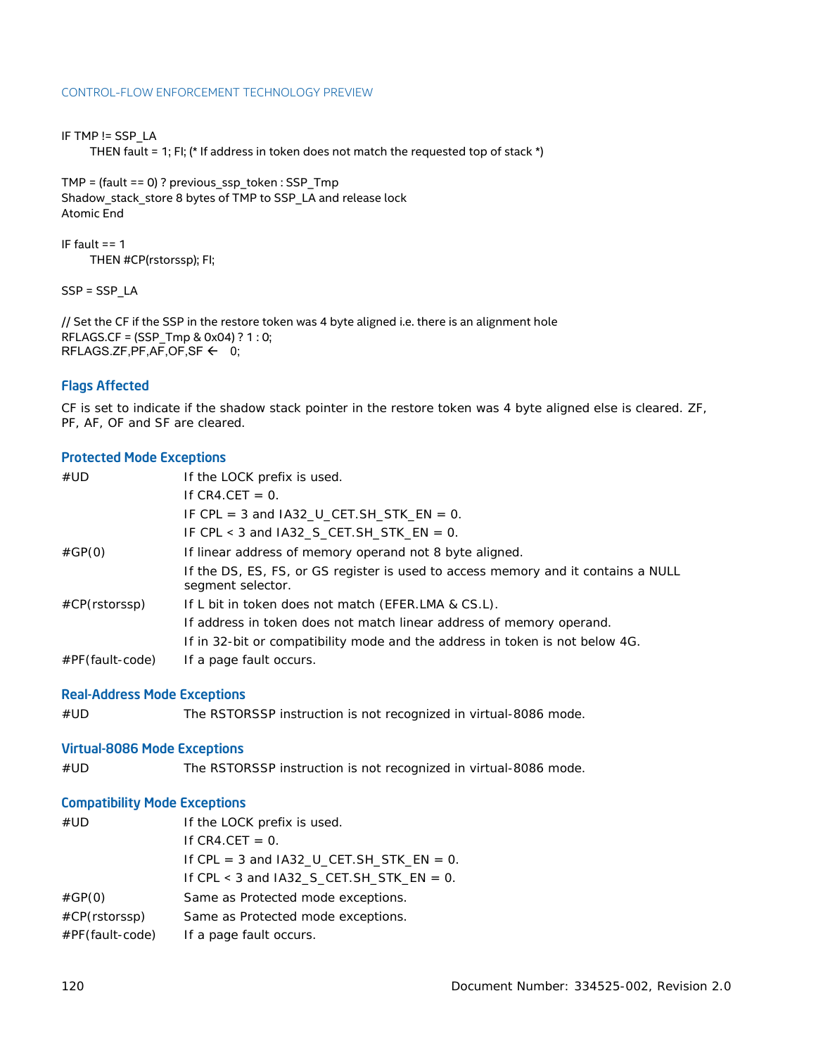```
IF TMP != SSP_LA
    THEN fault = 1; FI; (* If address in token does not match the requested top of stack *)

TMP = (fault == 0) ? previous_ssp_token : SSP_Tmp
Shadow_stack_store 8 bytes of TMP to SSP_LA and release lock
Atomic End

IF fault == 1
    THEN #CP(rstorssp); FI;

SSP = SSP_LA

// Set the CF if the SSP in the restore token was 4 byte aligned i.e. there is an alignment hole
RFLAGS.CF = (SSP_Tmp & 0x04) ? 1 : 0;
RFLAGS.ZF,PF,AF,OF,SF ← 0;
```

### Flags Affected

CF is set to indicate if the shadow stack pointer in the restore token was 4 byte aligned else is cleared. ZF, PF, AF, OF and SF are cleared.

### Protected Mode Exceptions

| | |
|---|---|
| #UD | If the LOCK prefix is used. |
| | If CR4.CET = 0. |
| | IF CPL = 3 and IA32_U_CET.SH_STK_EN = 0. |
| | IF CPL < 3 and IA32_S_CET.SH_STK_EN = 0. |
| #GP(0) | If linear address of memory operand not 8 byte aligned. |
| | If the DS, ES, FS, or GS register is used to access memory and it contains a NULL segment selector. |
| #CP(rstorssp) | If L bit in token does not match (EFER.LMA & CS.L). |
| | If address in token does not match linear address of memory operand. |
| | If in 32-bit or compatibility mode and the address in token is not below 4G. |
| #PF(fault-code) | If a page fault occurs. |

### Real-Address Mode Exceptions

| | |
|---|---|
| #UD | The RSTORSSP instruction is not recognized in virtual-8086 mode. |

### Virtual-8086 Mode Exceptions

| | |
|---|---|
| #UD | The RSTORSSP instruction is not recognized in virtual-8086 mode. |

### Compatibility Mode Exceptions

| | |
|---|---|
| #UD | If the LOCK prefix is used. |
| | If CR4.CET = 0. |
| | If CPL = 3 and IA32_U_CET.SH_STK_EN = 0. |
| | If CPL < 3 and IA32_S_CET.SH_STK_EN = 0. |
| #GP(0) | Same as Protected mode exceptions. |
| #CP(rstorssp) | Same as Protected mode exceptions. |
| #PF(fault-code) | If a page fault occurs. |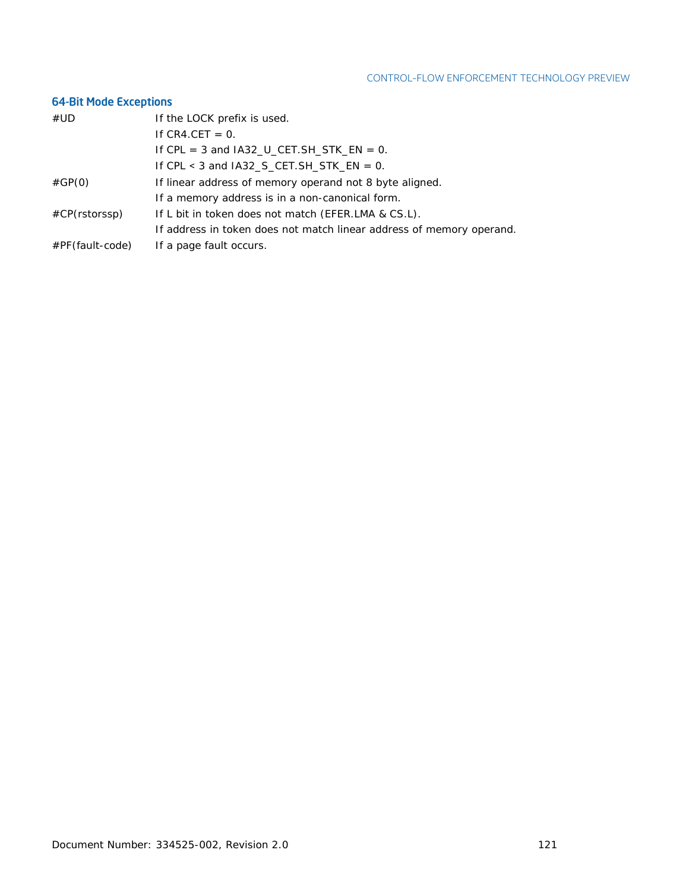### 64-Bit Mode Exceptions

| | |
|---|---|
| #UD | If the LOCK prefix is used. |
| | If CR4.CET = 0. |
| | If CPL = 3 and IA32_U_CET.SH_STK_EN = 0. |
| | If CPL < 3 and IA32_S_CET.SH_STK_EN = 0. |
| #GP(0) | If linear address of memory operand not 8 byte aligned. |
| | If a memory address is in a non-canonical form. |
| #CP(rstorssp) | If L bit in token does not match (EFER.LMA & CS.L). |
| | If address in token does not match linear address of memory operand. |
| #PF(fault-code) | If a page fault occurs. |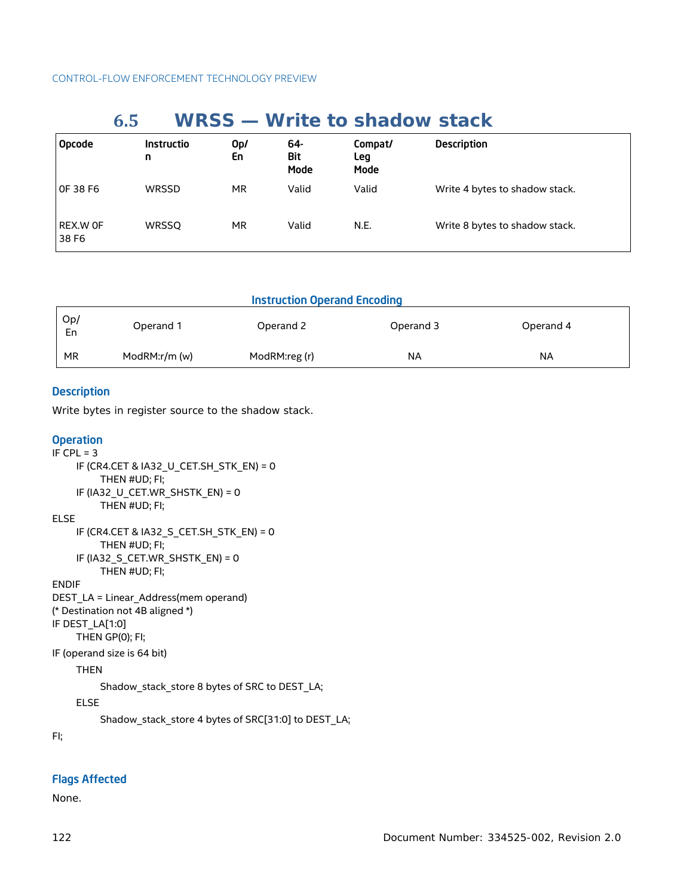## 6.5 WRSS — Write to shadow stack

| Opcode | Instruction | Op/En | 64-Bit Mode | Compat/Leg Mode | Description |
|---|---|---|---|---|---|
| 0F 38 F6 | WRSSD | MR | Valid | Valid | Write 4 bytes to shadow stack. |
| REX.W 0F 38 F6 | WRSSQ | MR | Valid | N.E. | Write 8 bytes to shadow stack. |

**Instruction Operand Encoding**

| Op/En | Operand 1 | Operand 2 | Operand 3 | Operand 4 |
|---|---|---|---|---|
| MR | ModRM:r/m (w) | ModRM:reg (r) | NA | NA |

### Description

Write bytes in register source to the shadow stack.

### Operation

```
IF CPL = 3
    IF (CR4.CET & IA32_U_CET.SH_STK_EN) = 0
        THEN #UD; FI;
    IF (IA32_U_CET.WR_SHSTK_EN) = 0
        THEN #UD; FI;
ELSE
    IF (CR4.CET & IA32_S_CET.SH_STK_EN) = 0
        THEN #UD; FI;
    IF (IA32_S_CET.WR_SHSTK_EN) = 0
        THEN #UD; FI;
ENDIF
DEST_LA = Linear_Address(mem operand)
(* Destination not 4B aligned *)
IF DEST_LA[1:0]
    THEN GP(0); FI;
IF (operand size is 64 bit)
    THEN
        Shadow_stack_store 8 bytes of SRC to DEST_LA;
    ELSE
        Shadow_stack_store 4 bytes of SRC[31:0] to DEST_LA;
FI;
```

### Flags Affected

None.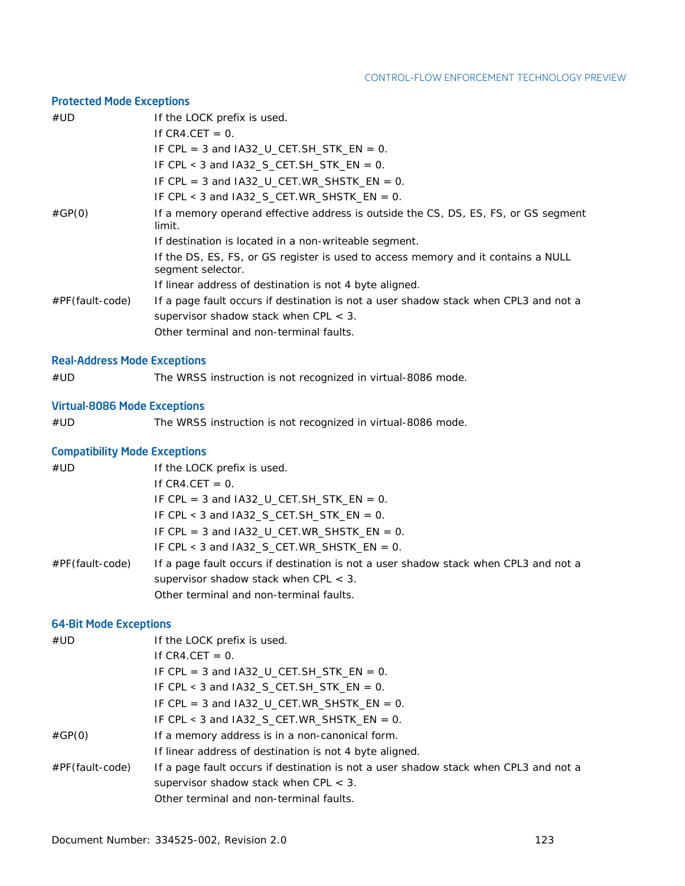### Protected Mode Exceptions

| | |
|---|---|
| #UD | If the LOCK prefix is used. |
| | If CR4.CET = 0. |
| | IF CPL = 3 and IA32_U_CET.SH_STK_EN = 0. |
| | IF CPL < 3 and IA32_S_CET.SH_STK_EN = 0. |
| | IF CPL = 3 and IA32_U_CET.WR_SHSTK_EN = 0. |
| | IF CPL < 3 and IA32_S_CET.WR_SHSTK_EN = 0. |
| #GP(0) | If a memory operand effective address is outside the CS, DS, ES, FS, or GS segment limit. |
| | If destination is located in a non-writeable segment. |
| | If the DS, ES, FS, or GS register is used to access memory and it contains a NULL segment selector. |
| | If linear address of destination is not 4 byte aligned. |
| #PF(fault-code) | If a page fault occurs if destination is not a user shadow stack when CPL3 and not a supervisor shadow stack when CPL < 3. |
| | Other terminal and non-terminal faults. |

### Real-Address Mode Exceptions

| | |
|---|---|
| #UD | The WRSS instruction is not recognized in virtual-8086 mode. |

### Virtual-8086 Mode Exceptions

| | |
|---|---|
| #UD | The WRSS instruction is not recognized in virtual-8086 mode. |

### Compatibility Mode Exceptions

| | |
|---|---|
| #UD | If the LOCK prefix is used. |
| | If CR4.CET = 0. |
| | IF CPL = 3 and IA32_U_CET.SH_STK_EN = 0. |
| | IF CPL < 3 and IA32_S_CET.SH_STK_EN = 0. |
| | IF CPL = 3 and IA32_U_CET.WR_SHSTK_EN = 0. |
| | IF CPL < 3 and IA32_S_CET.WR_SHSTK_EN = 0. |
| #PF(fault-code) | If a page fault occurs if destination is not a user shadow stack when CPL3 and not a supervisor shadow stack when CPL < 3. |
| | Other terminal and non-terminal faults. |

### 64-Bit Mode Exceptions

| | |
|---|---|
| #UD | If the LOCK prefix is used. |
| | If CR4.CET = 0. |
| | IF CPL = 3 and IA32_U_CET.SH_STK_EN = 0. |
| | IF CPL < 3 and IA32_S_CET.SH_STK_EN = 0. |
| | IF CPL = 3 and IA32_U_CET.WR_SHSTK_EN = 0. |
| | IF CPL < 3 and IA32_S_CET.WR_SHSTK_EN = 0. |
| #GP(0) | If a memory address is in a non-canonical form. |
| | If linear address of destination is not 4 byte aligned. |
| #PF(fault-code) | If a page fault occurs if destination is not a user shadow stack when CPL3 and not a supervisor shadow stack when CPL < 3. |
| | Other terminal and non-terminal faults. |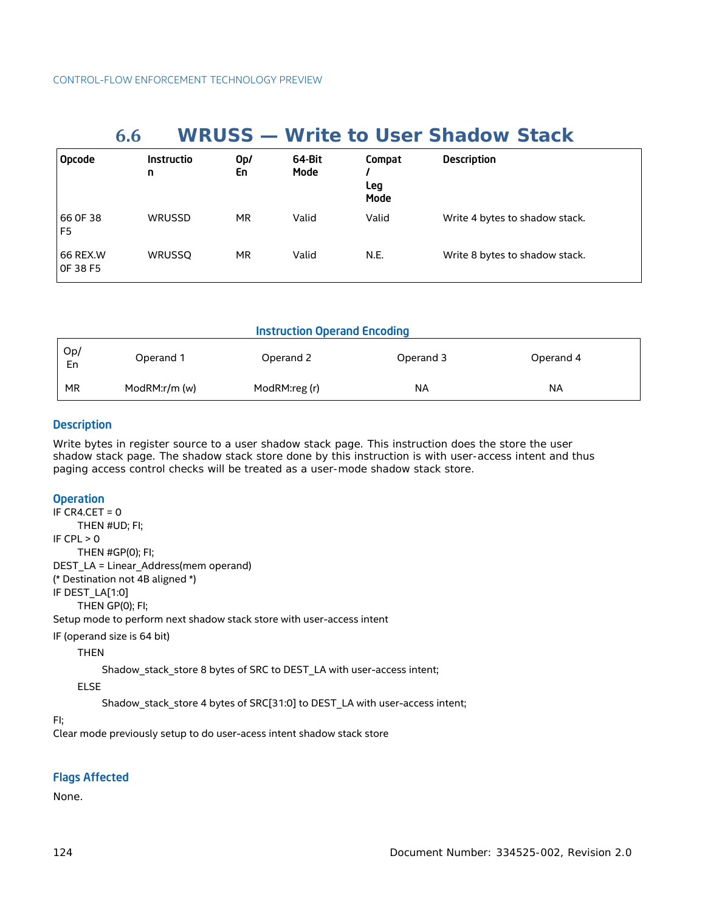## 6.6 WRUSS — Write to User Shadow Stack

| Opcode | Instruction | Op/En | 64-Bit Mode | Compat / Leg Mode | Description |
|---|---|---|---|---|---|
| 66 0F 38 F5 | WRUSSD | MR | Valid | Valid | Write 4 bytes to shadow stack. |
| 66 REX.W 0F 38 F5 | WRUSSQ | MR | Valid | N.E. | Write 8 bytes to shadow stack. |

### Instruction Operand Encoding

| Op/En | Operand 1 | Operand 2 | Operand 3 | Operand 4 |
|---|---|---|---|---|
| MR | ModRM:r/m (w) | ModRM:reg (r) | NA | NA |

### Description

Write bytes in register source to a user shadow stack page. This instruction does the store the user shadow stack page. The shadow stack store done by this instruction is with user-access intent and thus paging access control checks will be treated as a user-mode shadow stack store.

### Operation

```
IF CR4.CET = 0
    THEN #UD; FI;
IF CPL > 0
    THEN #GP(0); FI;
DEST_LA = Linear_Address(mem operand)
(* Destination not 4B aligned *)
IF DEST_LA[1:0]
    THEN GP(0); FI;
Setup mode to perform next shadow stack store with user-access intent
IF (operand size is 64 bit)
    THEN
        Shadow_stack_store 8 bytes of SRC to DEST_LA with user-access intent;
    ELSE
        Shadow_stack_store 4 bytes of SRC[31:0] to DEST_LA with user-access intent;
FI;
Clear mode previously setup to do user-acess intent shadow stack store
```

### Flags Affected

None.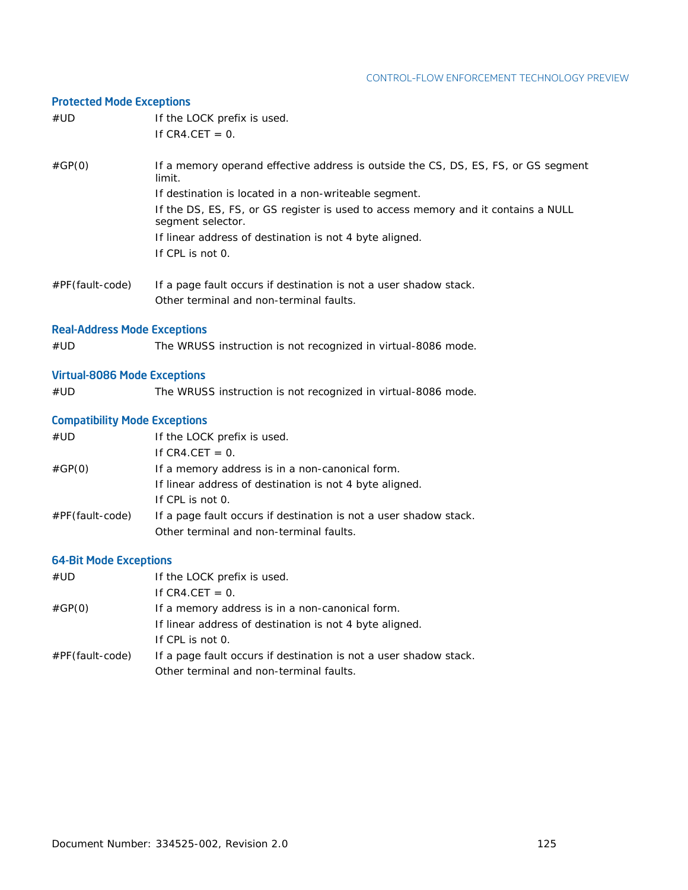### Protected Mode Exceptions

| | |
|---|---|
| #UD | If the LOCK prefix is used. |
| | If CR4.CET = 0. |
| #GP(0) | If a memory operand effective address is outside the CS, DS, ES, FS, or GS segment limit. |
| | If destination is located in a non-writeable segment. |
| | If the DS, ES, FS, or GS register is used to access memory and it contains a NULL segment selector. |
| | If linear address of destination is not 4 byte aligned. |
| | If CPL is not 0. |
| #PF(fault-code) | If a page fault occurs if destination is not a user shadow stack. |
| | Other terminal and non-terminal faults. |

### Real-Address Mode Exceptions

| | |
|---|---|
| #UD | The WRUSS instruction is not recognized in virtual-8086 mode. |

### Virtual-8086 Mode Exceptions

| | |
|---|---|
| #UD | The WRUSS instruction is not recognized in virtual-8086 mode. |

### Compatibility Mode Exceptions

| | |
|---|---|
| #UD | If the LOCK prefix is used. |
| | If CR4.CET = 0. |
| #GP(0) | If a memory address is in a non-canonical form. |
| | If linear address of destination is not 4 byte aligned. |
| | If CPL is not 0. |
| #PF(fault-code) | If a page fault occurs if destination is not a user shadow stack. |
| | Other terminal and non-terminal faults. |

### 64-Bit Mode Exceptions

| | |
|---|---|
| #UD | If the LOCK prefix is used. |
| | If CR4.CET = 0. |
| #GP(0) | If a memory address is in a non-canonical form. |
| | If linear address of destination is not 4 byte aligned. |
| | If CPL is not 0. |
| #PF(fault-code) | If a page fault occurs if destination is not a user shadow stack. |
| | Other terminal and non-terminal faults. |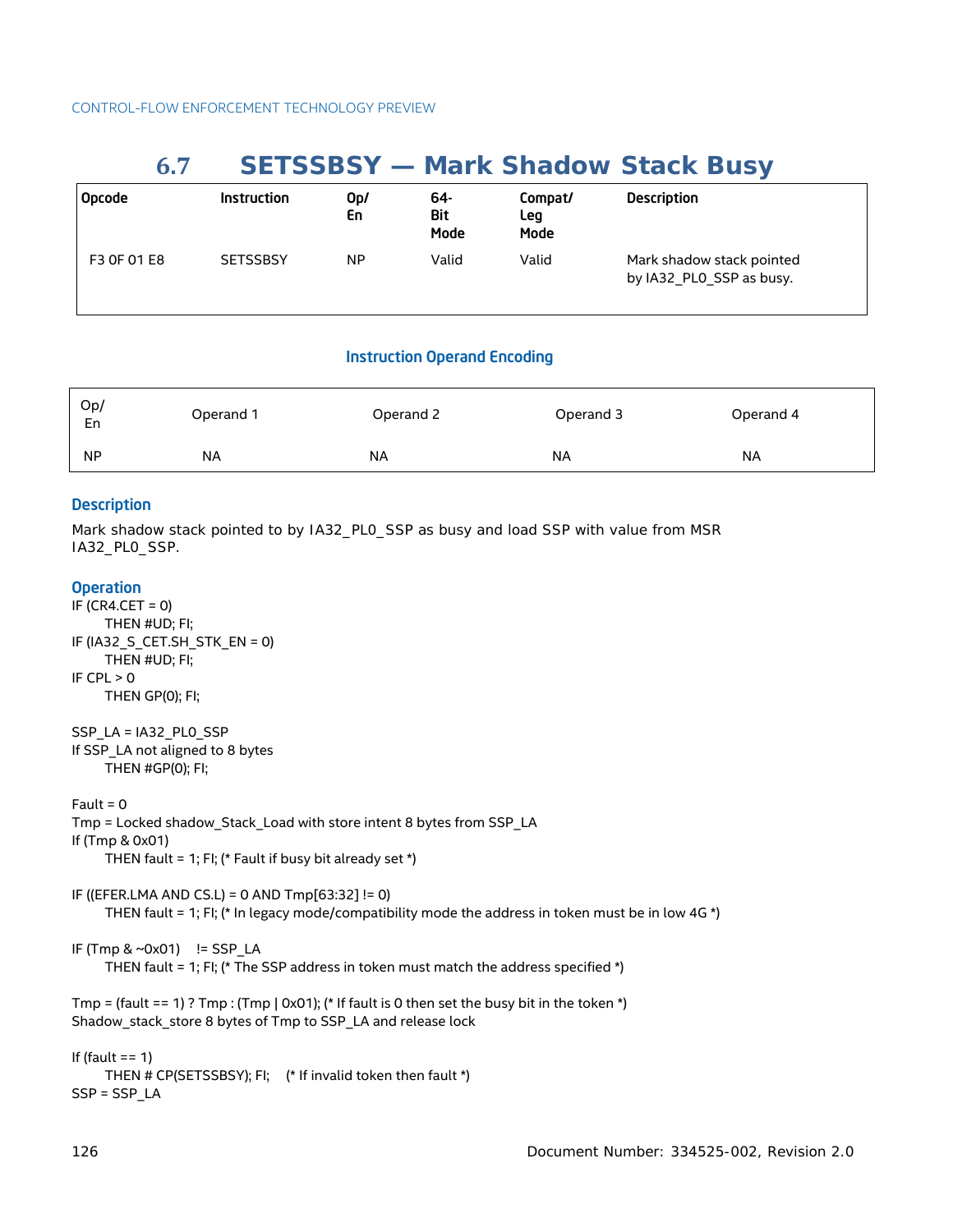## 6.7 SETSSBSY — Mark Shadow Stack Busy

| Opcode | Instruction | Op/ En | 64-Bit Mode | Compat/ Leg Mode | Description |
|---|---|---|---|---|---|
| F3 0F 01 E8 | SETSSBSY | NP | Valid | Valid | Mark shadow stack pointed by IA32_PL0_SSP as busy. |

### Instruction Operand Encoding

| Op/ En | Operand 1 | Operand 2 | Operand 3 | Operand 4 |
|---|---|---|---|---|
| NP | NA | NA | NA | NA |

### Description

Mark shadow stack pointed to by IA32_PL0_SSP as busy and load SSP with value from MSR IA32_PL0_SSP.

### Operation

```
IF (CR4.CET = 0)
    THEN #UD; FI;
IF (IA32_S_CET.SH_STK_EN = 0)
    THEN #UD; FI;
IF CPL > 0
    THEN GP(0); FI;

SSP_LA = IA32_PL0_SSP
If SSP_LA not aligned to 8 bytes
    THEN #GP(0); FI;

Fault = 0
Tmp = Locked shadow_Stack_Load with store intent 8 bytes from SSP_LA
If (Tmp & 0x01)
    THEN fault = 1; FI; (* Fault if busy bit already set *)

IF ((EFER.LMA AND CS.L) = 0 AND Tmp[63:32] != 0)
    THEN fault = 1; FI; (* In legacy mode/compatibility mode the address in token must be in low 4G *)

IF (Tmp & ~0x01)    != SSP_LA
    THEN fault = 1; FI; (* The SSP address in token must match the address specified *)

Tmp = (fault == 1) ? Tmp : (Tmp | 0x01); (* If fault is 0 then set the busy bit in the token *)
Shadow_stack_store 8 bytes of Tmp to SSP_LA and release lock

If (fault == 1)
    THEN # CP(SETSSBSY); FI;    (* If invalid token then fault *)
SSP = SSP_LA
```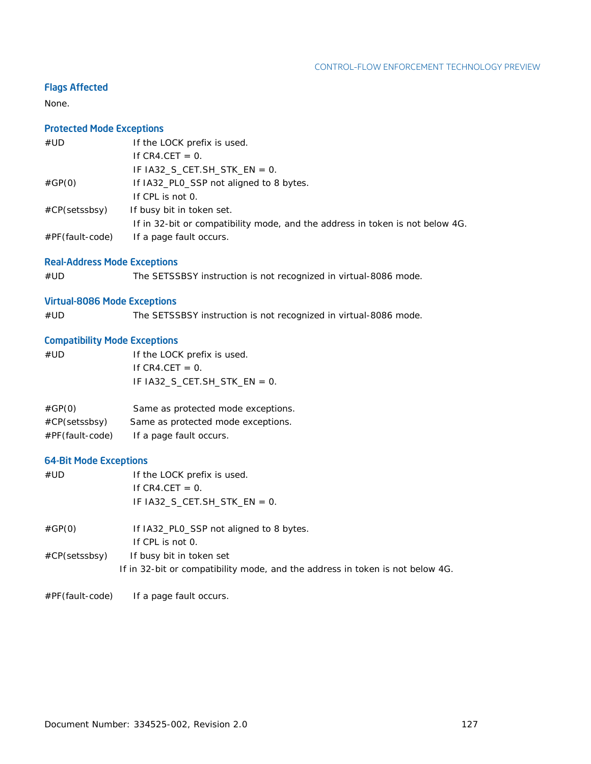### Flags Affected

None.

### Protected Mode Exceptions

| | |
|---|---|
| #UD | If the LOCK prefix is used. |
| | If CR4.CET = 0. |
| | IF IA32_S_CET.SH_STK_EN = 0. |
| #GP(0) | If IA32_PL0_SSP not aligned to 8 bytes. |
| | If CPL is not 0. |
| #CP(setssbsy) | If busy bit in token set. |
| | If in 32-bit or compatibility mode, and the address in token is not below 4G. |
| #PF(fault-code) | If a page fault occurs. |

### Real-Address Mode Exceptions

| | |
|---|---|
| #UD | The SETSSBSY instruction is not recognized in virtual-8086 mode. |

### Virtual-8086 Mode Exceptions

| | |
|---|---|
| #UD | The SETSSBSY instruction is not recognized in virtual-8086 mode. |

### Compatibility Mode Exceptions

| | |
|---|---|
| #UD | If the LOCK prefix is used. |
| | If CR4.CET = 0. |
| | IF IA32_S_CET.SH_STK_EN = 0. |
| #GP(0) | Same as protected mode exceptions. |
| #CP(setssbsy) | Same as protected mode exceptions. |
| #PF(fault-code) | If a page fault occurs. |

### 64-Bit Mode Exceptions

| | |
|---|---|
| #UD | If the LOCK prefix is used. |
| | If CR4.CET = 0. |
| | IF IA32_S_CET.SH_STK_EN = 0. |
| #GP(0) | If IA32_PL0_SSP not aligned to 8 bytes. |
| | If CPL is not 0. |
| #CP(setssbsy) | If busy bit in token set |
| | If in 32-bit or compatibility mode, and the address in token is not below 4G. |
| #PF(fault-code) | If a page fault occurs. |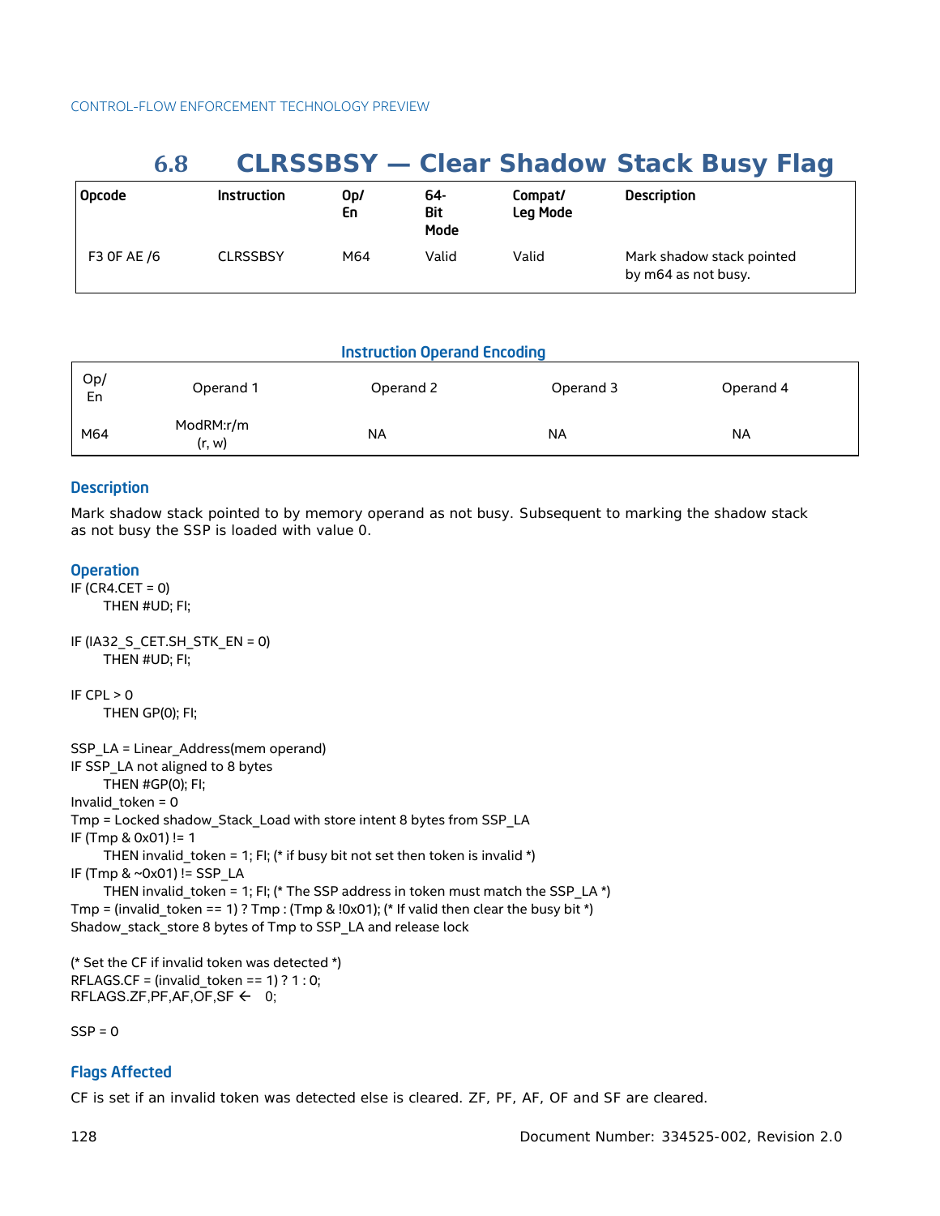## 6.8 CLRSSBSY — Clear Shadow Stack Busy Flag

| Opcode | Instruction | Op/ En | 64-Bit Mode | Compat/ Leg Mode | Description |
|---|---|---|---|---|---|
| F3 0F AE /6 | CLRSSBSY | M64 | Valid | Valid | Mark shadow stack pointed by m64 as not busy. |

**Instruction Operand Encoding**

| Op/ En | Operand 1 | Operand 2 | Operand 3 | Operand 4 |
|---|---|---|---|---|
| M64 | ModRM:r/m (r, w) | NA | NA | NA |

### Description

Mark shadow stack pointed to by memory operand as not busy. Subsequent to marking the shadow stack as not busy the SSP is loaded with value 0.

### Operation

```
IF (CR4.CET = 0)
    THEN #UD; FI;

IF (IA32_S_CET.SH_STK_EN = 0)
    THEN #UD; FI;

IF CPL > 0
    THEN GP(0); FI;

SSP_LA = Linear_Address(mem operand)
IF SSP_LA not aligned to 8 bytes
    THEN #GP(0); FI;
Invalid_token = 0
Tmp = Locked shadow_Stack_Load with store intent 8 bytes from SSP_LA
IF (Tmp & 0x01) != 1
    THEN invalid_token = 1; FI; (* if busy bit not set then token is invalid *)
IF (Tmp & ~0x01) != SSP_LA
    THEN invalid_token = 1; FI; (* The SSP address in token must match the SSP_LA *)
Tmp = (invalid_token == 1) ? Tmp : (Tmp & !0x01); (* If valid then clear the busy bit *)
Shadow_stack_store 8 bytes of Tmp to SSP_LA and release lock

(* Set the CF if invalid token was detected *)
RFLAGS.CF = (invalid_token == 1) ? 1 : 0;
RFLAGS.ZF,PF,AF,OF,SF ← 0;

SSP = 0
```

### Flags Affected

CF is set if an invalid token was detected else is cleared. ZF, PF, AF, OF and SF are cleared.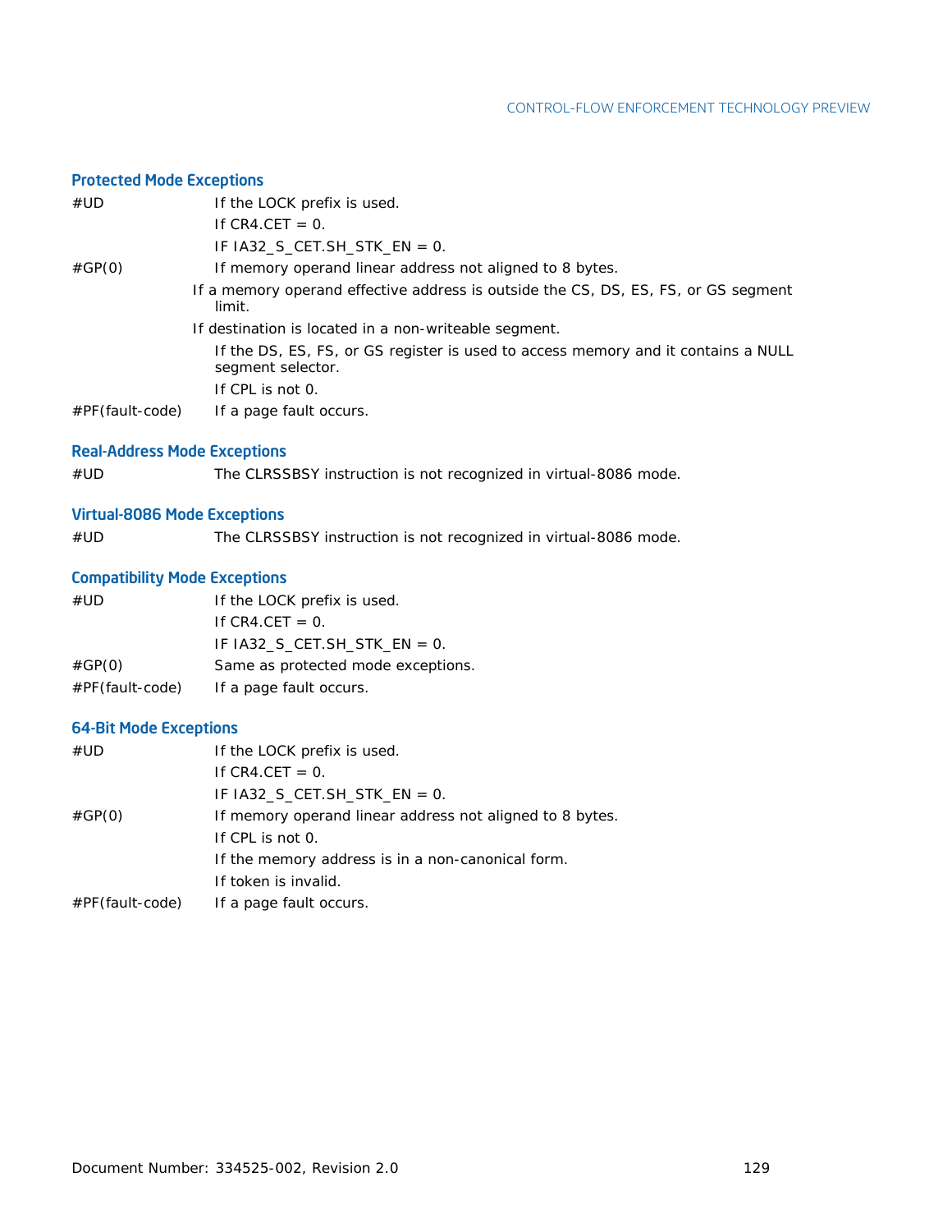### Protected Mode Exceptions

| | |
|---|---|
| #UD | If the LOCK prefix is used. |
| | If CR4.CET = 0. |
| | IF IA32_S_CET.SH_STK_EN = 0. |
| #GP(0) | If memory operand linear address not aligned to 8 bytes. |
| | If a memory operand effective address is outside the CS, DS, ES, FS, or GS segment limit. |
| | If destination is located in a non-writeable segment. |
| | If the DS, ES, FS, or GS register is used to access memory and it contains a NULL segment selector. |
| | If CPL is not 0. |
| #PF(fault-code) | If a page fault occurs. |

### Real-Address Mode Exceptions

| | |
|---|---|
| #UD | The CLRSSBSY instruction is not recognized in virtual-8086 mode. |

### Virtual-8086 Mode Exceptions

| | |
|---|---|
| #UD | The CLRSSBSY instruction is not recognized in virtual-8086 mode. |

### Compatibility Mode Exceptions

| | |
|---|---|
| #UD | If the LOCK prefix is used. |
| | If CR4.CET = 0. |
| | IF IA32_S_CET.SH_STK_EN = 0. |
| #GP(0) | Same as protected mode exceptions. |
| #PF(fault-code) | If a page fault occurs. |

### 64-Bit Mode Exceptions

| | |
|---|---|
| #UD | If the LOCK prefix is used. |
| | If CR4.CET = 0. |
| | IF IA32_S_CET.SH_STK_EN = 0. |
| #GP(0) | If memory operand linear address not aligned to 8 bytes. |
| | If CPL is not 0. |
| | If the memory address is in a non-canonical form. |
| | If token is invalid. |
| #PF(fault-code) | If a page fault occurs. |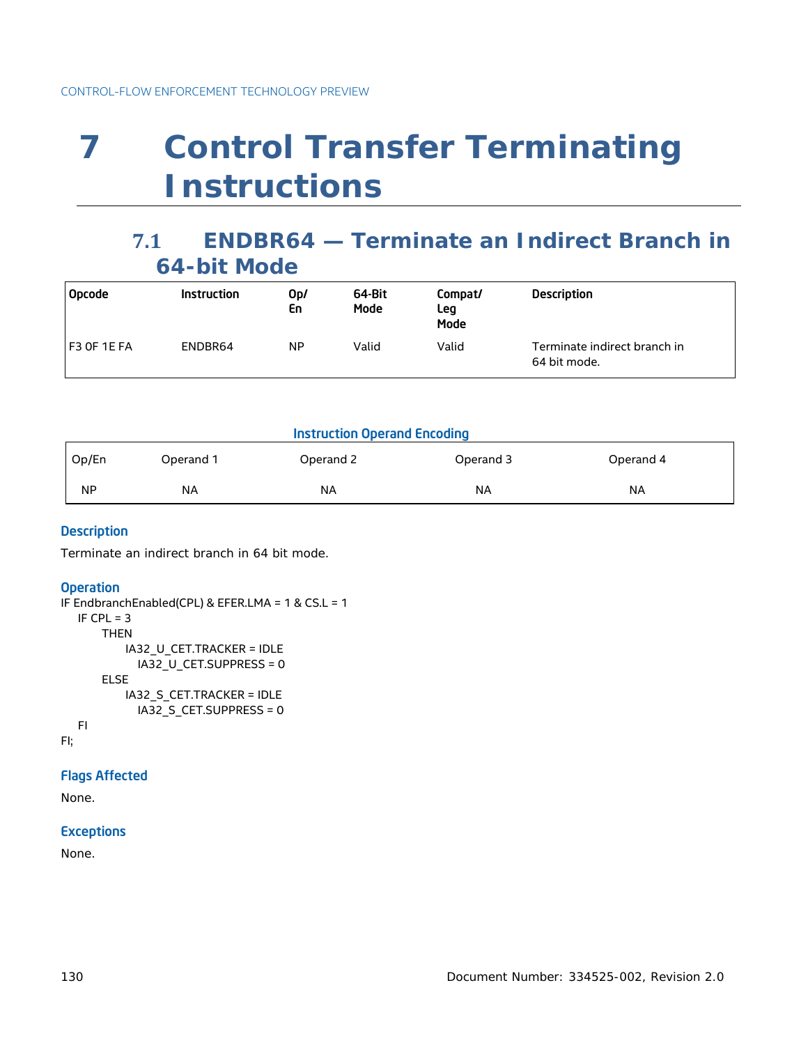# 7 Control Transfer Terminating Instructions

## 7.1 ENDBR64 — Terminate an Indirect Branch in 64-bit Mode

| Opcode | Instruction | Op/En | 64-Bit Mode | Compat/Leg Mode | Description |
|---|---|---|---|---|---|
| F3 0F 1E FA | ENDBR64 | NP | Valid | Valid | Terminate indirect branch in 64 bit mode. |

**Instruction Operand Encoding**

| Op/En | Operand 1 | Operand 2 | Operand 3 | Operand 4 |
|---|---|---|---|---|
| NP | NA | NA | NA | NA |

### Description

Terminate an indirect branch in 64 bit mode.

### Operation

```
IF EndbranchEnabled(CPL) & EFER.LMA = 1 & CS.L = 1
   IF CPL = 3
      THEN
         IA32_U_CET.TRACKER = IDLE
            IA32_U_CET.SUPPRESS = 0
      ELSE
         IA32_S_CET.TRACKER = IDLE
            IA32_S_CET.SUPPRESS = 0
   FI
FI;
```

### Flags Affected

None.

### Exceptions

None.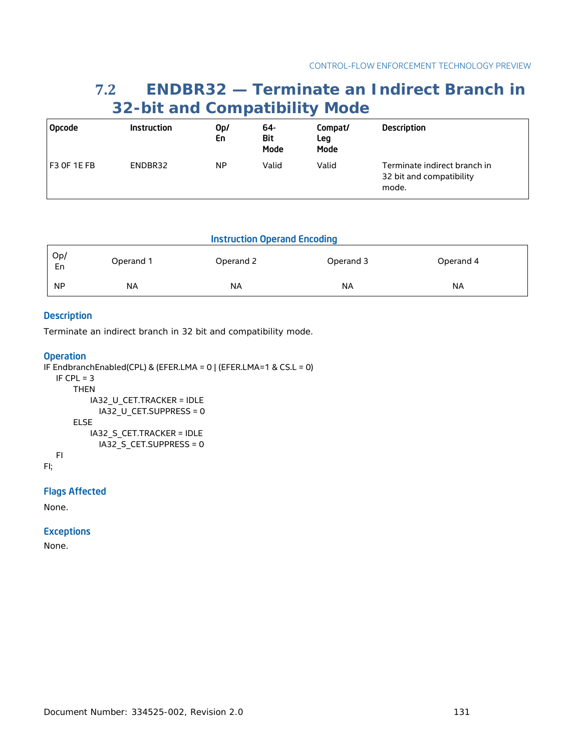## 7.2 ENDBR32 — Terminate an Indirect Branch in 32-bit and Compatibility Mode

| Opcode | Instruction | Op/ En | 64-Bit Mode | Compat/ Leg Mode | Description |
|---|---|---|---|---|---|
| F3 0F 1E FB | ENDBR32 | NP | Valid | Valid | Terminate indirect branch in 32 bit and compatibility mode. |

**Instruction Operand Encoding**

| Op/ En | Operand 1 | Operand 2 | Operand 3 | Operand 4 |
|---|---|---|---|---|
| NP | NA | NA | NA | NA |

### Description

Terminate an indirect branch in 32 bit and compatibility mode.

### Operation

```
IF EndbranchEnabled(CPL) & (EFER.LMA = 0 | (EFER.LMA=1 & CS.L = 0)
    IF CPL = 3
        THEN
            IA32_U_CET.TRACKER = IDLE
              IA32_U_CET.SUPPRESS = 0
        ELSE
            IA32_S_CET.TRACKER = IDLE
              IA32_S_CET.SUPPRESS = 0
    FI
FI;
```

### Flags Affected

None.

### Exceptions

None.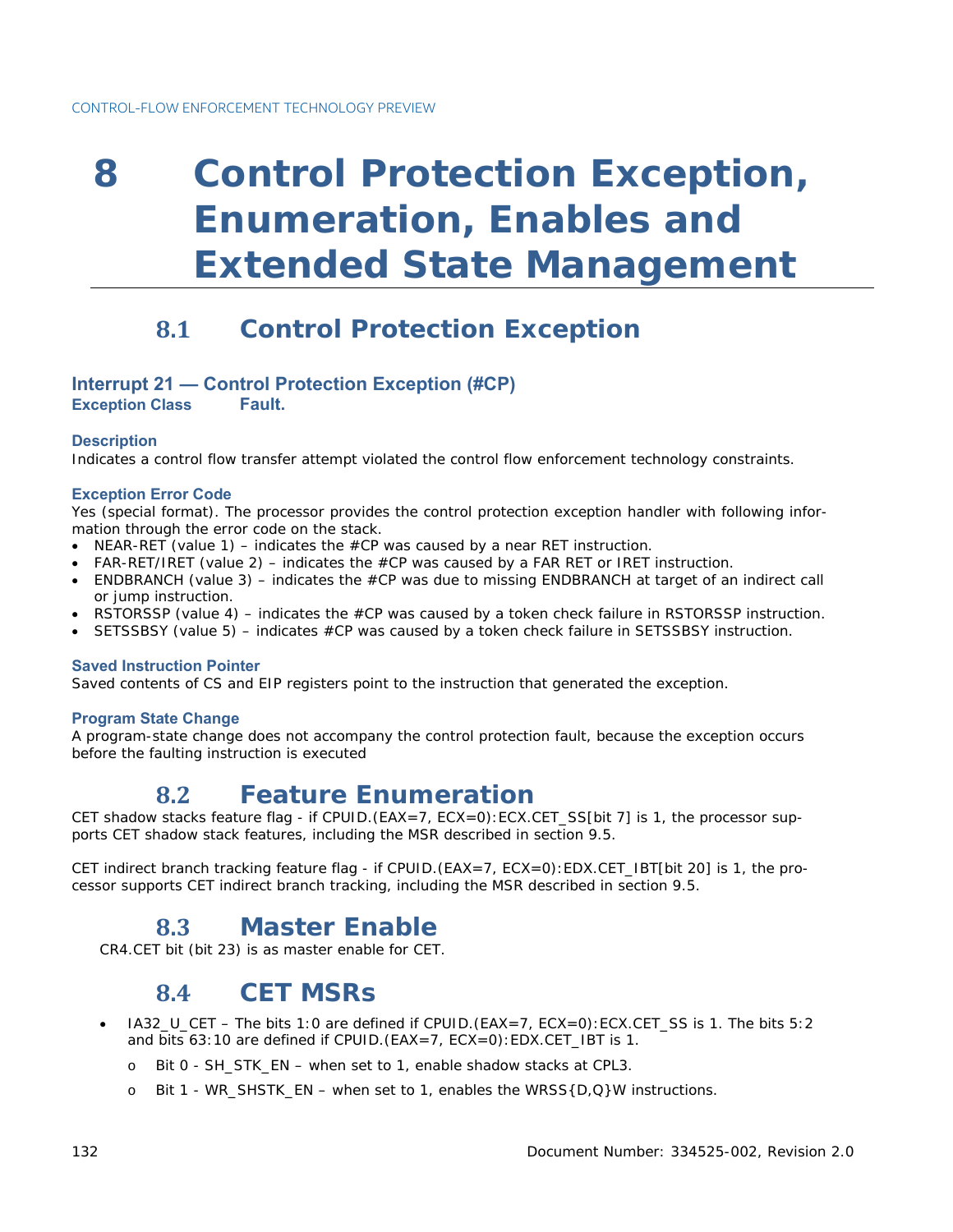# 8 Control Protection Exception, Enumeration, Enables and Extended State Management

## 8.1 Control Protection Exception

### Interrupt 21 — Control Protection Exception (#CP)

**Exception Class** **Fault.**

#### Description

Indicates a control flow transfer attempt violated the control flow enforcement technology constraints.

#### Exception Error Code

Yes (special format). The processor provides the control protection exception handler with following information through the error code on the stack.

- NEAR-RET (value 1) – indicates the #CP was caused by a near RET instruction.
- FAR-RET/IRET (value 2) – indicates the #CP was caused by a FAR RET or IRET instruction.
- ENDBRANCH (value 3) – indicates the #CP was due to missing ENDBRANCH at target of an indirect call or jump instruction.
- RSTORSSP (value 4) – indicates the #CP was caused by a token check failure in RSTORSSP instruction.
- SETSSBSY (value 5) – indicates #CP was caused by a token check failure in SETSSBSY instruction.

#### Saved Instruction Pointer

Saved contents of CS and EIP registers point to the instruction that generated the exception.

#### Program State Change

A program-state change does not accompany the control protection fault, because the exception occurs before the faulting instruction is executed

## 8.2 Feature Enumeration

CET shadow stacks feature flag - if CPUID.(EAX=7, ECX=0):ECX.CET_SS[bit 7] is 1, the processor supports CET shadow stack features, including the MSR described in section 9.5.

CET indirect branch tracking feature flag - if CPUID.(EAX=7, ECX=0):EDX.CET_IBT[bit 20] is 1, the processor supports CET indirect branch tracking, including the MSR described in section 9.5.

## 8.3 Master Enable

CR4.CET bit (bit 23) is as master enable for CET.

## 8.4 CET MSRs

- IA32_U_CET – The bits 1:0 are defined if CPUID.(EAX=7, ECX=0):ECX.CET_SS is 1. The bits 5:2 and bits 63:10 are defined if CPUID.(EAX=7, ECX=0):EDX.CET_IBT is 1.
  - Bit 0 - SH_STK_EN – when set to 1, enable shadow stacks at CPL3.
  - Bit 1 - WR_SHSTK_EN – when set to 1, enables the WRSS{D,Q}W instructions.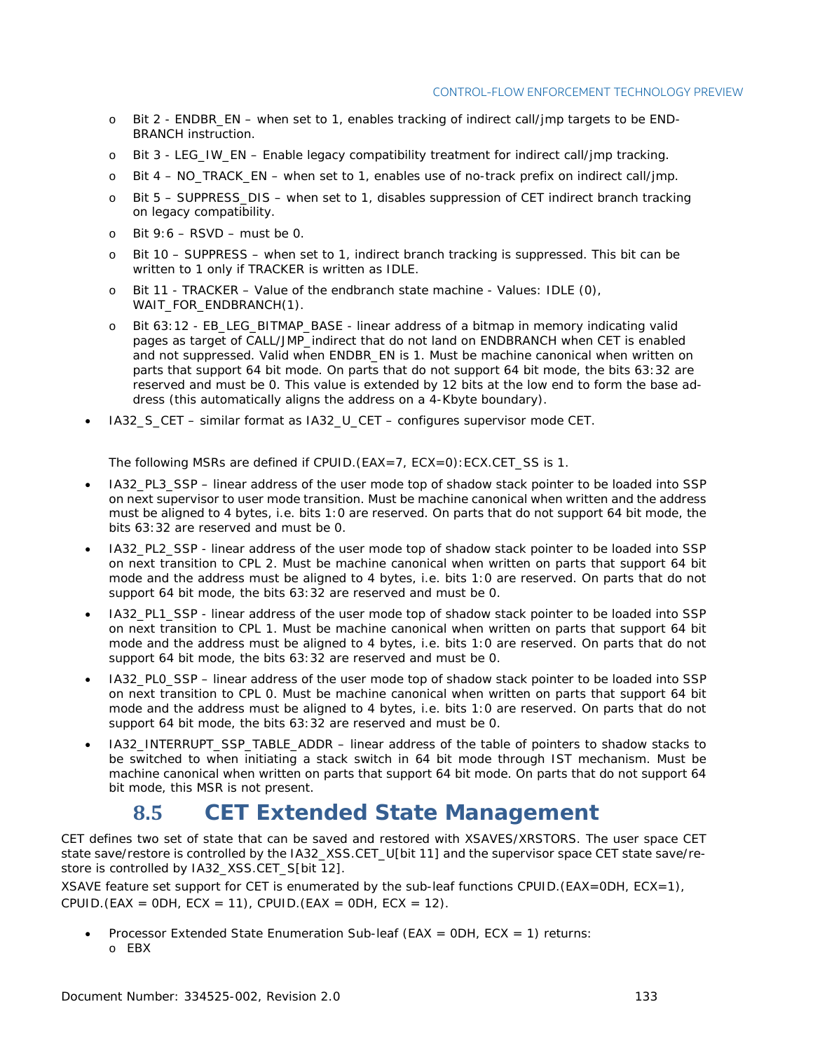- Bit 2 - ENDBR_EN – when set to 1, enables tracking of indirect call/jmp targets to be END-BRANCH instruction.
- Bit 3 - LEG_IW_EN – Enable legacy compatibility treatment for indirect call/jmp tracking.
- Bit 4 – NO_TRACK_EN – when set to 1, enables use of no-track prefix on indirect call/jmp.
- Bit 5 – SUPPRESS_DIS – when set to 1, disables suppression of CET indirect branch tracking on legacy compatibility.
- Bit 9:6 – RSVD – must be 0.
- Bit 10 – SUPPRESS – when set to 1, indirect branch tracking is suppressed. This bit can be written to 1 only if TRACKER is written as IDLE.
- Bit 11 - TRACKER – Value of the endbranch state machine - Values: IDLE (0), WAIT_FOR_ENDBRANCH(1).
- Bit 63:12 - EB_LEG_BITMAP_BASE - linear address of a bitmap in memory indicating valid pages as target of CALL/JMP_indirect that do not land on ENDBRANCH when CET is enabled and not suppressed. Valid when ENDBR_EN is 1. Must be machine canonical when written on parts that support 64 bit mode. On parts that do not support 64 bit mode, the bits 63:32 are reserved and must be 0. This value is extended by 12 bits at the low end to form the base address (this automatically aligns the address on a 4-Kbyte boundary).

- IA32_S_CET – similar format as IA32_U_CET – configures supervisor mode CET.

The following MSRs are defined if CPUID.(EAX=7, ECX=0):ECX.CET_SS is 1.

- IA32_PL3_SSP – linear address of the user mode top of shadow stack pointer to be loaded into SSP on next supervisor to user mode transition. Must be machine canonical when written and the address must be aligned to 4 bytes, i.e. bits 1:0 are reserved. On parts that do not support 64 bit mode, the bits 63:32 are reserved and must be 0.
- IA32_PL2_SSP - linear address of the user mode top of shadow stack pointer to be loaded into SSP on next transition to CPL 2. Must be machine canonical when written on parts that support 64 bit mode and the address must be aligned to 4 bytes, i.e. bits 1:0 are reserved. On parts that do not support 64 bit mode, the bits 63:32 are reserved and must be 0.
- IA32_PL1_SSP - linear address of the user mode top of shadow stack pointer to be loaded into SSP on next transition to CPL 1. Must be machine canonical when written on parts that support 64 bit mode and the address must be aligned to 4 bytes, i.e. bits 1:0 are reserved. On parts that do not support 64 bit mode, the bits 63:32 are reserved and must be 0.
- IA32_PL0_SSP – linear address of the user mode top of shadow stack pointer to be loaded into SSP on next transition to CPL 0. Must be machine canonical when written on parts that support 64 bit mode and the address must be aligned to 4 bytes, i.e. bits 1:0 are reserved. On parts that do not support 64 bit mode, the bits 63:32 are reserved and must be 0.
- IA32_INTERRUPT_SSP_TABLE_ADDR – linear address of the table of pointers to shadow stacks to be switched to when initiating a stack switch in 64 bit mode through IST mechanism. Must be machine canonical when written on parts that support 64 bit mode. On parts that do not support 64 bit mode, this MSR is not present.

## 8.5 CET Extended State Management

CET defines two set of state that can be saved and restored with XSAVES/XRSTORS. The user space CET state save/restore is controlled by the IA32_XSS.CET_U[bit 11] and the supervisor space CET state save/restore is controlled by IA32_XSS.CET_S[bit 12].

XSAVE feature set support for CET is enumerated by the sub-leaf functions CPUID.(EAX=0DH, ECX=1), CPUID.(EAX = 0DH, ECX = 11), CPUID.(EAX = 0DH, ECX = 12).

- Processor Extended State Enumeration Sub-leaf (EAX = 0DH, ECX = 1) returns:
  - EBX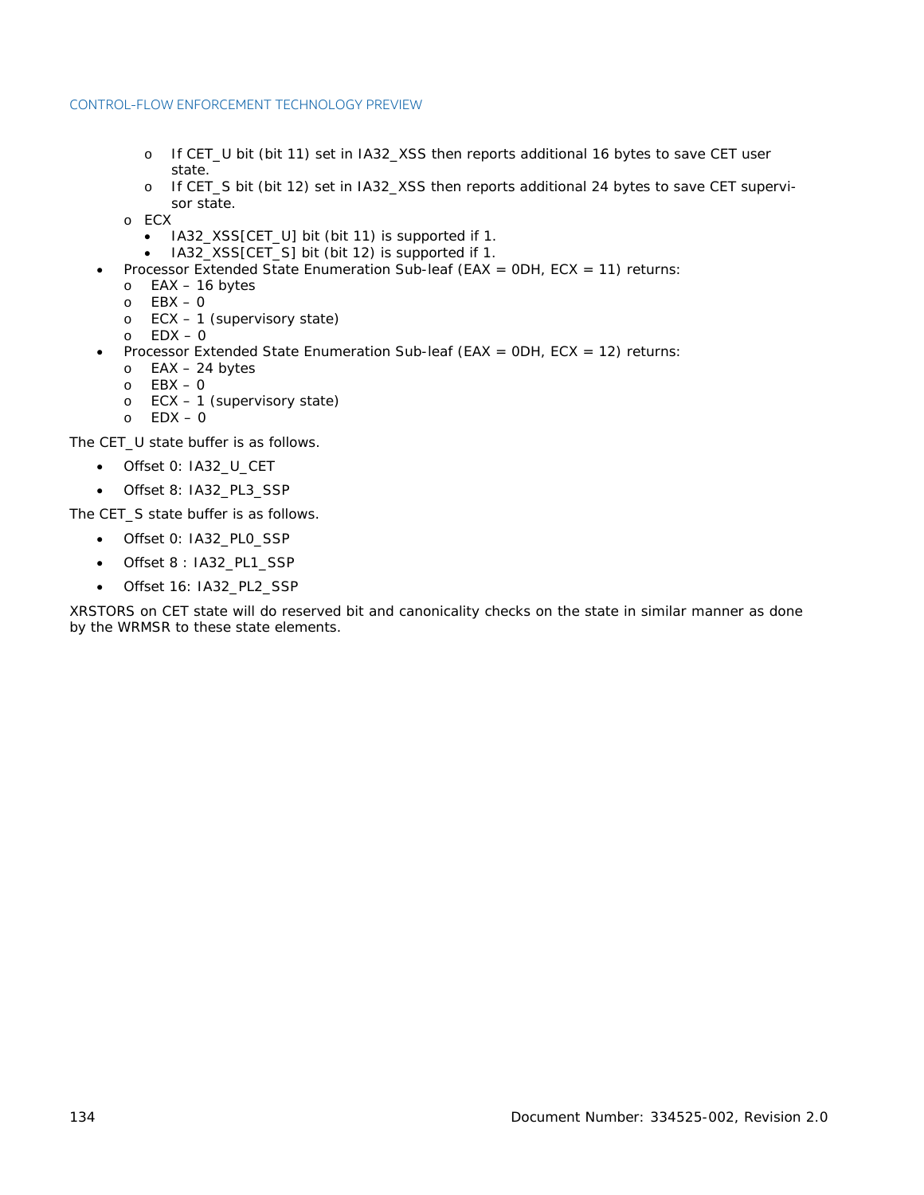- If CET_U bit (bit 11) set in IA32_XSS then reports additional 16 bytes to save CET user state.
    - If CET_S bit (bit 12) set in IA32_XSS then reports additional 24 bytes to save CET supervisor state.
  - ECX
    - IA32_XSS[CET_U] bit (bit 11) is supported if 1.
    - IA32_XSS[CET_S] bit (bit 12) is supported if 1.
- Processor Extended State Enumeration Sub-leaf (EAX = 0DH, ECX = 11) returns:
  - EAX – 16 bytes
  - EBX – 0
  - ECX – 1 (supervisory state)
  - EDX – 0
- Processor Extended State Enumeration Sub-leaf (EAX = 0DH, ECX = 12) returns:
  - EAX – 24 bytes
  - EBX – 0
  - ECX – 1 (supervisory state)
  - EDX – 0

The CET_U state buffer is as follows.

- Offset 0: IA32_U_CET
- Offset 8: IA32_PL3_SSP

The CET_S state buffer is as follows.

- Offset 0: IA32_PL0_SSP
- Offset 8 : IA32_PL1_SSP
- Offset 16: IA32_PL2_SSP

XRSTORS on CET state will do reserved bit and canonicality checks on the state in similar manner as done by the WRMSR to these state elements.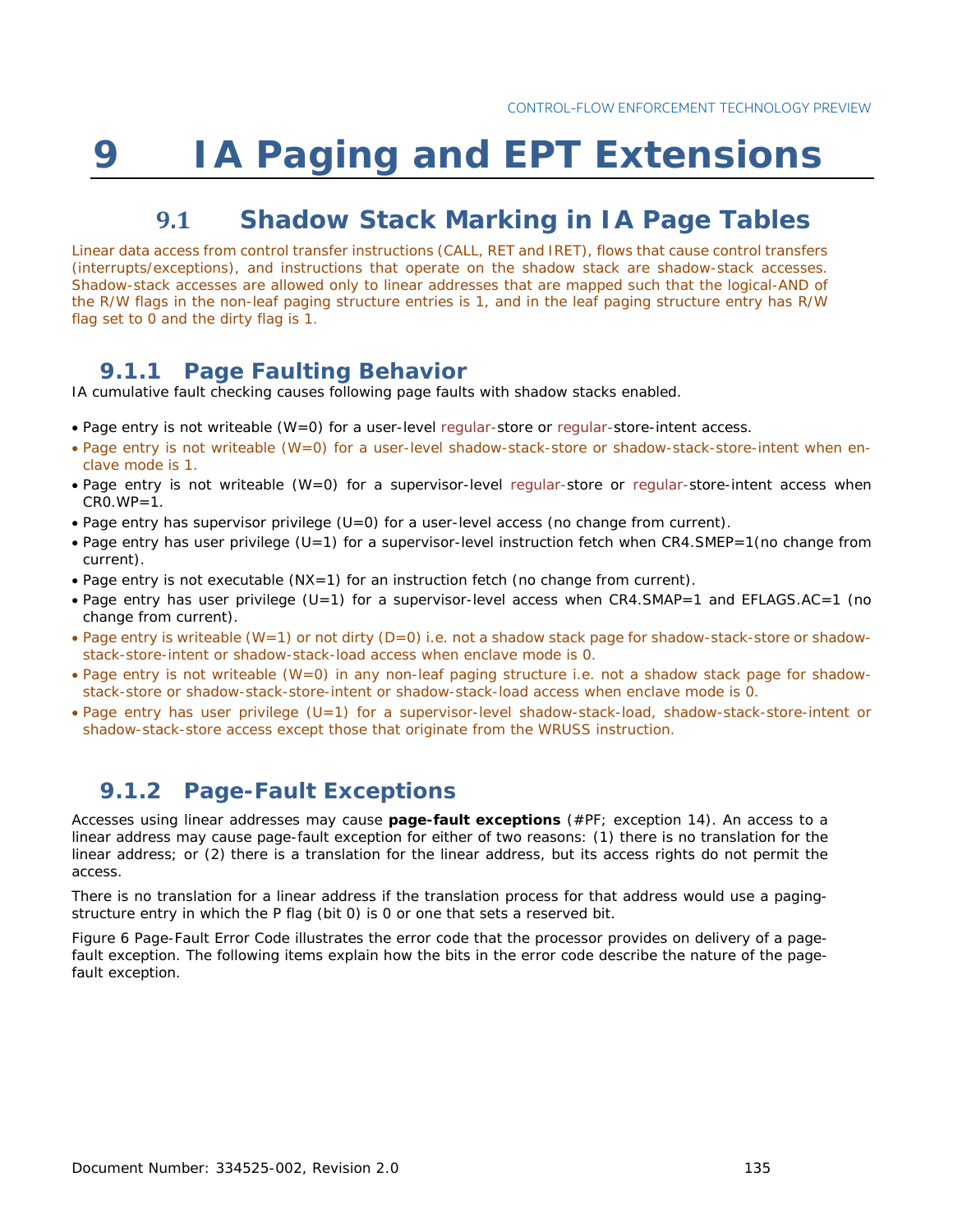# 9 IA Paging and EPT Extensions

## 9.1 Shadow Stack Marking in IA Page Tables

Linear data access from control transfer instructions (CALL, RET and IRET), flows that cause control transfers (interrupts/exceptions), and instructions that operate on the shadow stack are shadow-stack accesses. Shadow-stack accesses are allowed only to linear addresses that are mapped such that the logical-AND of the R/W flags in the non-leaf paging structure entries is 1, and in the leaf paging structure entry has R/W flag set to 0 and the dirty flag is 1.

### 9.1.1 Page Faulting Behavior

IA cumulative fault checking causes following page faults with shadow stacks enabled.

- Page entry is not writeable (W=0) for a user-level regular-store or regular-store-intent access.
- Page entry is not writeable (W=0) for a user-level shadow-stack-store or shadow-stack-store-intent when enclave mode is 1.
- Page entry is not writeable (W=0) for a supervisor-level regular-store or regular-store-intent access when CR0.WP=1.
- Page entry has supervisor privilege (U=0) for a user-level access (no change from current).
- Page entry has user privilege (U=1) for a supervisor-level instruction fetch when CR4.SMEP=1(no change from current).
- Page entry is not executable (NX=1) for an instruction fetch (no change from current).
- Page entry has user privilege (U=1) for a supervisor-level access when CR4.SMAP=1 and EFLAGS.AC=1 (no change from current).
- Page entry is writeable (W=1) or not dirty (D=0) i.e. not a shadow stack page for shadow-stack-store or shadow-stack-store-intent or shadow-stack-load access when enclave mode is 0.
- Page entry is not writeable (W=0) in any non-leaf paging structure i.e. not a shadow stack page for shadow-stack-store or shadow-stack-store-intent or shadow-stack-load access when enclave mode is 0.
- Page entry has user privilege (U=1) for a supervisor-level shadow-stack-load, shadow-stack-store-intent or shadow-stack-store access except those that originate from the WRUSS instruction.

### 9.1.2 Page-Fault Exceptions

Accesses using linear addresses may cause **page-fault exceptions** (#PF; exception 14). An access to a linear address may cause page-fault exception for either of two reasons: (1) there is no translation for the linear address; or (2) there is a translation for the linear address, but its access rights do not permit the access.

There is no translation for a linear address if the translation process for that address would use a paging-structure entry in which the P flag (bit 0) is 0 or one that sets a reserved bit.

Figure 6 Page-Fault Error Code illustrates the error code that the processor provides on delivery of a page-fault exception. The following items explain how the bits in the error code describe the nature of the page-fault exception.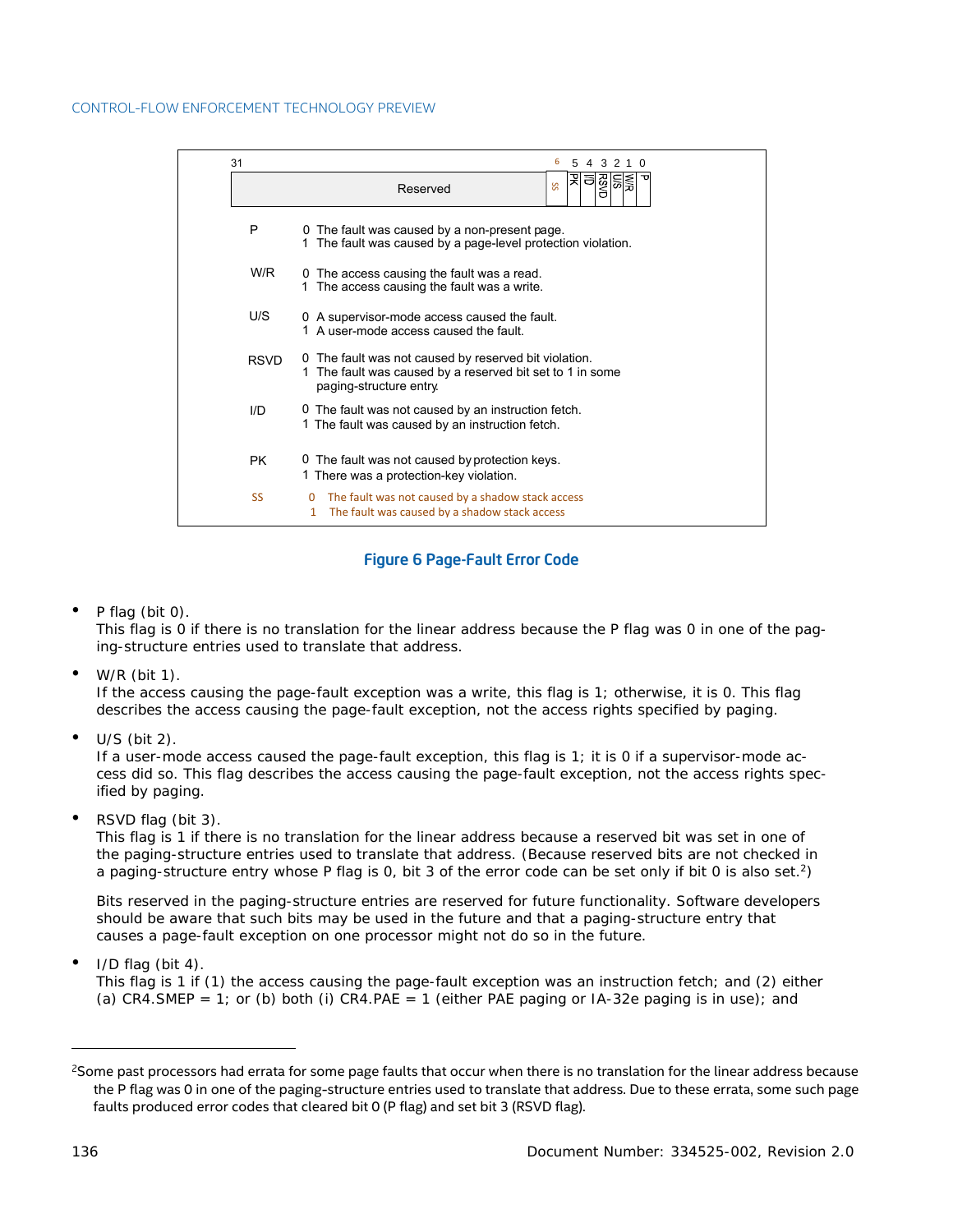| 31 | | 6 | 5 | 4 | 3 | 2 | 1 | 0 |
|---|---|---|---|---|---|---|---|---|
| Reserved | | SS | PK | I/D | RSVD | U/S | W/R | P |

| Flag | Value | Description |
|---|---|---|
| P | 0 | The fault was caused by a non-present page. |
| | 1 | The fault was caused by a page-level protection violation. |
| W/R | 0 | The access causing the fault was a read. |
| | 1 | The access causing the fault was a write. |
| U/S | 0 | A supervisor-mode access caused the fault. |
| | 1 | A user-mode access caused the fault. |
| RSVD | 0 | The fault was not caused by reserved bit violation. |
| | 1 | The fault was caused by a reserved bit set to 1 in some paging-structure entry. |
| I/D | 0 | The fault was not caused by an instruction fetch. |
| | 1 | The fault was caused by an instruction fetch. |
| PK | 0 | The fault was not caused by protection keys. |
| | 1 | There was a protection-key violation. |
| SS | 0 | The fault was not caused by a shadow stack access |
| | 1 | The fault was caused by a shadow stack access |

**Figure 6 Page-Fault Error Code**

- P flag (bit 0).
  This flag is 0 if there is no translation for the linear address because the P flag was 0 in one of the paging-structure entries used to translate that address.

- W/R (bit 1).
  If the access causing the page-fault exception was a write, this flag is 1; otherwise, it is 0. This flag describes the access causing the page-fault exception, not the access rights specified by paging.

- U/S (bit 2).
  If a user-mode access caused the page-fault exception, this flag is 1; it is 0 if a supervisor-mode access did so. This flag describes the access causing the page-fault exception, not the access rights specified by paging.

- RSVD flag (bit 3).
  This flag is 1 if there is no translation for the linear address because a reserved bit was set in one of the paging-structure entries used to translate that address. (Because reserved bits are not checked in a paging-structure entry whose P flag is 0, bit 3 of the error code can be set only if bit 0 is also set.[2])

  Bits reserved in the paging-structure entries are reserved for future functionality. Software developers should be aware that such bits may be used in the future and that a paging-structure entry that causes a page-fault exception on one processor might not do so in the future.

- I/D flag (bit 4).
  This flag is 1 if (1) the access causing the page-fault exception was an instruction fetch; and (2) either (a) CR4.SMEP = 1; or (b) both (i) CR4.PAE = 1 (either PAE paging or IA-32e paging is in use); and

---

[2] Some past processors had errata for some page faults that occur when there is no translation for the linear address because the P flag was 0 in one of the paging-structure entries used to translate that address. Due to these errata, some such page faults produced error codes that cleared bit 0 (P flag) and set bit 3 (RSVD flag).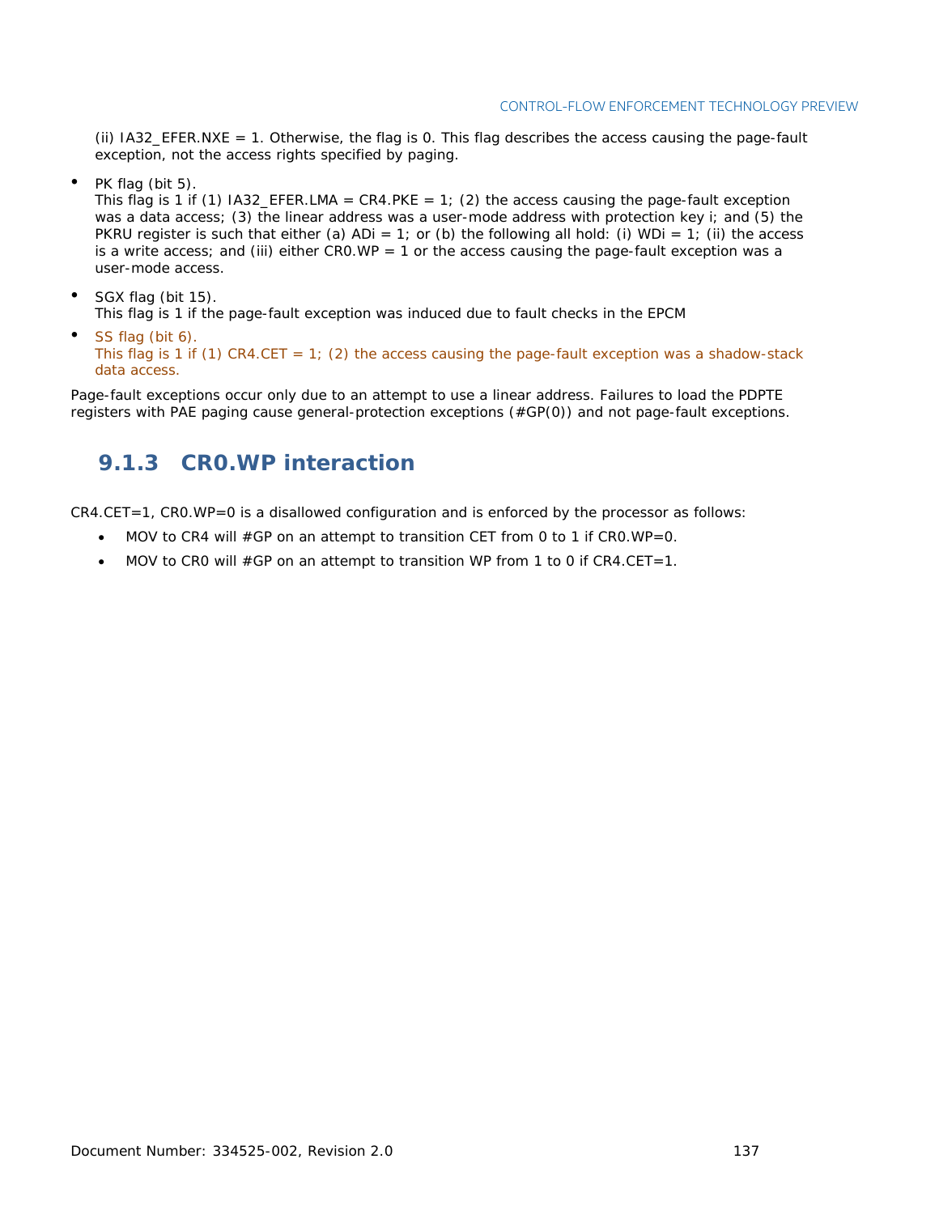(ii) IA32_EFER.NXE = 1. Otherwise, the flag is 0. This flag describes the access causing the page-fault exception, not the access rights specified by paging.

- PK flag (bit 5).
  This flag is 1 if (1) IA32_EFER.LMA = CR4.PKE = 1; (2) the access causing the page-fault exception was a data access; (3) the linear address was a user-mode address with protection key i; and (5) the PKRU register is such that either (a) ADi = 1; or (b) the following all hold: (i) WDi = 1; (ii) the access is a write access; and (iii) either CR0.WP = 1 or the access causing the page-fault exception was a user-mode access.
- SGX flag (bit 15).
  This flag is 1 if the page-fault exception was induced due to fault checks in the EPCM
- SS flag (bit 6).
  This flag is 1 if (1) CR4.CET = 1; (2) the access causing the page-fault exception was a shadow-stack data access.

Page-fault exceptions occur only due to an attempt to use a linear address. Failures to load the PDPTE registers with PAE paging cause general-protection exceptions (#GP(0)) and not page-fault exceptions.

### 9.1.3 CR0.WP interaction

CR4.CET=1, CR0.WP=0 is a disallowed configuration and is enforced by the processor as follows:

- MOV to CR4 will #GP on an attempt to transition CET from 0 to 1 if CR0.WP=0.
- MOV to CR0 will #GP on an attempt to transition WP from 1 to 0 if CR4.CET=1.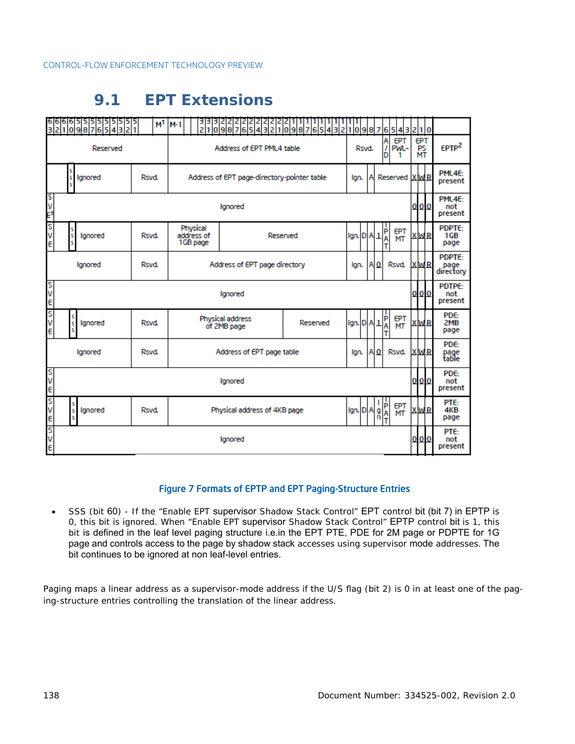## 9.1 EPT Extensions

| 63 | 62:61 | 60 | 59:52 | 51:M | M-1:12 | 11:8 | 7 | 6 | 5:3 | 2 | 1 | 0 | |
|---|---|---|---|---|---|---|---|---|---|---|---|---|---|
| Reserved | | | | | Address of EPT PML4 table | Rsvd. | A/D | EPT PWL-1 | EPT PS MT | | | | EPTP[2] |
| | | SSS | Ignored | Rsvd. | Address of EPT page-directory-pointer table | Ign. | A | Reserved | | X | W | R | PML4E: present |
| SVE[3] | Ignored | | | | | | | | | 0 | 0 | 0 | PML4E: not present |
| SVE | | SSS | Ignored | Rsvd. | Physical address of 1GB page / Reserved | Ign. D | A | 1 | IPAT / EPT MT | X | W | R | PDPTE: 1GB page |
| Ignored | | | | Rsvd. | Address of EPT page directory | Ign. | A | 0 | Rsvd. | X | W | R | PDPTE: page directory |
| SVE | Ignored | | | | | | | | | 0 | 0 | 0 | PDTPE: not present |
| SVE | | SSS | Ignored | Rsvd. | Physical address of 2MB page / Reserved | Ign. D | A | 1 | IPAT / EPT MT | X | W | R | PDE: 2MB page |
| Ignored | | | | Rsvd. | Address of EPT page table | Ign. | A | 0 | Rsvd. | X | W | R | PDE: page table |
| SVE | Ignored | | | | | | | | | 0 | 0 | 0 | PDE: not present |
| SVE | | SSS | Ignored | Rsvd. | Physical address of 4KB page | Ign. D | A | Ign | IPAT / EPT MT | X | W | R | PTE: 4KB page |
| SVE | Ignored | | | | | | | | | 0 | 0 | 0 | PTE: not present |

Figure 7 Formats of EPTP and EPT Paging-Structure Entries

- SSS (bit 60) - If the "Enable EPT supervisor Shadow Stack Control" EPT control bit (bit 7) in EPTP is 0, this bit is ignored. When "Enable EPT supervisor Shadow Stack Control" EPTP control bit is 1, this bit is defined in the leaf level paging structure i.e.in the EPT PTE, PDE for 2M page or PDPTE for 1G page and controls access to the page by shadow stack accesses using supervisor mode addresses. The bit continues to be ignored at non leaf-level entries.

Paging maps a linear address as a supervisor-mode address if the U/S flag (bit 2) is 0 in at least one of the paging-structure entries controlling the translation of the linear address.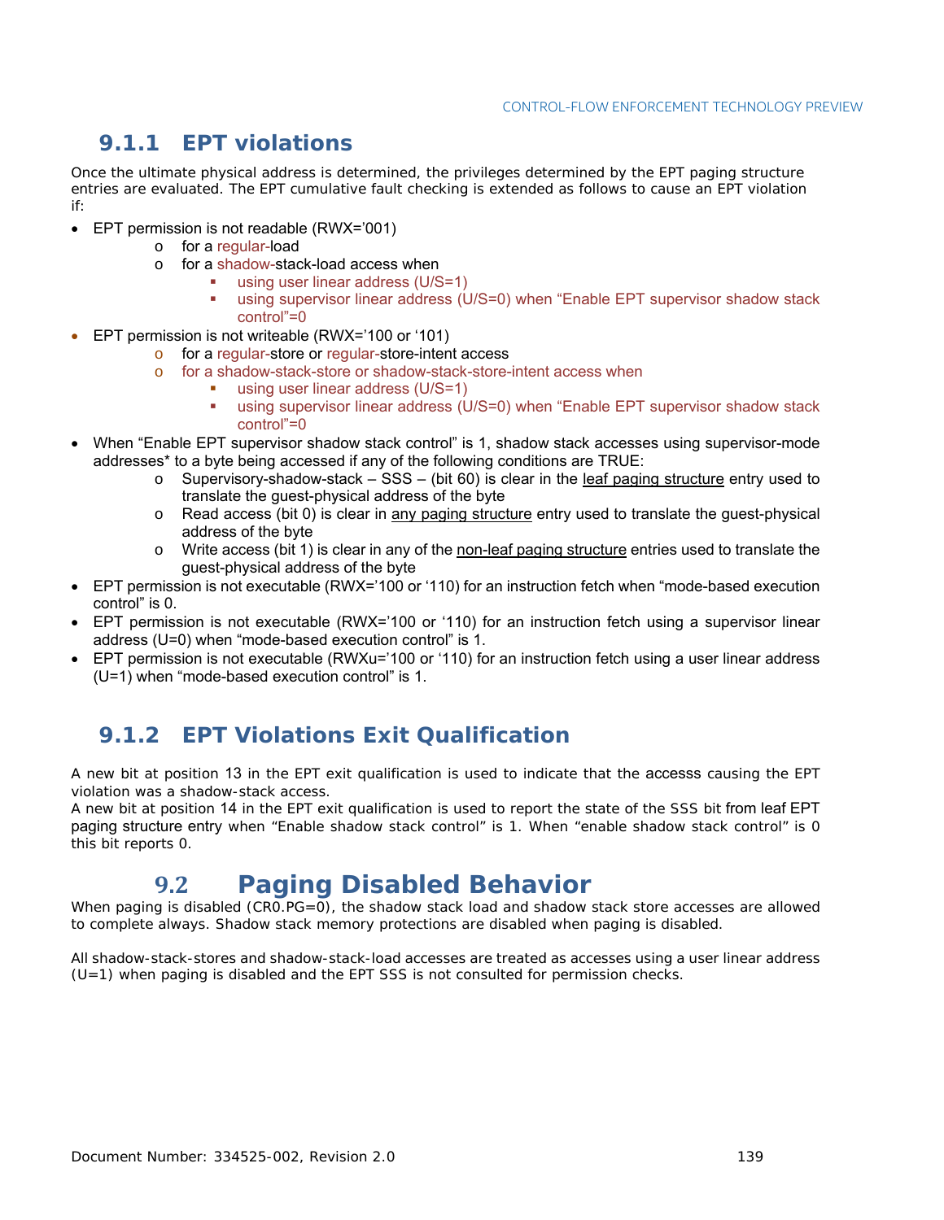### 9.1.1 EPT violations

Once the ultimate physical address is determined, the privileges determined by the EPT paging structure entries are evaluated. The EPT cumulative fault checking is extended as follows to cause an EPT violation if:

- EPT permission is not readable (RWX='001)
  - for a regular-load
  - for a shadow-stack-load access when
    - using user linear address (U/S=1)
    - using supervisor linear address (U/S=0) when "Enable EPT supervisor shadow stack control"=0
- EPT permission is not writeable (RWX='100 or '101)
  - for a regular-store or regular-store-intent access
  - for a shadow-stack-store or shadow-stack-store-intent access when
    - using user linear address (U/S=1)
    - using supervisor linear address (U/S=0) when "Enable EPT supervisor shadow stack control"=0
- When "Enable EPT supervisor shadow stack control" is 1, shadow stack accesses using supervisor-mode addresses* to a byte being accessed if any of the following conditions are TRUE:
  - Supervisory-shadow-stack – SSS – (bit 60) is clear in the leaf paging structure entry used to translate the guest-physical address of the byte
  - Read access (bit 0) is clear in any paging structure entry used to translate the guest-physical address of the byte
  - Write access (bit 1) is clear in any of the non-leaf paging structure entries used to translate the guest-physical address of the byte
- EPT permission is not executable (RWX='100 or '110) for an instruction fetch when "mode-based execution control" is 0.
- EPT permission is not executable (RWX='100 or '110) for an instruction fetch using a supervisor linear address (U=0) when "mode-based execution control" is 1.
- EPT permission is not executable (RWXu='100 or '110) for an instruction fetch using a user linear address (U=1) when "mode-based execution control" is 1.

### 9.1.2 EPT Violations Exit Qualification

A new bit at position 13 in the EPT exit qualification is used to indicate that the accesss causing the EPT violation was a shadow-stack access.
A new bit at position 14 in the EPT exit qualification is used to report the state of the SSS bit from leaf EPT paging structure entry when "Enable shadow stack control" is 1. When "enable shadow stack control" is 0 this bit reports 0.

## 9.2 Paging Disabled Behavior

When paging is disabled (CR0.PG=0), the shadow stack load and shadow stack store accesses are allowed to complete always. Shadow stack memory protections are disabled when paging is disabled.

All shadow-stack-stores and shadow-stack-load accesses are treated as accesses using a user linear address (U=1) when paging is disabled and the EPT SSS is not consulted for permission checks.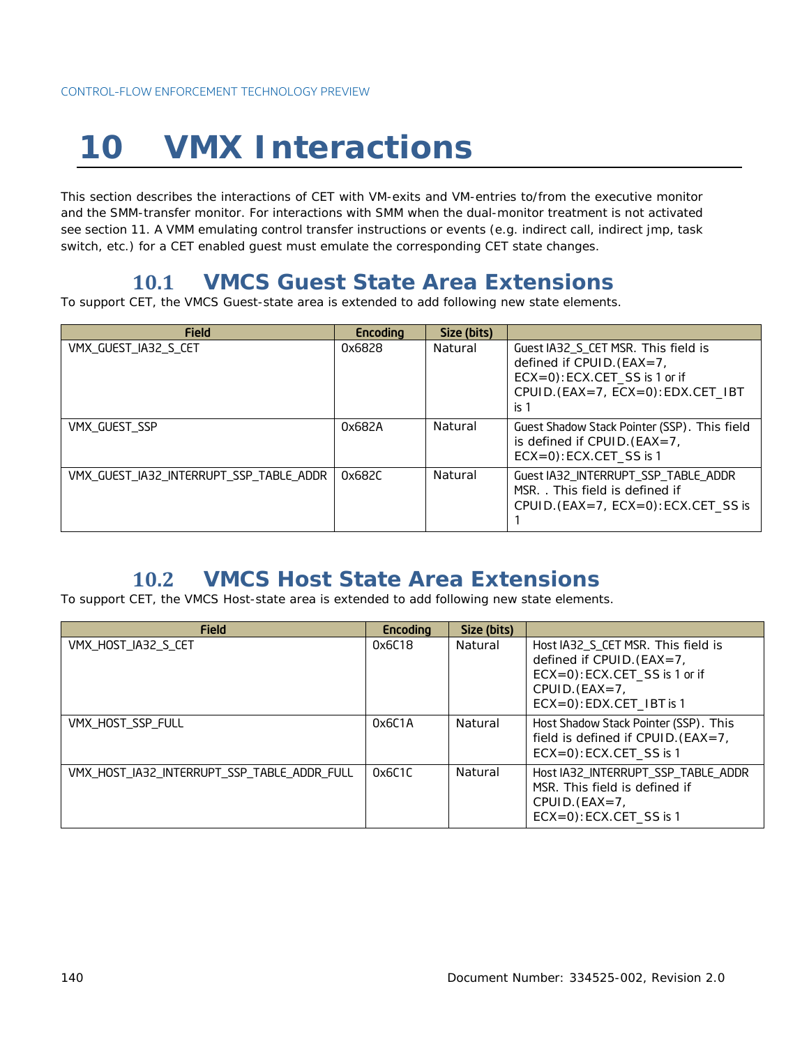# 10 VMX Interactions

This section describes the interactions of CET with VM-exits and VM-entries to/from the executive monitor and the SMM-transfer monitor. For interactions with SMM when the dual-monitor treatment is not activated see section 11. A VMM emulating control transfer instructions or events (e.g. indirect call, indirect jmp, task switch, etc.) for a CET enabled guest must emulate the corresponding CET state changes.

## 10.1 VMCS Guest State Area Extensions

To support CET, the VMCS Guest-state area is extended to add following new state elements.

| Field | Encoding | Size (bits) | |
|---|---|---|---|
| VMX_GUEST_IA32_S_CET | 0x6828 | Natural | Guest IA32_S_CET MSR. This field is defined if CPUID.(EAX=7, ECX=0):ECX.CET_SS is 1 or if CPUID.(EAX=7, ECX=0):EDX.CET_IBT is 1 |
| VMX_GUEST_SSP | 0x682A | Natural | Guest Shadow Stack Pointer (SSP). This field is defined if CPUID.(EAX=7, ECX=0):ECX.CET_SS is 1 |
| VMX_GUEST_IA32_INTERRUPT_SSP_TABLE_ADDR | 0x682C | Natural | Guest IA32_INTERRUPT_SSP_TABLE_ADDR MSR. . This field is defined if CPUID.(EAX=7, ECX=0):ECX.CET_SS is 1 |

## 10.2 VMCS Host State Area Extensions

To support CET, the VMCS Host-state area is extended to add following new state elements.

| Field | Encoding | Size (bits) | |
|---|---|---|---|
| VMX_HOST_IA32_S_CET | 0x6C18 | Natural | Host IA32_S_CET MSR. This field is defined if CPUID.(EAX=7, ECX=0):ECX.CET_SS is 1 or if CPUID.(EAX=7, ECX=0):EDX.CET_IBT is 1 |
| VMX_HOST_SSP_FULL | 0x6C1A | Natural | Host Shadow Stack Pointer (SSP). This field is defined if CPUID.(EAX=7, ECX=0):ECX.CET_SS is 1 |
| VMX_HOST_IA32_INTERRUPT_SSP_TABLE_ADDR_FULL | 0x6C1C | Natural | Host IA32_INTERRUPT_SSP_TABLE_ADDR MSR. This field is defined if CPUID.(EAX=7, ECX=0):ECX.CET_SS is 1 |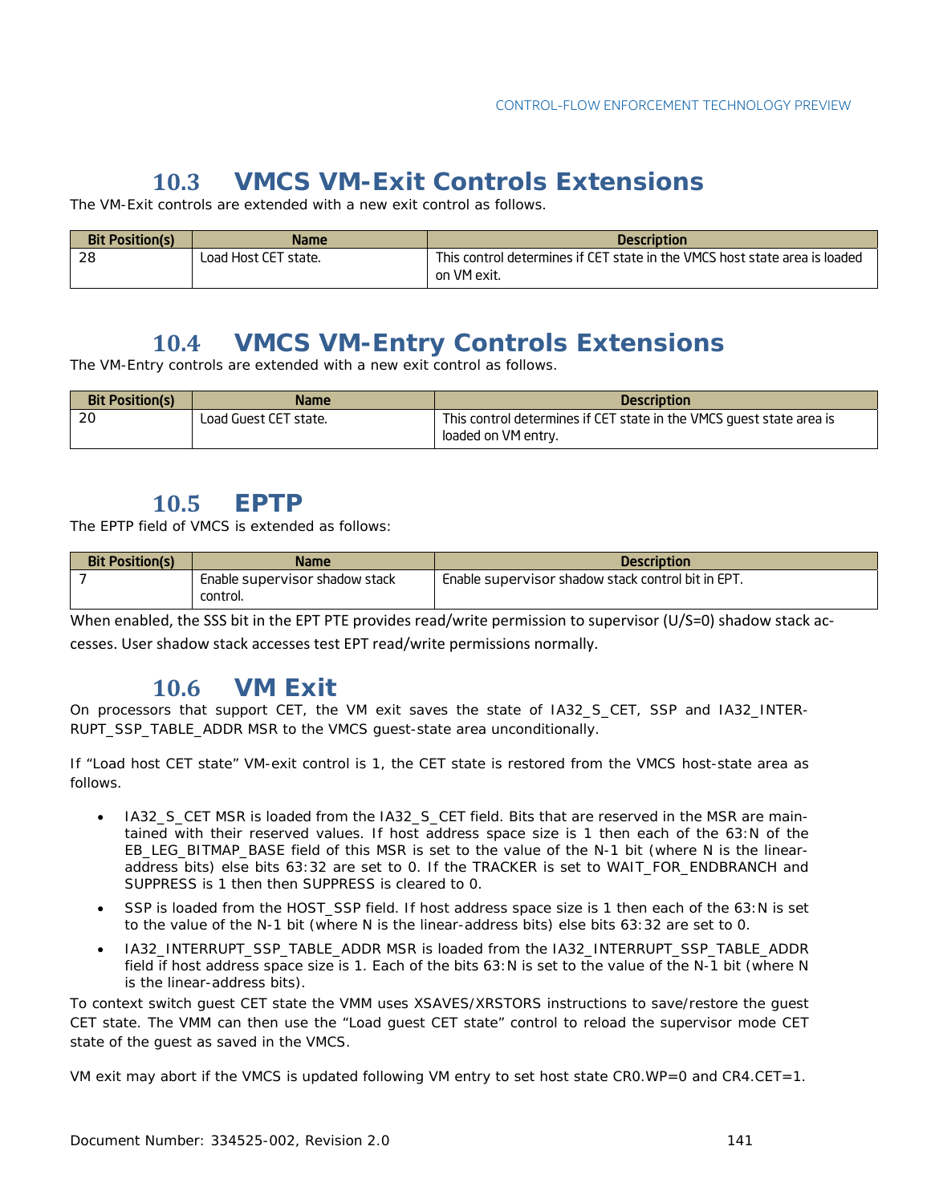## 10.3 VMCS VM-Exit Controls Extensions

The VM-Exit controls are extended with a new exit control as follows.

| Bit Position(s) | Name | Description |
|---|---|---|
| 28 | Load Host CET state. | This control determines if CET state in the VMCS host state area is loaded on VM exit. |

## 10.4 VMCS VM-Entry Controls Extensions

The VM-Entry controls are extended with a new exit control as follows.

| Bit Position(s) | Name | Description |
|---|---|---|
| 20 | Load Guest CET state. | This control determines if CET state in the VMCS guest state area is loaded on VM entry. |

## 10.5 EPTP

The EPTP field of VMCS is extended as follows:

| Bit Position(s) | Name | Description |
|---|---|---|
| 7 | Enable supervisor shadow stack control. | Enable supervisor shadow stack control bit in EPT. |

When enabled, the SSS bit in the EPT PTE provides read/write permission to supervisor (U/S=0) shadow stack accesses. User shadow stack accesses test EPT read/write permissions normally.

## 10.6 VM Exit

On processors that support CET, the VM exit saves the state of IA32_S_CET, SSP and IA32_INTERRUPT_SSP_TABLE_ADDR MSR to the VMCS guest-state area unconditionally.

If "Load host CET state" VM-exit control is 1, the CET state is restored from the VMCS host-state area as follows.

- IA32_S_CET MSR is loaded from the IA32_S_CET field. Bits that are reserved in the MSR are maintained with their reserved values. If host address space size is 1 then each of the 63:N of the EB_LEG_BITMAP_BASE field of this MSR is set to the value of the N-1 bit (where N is the linear-address bits) else bits 63:32 are set to 0. If the TRACKER is set to WAIT_FOR_ENDBRANCH and SUPPRESS is 1 then then SUPPRESS is cleared to 0.
- SSP is loaded from the HOST_SSP field. If host address space size is 1 then each of the 63:N is set to the value of the N-1 bit (where N is the linear-address bits) else bits 63:32 are set to 0.
- IA32_INTERRUPT_SSP_TABLE_ADDR MSR is loaded from the IA32_INTERRUPT_SSP_TABLE_ADDR field if host address space size is 1. Each of the bits 63:N is set to the value of the N-1 bit (where N is the linear-address bits).

To context switch guest CET state the VMM uses XSAVES/XRSTORS instructions to save/restore the guest CET state. The VMM can then use the "Load guest CET state" control to reload the supervisor mode CET state of the guest as saved in the VMCS.

VM exit may abort if the VMCS is updated following VM entry to set host state CR0.WP=0 and CR4.CET=1.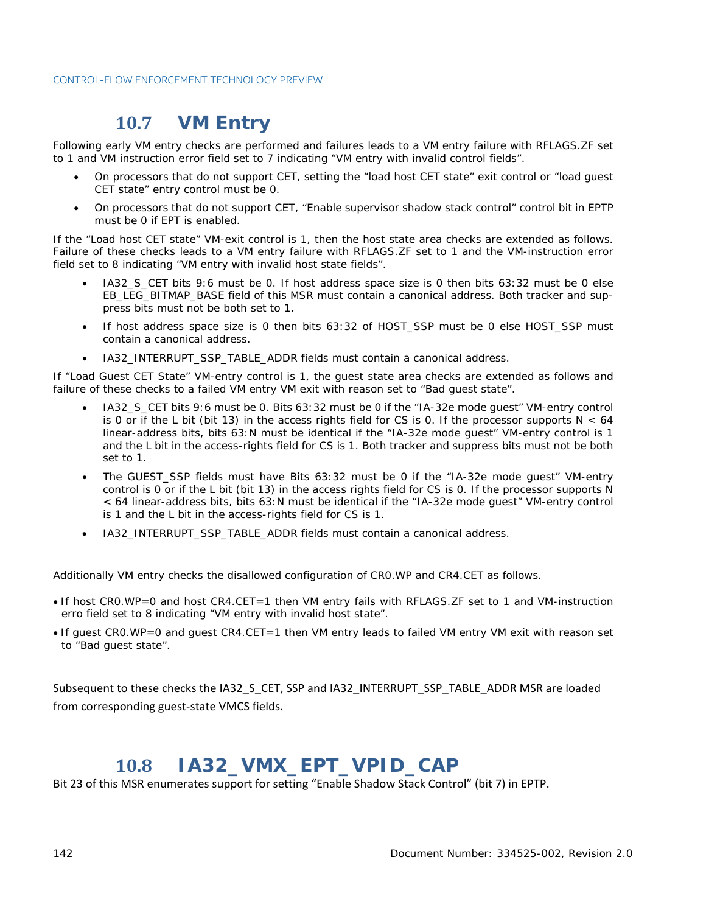## 10.7 VM Entry

Following early VM entry checks are performed and failures leads to a VM entry failure with RFLAGS.ZF set to 1 and VM instruction error field set to 7 indicating “VM entry with invalid control fields”.

- On processors that do not support CET, setting the “load host CET state” exit control or “load guest CET state” entry control must be 0.
- On processors that do not support CET, “Enable supervisor shadow stack control” control bit in EPTP must be 0 if EPT is enabled.

If the “Load host CET state” VM-exit control is 1, then the host state area checks are extended as follows. Failure of these checks leads to a VM entry failure with RFLAGS.ZF set to 1 and the VM-instruction error field set to 8 indicating “VM entry with invalid host state fields”.

- IA32_S_CET bits 9:6 must be 0. If host address space size is 0 then bits 63:32 must be 0 else EB_LEG_BITMAP_BASE field of this MSR must contain a canonical address. Both tracker and suppress bits must not be both set to 1.
- If host address space size is 0 then bits 63:32 of HOST_SSP must be 0 else HOST_SSP must contain a canonical address.
- IA32_INTERRUPT_SSP_TABLE_ADDR fields must contain a canonical address.

If “Load Guest CET State” VM-entry control is 1, the guest state area checks are extended as follows and failure of these checks to a failed VM entry VM exit with reason set to “Bad guest state”.

- IA32_S_CET bits 9:6 must be 0. Bits 63:32 must be 0 if the “IA-32e mode guest” VM-entry control is 0 or if the L bit (bit 13) in the access rights field for CS is 0. If the processor supports N < 64 linear-address bits, bits 63:N must be identical if the “IA-32e mode guest” VM-entry control is 1 and the L bit in the access-rights field for CS is 1. Both tracker and suppress bits must not be both set to 1.
- The GUEST_SSP fields must have Bits 63:32 must be 0 if the “IA-32e mode guest” VM-entry control is 0 or if the L bit (bit 13) in the access rights field for CS is 0. If the processor supports N < 64 linear-address bits, bits 63:N must be identical if the “IA-32e mode guest” VM-entry control is 1 and the L bit in the access-rights field for CS is 1.
- IA32_INTERRUPT_SSP_TABLE_ADDR fields must contain a canonical address.

Additionally VM entry checks the disallowed configuration of CR0.WP and CR4.CET as follows.

- If host CR0.WP=0 and host CR4.CET=1 then VM entry fails with RFLAGS.ZF set to 1 and VM-instruction erro field set to 8 indicating “VM entry with invalid host state”.
- If guest CR0.WP=0 and guest CR4.CET=1 then VM entry leads to failed VM entry VM exit with reason set to “Bad guest state”.

Subsequent to these checks the IA32_S_CET, SSP and IA32_INTERRUPT_SSP_TABLE_ADDR MSR are loaded from corresponding guest-state VMCS fields.

## 10.8 IA32_VMX_EPT_VPID_CAP

Bit 23 of this MSR enumerates support for setting “Enable Shadow Stack Control” (bit 7) in EPTP.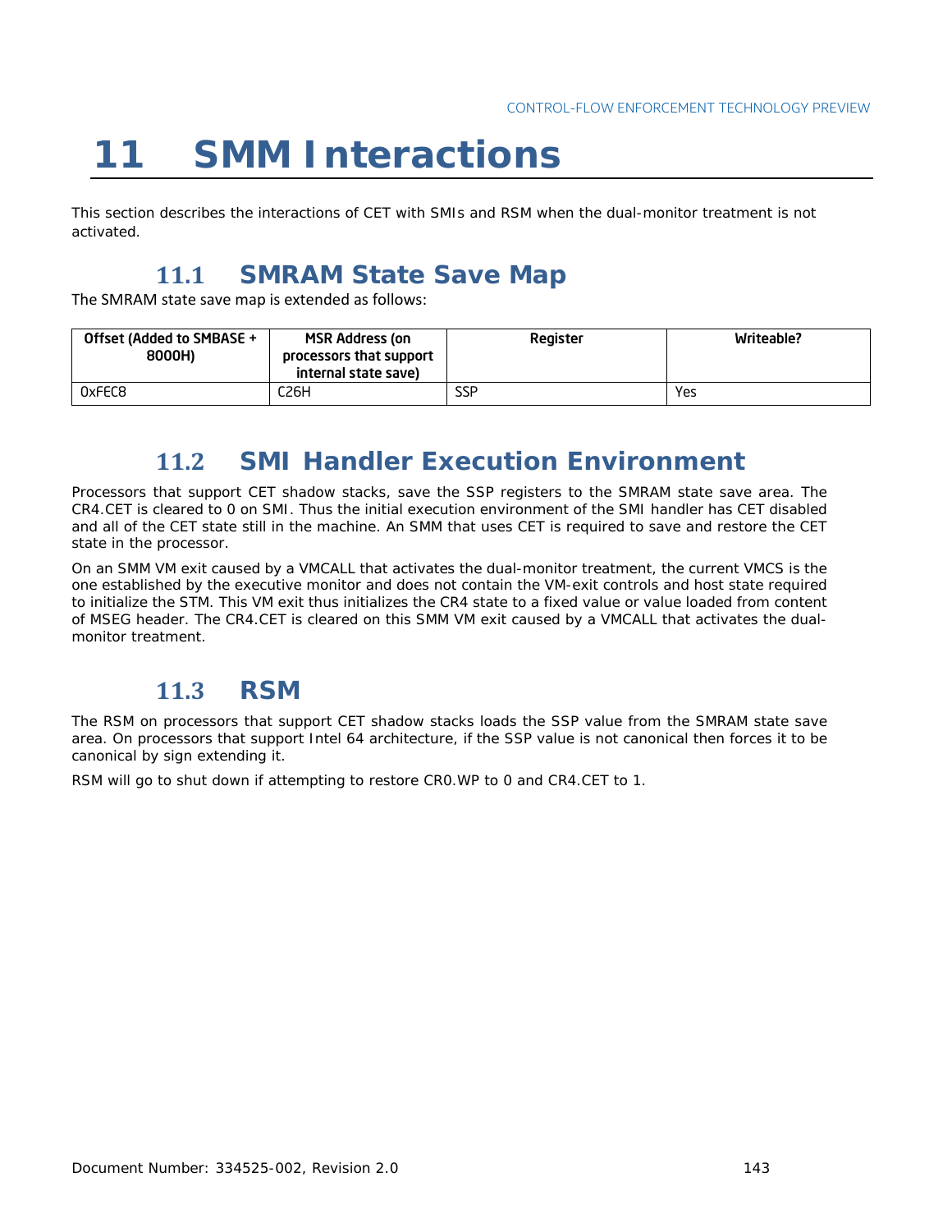# 11 SMM Interactions

This section describes the interactions of CET with SMIs and RSM when the dual-monitor treatment is not activated.

## 11.1 SMRAM State Save Map

The SMRAM state save map is extended as follows:

| Offset (Added to SMBASE + 8000H) | MSR Address (on processors that support internal state save) | Register | Writeable? |
|---|---|---|---|
| 0xFEC8 | C26H | SSP | Yes |

## 11.2 SMI Handler Execution Environment

Processors that support CET shadow stacks, save the SSP registers to the SMRAM state save area. The CR4.CET is cleared to 0 on SMI. Thus the initial execution environment of the SMI handler has CET disabled and all of the CET state still in the machine. An SMM that uses CET is required to save and restore the CET state in the processor.

On an SMM VM exit caused by a VMCALL that activates the dual-monitor treatment, the current VMCS is the one established by the executive monitor and does not contain the VM-exit controls and host state required to initialize the STM. This VM exit thus initializes the CR4 state to a fixed value or value loaded from content of MSEG header. The CR4.CET is cleared on this SMM VM exit caused by a VMCALL that activates the dual-monitor treatment.

## 11.3 RSM

The RSM on processors that support CET shadow stacks loads the SSP value from the SMRAM state save area. On processors that support Intel 64 architecture, if the SSP value is not canonical then forces it to be canonical by sign extending it.

RSM will go to shut down if attempting to restore CR0.WP to 0 and CR4.CET to 1.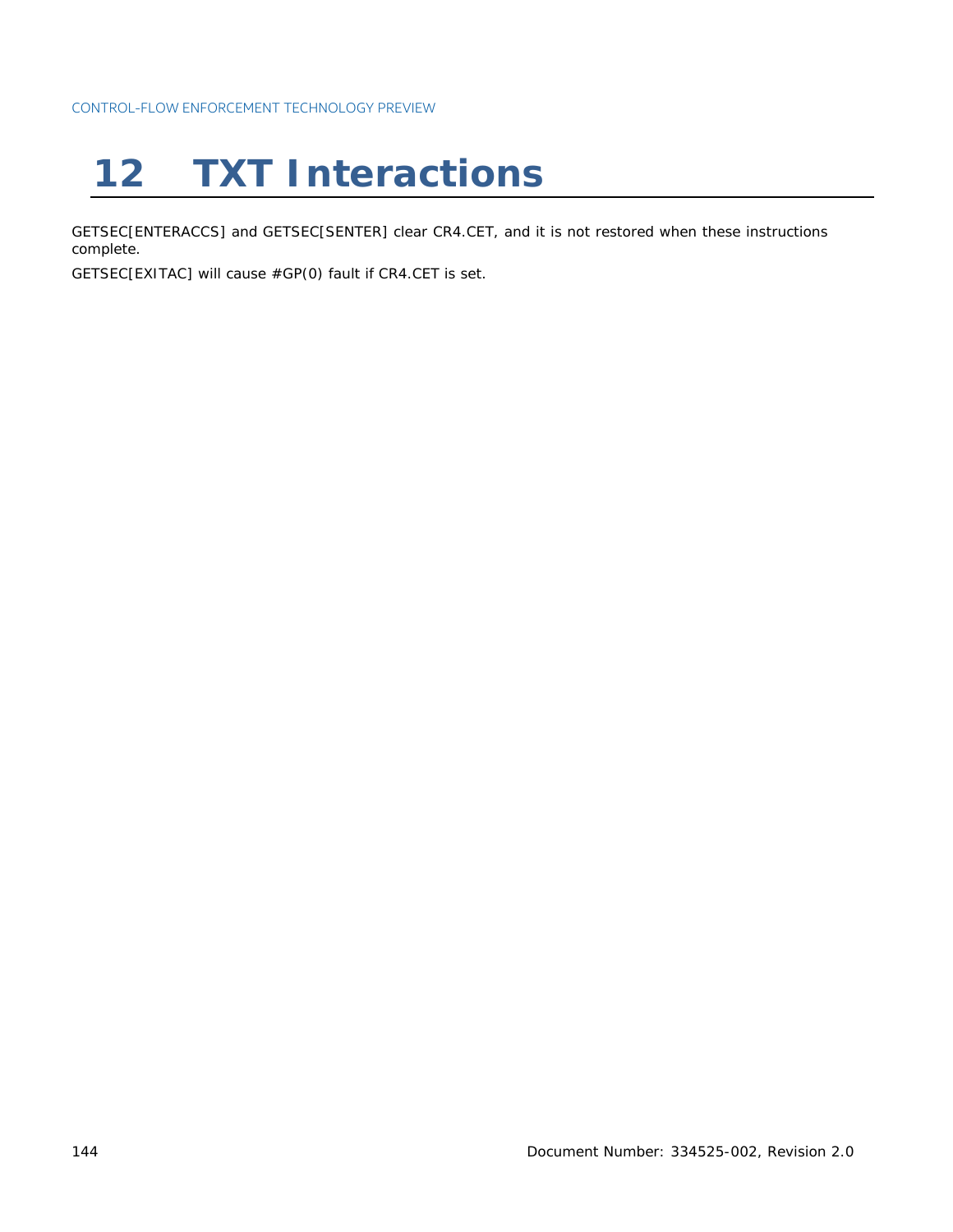# 12 TXT Interactions

GETSEC[ENTERACCS] and GETSEC[SENTER] clear CR4.CET, and it is not restored when these instructions complete.

GETSEC[EXITAC] will cause #GP(0) fault if CR4.CET is set.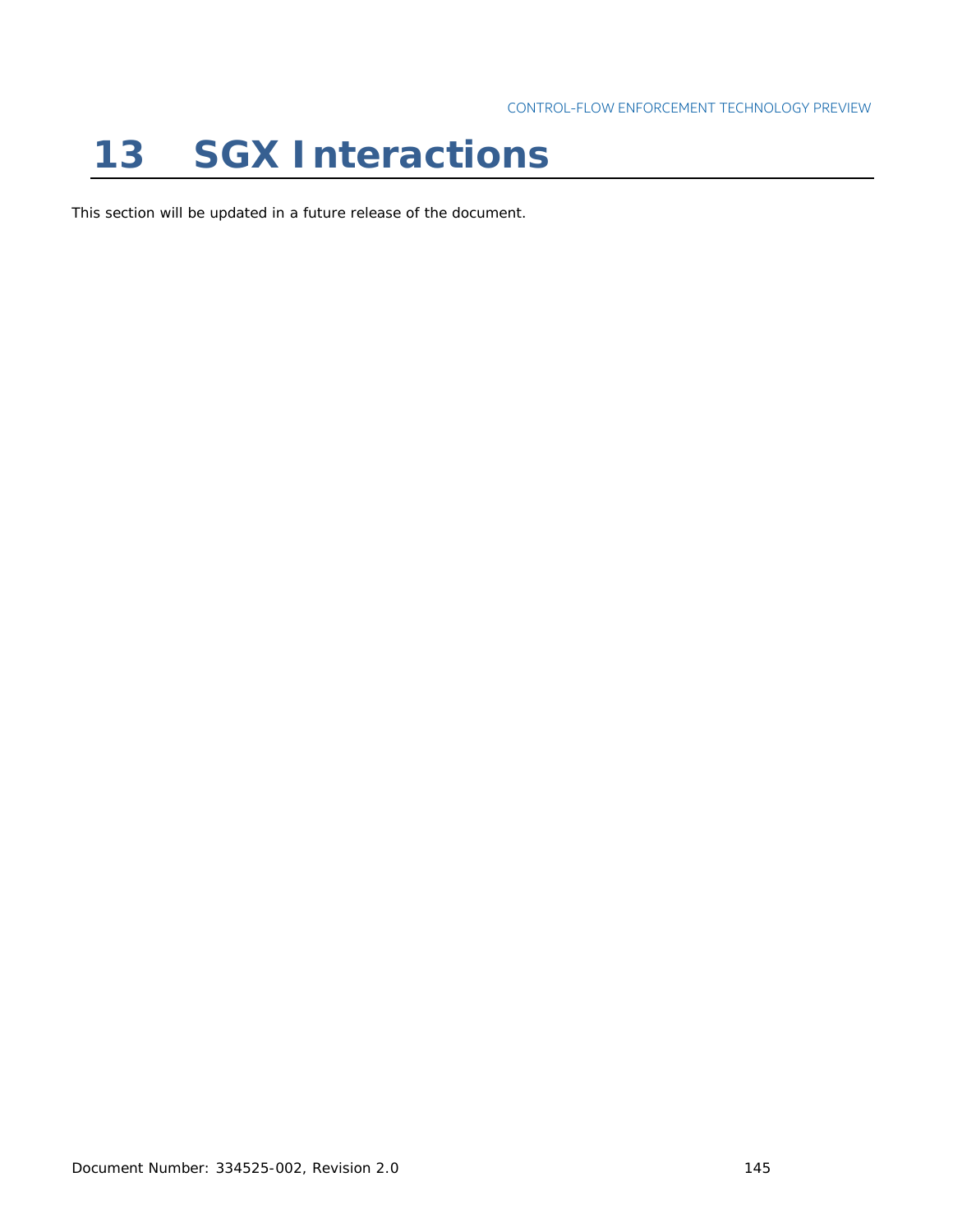# 13 SGX Interactions

This section will be updated in a future release of the document.